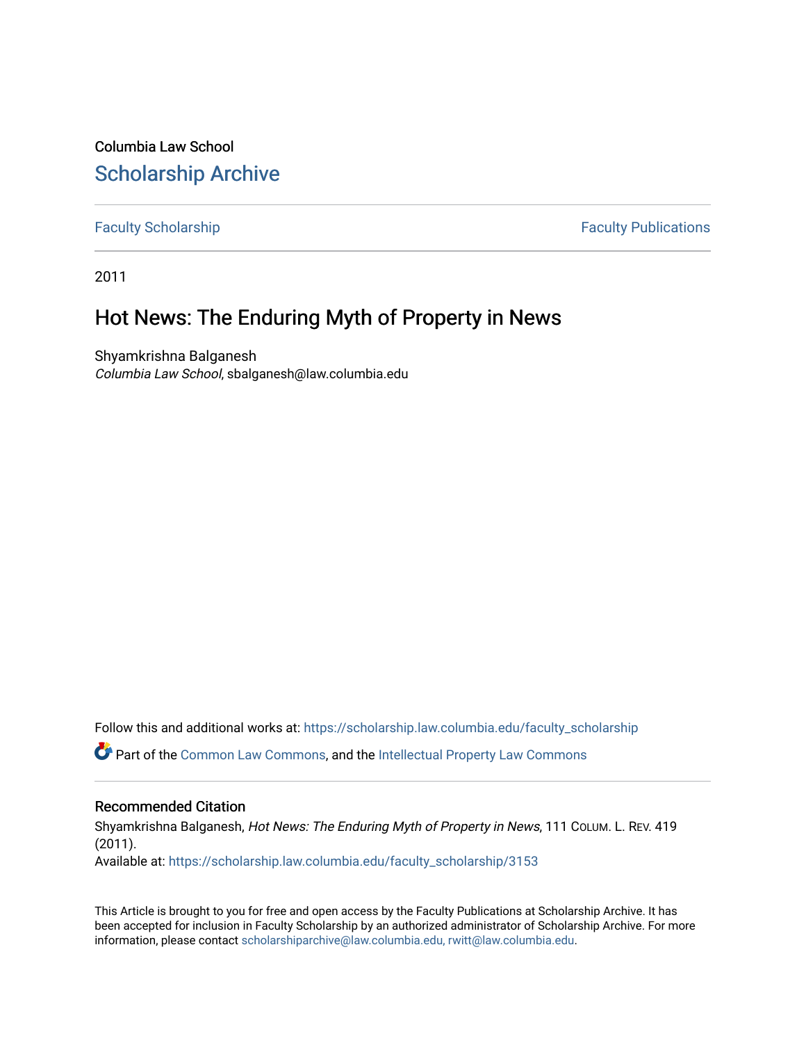Columbia Law School

## Scholarship Archive

Faculty Scholarship | Faculty Publications

2011

# Hot News: The Enduring Myth of Property in News

Shyamkrishna Balganesh
*Columbia Law School*, sbalganesh@law.columbia.edu

Follow this and additional works at: https://scholarship.law.columbia.edu/faculty_scholarship

Part of the Common Law Commons, and the Intellectual Property Law Commons

### Recommended Citation

Shyamkrishna Balganesh, *Hot News: The Enduring Myth of Property in News*, 111 COLUM. L. REV. 419 (2011).
Available at: https://scholarship.law.columbia.edu/faculty_scholarship/3153

This Article is brought to you for free and open access by the Faculty Publications at Scholarship Archive. It has been accepted for inclusion in Faculty Scholarship by an authorized administrator of Scholarship Archive. For more information, please contact scholarshiparchive@law.columbia.edu, rwitt@law.columbia.edu.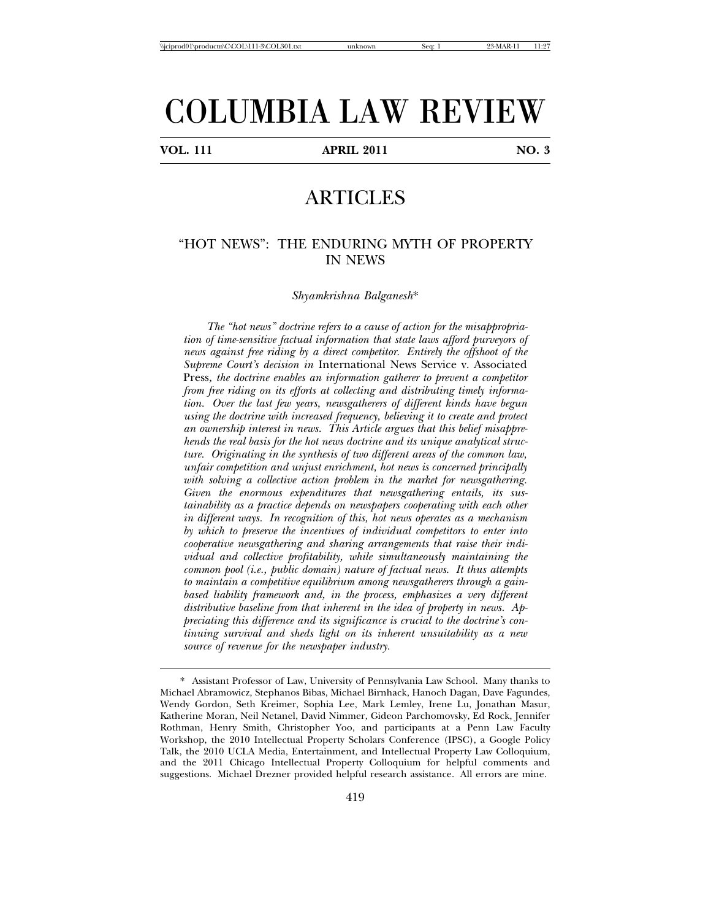# COLUMBIA LAW REVIEW

**VOL. 111 APRIL 2011 NO. 3**

## ARTICLES

### "HOT NEWS": THE ENDURING MYTH OF PROPERTY IN NEWS

*Shyamkrishna Balganesh**

*The "hot news" doctrine refers to a cause of action for the misappropriation of time-sensitive factual information that state laws afford purveyors of news against free riding by a direct competitor. Entirely the offshoot of the Supreme Court's decision in* International News Service v. Associated Press*, the doctrine enables an information gatherer to prevent a competitor from free riding on its efforts at collecting and distributing timely information. Over the last few years, newsgatherers of different kinds have begun using the doctrine with increased frequency, believing it to create and protect an ownership interest in news. This Article argues that this belief misapprehends the real basis for the hot news doctrine and its unique analytical structure. Originating in the synthesis of two different areas of the common law, unfair competition and unjust enrichment, hot news is concerned principally with solving a collective action problem in the market for newsgathering. Given the enormous expenditures that newsgathering entails, its sustainability as a practice depends on newspapers cooperating with each other in different ways. In recognition of this, hot news operates as a mechanism by which to preserve the incentives of individual competitors to enter into cooperative newsgathering and sharing arrangements that raise their individual and collective profitability, while simultaneously maintaining the common pool (i.e., public domain) nature of factual news. It thus attempts to maintain a competitive equilibrium among newsgatherers through a gain-based liability framework and, in the process, emphasizes a very different distributive baseline from that inherent in the idea of property in news. Appreciating this difference and its significance is crucial to the doctrine's continuing survival and sheds light on its inherent unsuitability as a new source of revenue for the newspaper industry.*

---

\* Assistant Professor of Law, University of Pennsylvania Law School. Many thanks to Michael Abramowicz, Stephanos Bibas, Michael Birnhack, Hanoch Dagan, Dave Fagundes, Wendy Gordon, Seth Kreimer, Sophia Lee, Mark Lemley, Irene Lu, Jonathan Masur, Katherine Moran, Neil Netanel, David Nimmer, Gideon Parchomovsky, Ed Rock, Jennifer Rothman, Henry Smith, Christopher Yoo, and participants at a Penn Law Faculty Workshop, the 2010 Intellectual Property Scholars Conference (IPSC), a Google Policy Talk, the 2010 UCLA Media, Entertainment, and Intellectual Property Law Colloquium, and the 2011 Chicago Intellectual Property Colloquium for helpful comments and suggestions. Michael Drezner provided helpful research assistance. All errors are mine.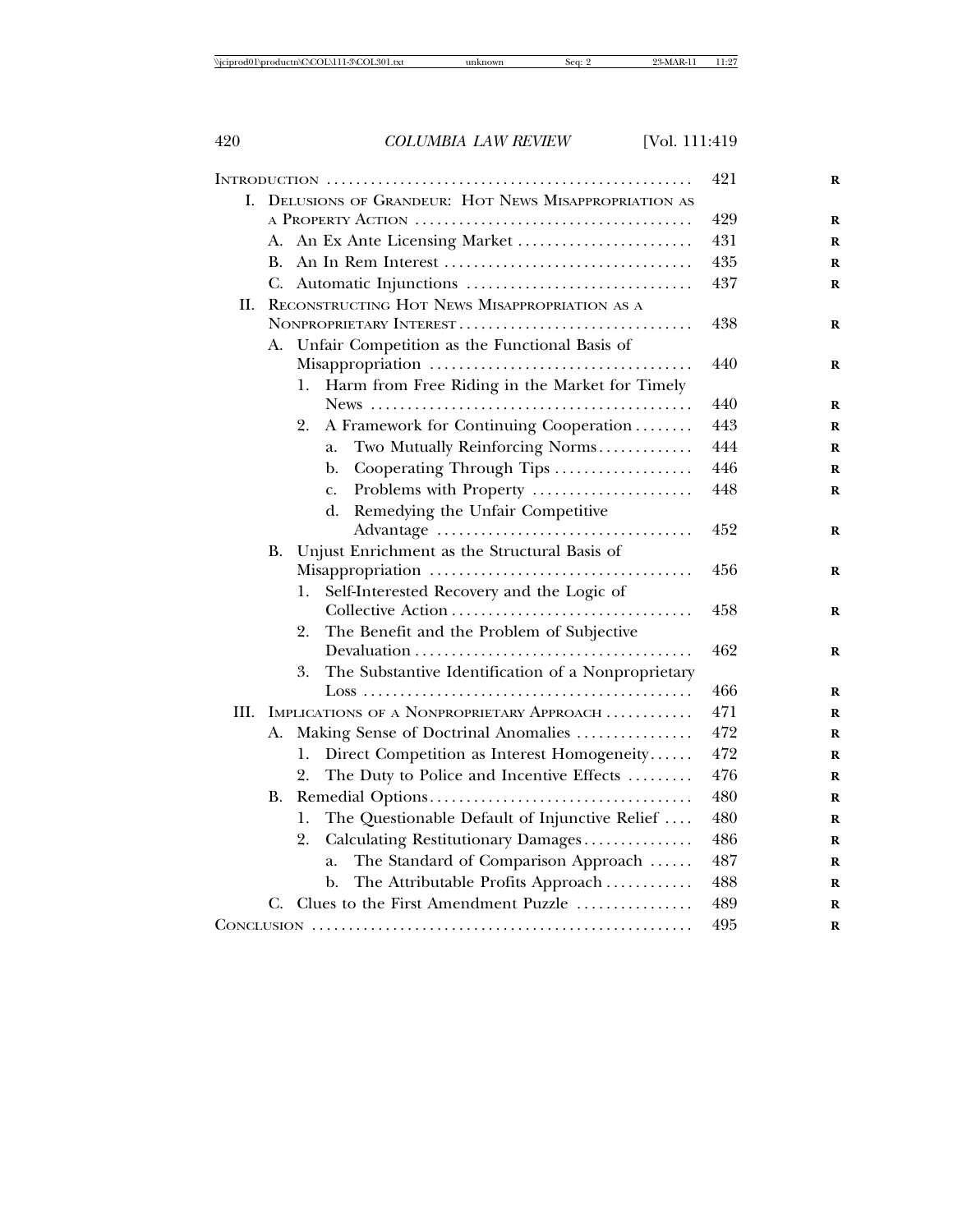| | |
|---|---|
| Introduction | 421 |
| I. Delusions of Grandeur: Hot News Misappropriation as a Property Action | 429 |
| A. An Ex Ante Licensing Market | 431 |
| B. An In Rem Interest | 435 |
| C. Automatic Injunctions | 437 |
| II. Reconstructing Hot News Misappropriation as a Nonproprietary Interest | 438 |
| A. Unfair Competition as the Functional Basis of Misappropriation | 440 |
| 1. Harm from Free Riding in the Market for Timely News | 440 |
| 2. A Framework for Continuing Cooperation | 443 |
| a. Two Mutually Reinforcing Norms | 444 |
| b. Cooperating Through Tips | 446 |
| c. Problems with Property | 448 |
| d. Remedying the Unfair Competitive Advantage | 452 |
| B. Unjust Enrichment as the Structural Basis of Misappropriation | 456 |
| 1. Self-Interested Recovery and the Logic of Collective Action | 458 |
| 2. The Benefit and the Problem of Subjective Devaluation | 462 |
| 3. The Substantive Identification of a Nonproprietary Loss | 466 |
| III. Implications of a Nonproprietary Approach | 471 |
| A. Making Sense of Doctrinal Anomalies | 472 |
| 1. Direct Competition as Interest Homogeneity | 472 |
| 2. The Duty to Police and Incentive Effects | 476 |
| B. Remedial Options | 480 |
| 1. The Questionable Default of Injunctive Relief | 480 |
| 2. Calculating Restitutionary Damages | 486 |
| a. The Standard of Comparison Approach | 487 |
| b. The Attributable Profits Approach | 488 |
| C. Clues to the First Amendment Puzzle | 489 |
| Conclusion | 495 |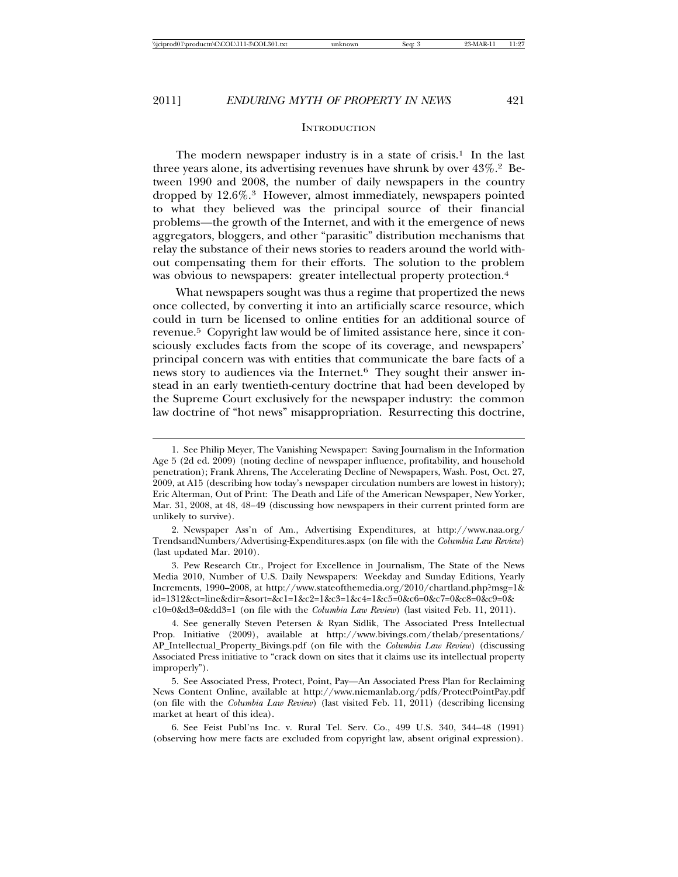## Introduction

The modern newspaper industry is in a state of crisis.[1] In the last three years alone, its advertising revenues have shrunk by over 43%.[2] Between 1990 and 2008, the number of daily newspapers in the country dropped by 12.6%.[3] However, almost immediately, newspapers pointed to what they believed was the principal source of their financial problems—the growth of the Internet, and with it the emergence of news aggregators, bloggers, and other "parasitic" distribution mechanisms that relay the substance of their news stories to readers around the world without compensating them for their efforts. The solution to the problem was obvious to newspapers: greater intellectual property protection.[4]

What newspapers sought was thus a regime that propertized the news once collected, by converting it into an artificially scarce resource, which could in turn be licensed to online entities for an additional source of revenue.[5] Copyright law would be of limited assistance here, since it consciously excludes facts from the scope of its coverage, and newspapers' principal concern was with entities that communicate the bare facts of a news story to audiences via the Internet.[6] They sought their answer instead in an early twentieth-century doctrine that had been developed by the Supreme Court exclusively for the newspaper industry: the common law doctrine of "hot news" misappropriation. Resurrecting this doctrine,

---

1. See Philip Meyer, The Vanishing Newspaper: Saving Journalism in the Information Age 5 (2d ed. 2009) (noting decline of newspaper influence, profitability, and household penetration); Frank Ahrens, The Accelerating Decline of Newspapers, Wash. Post, Oct. 27, 2009, at A15 (describing how today's newspaper circulation numbers are lowest in history); Eric Alterman, Out of Print: The Death and Life of the American Newspaper, New Yorker, Mar. 31, 2008, at 48, 48–49 (discussing how newspapers in their current printed form are unlikely to survive).

2. Newspaper Ass'n of Am., Advertising Expenditures, at http://www.naa.org/TrendsandNumbers/Advertising-Expenditures.aspx (on file with the *Columbia Law Review*) (last updated Mar. 2010).

3. Pew Research Ctr., Project for Excellence in Journalism, The State of the News Media 2010, Number of U.S. Daily Newspapers: Weekday and Sunday Editions, Yearly Increments, 1990–2008, at http://www.stateofthemedia.org/2010/chartland.php?msg=1&id=1312&ct=line&dir=&sort=&c1=1&c2=1&c3=1&c4=1&c5=0&c6=0&c7=0&c8=0&c9=0&c10=0&d3=0&dd3=1 (on file with the *Columbia Law Review*) (last visited Feb. 11, 2011).

4. See generally Steven Petersen & Ryan Sidlik, The Associated Press Intellectual Prop. Initiative (2009), available at http://www.bivings.com/thelab/presentations/AP_Intellectual_Property_Bivings.pdf (on file with the *Columbia Law Review*) (discussing Associated Press initiative to "crack down on sites that it claims use its intellectual property improperly").

5. See Associated Press, Protect, Point, Pay—An Associated Press Plan for Reclaiming News Content Online, available at http://www.niemanlab.org/pdfs/ProtectPointPay.pdf (on file with the *Columbia Law Review*) (last visited Feb. 11, 2011) (describing licensing market at heart of this idea).

6. See Feist Publ'ns Inc. v. Rural Tel. Serv. Co., 499 U.S. 340, 344–48 (1991) (observing how mere facts are excluded from copyright law, absent original expression).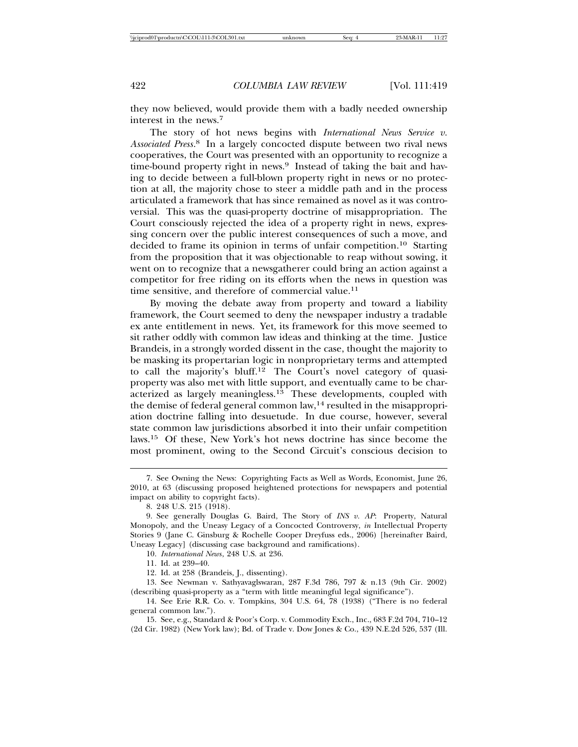they now believed, would provide them with a badly needed ownership interest in the news.[7]

The story of hot news begins with *International News Service v. Associated Press*.[8] In a largely concocted dispute between two rival news cooperatives, the Court was presented with an opportunity to recognize a time-bound property right in news.[9] Instead of taking the bait and having to decide between a full-blown property right in news or no protection at all, the majority chose to steer a middle path and in the process articulated a framework that has since remained as novel as it was controversial. This was the quasi-property doctrine of misappropriation. The Court consciously rejected the idea of a property right in news, expressing concern over the public interest consequences of such a move, and decided to frame its opinion in terms of unfair competition.[10] Starting from the proposition that it was objectionable to reap without sowing, it went on to recognize that a newsgatherer could bring an action against a competitor for free riding on its efforts when the news in question was time sensitive, and therefore of commercial value.[11]

By moving the debate away from property and toward a liability framework, the Court seemed to deny the newspaper industry a tradable ex ante entitlement in news. Yet, its framework for this move seemed to sit rather oddly with common law ideas and thinking at the time. Justice Brandeis, in a strongly worded dissent in the case, thought the majority to be masking its propertarian logic in nonproprietary terms and attempted to call the majority's bluff.[12] The Court's novel category of quasi-property was also met with little support, and eventually came to be characterized as largely meaningless.[13] These developments, coupled with the demise of federal general common law,[14] resulted in the misappropriation doctrine falling into desuetude. In due course, however, several state common law jurisdictions absorbed it into their unfair competition laws.[15] Of these, New York's hot news doctrine has since become the most prominent, owing to the Second Circuit's conscious decision to

---

7. See Owning the News: Copyrighting Facts as Well as Words, Economist, June 26, 2010, at 63 (discussing proposed heightened protections for newspapers and potential impact on ability to copyright facts).

8. 248 U.S. 215 (1918).

9. See generally Douglas G. Baird, The Story of *INS v. AP*: Property, Natural Monopoly, and the Uneasy Legacy of a Concocted Controversy, *in* Intellectual Property Stories 9 (Jane C. Ginsburg & Rochelle Cooper Dreyfuss eds., 2006) [hereinafter Baird, Uneasy Legacy] (discussing case background and ramifications).

10. *International News*, 248 U.S. at 236.

11. Id. at 239–40.

12. Id. at 258 (Brandeis, J., dissenting).

13. See Newman v. Sathyavaglswaran, 287 F.3d 786, 797 & n.13 (9th Cir. 2002) (describing quasi-property as a "term with little meaningful legal significance").

14. See Erie R.R. Co. v. Tompkins, 304 U.S. 64, 78 (1938) ("There is no federal general common law.").

15. See, e.g., Standard & Poor's Corp. v. Commodity Exch., Inc., 683 F.2d 704, 710–12 (2d Cir. 1982) (New York law); Bd. of Trade v. Dow Jones & Co., 439 N.E.2d 526, 537 (Ill.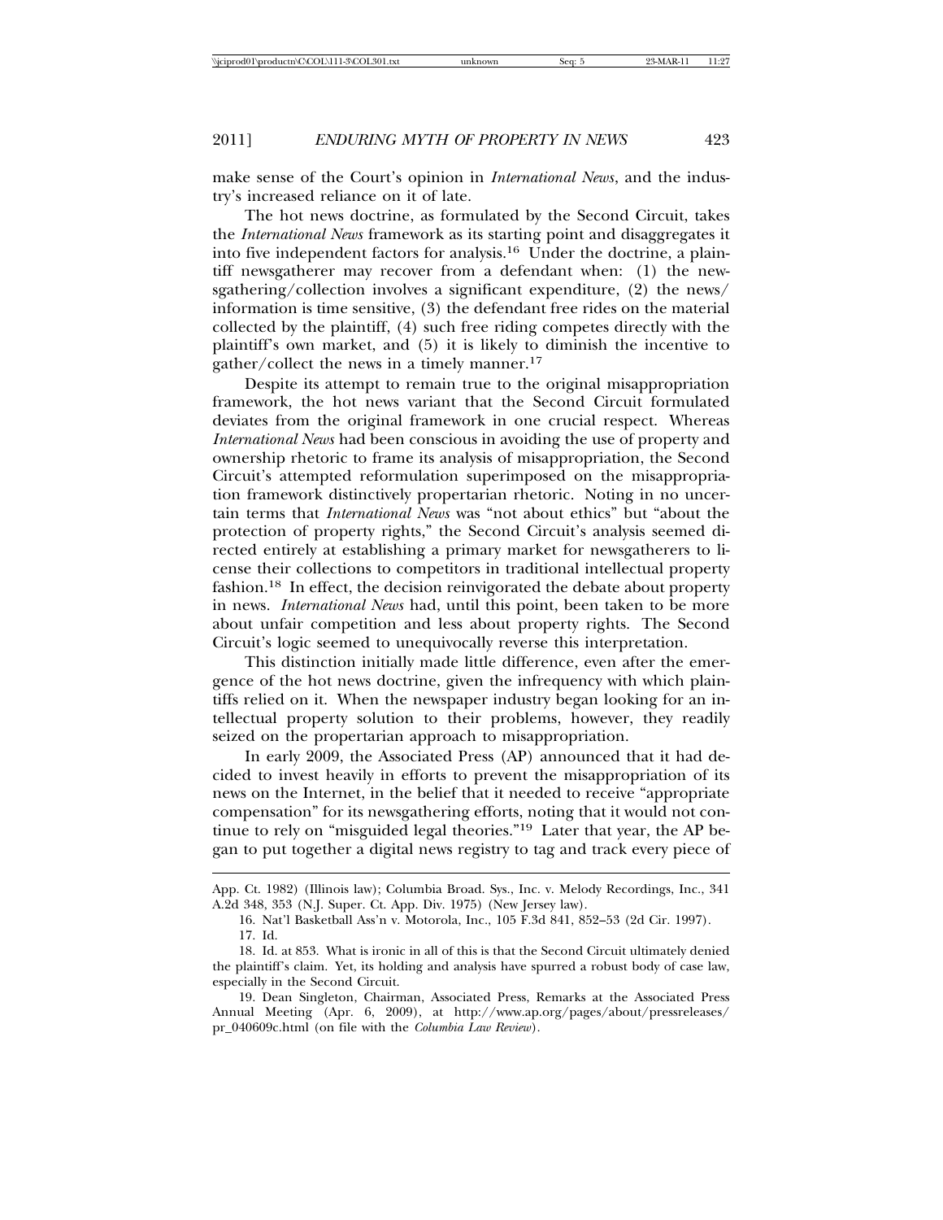make sense of the Court's opinion in *International News*, and the industry's increased reliance on it of late.

The hot news doctrine, as formulated by the Second Circuit, takes the *International News* framework as its starting point and disaggregates it into five independent factors for analysis.[16] Under the doctrine, a plaintiff newsgatherer may recover from a defendant when: (1) the newsgathering/collection involves a significant expenditure, (2) the news/information is time sensitive, (3) the defendant free rides on the material collected by the plaintiff, (4) such free riding competes directly with the plaintiff's own market, and (5) it is likely to diminish the incentive to gather/collect the news in a timely manner.[17]

Despite its attempt to remain true to the original misappropriation framework, the hot news variant that the Second Circuit formulated deviates from the original framework in one crucial respect. Whereas *International News* had been conscious in avoiding the use of property and ownership rhetoric to frame its analysis of misappropriation, the Second Circuit's attempted reformulation superimposed on the misappropriation framework distinctively propertarian rhetoric. Noting in no uncertain terms that *International News* was "not about ethics" but "about the protection of property rights," the Second Circuit's analysis seemed directed entirely at establishing a primary market for newsgatherers to license their collections to competitors in traditional intellectual property fashion.[18] In effect, the decision reinvigorated the debate about property in news. *International News* had, until this point, been taken to be more about unfair competition and less about property rights. The Second Circuit's logic seemed to unequivocally reverse this interpretation.

This distinction initially made little difference, even after the emergence of the hot news doctrine, given the infrequency with which plaintiffs relied on it. When the newspaper industry began looking for an intellectual property solution to their problems, however, they readily seized on the propertarian approach to misappropriation.

In early 2009, the Associated Press (AP) announced that it had decided to invest heavily in efforts to prevent the misappropriation of its news on the Internet, in the belief that it needed to receive "appropriate compensation" for its newsgathering efforts, noting that it would not continue to rely on "misguided legal theories."[19] Later that year, the AP began to put together a digital news registry to tag and track every piece of

---

App. Ct. 1982) (Illinois law); Columbia Broad. Sys., Inc. v. Melody Recordings, Inc., 341 A.2d 348, 353 (N.J. Super. Ct. App. Div. 1975) (New Jersey law).

16. Nat'l Basketball Ass'n v. Motorola, Inc., 105 F.3d 841, 852–53 (2d Cir. 1997).

17. Id.

18. Id. at 853. What is ironic in all of this is that the Second Circuit ultimately denied the plaintiff's claim. Yet, its holding and analysis have spurred a robust body of case law, especially in the Second Circuit.

19. Dean Singleton, Chairman, Associated Press, Remarks at the Associated Press Annual Meeting (Apr. 6, 2009), at http://www.ap.org/pages/about/pressreleases/pr_040609c.html (on file with the *Columbia Law Review*).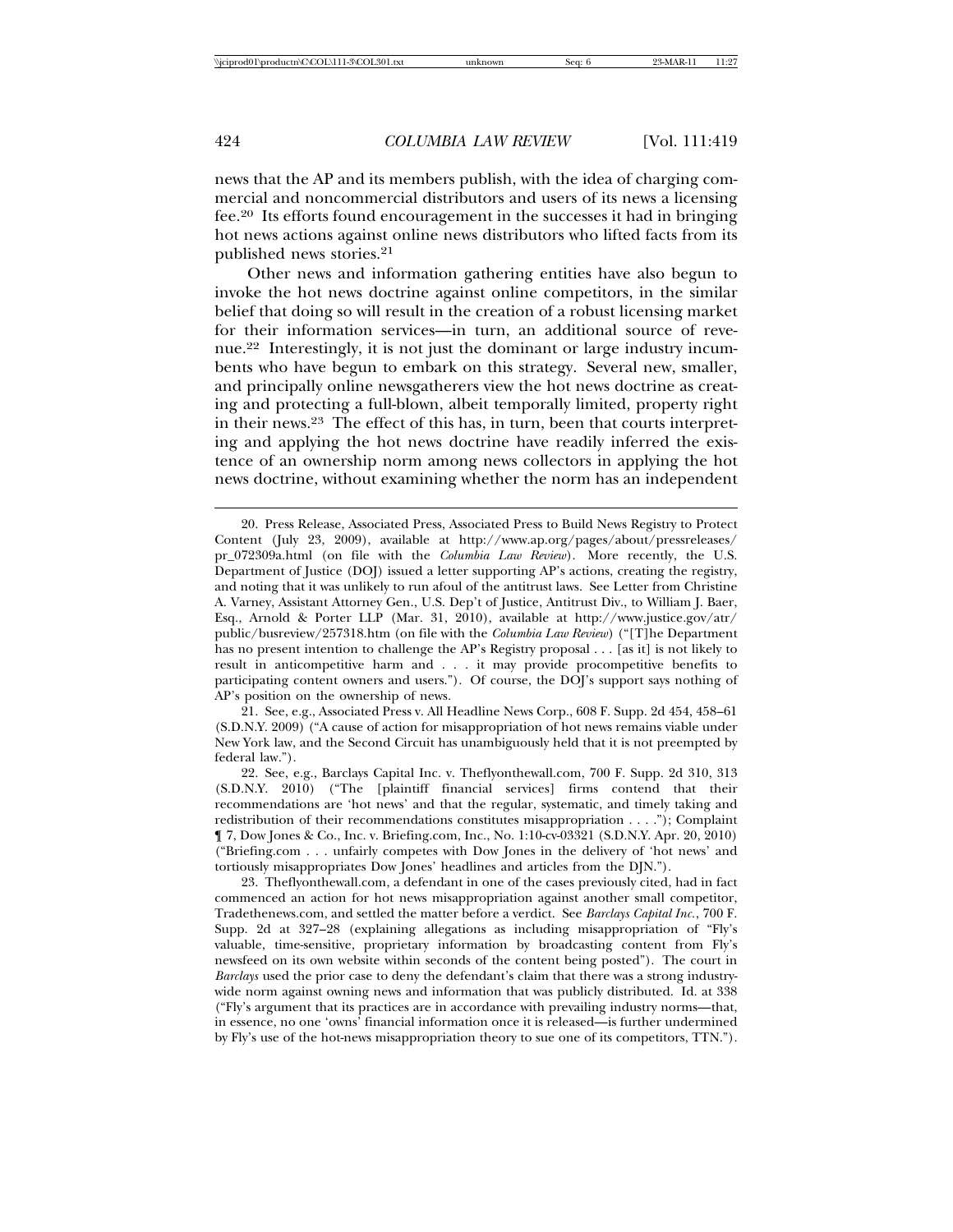news that the AP and its members publish, with the idea of charging commercial and noncommercial distributors and users of its news a licensing fee.[20] Its efforts found encouragement in the successes it had in bringing hot news actions against online news distributors who lifted facts from its published news stories.[21]

Other news and information gathering entities have also begun to invoke the hot news doctrine against online competitors, in the similar belief that doing so will result in the creation of a robust licensing market for their information services—in turn, an additional source of revenue.[22] Interestingly, it is not just the dominant or large industry incumbents who have begun to embark on this strategy. Several new, smaller, and principally online newsgatherers view the hot news doctrine as creating and protecting a full-blown, albeit temporally limited, property right in their news.[23] The effect of this has, in turn, been that courts interpreting and applying the hot news doctrine have readily inferred the existence of an ownership norm among news collectors in applying the hot news doctrine, without examining whether the norm has an independent

---

20. Press Release, Associated Press, Associated Press to Build News Registry to Protect Content (July 23, 2009), available at http://www.ap.org/pages/about/pressreleases/pr_072309a.html (on file with the *Columbia Law Review*). More recently, the U.S. Department of Justice (DOJ) issued a letter supporting AP's actions, creating the registry, and noting that it was unlikely to run afoul of the antitrust laws. See Letter from Christine A. Varney, Assistant Attorney Gen., U.S. Dep't of Justice, Antitrust Div., to William J. Baer, Esq., Arnold & Porter LLP (Mar. 31, 2010), available at http://www.justice.gov/atr/public/busreview/257318.htm (on file with the *Columbia Law Review*) ("[T]he Department has no present intention to challenge the AP's Registry proposal . . . [as it] is not likely to result in anticompetitive harm and . . . it may provide procompetitive benefits to participating content owners and users."). Of course, the DOJ's support says nothing of AP's position on the ownership of news.

21. See, e.g., Associated Press v. All Headline News Corp., 608 F. Supp. 2d 454, 458–61 (S.D.N.Y. 2009) ("A cause of action for misappropriation of hot news remains viable under New York law, and the Second Circuit has unambiguously held that it is not preempted by federal law.").

22. See, e.g., Barclays Capital Inc. v. Theflyonthewall.com, 700 F. Supp. 2d 310, 313 (S.D.N.Y. 2010) ("The [plaintiff financial services] firms contend that their recommendations are 'hot news' and that the regular, systematic, and timely taking and redistribution of their recommendations constitutes misappropriation . . . ."); Complaint ¶ 7, Dow Jones & Co., Inc. v. Briefing.com, Inc., No. 1:10-cv-03321 (S.D.N.Y. Apr. 20, 2010) ("Briefing.com . . . unfairly competes with Dow Jones in the delivery of 'hot news' and tortiously misappropriates Dow Jones' headlines and articles from the DJN.").

23. Theflyonthewall.com, a defendant in one of the cases previously cited, had in fact commenced an action for hot news misappropriation against another small competitor, Tradethenews.com, and settled the matter before a verdict. See *Barclays Capital Inc.*, 700 F. Supp. 2d at 327–28 (explaining allegations as including misappropriation of "Fly's valuable, time-sensitive, proprietary information by broadcasting content from Fly's newsfeed on its own website within seconds of the content being posted"). The court in *Barclays* used the prior case to deny the defendant's claim that there was a strong industry-wide norm against owning news and information that was publicly distributed. Id. at 338 ("Fly's argument that its practices are in accordance with prevailing industry norms—that, in essence, no one 'owns' financial information once it is released—is further undermined by Fly's use of the hot-news misappropriation theory to sue one of its competitors, TTN.").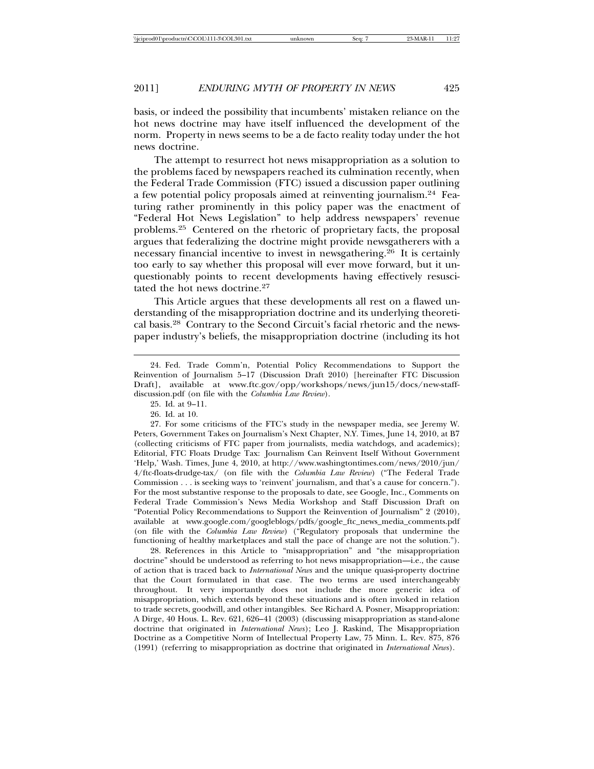basis, or indeed the possibility that incumbents' mistaken reliance on the hot news doctrine may have itself influenced the development of the norm. Property in news seems to be a de facto reality today under the hot news doctrine.

The attempt to resurrect hot news misappropriation as a solution to the problems faced by newspapers reached its culmination recently, when the Federal Trade Commission (FTC) issued a discussion paper outlining a few potential policy proposals aimed at reinventing journalism.[24] Featuring rather prominently in this policy paper was the enactment of "Federal Hot News Legislation" to help address newspapers' revenue problems.[25] Centered on the rhetoric of proprietary facts, the proposal argues that federalizing the doctrine might provide newsgatherers with a necessary financial incentive to invest in newsgathering.[26] It is certainly too early to say whether this proposal will ever move forward, but it unquestionably points to recent developments having effectively resuscitated the hot news doctrine.[27]

This Article argues that these developments all rest on a flawed understanding of the misappropriation doctrine and its underlying theoretical basis.[28] Contrary to the Second Circuit's facial rhetoric and the newspaper industry's beliefs, the misappropriation doctrine (including its hot

---

24. Fed. Trade Comm'n, Potential Policy Recommendations to Support the Reinvention of Journalism 5–17 (Discussion Draft 2010) [hereinafter FTC Discussion Draft], available at www.ftc.gov/opp/workshops/news/jun15/docs/new-staff-discussion.pdf (on file with the *Columbia Law Review*).

25. Id. at 9–11.

26. Id. at 10.

27. For some criticisms of the FTC's study in the newspaper media, see Jeremy W. Peters, Government Takes on Journalism's Next Chapter, N.Y. Times, June 14, 2010, at B7 (collecting criticisms of FTC paper from journalists, media watchdogs, and academics); Editorial, FTC Floats Drudge Tax: Journalism Can Reinvent Itself Without Government 'Help,' Wash. Times, June 4, 2010, at http://www.washingtontimes.com/news/2010/jun/4/ftc-floats-drudge-tax/ (on file with the *Columbia Law Review*) ("The Federal Trade Commission . . . is seeking ways to 'reinvent' journalism, and that's a cause for concern."). For the most substantive response to the proposals to date, see Google, Inc., Comments on Federal Trade Commission's News Media Workshop and Staff Discussion Draft on "Potential Policy Recommendations to Support the Reinvention of Journalism" 2 (2010), available at www.google.com/googleblogs/pdfs/google_ftc_news_media_comments.pdf (on file with the *Columbia Law Review*) ("Regulatory proposals that undermine the functioning of healthy marketplaces and stall the pace of change are not the solution.").

28. References in this Article to "misappropriation" and "the misappropriation doctrine" should be understood as referring to hot news misappropriation—i.e., the cause of action that is traced back to *International News* and the unique quasi-property doctrine that the Court formulated in that case. The two terms are used interchangeably throughout. It very importantly does not include the more generic idea of misappropriation, which extends beyond these situations and is often invoked in relation to trade secrets, goodwill, and other intangibles. See Richard A. Posner, Misappropriation: A Dirge, 40 Hous. L. Rev. 621, 626–41 (2003) (discussing misappropriation as stand-alone doctrine that originated in *International News*); Leo J. Raskind, The Misappropriation Doctrine as a Competitive Norm of Intellectual Property Law, 75 Minn. L. Rev. 875, 876 (1991) (referring to misappropriation as doctrine that originated in *International News*).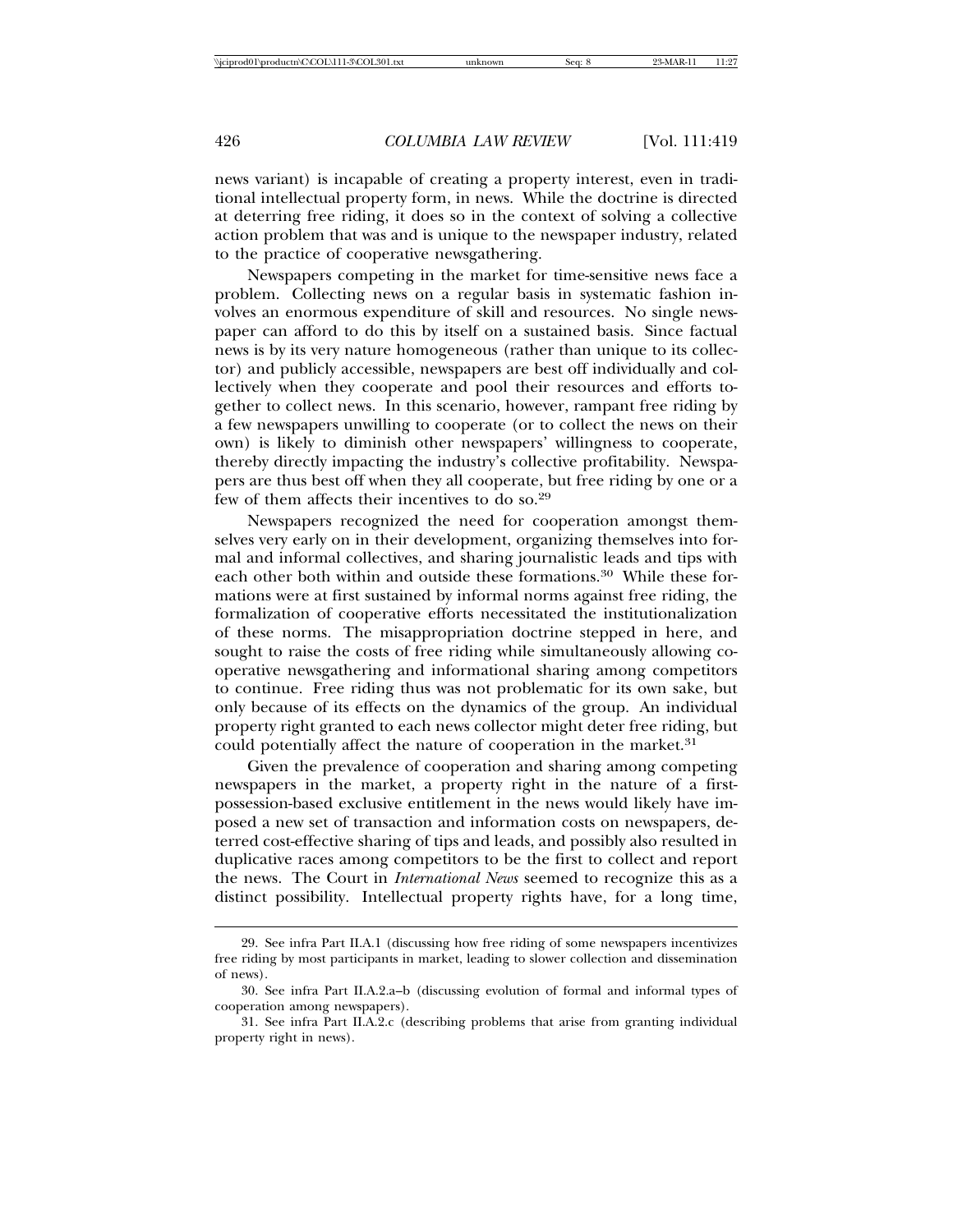news variant) is incapable of creating a property interest, even in traditional intellectual property form, in news. While the doctrine is directed at deterring free riding, it does so in the context of solving a collective action problem that was and is unique to the newspaper industry, related to the practice of cooperative newsgathering.

Newspapers competing in the market for time-sensitive news face a problem. Collecting news on a regular basis in systematic fashion involves an enormous expenditure of skill and resources. No single newspaper can afford to do this by itself on a sustained basis. Since factual news is by its very nature homogeneous (rather than unique to its collector) and publicly accessible, newspapers are best off individually and collectively when they cooperate and pool their resources and efforts together to collect news. In this scenario, however, rampant free riding by a few newspapers unwilling to cooperate (or to collect the news on their own) is likely to diminish other newspapers' willingness to cooperate, thereby directly impacting the industry's collective profitability. Newspapers are thus best off when they all cooperate, but free riding by one or a few of them affects their incentives to do so.[29]

Newspapers recognized the need for cooperation amongst themselves very early on in their development, organizing themselves into formal and informal collectives, and sharing journalistic leads and tips with each other both within and outside these formations.[30] While these formations were at first sustained by informal norms against free riding, the formalization of cooperative efforts necessitated the institutionalization of these norms. The misappropriation doctrine stepped in here, and sought to raise the costs of free riding while simultaneously allowing cooperative newsgathering and informational sharing among competitors to continue. Free riding thus was not problematic for its own sake, but only because of its effects on the dynamics of the group. An individual property right granted to each news collector might deter free riding, but could potentially affect the nature of cooperation in the market.[31]

Given the prevalence of cooperation and sharing among competing newspapers in the market, a property right in the nature of a first-possession-based exclusive entitlement in the news would likely have imposed a new set of transaction and information costs on newspapers, deterred cost-effective sharing of tips and leads, and possibly also resulted in duplicative races among competitors to be the first to collect and report the news. The Court in *International News* seemed to recognize this as a distinct possibility. Intellectual property rights have, for a long time,

---

29. See infra Part II.A.1 (discussing how free riding of some newspapers incentivizes free riding by most participants in market, leading to slower collection and dissemination of news).

30. See infra Part II.A.2.a–b (discussing evolution of formal and informal types of cooperation among newspapers).

31. See infra Part II.A.2.c (describing problems that arise from granting individual property right in news).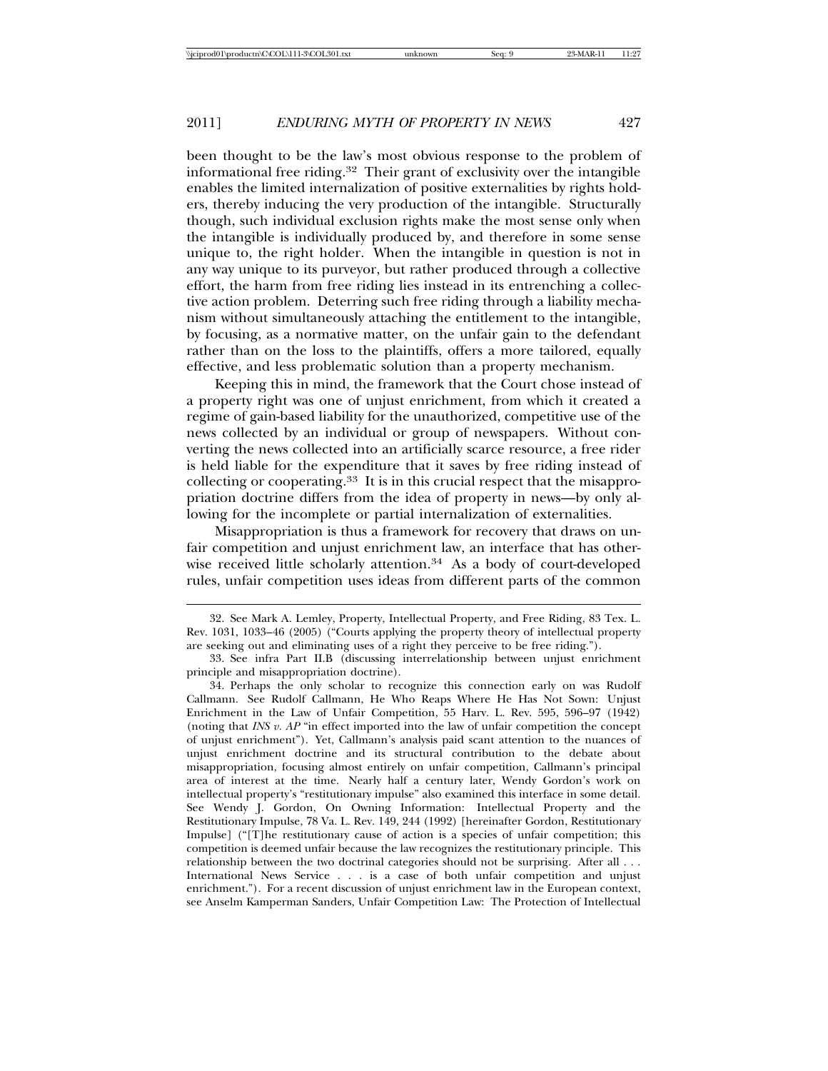been thought to be the law's most obvious response to the problem of informational free riding.[32] Their grant of exclusivity over the intangible enables the limited internalization of positive externalities by rights holders, thereby inducing the very production of the intangible. Structurally though, such individual exclusion rights make the most sense only when the intangible is individually produced by, and therefore in some sense unique to, the right holder. When the intangible in question is not in any way unique to its purveyor, but rather produced through a collective effort, the harm from free riding lies instead in its entrenching a collective action problem. Deterring such free riding through a liability mechanism without simultaneously attaching the entitlement to the intangible, by focusing, as a normative matter, on the unfair gain to the defendant rather than on the loss to the plaintiffs, offers a more tailored, equally effective, and less problematic solution than a property mechanism.

Keeping this in mind, the framework that the Court chose instead of a property right was one of unjust enrichment, from which it created a regime of gain-based liability for the unauthorized, competitive use of the news collected by an individual or group of newspapers. Without converting the news collected into an artificially scarce resource, a free rider is held liable for the expenditure that it saves by free riding instead of collecting or cooperating.[33] It is in this crucial respect that the misappropriation doctrine differs from the idea of property in news—by only allowing for the incomplete or partial internalization of externalities.

Misappropriation is thus a framework for recovery that draws on unfair competition and unjust enrichment law, an interface that has otherwise received little scholarly attention.[34] As a body of court-developed rules, unfair competition uses ideas from different parts of the common

---

32. See Mark A. Lemley, Property, Intellectual Property, and Free Riding, 83 Tex. L. Rev. 1031, 1033–46 (2005) ("Courts applying the property theory of intellectual property are seeking out and eliminating uses of a right they perceive to be free riding.").

33. See infra Part II.B (discussing interrelationship between unjust enrichment principle and misappropriation doctrine).

34. Perhaps the only scholar to recognize this connection early on was Rudolf Callmann. See Rudolf Callmann, He Who Reaps Where He Has Not Sown: Unjust Enrichment in the Law of Unfair Competition, 55 Harv. L. Rev. 595, 596–97 (1942) (noting that *INS v. AP* "in effect imported into the law of unfair competition the concept of unjust enrichment"). Yet, Callmann's analysis paid scant attention to the nuances of unjust enrichment doctrine and its structural contribution to the debate about misappropriation, focusing almost entirely on unfair competition, Callmann's principal area of interest at the time. Nearly half a century later, Wendy Gordon's work on intellectual property's "restitutionary impulse" also examined this interface in some detail. See Wendy J. Gordon, On Owning Information: Intellectual Property and the Restitutionary Impulse, 78 Va. L. Rev. 149, 244 (1992) [hereinafter Gordon, Restitutionary Impulse] ("[T]he restitutionary cause of action is a species of unfair competition; this competition is deemed unfair because the law recognizes the restitutionary principle. This relationship between the two doctrinal categories should not be surprising. After all . . . International News Service . . . is a case of both unfair competition and unjust enrichment."). For a recent discussion of unjust enrichment law in the European context, see Anselm Kamperman Sanders, Unfair Competition Law: The Protection of Intellectual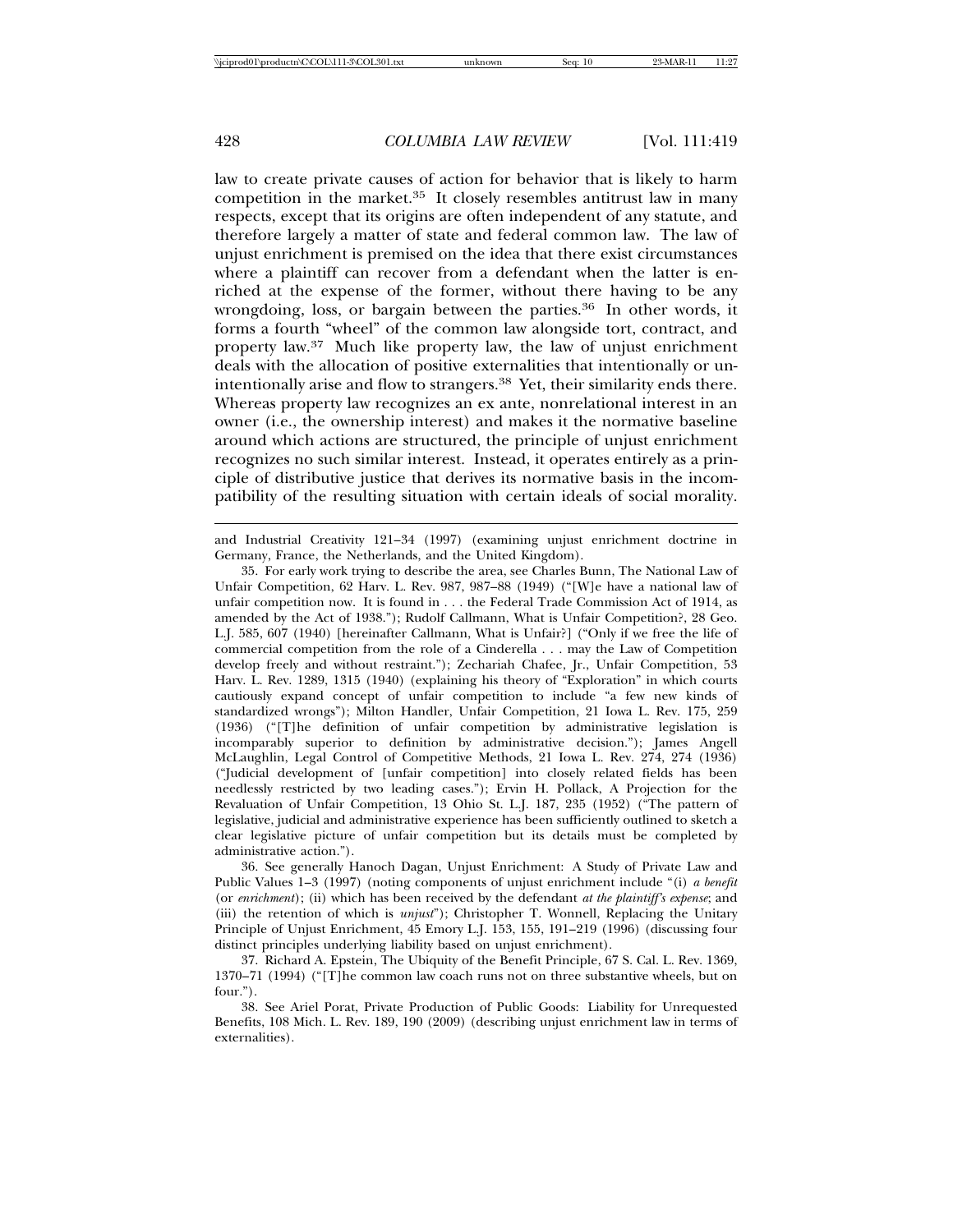law to create private causes of action for behavior that is likely to harm competition in the market.[35] It closely resembles antitrust law in many respects, except that its origins are often independent of any statute, and therefore largely a matter of state and federal common law. The law of unjust enrichment is premised on the idea that there exist circumstances where a plaintiff can recover from a defendant when the latter is enriched at the expense of the former, without there having to be any wrongdoing, loss, or bargain between the parties.[36] In other words, it forms a fourth "wheel" of the common law alongside tort, contract, and property law.[37] Much like property law, the law of unjust enrichment deals with the allocation of positive externalities that intentionally or unintentionally arise and flow to strangers.[38] Yet, their similarity ends there. Whereas property law recognizes an ex ante, nonrelational interest in an owner (i.e., the ownership interest) and makes it the normative baseline around which actions are structured, the principle of unjust enrichment recognizes no such similar interest. Instead, it operates entirely as a principle of distributive justice that derives its normative basis in the incompatibility of the resulting situation with certain ideals of social morality.

---

and Industrial Creativity 121–34 (1997) (examining unjust enrichment doctrine in Germany, France, the Netherlands, and the United Kingdom).

35. For early work trying to describe the area, see Charles Bunn, The National Law of Unfair Competition, 62 Harv. L. Rev. 987, 987–88 (1949) ("[W]e have a national law of unfair competition now. It is found in . . . the Federal Trade Commission Act of 1914, as amended by the Act of 1938."); Rudolf Callmann, What is Unfair Competition?, 28 Geo. L.J. 585, 607 (1940) [hereinafter Callmann, What is Unfair?] ("Only if we free the life of commercial competition from the role of a Cinderella . . . may the Law of Competition develop freely and without restraint."); Zechariah Chafee, Jr., Unfair Competition, 53 Harv. L. Rev. 1289, 1315 (1940) (explaining his theory of "Exploration" in which courts cautiously expand concept of unfair competition to include "a few new kinds of standardized wrongs"); Milton Handler, Unfair Competition, 21 Iowa L. Rev. 175, 259 (1936) ("[T]he definition of unfair competition by administrative legislation is incomparably superior to definition by administrative decision."); James Angell McLaughlin, Legal Control of Competitive Methods, 21 Iowa L. Rev. 274, 274 (1936) ("Judicial development of [unfair competition] into closely related fields has been needlessly restricted by two leading cases."); Ervin H. Pollack, A Projection for the Revaluation of Unfair Competition, 13 Ohio St. L.J. 187, 235 (1952) ("The pattern of legislative, judicial and administrative experience has been sufficiently outlined to sketch a clear legislative picture of unfair competition but its details must be completed by administrative action.").

36. See generally Hanoch Dagan, Unjust Enrichment: A Study of Private Law and Public Values 1–3 (1997) (noting components of unjust enrichment include "(i) *a benefit* (or *enrichment*); (ii) which has been received by the defendant *at the plaintiff's expense*; and (iii) the retention of which is *unjust*"); Christopher T. Wonnell, Replacing the Unitary Principle of Unjust Enrichment, 45 Emory L.J. 153, 155, 191–219 (1996) (discussing four distinct principles underlying liability based on unjust enrichment).

37. Richard A. Epstein, The Ubiquity of the Benefit Principle, 67 S. Cal. L. Rev. 1369, 1370–71 (1994) ("[T]he common law coach runs not on three substantive wheels, but on four.").

38. See Ariel Porat, Private Production of Public Goods: Liability for Unrequested Benefits, 108 Mich. L. Rev. 189, 190 (2009) (describing unjust enrichment law in terms of externalities).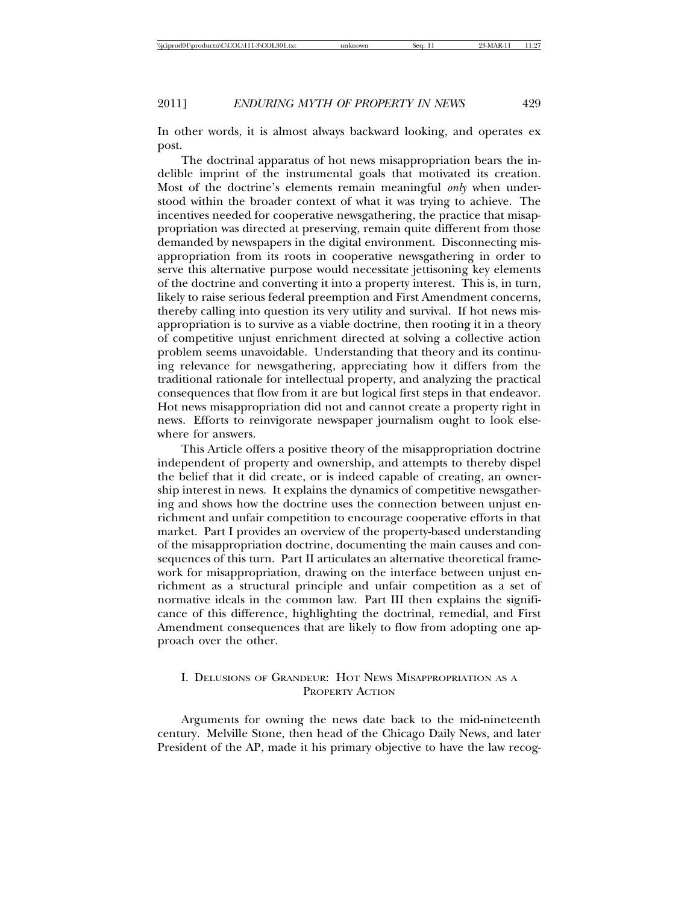In other words, it is almost always backward looking, and operates ex post.

The doctrinal apparatus of hot news misappropriation bears the indelible imprint of the instrumental goals that motivated its creation. Most of the doctrine's elements remain meaningful *only* when understood within the broader context of what it was trying to achieve. The incentives needed for cooperative newsgathering, the practice that misappropriation was directed at preserving, remain quite different from those demanded by newspapers in the digital environment. Disconnecting misappropriation from its roots in cooperative newsgathering in order to serve this alternative purpose would necessitate jettisoning key elements of the doctrine and converting it into a property interest. This is, in turn, likely to raise serious federal preemption and First Amendment concerns, thereby calling into question its very utility and survival. If hot news misappropriation is to survive as a viable doctrine, then rooting it in a theory of competitive unjust enrichment directed at solving a collective action problem seems unavoidable. Understanding that theory and its continuing relevance for newsgathering, appreciating how it differs from the traditional rationale for intellectual property, and analyzing the practical consequences that flow from it are but logical first steps in that endeavor. Hot news misappropriation did not and cannot create a property right in news. Efforts to reinvigorate newspaper journalism ought to look elsewhere for answers.

This Article offers a positive theory of the misappropriation doctrine independent of property and ownership, and attempts to thereby dispel the belief that it did create, or is indeed capable of creating, an ownership interest in news. It explains the dynamics of competitive newsgathering and shows how the doctrine uses the connection between unjust enrichment and unfair competition to encourage cooperative efforts in that market. Part I provides an overview of the property-based understanding of the misappropriation doctrine, documenting the main causes and consequences of this turn. Part II articulates an alternative theoretical framework for misappropriation, drawing on the interface between unjust enrichment as a structural principle and unfair competition as a set of normative ideals in the common law. Part III then explains the significance of this difference, highlighting the doctrinal, remedial, and First Amendment consequences that are likely to flow from adopting one approach over the other.

## I. Delusions of Grandeur: Hot News Misappropriation as a Property Action

Arguments for owning the news date back to the mid-nineteenth century. Melville Stone, then head of the Chicago Daily News, and later President of the AP, made it his primary objective to have the law recog-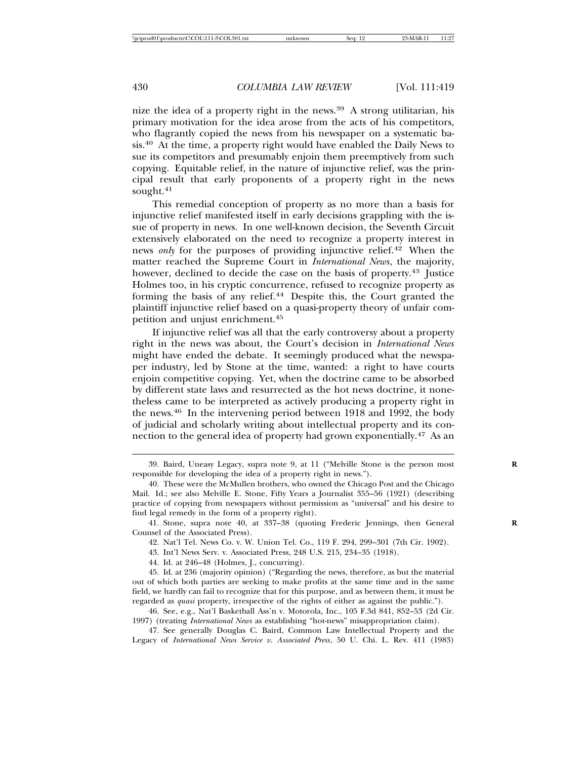nize the idea of a property right in the news.[39] A strong utilitarian, his primary motivation for the idea arose from the acts of his competitors, who flagrantly copied the news from his newspaper on a systematic basis.[40] At the time, a property right would have enabled the Daily News to sue its competitors and presumably enjoin them preemptively from such copying. Equitable relief, in the nature of injunctive relief, was the principal result that early proponents of a property right in the news sought.[41]

This remedial conception of property as no more than a basis for injunctive relief manifested itself in early decisions grappling with the issue of property in news. In one well-known decision, the Seventh Circuit extensively elaborated on the need to recognize a property interest in news *only* for the purposes of providing injunctive relief.[42] When the matter reached the Supreme Court in *International News*, the majority, however, declined to decide the case on the basis of property.[43] Justice Holmes too, in his cryptic concurrence, refused to recognize property as forming the basis of any relief.[44] Despite this, the Court granted the plaintiff injunctive relief based on a quasi-property theory of unfair competition and unjust enrichment.[45]

If injunctive relief was all that the early controversy about a property right in the news was about, the Court's decision in *International News* might have ended the debate. It seemingly produced what the newspaper industry, led by Stone at the time, wanted: a right to have courts enjoin competitive copying. Yet, when the doctrine came to be absorbed by different state laws and resurrected as the hot news doctrine, it nonetheless came to be interpreted as actively producing a property right in the news.[46] In the intervening period between 1918 and 1992, the body of judicial and scholarly writing about intellectual property and its connection to the general idea of property had grown exponentially.[47] As an

---

39. Baird, Uneasy Legacy, supra note 9, at 11 ("Melville Stone is the person most responsible for developing the idea of a property right in news.").

40. These were the McMullen brothers, who owned the Chicago Post and the Chicago Mail. Id.; see also Melville E. Stone, Fifty Years a Journalist 355–56 (1921) (describing practice of copying from newspapers without permission as "universal" and his desire to find legal remedy in the form of a property right).

41. Stone, supra note 40, at 337–38 (quoting Frederic Jennings, then General Counsel of the Associated Press).

42. Nat'l Tel. News Co. v. W. Union Tel. Co., 119 F. 294, 299–301 (7th Cir. 1902).

43. Int'l News Serv. v. Associated Press, 248 U.S. 215, 234–35 (1918).

44. Id. at 246–48 (Holmes, J., concurring).

45. Id. at 236 (majority opinion) ("Regarding the news, therefore, as but the material out of which both parties are seeking to make profits at the same time and in the same field, we hardly can fail to recognize that for this purpose, and as between them, it must be regarded as *quasi* property, irrespective of the rights of either as against the public.").

46. See, e.g., Nat'l Basketball Ass'n v. Motorola, Inc., 105 F.3d 841, 852–53 (2d Cir. 1997) (treating *International News* as establishing "hot-news" misappropriation claim).

47. See generally Douglas C. Baird, Common Law Intellectual Property and the Legacy of *International News Service v. Associated Press*, 50 U. Chi. L. Rev. 411 (1983)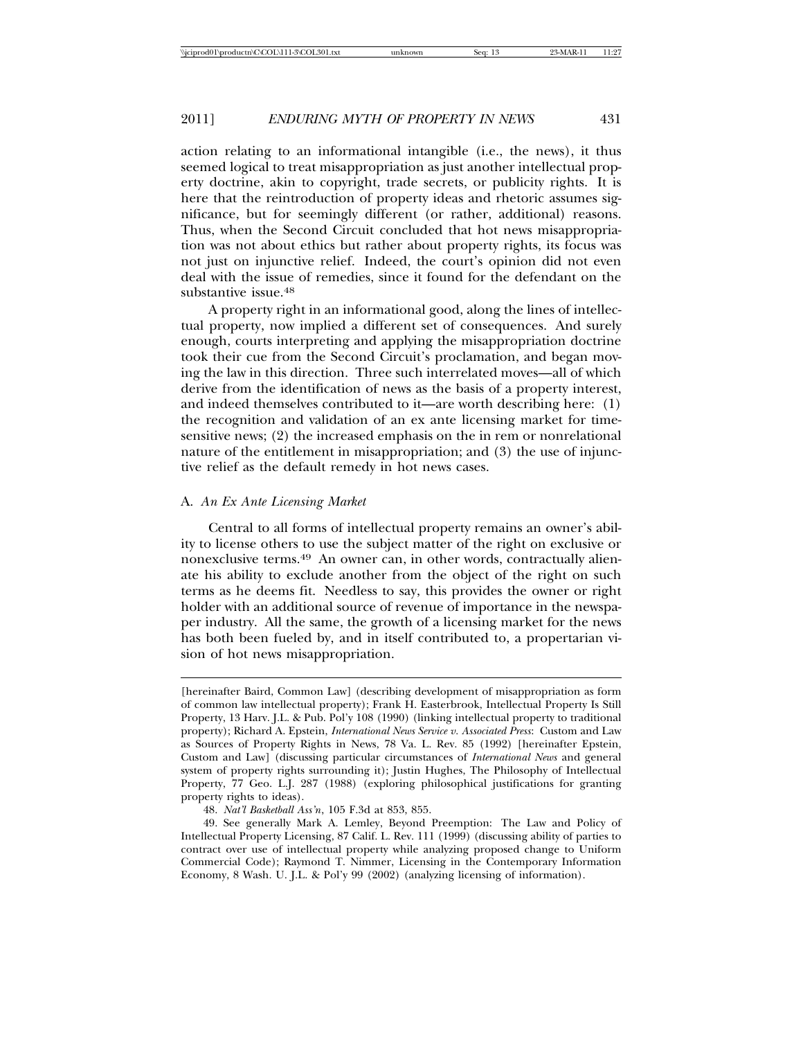action relating to an informational intangible (i.e., the news), it thus seemed logical to treat misappropriation as just another intellectual property doctrine, akin to copyright, trade secrets, or publicity rights. It is here that the reintroduction of property ideas and rhetoric assumes significance, but for seemingly different (or rather, additional) reasons. Thus, when the Second Circuit concluded that hot news misappropriation was not about ethics but rather about property rights, its focus was not just on injunctive relief. Indeed, the court's opinion did not even deal with the issue of remedies, since it found for the defendant on the substantive issue.[48]

A property right in an informational good, along the lines of intellectual property, now implied a different set of consequences. And surely enough, courts interpreting and applying the misappropriation doctrine took their cue from the Second Circuit's proclamation, and began moving the law in this direction. Three such interrelated moves—all of which derive from the identification of news as the basis of a property interest, and indeed themselves contributed to it—are worth describing here: (1) the recognition and validation of an ex ante licensing market for time-sensitive news; (2) the increased emphasis on the in rem or nonrelational nature of the entitlement in misappropriation; and (3) the use of injunctive relief as the default remedy in hot news cases.

### A. *An Ex Ante Licensing Market*

Central to all forms of intellectual property remains an owner's ability to license others to use the subject matter of the right on exclusive or nonexclusive terms.[49] An owner can, in other words, contractually alienate his ability to exclude another from the object of the right on such terms as he deems fit. Needless to say, this provides the owner or right holder with an additional source of revenue of importance in the newspaper industry. All the same, the growth of a licensing market for the news has both been fueled by, and in itself contributed to, a propertarian vision of hot news misappropriation.

---

[hereinafter Baird, Common Law] (describing development of misappropriation as form of common law intellectual property); Frank H. Easterbrook, Intellectual Property Is Still Property, 13 Harv. J.L. & Pub. Pol'y 108 (1990) (linking intellectual property to traditional property); Richard A. Epstein, *International News Service v. Associated Press*: Custom and Law as Sources of Property Rights in News, 78 Va. L. Rev. 85 (1992) [hereinafter Epstein, Custom and Law] (discussing particular circumstances of *International News* and general system of property rights surrounding it); Justin Hughes, The Philosophy of Intellectual Property, 77 Geo. L.J. 287 (1988) (exploring philosophical justifications for granting property rights to ideas).

48. *Nat'l Basketball Ass'n*, 105 F.3d at 853, 855.

49. See generally Mark A. Lemley, Beyond Preemption: The Law and Policy of Intellectual Property Licensing, 87 Calif. L. Rev. 111 (1999) (discussing ability of parties to contract over use of intellectual property while analyzing proposed change to Uniform Commercial Code); Raymond T. Nimmer, Licensing in the Contemporary Information Economy, 8 Wash. U. J.L. & Pol'y 99 (2002) (analyzing licensing of information).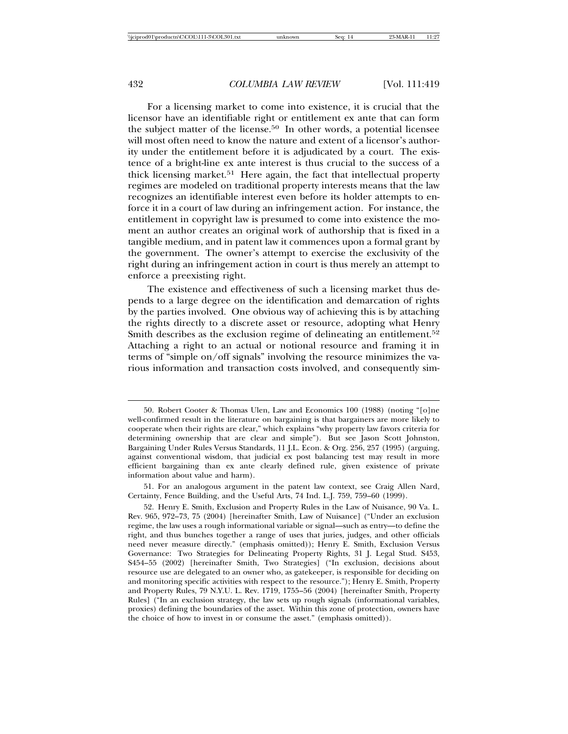For a licensing market to come into existence, it is crucial that the licensor have an identifiable right or entitlement ex ante that can form the subject matter of the license.[50] In other words, a potential licensee will most often need to know the nature and extent of a licensor's authority under the entitlement before it is adjudicated by a court. The existence of a bright-line ex ante interest is thus crucial to the success of a thick licensing market.[51] Here again, the fact that intellectual property regimes are modeled on traditional property interests means that the law recognizes an identifiable interest even before its holder attempts to enforce it in a court of law during an infringement action. For instance, the entitlement in copyright law is presumed to come into existence the moment an author creates an original work of authorship that is fixed in a tangible medium, and in patent law it commences upon a formal grant by the government. The owner's attempt to exercise the exclusivity of the right during an infringement action in court is thus merely an attempt to enforce a preexisting right.

The existence and effectiveness of such a licensing market thus depends to a large degree on the identification and demarcation of rights by the parties involved. One obvious way of achieving this is by attaching the rights directly to a discrete asset or resource, adopting what Henry Smith describes as the exclusion regime of delineating an entitlement.[52] Attaching a right to an actual or notional resource and framing it in terms of "simple on/off signals" involving the resource minimizes the various information and transaction costs involved, and consequently sim-

---

50. Robert Cooter & Thomas Ulen, Law and Economics 100 (1988) (noting "[o]ne well-confirmed result in the literature on bargaining is that bargainers are more likely to cooperate when their rights are clear," which explains "why property law favors criteria for determining ownership that are clear and simple"). But see Jason Scott Johnston, Bargaining Under Rules Versus Standards, 11 J.L. Econ. & Org. 256, 257 (1995) (arguing, against conventional wisdom, that judicial ex post balancing test may result in more efficient bargaining than ex ante clearly defined rule, given existence of private information about value and harm).

51. For an analogous argument in the patent law context, see Craig Allen Nard, Certainty, Fence Building, and the Useful Arts, 74 Ind. L.J. 759, 759–60 (1999).

52. Henry E. Smith, Exclusion and Property Rules in the Law of Nuisance, 90 Va. L. Rev. 965, 972–73, 75 (2004) [hereinafter Smith, Law of Nuisance] ("Under an exclusion regime, the law uses a rough informational variable or signal—such as entry—to define the right, and thus bunches together a range of uses that juries, judges, and other officials need never measure directly." (emphasis omitted)); Henry E. Smith, Exclusion Versus Governance: Two Strategies for Delineating Property Rights, 31 J. Legal Stud. S453, S454–55 (2002) [hereinafter Smith, Two Strategies] ("In exclusion, decisions about resource use are delegated to an owner who, as gatekeeper, is responsible for deciding on and monitoring specific activities with respect to the resource."); Henry E. Smith, Property and Property Rules, 79 N.Y.U. L. Rev. 1719, 1755–56 (2004) [hereinafter Smith, Property Rules] ("In an exclusion strategy, the law sets up rough signals (informational variables, proxies) defining the boundaries of the asset. Within this zone of protection, owners have the choice of how to invest in or consume the asset." (emphasis omitted)).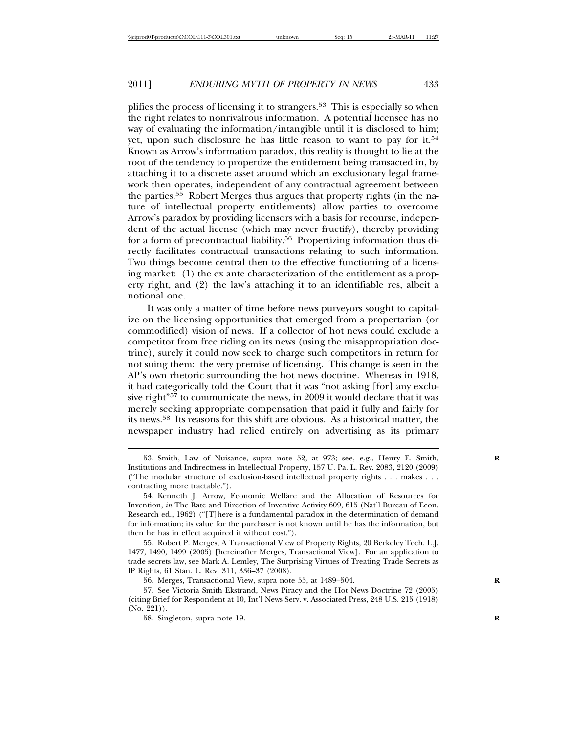plifies the process of licensing it to strangers.[53] This is especially so when the right relates to nonrivalrous information. A potential licensee has no way of evaluating the information/intangible until it is disclosed to him; yet, upon such disclosure he has little reason to want to pay for it.[54] Known as Arrow's information paradox, this reality is thought to lie at the root of the tendency to propertize the entitlement being transacted in, by attaching it to a discrete asset around which an exclusionary legal framework then operates, independent of any contractual agreement between the parties.[55] Robert Merges thus argues that property rights (in the nature of intellectual property entitlements) allow parties to overcome Arrow's paradox by providing licensors with a basis for recourse, independent of the actual license (which may never fructify), thereby providing for a form of precontractual liability.[56] Propertizing information thus directly facilitates contractual transactions relating to such information. Two things become central then to the effective functioning of a licensing market: (1) the ex ante characterization of the entitlement as a property right, and (2) the law's attaching it to an identifiable res, albeit a notional one.

It was only a matter of time before news purveyors sought to capitalize on the licensing opportunities that emerged from a propertarian (or commodified) vision of news. If a collector of hot news could exclude a competitor from free riding on its news (using the misappropriation doctrine), surely it could now seek to charge such competitors in return for not suing them: the very premise of licensing. This change is seen in the AP's own rhetoric surrounding the hot news doctrine. Whereas in 1918, it had categorically told the Court that it was "not asking [for] any exclusive right"[57] to communicate the news, in 2009 it would declare that it was merely seeking appropriate compensation that paid it fully and fairly for its news.[58] Its reasons for this shift are obvious. As a historical matter, the newspaper industry had relied entirely on advertising as its primary

---

53. Smith, Law of Nuisance, supra note 52, at 973; see, e.g., Henry E. Smith, Institutions and Indirectness in Intellectual Property, 157 U. Pa. L. Rev. 2083, 2120 (2009) ("The modular structure of exclusion-based intellectual property rights . . . makes . . . contracting more tractable.").

54. Kenneth J. Arrow, Economic Welfare and the Allocation of Resources for Invention, *in* The Rate and Direction of Inventive Activity 609, 615 (Nat'l Bureau of Econ. Research ed., 1962) ("[T]here is a fundamental paradox in the determination of demand for information; its value for the purchaser is not known until he has the information, but then he has in effect acquired it without cost.").

55. Robert P. Merges, A Transactional View of Property Rights, 20 Berkeley Tech. L.J. 1477, 1490, 1499 (2005) [hereinafter Merges, Transactional View]. For an application to trade secrets law, see Mark A. Lemley, The Surprising Virtues of Treating Trade Secrets as IP Rights, 61 Stan. L. Rev. 311, 336–37 (2008).

56. Merges, Transactional View, supra note 55, at 1489–504.

57. See Victoria Smith Ekstrand, News Piracy and the Hot News Doctrine 72 (2005) (citing Brief for Respondent at 10, Int'l News Serv. v. Associated Press, 248 U.S. 215 (1918) (No. 221)).

58. Singleton, supra note 19.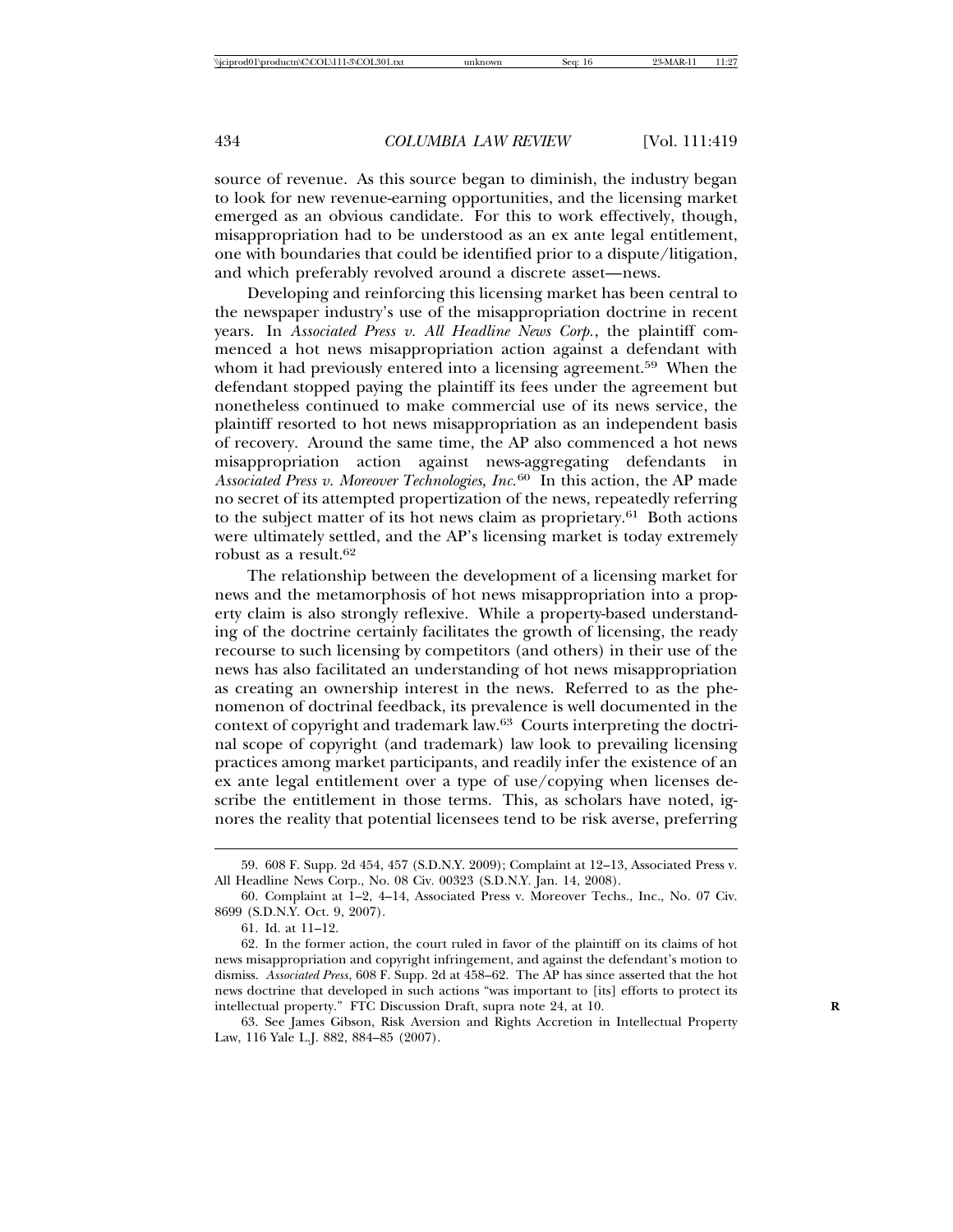source of revenue. As this source began to diminish, the industry began to look for new revenue-earning opportunities, and the licensing market emerged as an obvious candidate. For this to work effectively, though, misappropriation had to be understood as an ex ante legal entitlement, one with boundaries that could be identified prior to a dispute/litigation, and which preferably revolved around a discrete asset—news.

Developing and reinforcing this licensing market has been central to the newspaper industry's use of the misappropriation doctrine in recent years. In *Associated Press v. All Headline News Corp.*, the plaintiff commenced a hot news misappropriation action against a defendant with whom it had previously entered into a licensing agreement.[59] When the defendant stopped paying the plaintiff its fees under the agreement but nonetheless continued to make commercial use of its news service, the plaintiff resorted to hot news misappropriation as an independent basis of recovery. Around the same time, the AP also commenced a hot news misappropriation action against news-aggregating defendants in *Associated Press v. Moreover Technologies, Inc.*[60] In this action, the AP made no secret of its attempted propertization of the news, repeatedly referring to the subject matter of its hot news claim as proprietary.[61] Both actions were ultimately settled, and the AP's licensing market is today extremely robust as a result.[62]

The relationship between the development of a licensing market for news and the metamorphosis of hot news misappropriation into a property claim is also strongly reflexive. While a property-based understanding of the doctrine certainly facilitates the growth of licensing, the ready recourse to such licensing by competitors (and others) in their use of the news has also facilitated an understanding of hot news misappropriation as creating an ownership interest in the news. Referred to as the phenomenon of doctrinal feedback, its prevalence is well documented in the context of copyright and trademark law.[63] Courts interpreting the doctrinal scope of copyright (and trademark) law look to prevailing licensing practices among market participants, and readily infer the existence of an ex ante legal entitlement over a type of use/copying when licenses describe the entitlement in those terms. This, as scholars have noted, ignores the reality that potential licensees tend to be risk averse, preferring

---

59. 608 F. Supp. 2d 454, 457 (S.D.N.Y. 2009); Complaint at 12–13, Associated Press v. All Headline News Corp., No. 08 Civ. 00323 (S.D.N.Y. Jan. 14, 2008).

60. Complaint at 1–2, 4–14, Associated Press v. Moreover Techs., Inc., No. 07 Civ. 8699 (S.D.N.Y. Oct. 9, 2007).

61. Id. at 11–12.

62. In the former action, the court ruled in favor of the plaintiff on its claims of hot news misappropriation and copyright infringement, and against the defendant's motion to dismiss. *Associated Press*, 608 F. Supp. 2d at 458–62. The AP has since asserted that the hot news doctrine that developed in such actions "was important to [its] efforts to protect its intellectual property." FTC Discussion Draft, supra note 24, at 10.

63. See James Gibson, Risk Aversion and Rights Accretion in Intellectual Property Law, 116 Yale L.J. 882, 884–85 (2007).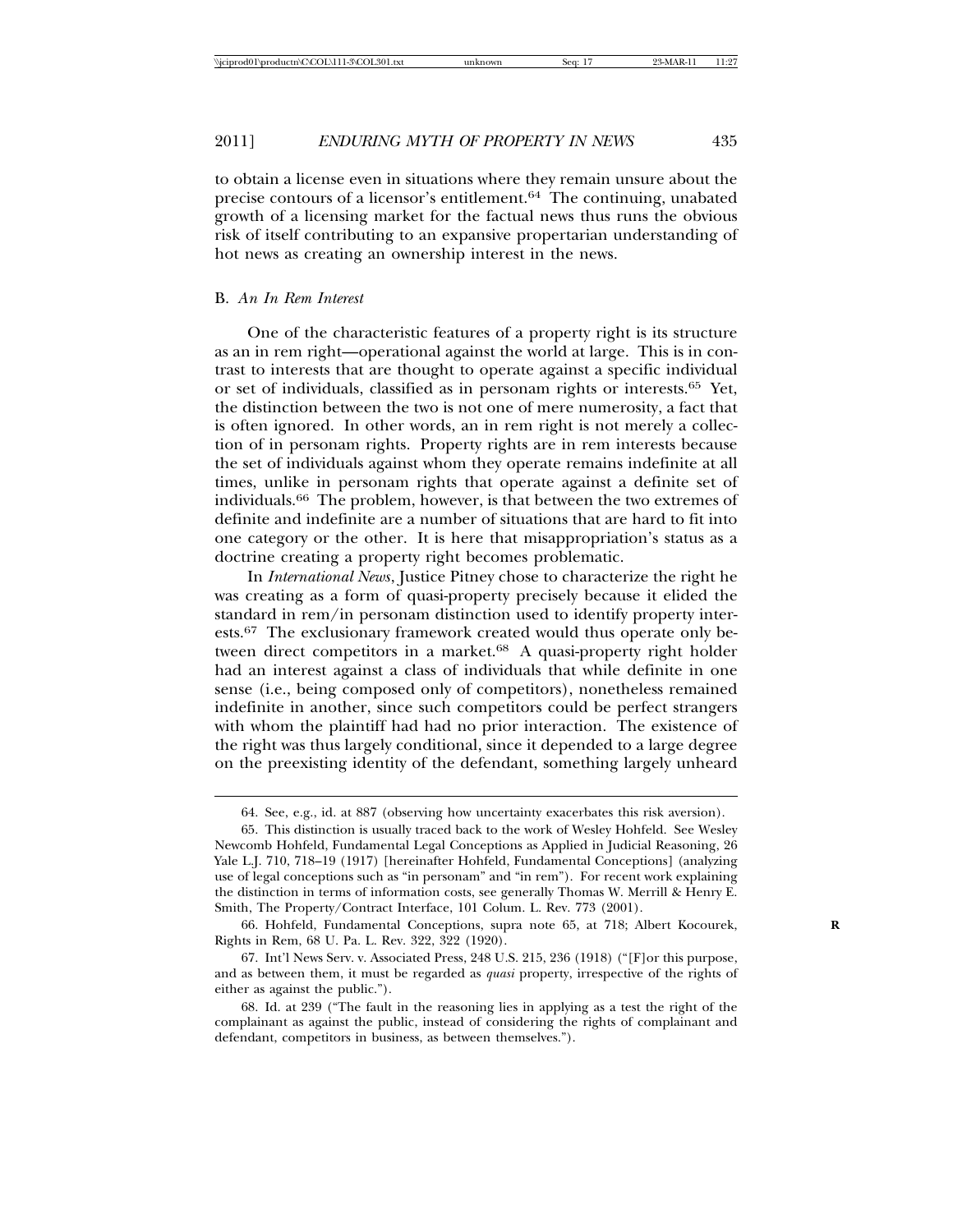to obtain a license even in situations where they remain unsure about the precise contours of a licensor's entitlement.[64] The continuing, unabated growth of a licensing market for the factual news thus runs the obvious risk of itself contributing to an expansive propertarian understanding of hot news as creating an ownership interest in the news.

### B. *An In Rem Interest*

One of the characteristic features of a property right is its structure as an in rem right—operational against the world at large. This is in contrast to interests that are thought to operate against a specific individual or set of individuals, classified as in personam rights or interests.[65] Yet, the distinction between the two is not one of mere numerosity, a fact that is often ignored. In other words, an in rem right is not merely a collection of in personam rights. Property rights are in rem interests because the set of individuals against whom they operate remains indefinite at all times, unlike in personam rights that operate against a definite set of individuals.[66] The problem, however, is that between the two extremes of definite and indefinite are a number of situations that are hard to fit into one category or the other. It is here that misappropriation's status as a doctrine creating a property right becomes problematic.

In *International News*, Justice Pitney chose to characterize the right he was creating as a form of quasi-property precisely because it elided the standard in rem/in personam distinction used to identify property interests.[67] The exclusionary framework created would thus operate only between direct competitors in a market.[68] A quasi-property right holder had an interest against a class of individuals that while definite in one sense (i.e., being composed only of competitors), nonetheless remained indefinite in another, since such competitors could be perfect strangers with whom the plaintiff had had no prior interaction. The existence of the right was thus largely conditional, since it depended to a large degree on the preexisting identity of the defendant, something largely unheard

---

64. See, e.g., id. at 887 (observing how uncertainty exacerbates this risk aversion).

65. This distinction is usually traced back to the work of Wesley Hohfeld. See Wesley Newcomb Hohfeld, Fundamental Legal Conceptions as Applied in Judicial Reasoning, 26 Yale L.J. 710, 718–19 (1917) [hereinafter Hohfeld, Fundamental Conceptions] (analyzing use of legal conceptions such as "in personam" and "in rem"). For recent work explaining the distinction in terms of information costs, see generally Thomas W. Merrill & Henry E. Smith, The Property/Contract Interface, 101 Colum. L. Rev. 773 (2001).

66. Hohfeld, Fundamental Conceptions, supra note 65, at 718; Albert Kocourek, Rights in Rem, 68 U. Pa. L. Rev. 322, 322 (1920).

67. Int'l News Serv. v. Associated Press, 248 U.S. 215, 236 (1918) ("[F]or this purpose, and as between them, it must be regarded as *quasi* property, irrespective of the rights of either as against the public.").

68. Id. at 239 ("The fault in the reasoning lies in applying as a test the right of the complainant as against the public, instead of considering the rights of complainant and defendant, competitors in business, as between themselves.").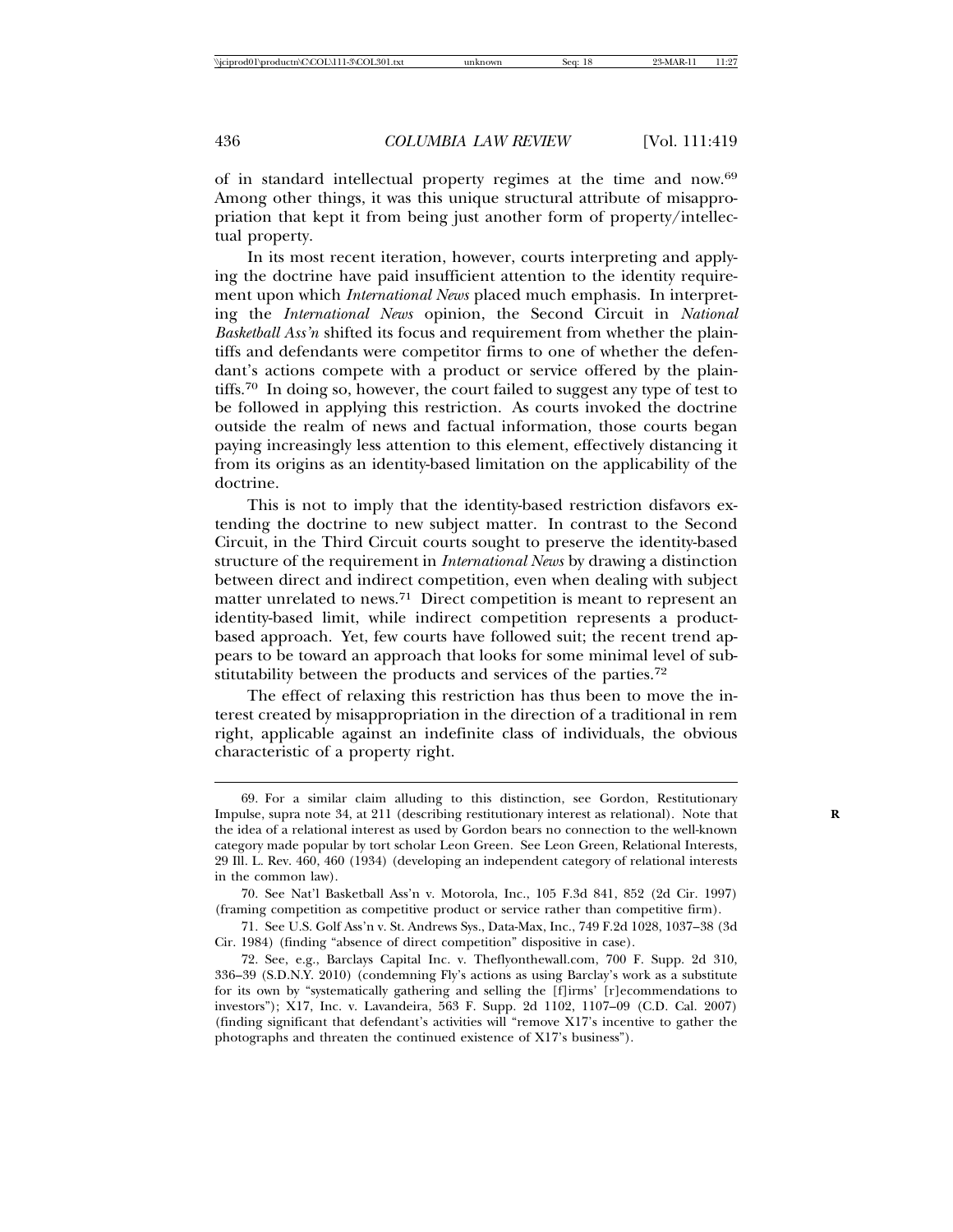of in standard intellectual property regimes at the time and now.[69] Among other things, it was this unique structural attribute of misappropriation that kept it from being just another form of property/intellectual property.

In its most recent iteration, however, courts interpreting and applying the doctrine have paid insufficient attention to the identity requirement upon which *International News* placed much emphasis. In interpreting the *International News* opinion, the Second Circuit in *National Basketball Ass'n* shifted its focus and requirement from whether the plaintiffs and defendants were competitor firms to one of whether the defendant's actions compete with a product or service offered by the plaintiffs.[70] In doing so, however, the court failed to suggest any type of test to be followed in applying this restriction. As courts invoked the doctrine outside the realm of news and factual information, those courts began paying increasingly less attention to this element, effectively distancing it from its origins as an identity-based limitation on the applicability of the doctrine.

This is not to imply that the identity-based restriction disfavors extending the doctrine to new subject matter. In contrast to the Second Circuit, in the Third Circuit courts sought to preserve the identity-based structure of the requirement in *International News* by drawing a distinction between direct and indirect competition, even when dealing with subject matter unrelated to news.[71] Direct competition is meant to represent an identity-based limit, while indirect competition represents a product-based approach. Yet, few courts have followed suit; the recent trend appears to be toward an approach that looks for some minimal level of substitutability between the products and services of the parties.[72]

The effect of relaxing this restriction has thus been to move the interest created by misappropriation in the direction of a traditional in rem right, applicable against an indefinite class of individuals, the obvious characteristic of a property right.

---

69. For a similar claim alluding to this distinction, see Gordon, Restitutionary Impulse, supra note 34, at 211 (describing restitutionary interest as relational). Note that the idea of a relational interest as used by Gordon bears no connection to the well-known category made popular by tort scholar Leon Green. See Leon Green, Relational Interests, 29 Ill. L. Rev. 460, 460 (1934) (developing an independent category of relational interests in the common law).

70. See Nat'l Basketball Ass'n v. Motorola, Inc., 105 F.3d 841, 852 (2d Cir. 1997) (framing competition as competitive product or service rather than competitive firm).

71. See U.S. Golf Ass'n v. St. Andrews Sys., Data-Max, Inc., 749 F.2d 1028, 1037–38 (3d Cir. 1984) (finding "absence of direct competition" dispositive in case).

72. See, e.g., Barclays Capital Inc. v. Theflyonthewall.com, 700 F. Supp. 2d 310, 336–39 (S.D.N.Y. 2010) (condemning Fly's actions as using Barclay's work as a substitute for its own by "systematically gathering and selling the [f]irms' [r]ecommendations to investors"); X17, Inc. v. Lavandeira, 563 F. Supp. 2d 1102, 1107–09 (C.D. Cal. 2007) (finding significant that defendant's activities will "remove X17's incentive to gather the photographs and threaten the continued existence of X17's business").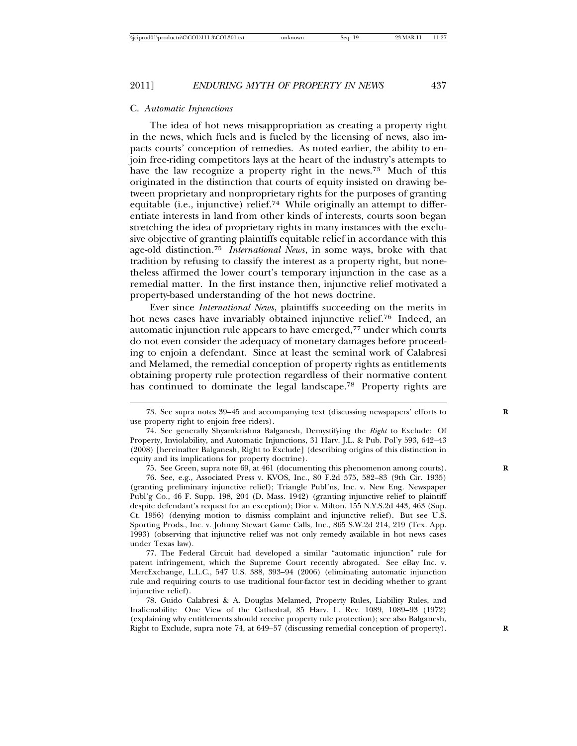### C. *Automatic Injunctions*

The idea of hot news misappropriation as creating a property right in the news, which fuels and is fueled by the licensing of news, also impacts courts' conception of remedies. As noted earlier, the ability to enjoin free-riding competitors lays at the heart of the industry's attempts to have the law recognize a property right in the news.[73] Much of this originated in the distinction that courts of equity insisted on drawing between proprietary and nonproprietary rights for the purposes of granting equitable (i.e., injunctive) relief.[74] While originally an attempt to differentiate interests in land from other kinds of interests, courts soon began stretching the idea of proprietary rights in many instances with the exclusive objective of granting plaintiffs equitable relief in accordance with this age-old distinction.[75] *International News*, in some ways, broke with that tradition by refusing to classify the interest as a property right, but nonetheless affirmed the lower court's temporary injunction in the case as a remedial matter. In the first instance then, injunctive relief motivated a property-based understanding of the hot news doctrine.

Ever since *International News*, plaintiffs succeeding on the merits in hot news cases have invariably obtained injunctive relief.[76] Indeed, an automatic injunction rule appears to have emerged,[77] under which courts do not even consider the adequacy of monetary damages before proceeding to enjoin a defendant. Since at least the seminal work of Calabresi and Melamed, the remedial conception of property rights as entitlements obtaining property rule protection regardless of their normative content has continued to dominate the legal landscape.[78] Property rights are

---

73. See supra notes 39–45 and accompanying text (discussing newspapers' efforts to use property right to enjoin free riders).

74. See generally Shyamkrishna Balganesh, Demystifying the *Right* to Exclude: Of Property, Inviolability, and Automatic Injunctions, 31 Harv. J.L. & Pub. Pol'y 593, 642–43 (2008) [hereinafter Balganesh, Right to Exclude] (describing origins of this distinction in equity and its implications for property doctrine).

75. See Green, supra note 69, at 461 (documenting this phenomenon among courts).

76. See, e.g., Associated Press v. KVOS, Inc., 80 F.2d 575, 582–83 (9th Cir. 1935) (granting preliminary injunctive relief); Triangle Publ'ns, Inc. v. New Eng. Newspaper Publ'g Co., 46 F. Supp. 198, 204 (D. Mass. 1942) (granting injunctive relief to plaintiff despite defendant's request for an exception); Dior v. Milton, 155 N.Y.S.2d 443, 463 (Sup. Ct. 1956) (denying motion to dismiss complaint and injunctive relief). But see U.S. Sporting Prods., Inc. v. Johnny Stewart Game Calls, Inc., 865 S.W.2d 214, 219 (Tex. App. 1993) (observing that injunctive relief was not only remedy available in hot news cases under Texas law).

77. The Federal Circuit had developed a similar "automatic injunction" rule for patent infringement, which the Supreme Court recently abrogated. See eBay Inc. v. MercExchange, L.L.C., 547 U.S. 388, 393–94 (2006) (eliminating automatic injunction rule and requiring courts to use traditional four-factor test in deciding whether to grant injunctive relief).

78. Guido Calabresi & A. Douglas Melamed, Property Rules, Liability Rules, and Inalienability: One View of the Cathedral, 85 Harv. L. Rev. 1089, 1089–93 (1972) (explaining why entitlements should receive property rule protection); see also Balganesh, Right to Exclude, supra note 74, at 649–57 (discussing remedial conception of property).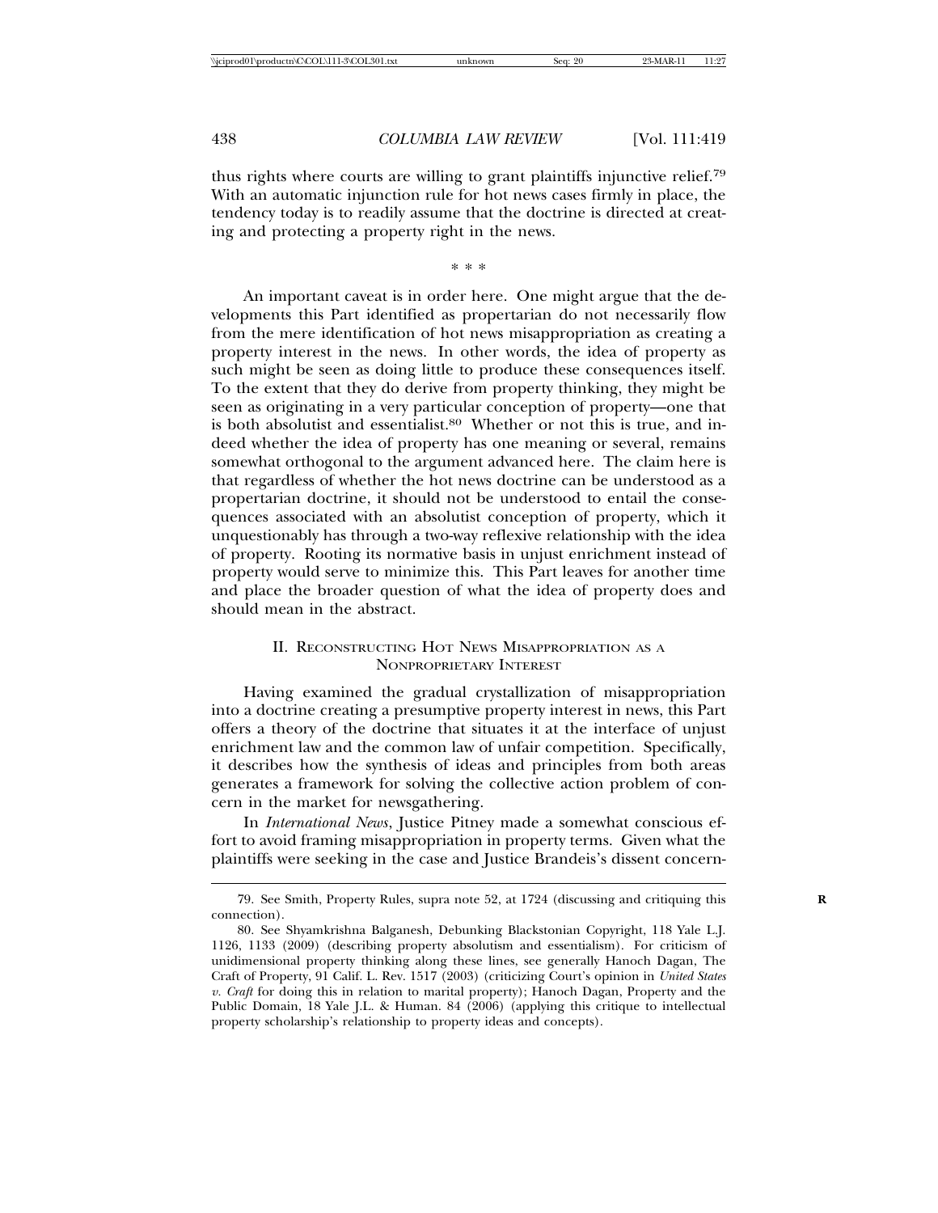thus rights where courts are willing to grant plaintiffs injunctive relief.[79] With an automatic injunction rule for hot news cases firmly in place, the tendency today is to readily assume that the doctrine is directed at creating and protecting a property right in the news.

\* \* \*

An important caveat is in order here. One might argue that the developments this Part identified as propertarian do not necessarily flow from the mere identification of hot news misappropriation as creating a property interest in the news. In other words, the idea of property as such might be seen as doing little to produce these consequences itself. To the extent that they do derive from property thinking, they might be seen as originating in a very particular conception of property—one that is both absolutist and essentialist.[80] Whether or not this is true, and indeed whether the idea of property has one meaning or several, remains somewhat orthogonal to the argument advanced here. The claim here is that regardless of whether the hot news doctrine can be understood as a propertarian doctrine, it should not be understood to entail the consequences associated with an absolutist conception of property, which it unquestionably has through a two-way reflexive relationship with the idea of property. Rooting its normative basis in unjust enrichment instead of property would serve to minimize this. This Part leaves for another time and place the broader question of what the idea of property does and should mean in the abstract.

## II. Reconstructing Hot News Misappropriation as a Nonproprietary Interest

Having examined the gradual crystallization of misappropriation into a doctrine creating a presumptive property interest in news, this Part offers a theory of the doctrine that situates it at the interface of unjust enrichment law and the common law of unfair competition. Specifically, it describes how the synthesis of ideas and principles from both areas generates a framework for solving the collective action problem of concern in the market for newsgathering.

In *International News*, Justice Pitney made a somewhat conscious effort to avoid framing misappropriation in property terms. Given what the plaintiffs were seeking in the case and Justice Brandeis's dissent concern-

---

79. See Smith, Property Rules, supra note 52, at 1724 (discussing and critiquing this connection).

80. See Shyamkrishna Balganesh, Debunking Blackstonian Copyright, 118 Yale L.J. 1126, 1133 (2009) (describing property absolutism and essentialism). For criticism of unidimensional property thinking along these lines, see generally Hanoch Dagan, The Craft of Property, 91 Calif. L. Rev. 1517 (2003) (criticizing Court's opinion in *United States v. Craft* for doing this in relation to marital property); Hanoch Dagan, Property and the Public Domain, 18 Yale J.L. & Human. 84 (2006) (applying this critique to intellectual property scholarship's relationship to property ideas and concepts).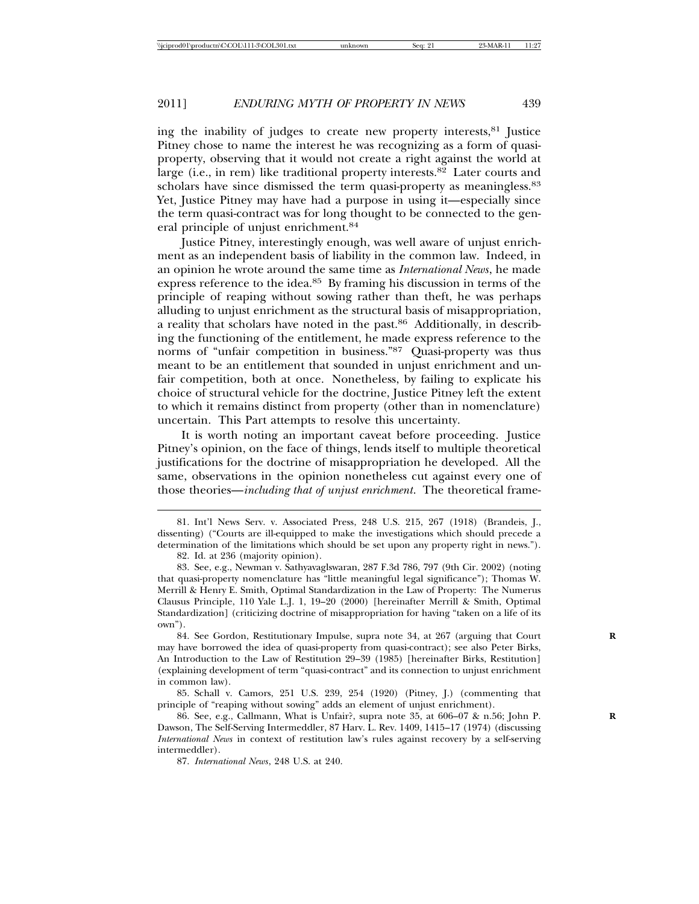ing the inability of judges to create new property interests,[81] Justice Pitney chose to name the interest he was recognizing as a form of quasi-property, observing that it would not create a right against the world at large (i.e., in rem) like traditional property interests.[82] Later courts and scholars have since dismissed the term quasi-property as meaningless.[83] Yet, Justice Pitney may have had a purpose in using it—especially since the term quasi-contract was for long thought to be connected to the general principle of unjust enrichment.[84]

Justice Pitney, interestingly enough, was well aware of unjust enrichment as an independent basis of liability in the common law. Indeed, in an opinion he wrote around the same time as *International News*, he made express reference to the idea.[85] By framing his discussion in terms of the principle of reaping without sowing rather than theft, he was perhaps alluding to unjust enrichment as the structural basis of misappropriation, a reality that scholars have noted in the past.[86] Additionally, in describing the functioning of the entitlement, he made express reference to the norms of "unfair competition in business."[87] Quasi-property was thus meant to be an entitlement that sounded in unjust enrichment and unfair competition, both at once. Nonetheless, by failing to explicate his choice of structural vehicle for the doctrine, Justice Pitney left the extent to which it remains distinct from property (other than in nomenclature) uncertain. This Part attempts to resolve this uncertainty.

It is worth noting an important caveat before proceeding. Justice Pitney's opinion, on the face of things, lends itself to multiple theoretical justifications for the doctrine of misappropriation he developed. All the same, observations in the opinion nonetheless cut against every one of those theories—*including that of unjust enrichment*. The theoretical frame-

81. Int'l News Serv. v. Associated Press, 248 U.S. 215, 267 (1918) (Brandeis, J., dissenting) ("Courts are ill-equipped to make the investigations which should precede a determination of the limitations which should be set upon any property right in news.").

82. Id. at 236 (majority opinion).

83. See, e.g., Newman v. Sathyavaglswaran, 287 F.3d 786, 797 (9th Cir. 2002) (noting that quasi-property nomenclature has "little meaningful legal significance"); Thomas W. Merrill & Henry E. Smith, Optimal Standardization in the Law of Property: The Numerus Clausus Principle, 110 Yale L.J. 1, 19–20 (2000) [hereinafter Merrill & Smith, Optimal Standardization] (criticizing doctrine of misappropriation for having "taken on a life of its own").

84. See Gordon, Restitutionary Impulse, supra note 34, at 267 (arguing that Court may have borrowed the idea of quasi-property from quasi-contract); see also Peter Birks, An Introduction to the Law of Restitution 29–39 (1985) [hereinafter Birks, Restitution] (explaining development of term "quasi-contract" and its connection to unjust enrichment in common law).

85. Schall v. Camors, 251 U.S. 239, 254 (1920) (Pitney, J.) (commenting that principle of "reaping without sowing" adds an element of unjust enrichment).

86. See, e.g., Callmann, What is Unfair?, supra note 35, at 606–07 & n.56; John P. Dawson, The Self-Serving Intermeddler, 87 Harv. L. Rev. 1409, 1415–17 (1974) (discussing *International News* in context of restitution law's rules against recovery by a self-serving intermeddler).

87. *International News*, 248 U.S. at 240.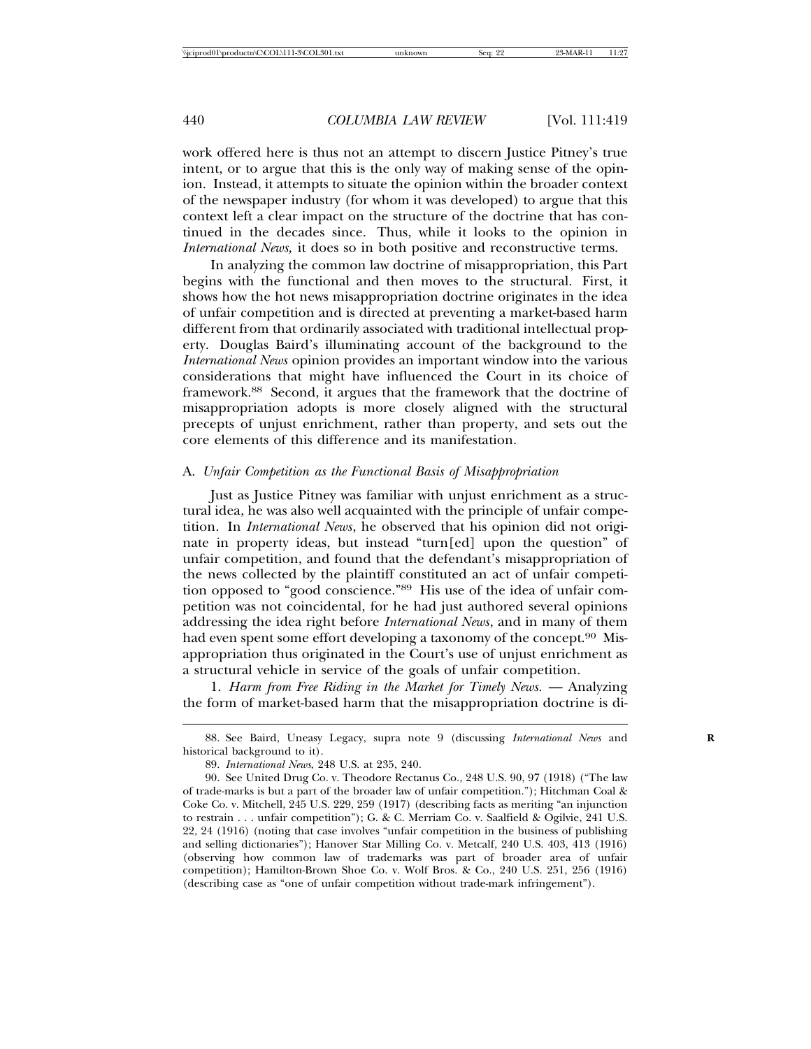work offered here is thus not an attempt to discern Justice Pitney's true intent, or to argue that this is the only way of making sense of the opinion. Instead, it attempts to situate the opinion within the broader context of the newspaper industry (for whom it was developed) to argue that this context left a clear impact on the structure of the doctrine that has continued in the decades since. Thus, while it looks to the opinion in *International News,* it does so in both positive and reconstructive terms.

In analyzing the common law doctrine of misappropriation, this Part begins with the functional and then moves to the structural. First, it shows how the hot news misappropriation doctrine originates in the idea of unfair competition and is directed at preventing a market-based harm different from that ordinarily associated with traditional intellectual property. Douglas Baird's illuminating account of the background to the *International News* opinion provides an important window into the various considerations that might have influenced the Court in its choice of framework.[88] Second, it argues that the framework that the doctrine of misappropriation adopts is more closely aligned with the structural precepts of unjust enrichment, rather than property, and sets out the core elements of this difference and its manifestation.

### A. *Unfair Competition as the Functional Basis of Misappropriation*

Just as Justice Pitney was familiar with unjust enrichment as a structural idea, he was also well acquainted with the principle of unfair competition. In *International News*, he observed that his opinion did not originate in property ideas, but instead "turn[ed] upon the question" of unfair competition, and found that the defendant's misappropriation of the news collected by the plaintiff constituted an act of unfair competition opposed to "good conscience."[89] His use of the idea of unfair competition was not coincidental, for he had just authored several opinions addressing the idea right before *International News*, and in many of them had even spent some effort developing a taxonomy of the concept.[90] Misappropriation thus originated in the Court's use of unjust enrichment as a structural vehicle in service of the goals of unfair competition.

1. *Harm from Free Riding in the Market for Timely News.* — Analyzing the form of market-based harm that the misappropriation doctrine is di-

---

88. See Baird, Uneasy Legacy, supra note 9 (discussing *International News* and historical background to it).

89. *International News*, 248 U.S. at 235, 240.

90. See United Drug Co. v. Theodore Rectanus Co., 248 U.S. 90, 97 (1918) ("The law of trade-marks is but a part of the broader law of unfair competition."); Hitchman Coal & Coke Co. v. Mitchell, 245 U.S. 229, 259 (1917) (describing facts as meriting "an injunction to restrain . . . unfair competition"); G. & C. Merriam Co. v. Saalfield & Ogilvie, 241 U.S. 22, 24 (1916) (noting that case involves "unfair competition in the business of publishing and selling dictionaries"); Hanover Star Milling Co. v. Metcalf, 240 U.S. 403, 413 (1916) (observing how common law of trademarks was part of broader area of unfair competition); Hamilton-Brown Shoe Co. v. Wolf Bros. & Co., 240 U.S. 251, 256 (1916) (describing case as "one of unfair competition without trade-mark infringement").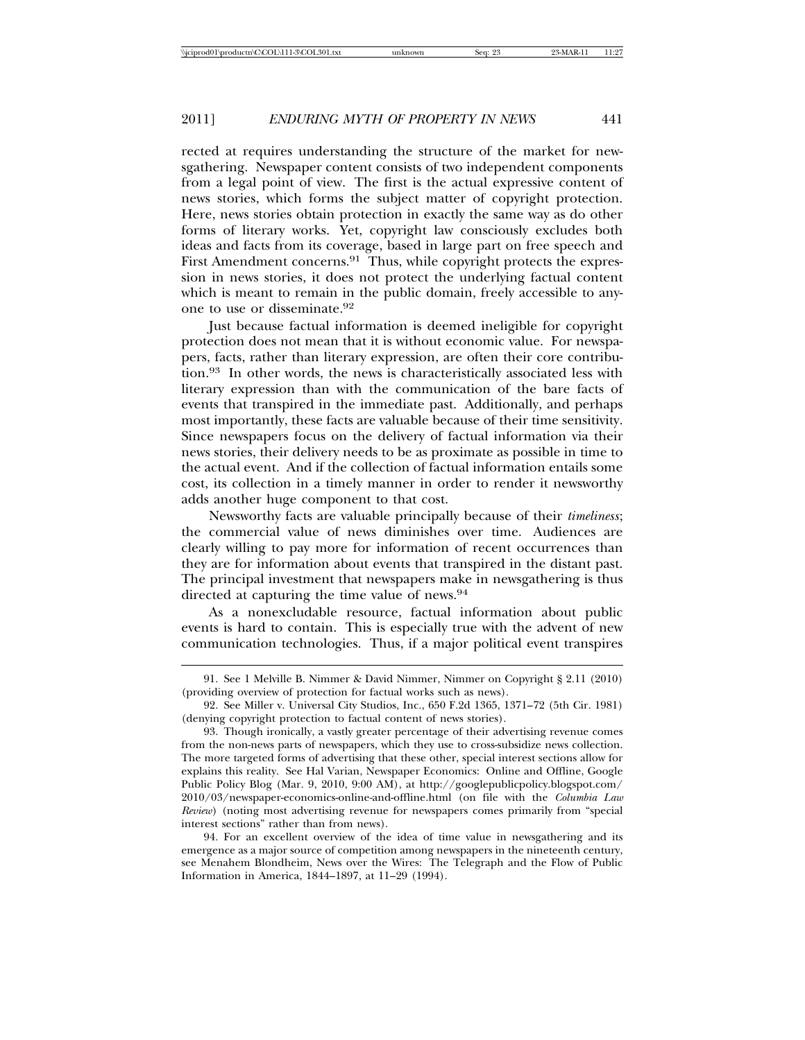rected at requires understanding the structure of the market for newsgathering. Newspaper content consists of two independent components from a legal point of view. The first is the actual expressive content of news stories, which forms the subject matter of copyright protection. Here, news stories obtain protection in exactly the same way as do other forms of literary works. Yet, copyright law consciously excludes both ideas and facts from its coverage, based in large part on free speech and First Amendment concerns.[91] Thus, while copyright protects the expression in news stories, it does not protect the underlying factual content which is meant to remain in the public domain, freely accessible to anyone to use or disseminate.[92]

Just because factual information is deemed ineligible for copyright protection does not mean that it is without economic value. For newspapers, facts, rather than literary expression, are often their core contribution.[93] In other words, the news is characteristically associated less with literary expression than with the communication of the bare facts of events that transpired in the immediate past. Additionally, and perhaps most importantly, these facts are valuable because of their time sensitivity. Since newspapers focus on the delivery of factual information via their news stories, their delivery needs to be as proximate as possible in time to the actual event. And if the collection of factual information entails some cost, its collection in a timely manner in order to render it newsworthy adds another huge component to that cost.

Newsworthy facts are valuable principally because of their *timeliness*; the commercial value of news diminishes over time. Audiences are clearly willing to pay more for information of recent occurrences than they are for information about events that transpired in the distant past. The principal investment that newspapers make in newsgathering is thus directed at capturing the time value of news.[94]

As a nonexcludable resource, factual information about public events is hard to contain. This is especially true with the advent of new communication technologies. Thus, if a major political event transpires

---

91. See 1 Melville B. Nimmer & David Nimmer, Nimmer on Copyright § 2.11 (2010) (providing overview of protection for factual works such as news).

92. See Miller v. Universal City Studios, Inc., 650 F.2d 1365, 1371–72 (5th Cir. 1981) (denying copyright protection to factual content of news stories).

93. Though ironically, a vastly greater percentage of their advertising revenue comes from the non-news parts of newspapers, which they use to cross-subsidize news collection. The more targeted forms of advertising that these other, special interest sections allow for explains this reality. See Hal Varian, Newspaper Economics: Online and Offline, Google Public Policy Blog (Mar. 9, 2010, 9:00 AM), at http://googlepublicpolicy.blogspot.com/2010/03/newspaper-economics-online-and-offline.html (on file with the *Columbia Law Review*) (noting most advertising revenue for newspapers comes primarily from "special interest sections" rather than from news).

94. For an excellent overview of the idea of time value in newsgathering and its emergence as a major source of competition among newspapers in the nineteenth century, see Menahem Blondheim, News over the Wires: The Telegraph and the Flow of Public Information in America, 1844–1897, at 11–29 (1994).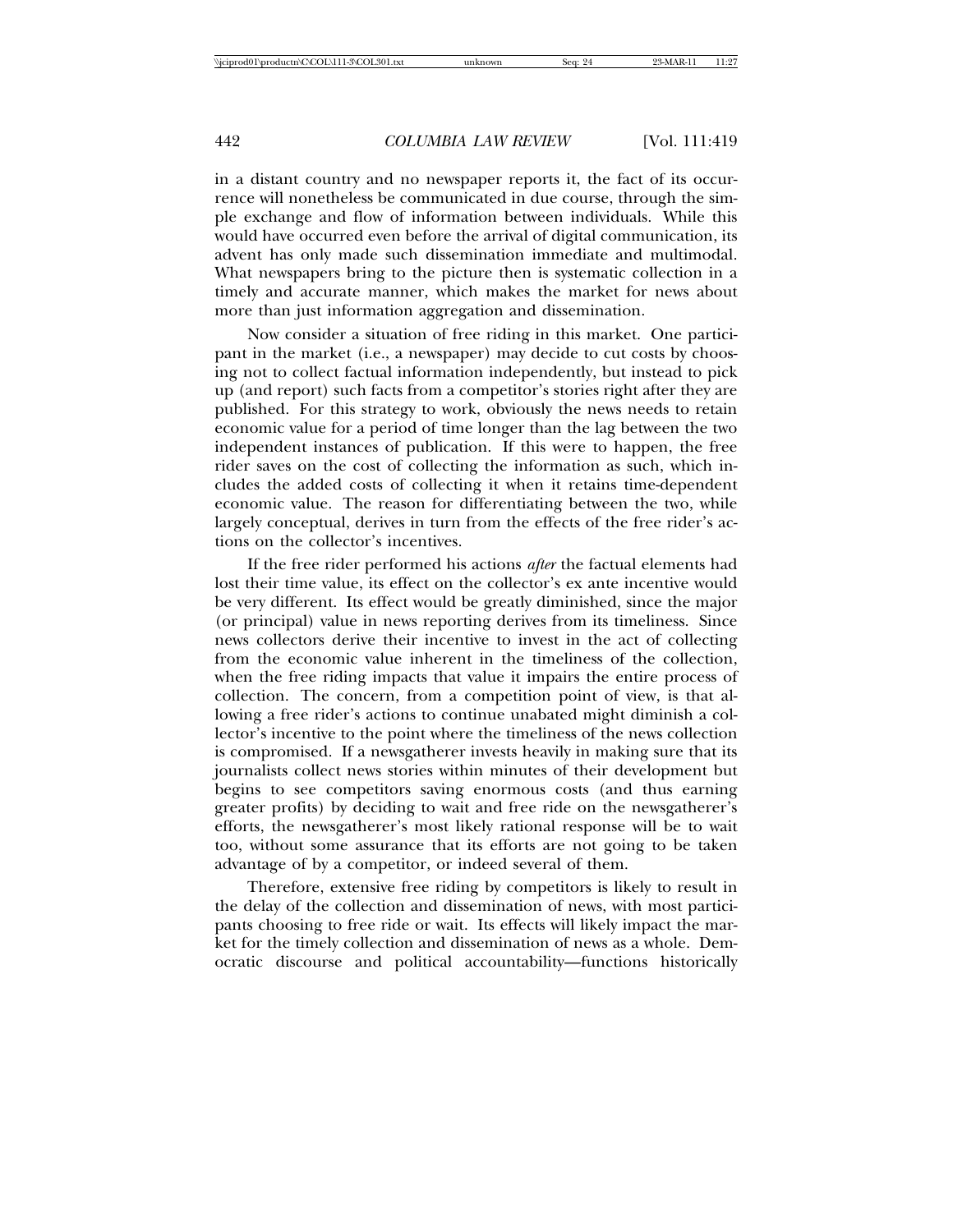in a distant country and no newspaper reports it, the fact of its occurrence will nonetheless be communicated in due course, through the simple exchange and flow of information between individuals. While this would have occurred even before the arrival of digital communication, its advent has only made such dissemination immediate and multimodal. What newspapers bring to the picture then is systematic collection in a timely and accurate manner, which makes the market for news about more than just information aggregation and dissemination.

Now consider a situation of free riding in this market. One participant in the market (i.e., a newspaper) may decide to cut costs by choosing not to collect factual information independently, but instead to pick up (and report) such facts from a competitor's stories right after they are published. For this strategy to work, obviously the news needs to retain economic value for a period of time longer than the lag between the two independent instances of publication. If this were to happen, the free rider saves on the cost of collecting the information as such, which includes the added costs of collecting it when it retains time-dependent economic value. The reason for differentiating between the two, while largely conceptual, derives in turn from the effects of the free rider's actions on the collector's incentives.

If the free rider performed his actions *after* the factual elements had lost their time value, its effect on the collector's ex ante incentive would be very different. Its effect would be greatly diminished, since the major (or principal) value in news reporting derives from its timeliness. Since news collectors derive their incentive to invest in the act of collecting from the economic value inherent in the timeliness of the collection, when the free riding impacts that value it impairs the entire process of collection. The concern, from a competition point of view, is that allowing a free rider's actions to continue unabated might diminish a collector's incentive to the point where the timeliness of the news collection is compromised. If a newsgatherer invests heavily in making sure that its journalists collect news stories within minutes of their development but begins to see competitors saving enormous costs (and thus earning greater profits) by deciding to wait and free ride on the newsgatherer's efforts, the newsgatherer's most likely rational response will be to wait too, without some assurance that its efforts are not going to be taken advantage of by a competitor, or indeed several of them.

Therefore, extensive free riding by competitors is likely to result in the delay of the collection and dissemination of news, with most participants choosing to free ride or wait. Its effects will likely impact the market for the timely collection and dissemination of news as a whole. Democratic discourse and political accountability—functions historically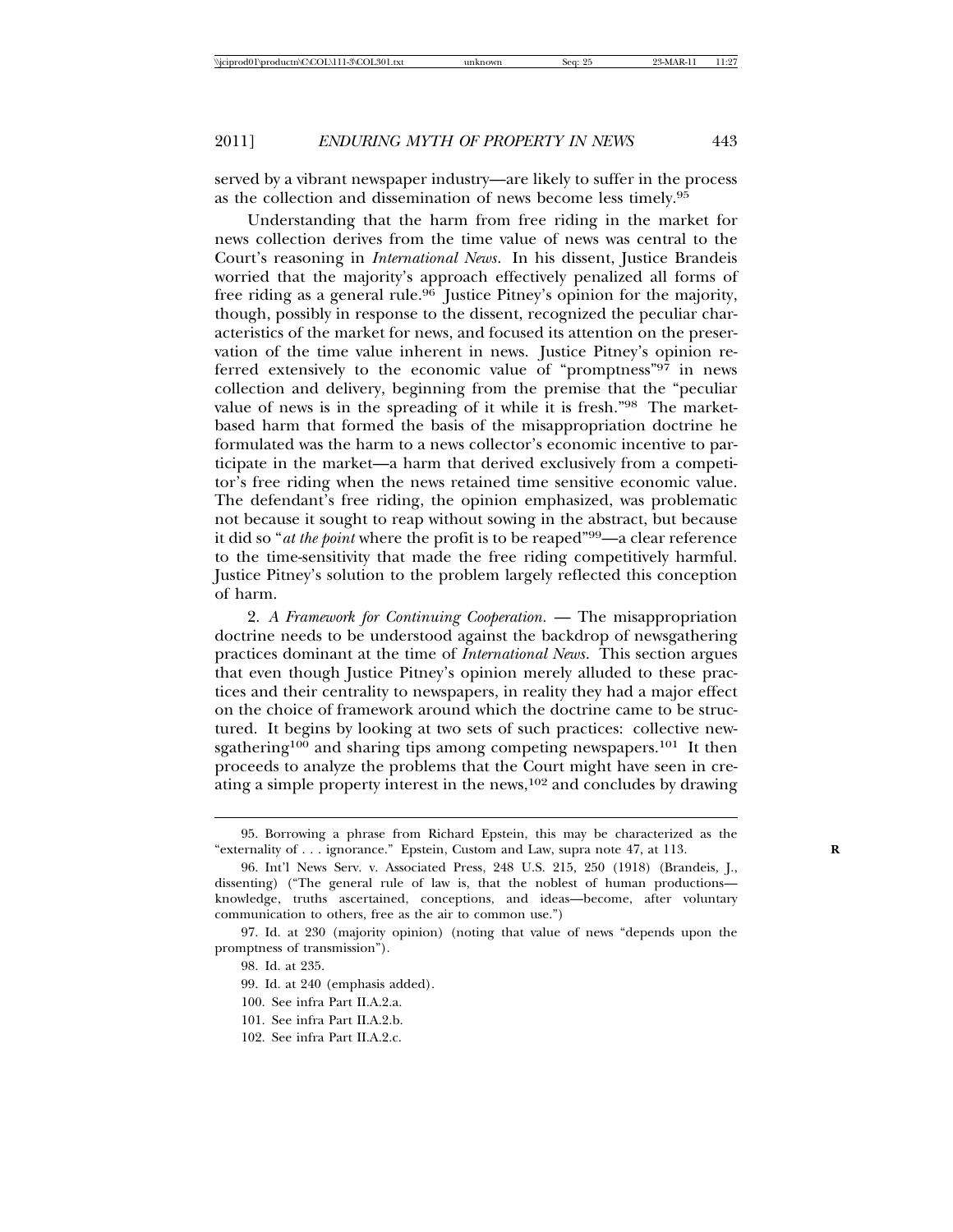served by a vibrant newspaper industry—are likely to suffer in the process as the collection and dissemination of news become less timely.[95]

Understanding that the harm from free riding in the market for news collection derives from the time value of news was central to the Court's reasoning in *International News*. In his dissent, Justice Brandeis worried that the majority's approach effectively penalized all forms of free riding as a general rule.[96] Justice Pitney's opinion for the majority, though, possibly in response to the dissent, recognized the peculiar characteristics of the market for news, and focused its attention on the preservation of the time value inherent in news. Justice Pitney's opinion referred extensively to the economic value of "promptness"[97] in news collection and delivery, beginning from the premise that the "peculiar value of news is in the spreading of it while it is fresh."[98] The market-based harm that formed the basis of the misappropriation doctrine he formulated was the harm to a news collector's economic incentive to participate in the market—a harm that derived exclusively from a competitor's free riding when the news retained time sensitive economic value. The defendant's free riding, the opinion emphasized, was problematic not because it sought to reap without sowing in the abstract, but because it did so "*at the point* where the profit is to be reaped"[99]—a clear reference to the time-sensitivity that made the free riding competitively harmful. Justice Pitney's solution to the problem largely reflected this conception of harm.

2. *A Framework for Continuing Cooperation.* — The misappropriation doctrine needs to be understood against the backdrop of newsgathering practices dominant at the time of *International News*. This section argues that even though Justice Pitney's opinion merely alluded to these practices and their centrality to newspapers, in reality they had a major effect on the choice of framework around which the doctrine came to be structured. It begins by looking at two sets of such practices: collective newsgathering[100] and sharing tips among competing newspapers.[101] It then proceeds to analyze the problems that the Court might have seen in creating a simple property interest in the news,[102] and concludes by drawing

---

95. Borrowing a phrase from Richard Epstein, this may be characterized as the "externality of . . . ignorance." Epstein, Custom and Law, supra note 47, at 113.

96. Int'l News Serv. v. Associated Press, 248 U.S. 215, 250 (1918) (Brandeis, J., dissenting) ("The general rule of law is, that the noblest of human productions—knowledge, truths ascertained, conceptions, and ideas—become, after voluntary communication to others, free as the air to common use.")

97. Id. at 230 (majority opinion) (noting that value of news "depends upon the promptness of transmission").

98. Id. at 235.

99. Id. at 240 (emphasis added).

100. See infra Part II.A.2.a.

101. See infra Part II.A.2.b.

102. See infra Part II.A.2.c.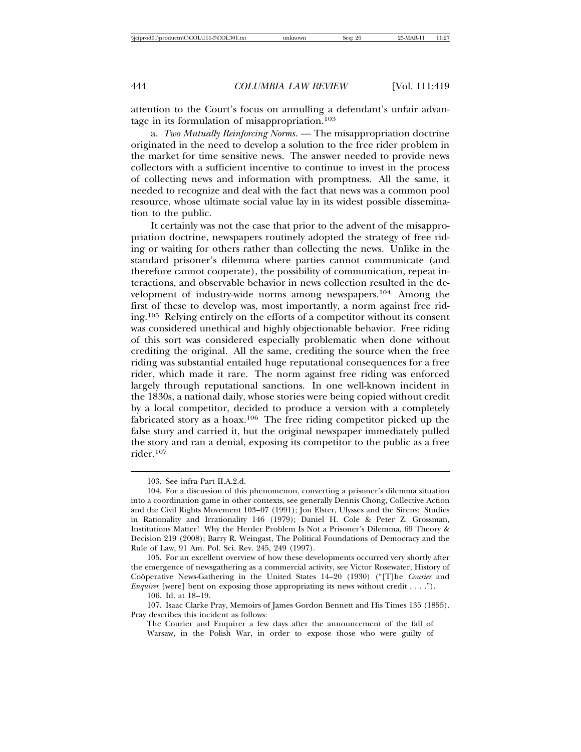attention to the Court's focus on annulling a defendant's unfair advantage in its formulation of misappropriation.[103]

a. *Two Mutually Reinforcing Norms.* — The misappropriation doctrine originated in the need to develop a solution to the free rider problem in the market for time sensitive news. The answer needed to provide news collectors with a sufficient incentive to continue to invest in the process of collecting news and information with promptness. All the same, it needed to recognize and deal with the fact that news was a common pool resource, whose ultimate social value lay in its widest possible dissemination to the public.

It certainly was not the case that prior to the advent of the misappropriation doctrine, newspapers routinely adopted the strategy of free riding or waiting for others rather than collecting the news. Unlike in the standard prisoner's dilemma where parties cannot communicate (and therefore cannot cooperate), the possibility of communication, repeat interactions, and observable behavior in news collection resulted in the development of industry-wide norms among newspapers.[104] Among the first of these to develop was, most importantly, a norm against free riding.[105] Relying entirely on the efforts of a competitor without its consent was considered unethical and highly objectionable behavior. Free riding of this sort was considered especially problematic when done without crediting the original. All the same, crediting the source when the free riding was substantial entailed huge reputational consequences for a free rider, which made it rare. The norm against free riding was enforced largely through reputational sanctions. In one well-known incident in the 1830s, a national daily, whose stories were being copied without credit by a local competitor, decided to produce a version with a completely fabricated story as a hoax.[106] The free riding competitor picked up the false story and carried it, but the original newspaper immediately pulled the story and ran a denial, exposing its competitor to the public as a free rider.[107]

---

103. See infra Part II.A.2.d.

104. For a discussion of this phenomenon, converting a prisoner's dilemma situation into a coordination game in other contexts, see generally Dennis Chong, Collective Action and the Civil Rights Movement 103–07 (1991); Jon Elster, Ulysses and the Sirens: Studies in Rationality and Irrationality 146 (1979); Daniel H. Cole & Peter Z. Grossman, Institutions Matter! Why the Herder Problem Is Not a Prisoner's Dilemma, 69 Theory & Decision 219 (2008); Barry R. Weingast, The Political Foundations of Democracy and the Rule of Law, 91 Am. Pol. Sci. Rev. 245, 249 (1997).

105. For an excellent overview of how these developments occurred very shortly after the emergence of newsgathering as a commercial activity, see Victor Rosewater, History of Coöperative News-Gathering in the United States 14–20 (1930) ("[T]he *Courier* and *Enquirer* [were] bent on exposing those appropriating its news without credit . . . .").

106. Id. at 18–19.

107. Isaac Clarke Pray, Memoirs of James Gordon Bennett and His Times 135 (1855). Pray describes this incident as follows:

> The Courier and Enquirer a few days after the announcement of the fall of Warsaw, in the Polish War, in order to expose those who were guilty of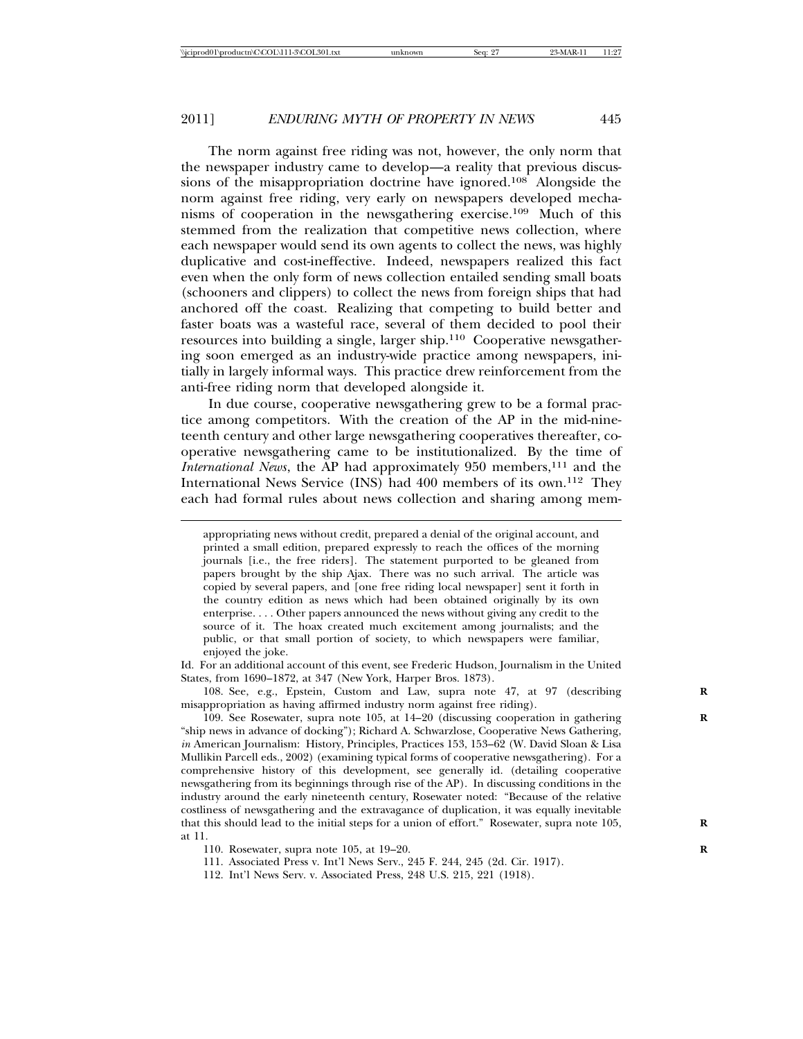The norm against free riding was not, however, the only norm that the newspaper industry came to develop—a reality that previous discussions of the misappropriation doctrine have ignored.[108] Alongside the norm against free riding, very early on newspapers developed mechanisms of cooperation in the newsgathering exercise.[109] Much of this stemmed from the realization that competitive news collection, where each newspaper would send its own agents to collect the news, was highly duplicative and cost-ineffective. Indeed, newspapers realized this fact even when the only form of news collection entailed sending small boats (schooners and clippers) to collect the news from foreign ships that had anchored off the coast. Realizing that competing to build better and faster boats was a wasteful race, several of them decided to pool their resources into building a single, larger ship.[110] Cooperative newsgathering soon emerged as an industry-wide practice among newspapers, initially in largely informal ways. This practice drew reinforcement from the anti-free riding norm that developed alongside it.

In due course, cooperative newsgathering grew to be a formal practice among competitors. With the creation of the AP in the mid-nineteenth century and other large newsgathering cooperatives thereafter, cooperative newsgathering came to be institutionalized. By the time of *International News*, the AP had approximately 950 members,[111] and the International News Service (INS) had 400 members of its own.[112] They each had formal rules about news collection and sharing among mem-

---

appropriating news without credit, prepared a denial of the original account, and printed a small edition, prepared expressly to reach the offices of the morning journals [i.e., the free riders]. The statement purported to be gleaned from papers brought by the ship Ajax. There was no such arrival. The article was copied by several papers, and [one free riding local newspaper] sent it forth in the country edition as news which had been obtained originally by its own enterprise. . . . Other papers announced the news without giving any credit to the source of it. The hoax created much excitement among journalists; and the public, or that small portion of society, to which newspapers were familiar, enjoyed the joke.

Id. For an additional account of this event, see Frederic Hudson, Journalism in the United States, from 1690–1872, at 347 (New York, Harper Bros. 1873).

108. See, e.g., Epstein, Custom and Law, supra note 47, at 97 (describing misappropriation as having affirmed industry norm against free riding).

109. See Rosewater, supra note 105, at 14–20 (discussing cooperation in gathering "ship news in advance of docking"); Richard A. Schwarzlose, Cooperative News Gathering, *in* American Journalism: History, Principles, Practices 153, 153–62 (W. David Sloan & Lisa Mullikin Parcell eds., 2002) (examining typical forms of cooperative newsgathering). For a comprehensive history of this development, see generally id. (detailing cooperative newsgathering from its beginnings through rise of the AP). In discussing conditions in the industry around the early nineteenth century, Rosewater noted: "Because of the relative costliness of newsgathering and the extravagance of duplication, it was equally inevitable that this should lead to the initial steps for a union of effort." Rosewater, supra note 105, at 11.

110. Rosewater, supra note 105, at 19–20.

111. Associated Press v. Int'l News Serv., 245 F. 244, 245 (2d. Cir. 1917).

112. Int'l News Serv. v. Associated Press, 248 U.S. 215, 221 (1918).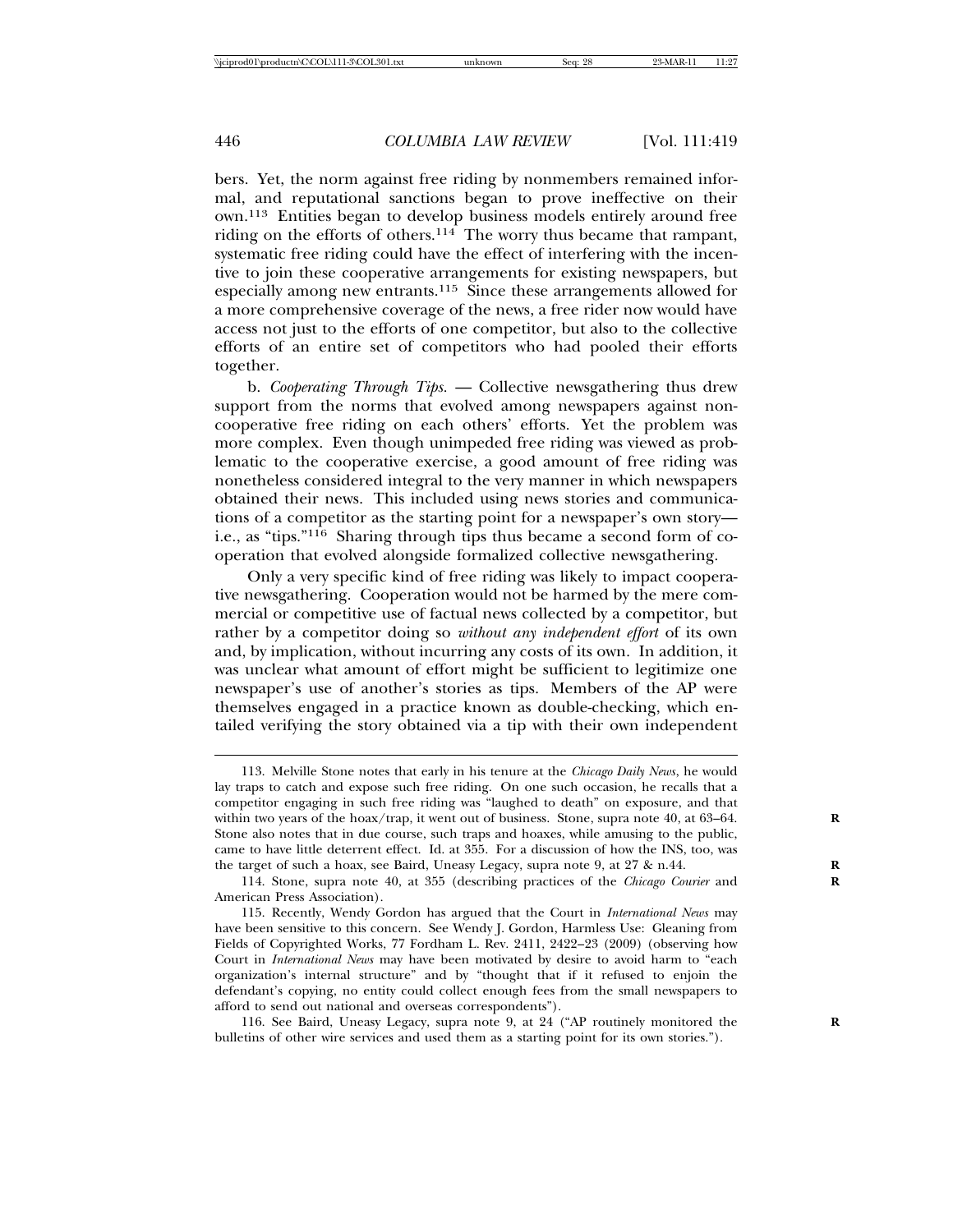bers. Yet, the norm against free riding by nonmembers remained informal, and reputational sanctions began to prove ineffective on their own.[113] Entities began to develop business models entirely around free riding on the efforts of others.[114] The worry thus became that rampant, systematic free riding could have the effect of interfering with the incentive to join these cooperative arrangements for existing newspapers, but especially among new entrants.[115] Since these arrangements allowed for a more comprehensive coverage of the news, a free rider now would have access not just to the efforts of one competitor, but also to the collective efforts of an entire set of competitors who had pooled their efforts together.

b. *Cooperating Through Tips.* — Collective newsgathering thus drew support from the norms that evolved among newspapers against noncooperative free riding on each others' efforts. Yet the problem was more complex. Even though unimpeded free riding was viewed as problematic to the cooperative exercise, a good amount of free riding was nonetheless considered integral to the very manner in which newspapers obtained their news. This included using news stories and communications of a competitor as the starting point for a newspaper's own story—i.e., as "tips."[116] Sharing through tips thus became a second form of cooperation that evolved alongside formalized collective newsgathering.

Only a very specific kind of free riding was likely to impact cooperative newsgathering. Cooperation would not be harmed by the mere commercial or competitive use of factual news collected by a competitor, but rather by a competitor doing so *without any independent effort* of its own and, by implication, without incurring any costs of its own. In addition, it was unclear what amount of effort might be sufficient to legitimize one newspaper's use of another's stories as tips. Members of the AP were themselves engaged in a practice known as double-checking, which entailed verifying the story obtained via a tip with their own independent

113. Melville Stone notes that early in his tenure at the *Chicago Daily News*, he would lay traps to catch and expose such free riding. On one such occasion, he recalls that a competitor engaging in such free riding was "laughed to death" on exposure, and that within two years of the hoax/trap, it went out of business. Stone, supra note 40, at 63–64. Stone also notes that in due course, such traps and hoaxes, while amusing to the public, came to have little deterrent effect. Id. at 355. For a discussion of how the INS, too, was the target of such a hoax, see Baird, Uneasy Legacy, supra note 9, at 27 & n.44.

114. Stone, supra note 40, at 355 (describing practices of the *Chicago Courier* and American Press Association).

115. Recently, Wendy Gordon has argued that the Court in *International News* may have been sensitive to this concern. See Wendy J. Gordon, Harmless Use: Gleaning from Fields of Copyrighted Works, 77 Fordham L. Rev. 2411, 2422–23 (2009) (observing how Court in *International News* may have been motivated by desire to avoid harm to "each organization's internal structure" and by "thought that if it refused to enjoin the defendant's copying, no entity could collect enough fees from the small newspapers to afford to send out national and overseas correspondents").

116. See Baird, Uneasy Legacy, supra note 9, at 24 ("AP routinely monitored the bulletins of other wire services and used them as a starting point for its own stories.").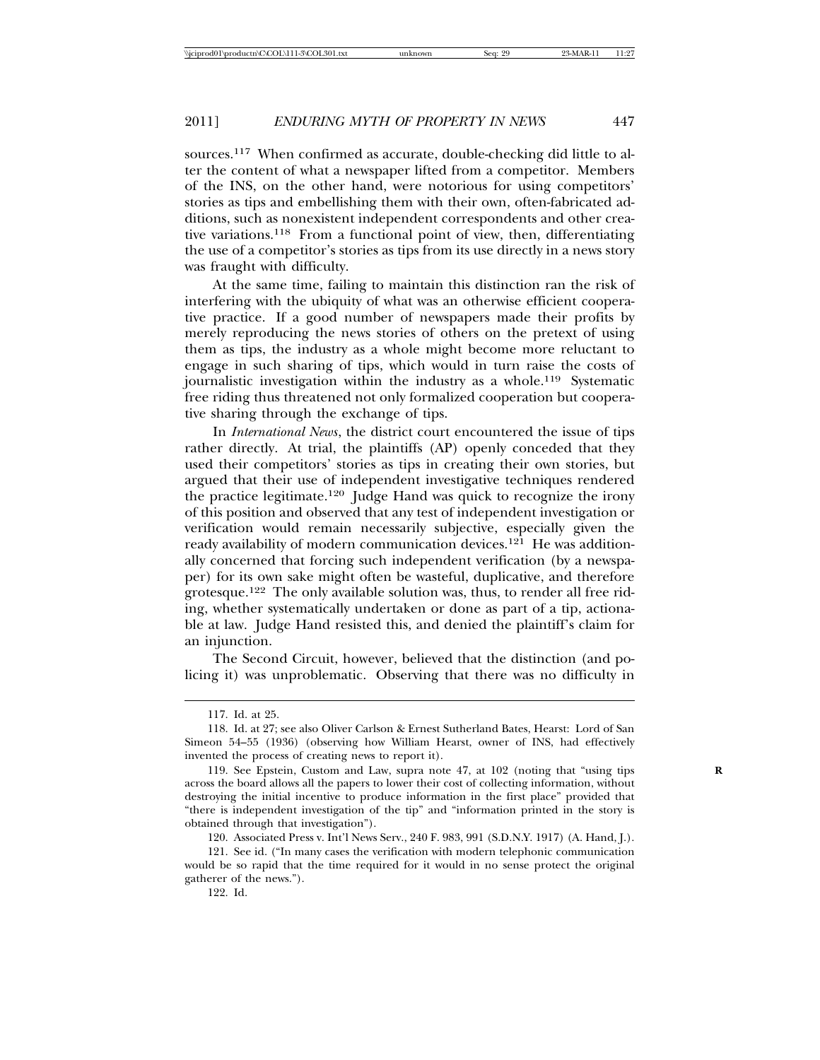sources.[117] When confirmed as accurate, double-checking did little to alter the content of what a newspaper lifted from a competitor. Members of the INS, on the other hand, were notorious for using competitors' stories as tips and embellishing them with their own, often-fabricated additions, such as nonexistent independent correspondents and other creative variations.[118] From a functional point of view, then, differentiating the use of a competitor's stories as tips from its use directly in a news story was fraught with difficulty.

At the same time, failing to maintain this distinction ran the risk of interfering with the ubiquity of what was an otherwise efficient cooperative practice. If a good number of newspapers made their profits by merely reproducing the news stories of others on the pretext of using them as tips, the industry as a whole might become more reluctant to engage in such sharing of tips, which would in turn raise the costs of journalistic investigation within the industry as a whole.[119] Systematic free riding thus threatened not only formalized cooperation but cooperative sharing through the exchange of tips.

In *International News*, the district court encountered the issue of tips rather directly. At trial, the plaintiffs (AP) openly conceded that they used their competitors' stories as tips in creating their own stories, but argued that their use of independent investigative techniques rendered the practice legitimate.[120] Judge Hand was quick to recognize the irony of this position and observed that any test of independent investigation or verification would remain necessarily subjective, especially given the ready availability of modern communication devices.[121] He was additionally concerned that forcing such independent verification (by a newspaper) for its own sake might often be wasteful, duplicative, and therefore grotesque.[122] The only available solution was, thus, to render all free riding, whether systematically undertaken or done as part of a tip, actionable at law. Judge Hand resisted this, and denied the plaintiff's claim for an injunction.

The Second Circuit, however, believed that the distinction (and policing it) was unproblematic. Observing that there was no difficulty in

117. Id. at 25.

118. Id. at 27; see also Oliver Carlson & Ernest Sutherland Bates, Hearst: Lord of San Simeon 54–55 (1936) (observing how William Hearst, owner of INS, had effectively invented the process of creating news to report it).

119. See Epstein, Custom and Law, supra note 47, at 102 (noting that "using tips across the board allows all the papers to lower their cost of collecting information, without destroying the initial incentive to produce information in the first place" provided that "there is independent investigation of the tip" and "information printed in the story is obtained through that investigation").

120. Associated Press v. Int'l News Serv., 240 F. 983, 991 (S.D.N.Y. 1917) (A. Hand, J.).

121. See id. ("In many cases the verification with modern telephonic communication would be so rapid that the time required for it would in no sense protect the original gatherer of the news.").

122. Id.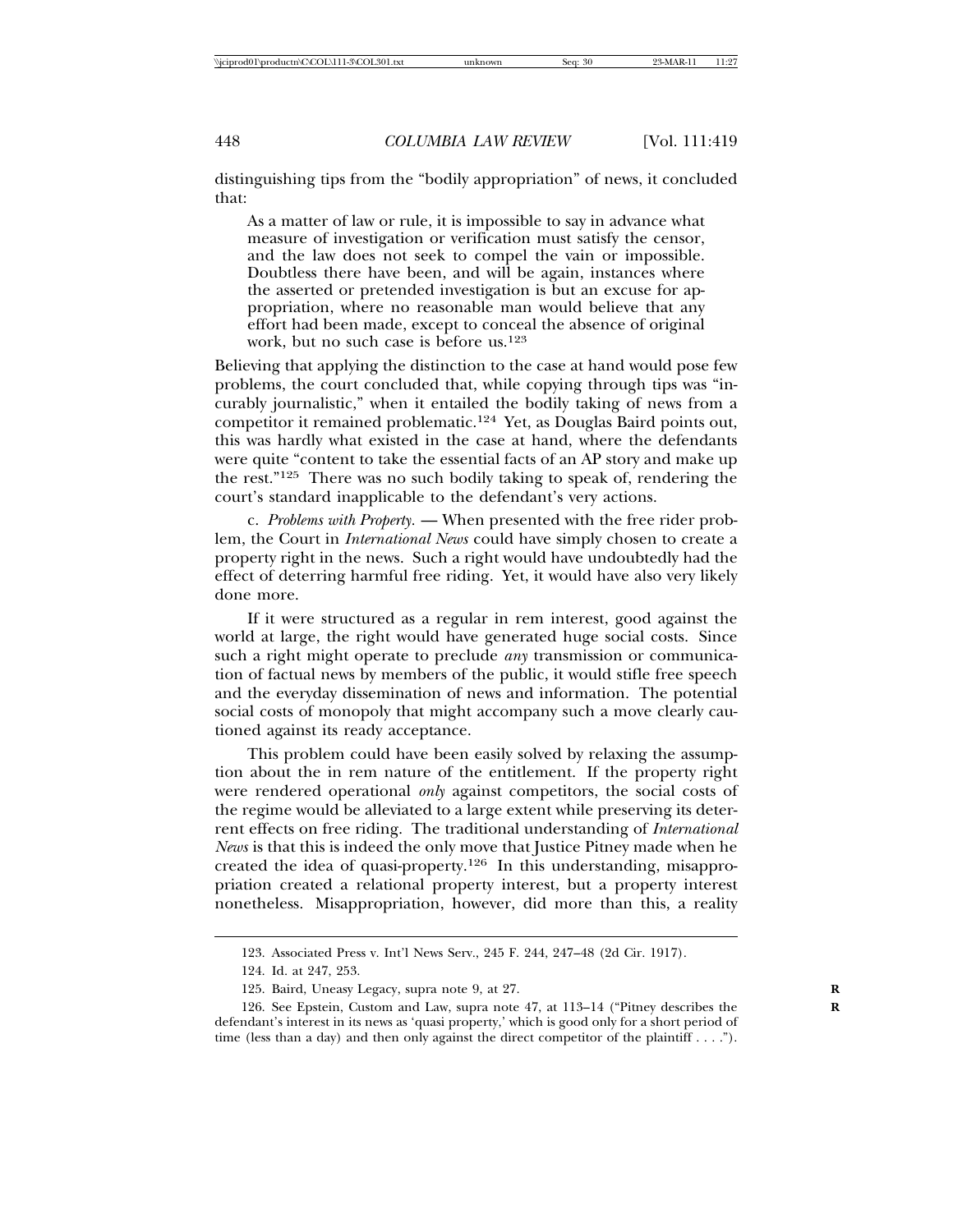distinguishing tips from the "bodily appropriation" of news, it concluded that:

> As a matter of law or rule, it is impossible to say in advance what measure of investigation or verification must satisfy the censor, and the law does not seek to compel the vain or impossible. Doubtless there have been, and will be again, instances where the asserted or pretended investigation is but an excuse for appropriation, where no reasonable man would believe that any effort had been made, except to conceal the absence of original work, but no such case is before us.[123]

Believing that applying the distinction to the case at hand would pose few problems, the court concluded that, while copying through tips was "incurably journalistic," when it entailed the bodily taking of news from a competitor it remained problematic.[124] Yet, as Douglas Baird points out, this was hardly what existed in the case at hand, where the defendants were quite "content to take the essential facts of an AP story and make up the rest."[125] There was no such bodily taking to speak of, rendering the court's standard inapplicable to the defendant's very actions.

c. *Problems with Property.* — When presented with the free rider problem, the Court in *International News* could have simply chosen to create a property right in the news. Such a right would have undoubtedly had the effect of deterring harmful free riding. Yet, it would have also very likely done more.

If it were structured as a regular in rem interest, good against the world at large, the right would have generated huge social costs. Since such a right might operate to preclude *any* transmission or communication of factual news by members of the public, it would stifle free speech and the everyday dissemination of news and information. The potential social costs of monopoly that might accompany such a move clearly cautioned against its ready acceptance.

This problem could have been easily solved by relaxing the assumption about the in rem nature of the entitlement. If the property right were rendered operational *only* against competitors, the social costs of the regime would be alleviated to a large extent while preserving its deterrent effects on free riding. The traditional understanding of *International News* is that this is indeed the only move that Justice Pitney made when he created the idea of quasi-property.[126] In this understanding, misappropriation created a relational property interest, but a property interest nonetheless. Misappropriation, however, did more than this, a reality

---

123. Associated Press v. Int'l News Serv., 245 F. 244, 247–48 (2d Cir. 1917).

124. Id. at 247, 253.

125. Baird, Uneasy Legacy, supra note 9, at 27.

126. See Epstein, Custom and Law, supra note 47, at 113–14 ("Pitney describes the defendant's interest in its news as 'quasi property,' which is good only for a short period of time (less than a day) and then only against the direct competitor of the plaintiff . . . .").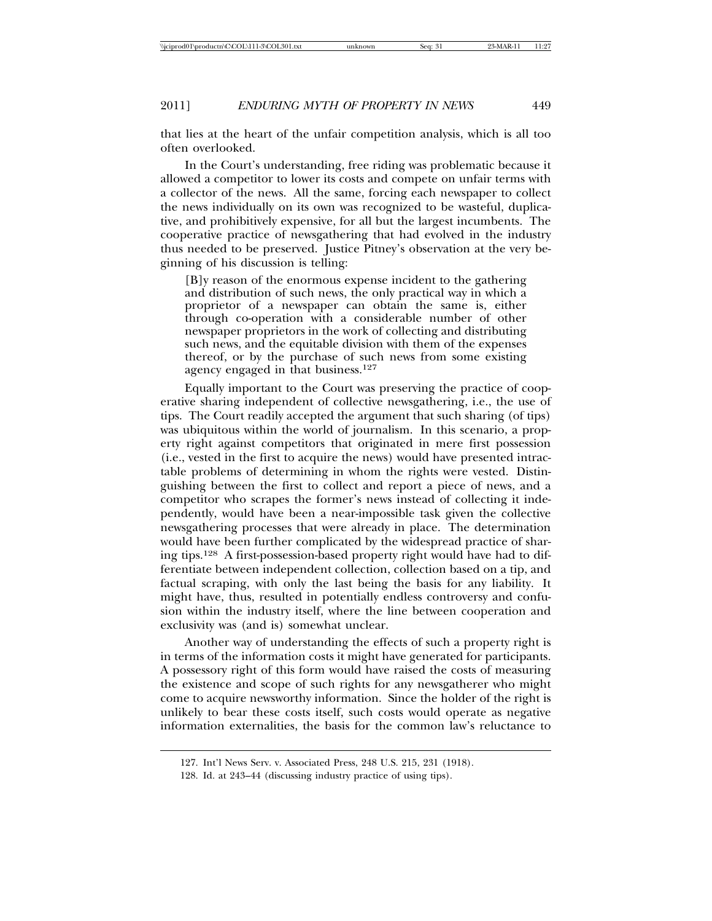that lies at the heart of the unfair competition analysis, which is all too often overlooked.

In the Court's understanding, free riding was problematic because it allowed a competitor to lower its costs and compete on unfair terms with a collector of the news. All the same, forcing each newspaper to collect the news individually on its own was recognized to be wasteful, duplicative, and prohibitively expensive, for all but the largest incumbents. The cooperative practice of newsgathering that had evolved in the industry thus needed to be preserved. Justice Pitney's observation at the very beginning of his discussion is telling:

> [B]y reason of the enormous expense incident to the gathering and distribution of such news, the only practical way in which a proprietor of a newspaper can obtain the same is, either through co-operation with a considerable number of other newspaper proprietors in the work of collecting and distributing such news, and the equitable division with them of the expenses thereof, or by the purchase of such news from some existing agency engaged in that business.[127]

Equally important to the Court was preserving the practice of cooperative sharing independent of collective newsgathering, i.e., the use of tips. The Court readily accepted the argument that such sharing (of tips) was ubiquitous within the world of journalism. In this scenario, a property right against competitors that originated in mere first possession (i.e., vested in the first to acquire the news) would have presented intractable problems of determining in whom the rights were vested. Distinguishing between the first to collect and report a piece of news, and a competitor who scrapes the former's news instead of collecting it independently, would have been a near-impossible task given the collective newsgathering processes that were already in place. The determination would have been further complicated by the widespread practice of sharing tips.[128] A first-possession-based property right would have had to differentiate between independent collection, collection based on a tip, and factual scraping, with only the last being the basis for any liability. It might have, thus, resulted in potentially endless controversy and confusion within the industry itself, where the line between cooperation and exclusivity was (and is) somewhat unclear.

Another way of understanding the effects of such a property right is in terms of the information costs it might have generated for participants. A possessory right of this form would have raised the costs of measuring the existence and scope of such rights for any newsgatherer who might come to acquire newsworthy information. Since the holder of the right is unlikely to bear these costs itself, such costs would operate as negative information externalities, the basis for the common law's reluctance to

127. Int'l News Serv. v. Associated Press, 248 U.S. 215, 231 (1918).

128. Id. at 243–44 (discussing industry practice of using tips).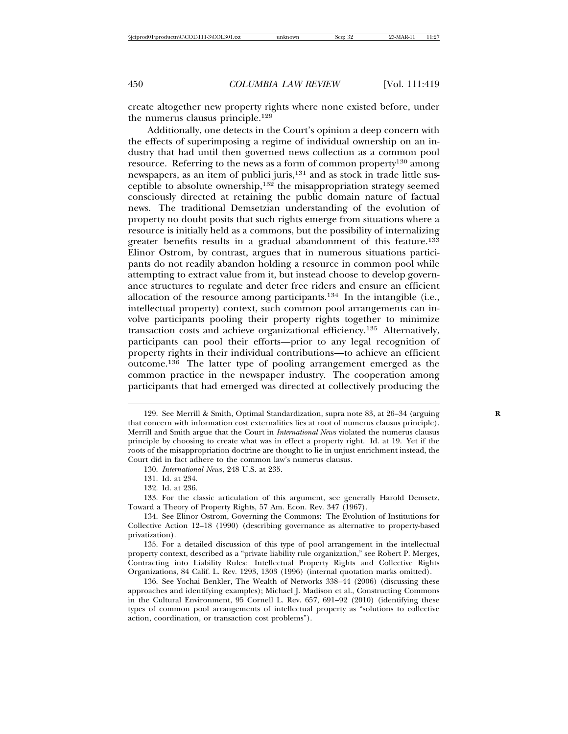create altogether new property rights where none existed before, under the numerus clausus principle.[129]

Additionally, one detects in the Court's opinion a deep concern with the effects of superimposing a regime of individual ownership on an industry that had until then governed news collection as a common pool resource. Referring to the news as a form of common property[130] among newspapers, as an item of publici juris,[131] and as stock in trade little susceptible to absolute ownership,[132] the misappropriation strategy seemed consciously directed at retaining the public domain nature of factual news. The traditional Demsetzian understanding of the evolution of property no doubt posits that such rights emerge from situations where a resource is initially held as a commons, but the possibility of internalizing greater benefits results in a gradual abandonment of this feature.[133] Elinor Ostrom, by contrast, argues that in numerous situations participants do not readily abandon holding a resource in common pool while attempting to extract value from it, but instead choose to develop governance structures to regulate and deter free riders and ensure an efficient allocation of the resource among participants.[134] In the intangible (i.e., intellectual property) context, such common pool arrangements can involve participants pooling their property rights together to minimize transaction costs and achieve organizational efficiency.[135] Alternatively, participants can pool their efforts—prior to any legal recognition of property rights in their individual contributions—to achieve an efficient outcome.[136] The latter type of pooling arrangement emerged as the common practice in the newspaper industry. The cooperation among participants that had emerged was directed at collectively producing the

---

129. See Merrill & Smith, Optimal Standardization, supra note 83, at 26–34 (arguing that concern with information cost externalities lies at root of numerus clausus principle). Merrill and Smith argue that the Court in *International News* violated the numerus clausus principle by choosing to create what was in effect a property right. Id. at 19. Yet if the roots of the misappropriation doctrine are thought to lie in unjust enrichment instead, the Court did in fact adhere to the common law's numerus clausus.

130. *International News*, 248 U.S. at 235.

131. Id. at 234.

132. Id. at 236.

133. For the classic articulation of this argument, see generally Harold Demsetz, Toward a Theory of Property Rights, 57 Am. Econ. Rev. 347 (1967).

134. See Elinor Ostrom, Governing the Commons: The Evolution of Institutions for Collective Action 12–18 (1990) (describing governance as alternative to property-based privatization).

135. For a detailed discussion of this type of pool arrangement in the intellectual property context, described as a "private liability rule organization," see Robert P. Merges, Contracting into Liability Rules: Intellectual Property Rights and Collective Rights Organizations, 84 Calif. L. Rev. 1293, 1303 (1996) (internal quotation marks omitted).

136. See Yochai Benkler, The Wealth of Networks 338–44 (2006) (discussing these approaches and identifying examples); Michael J. Madison et al., Constructing Commons in the Cultural Environment, 95 Cornell L. Rev. 657, 691–92 (2010) (identifying these types of common pool arrangements of intellectual property as "solutions to collective action, coordination, or transaction cost problems").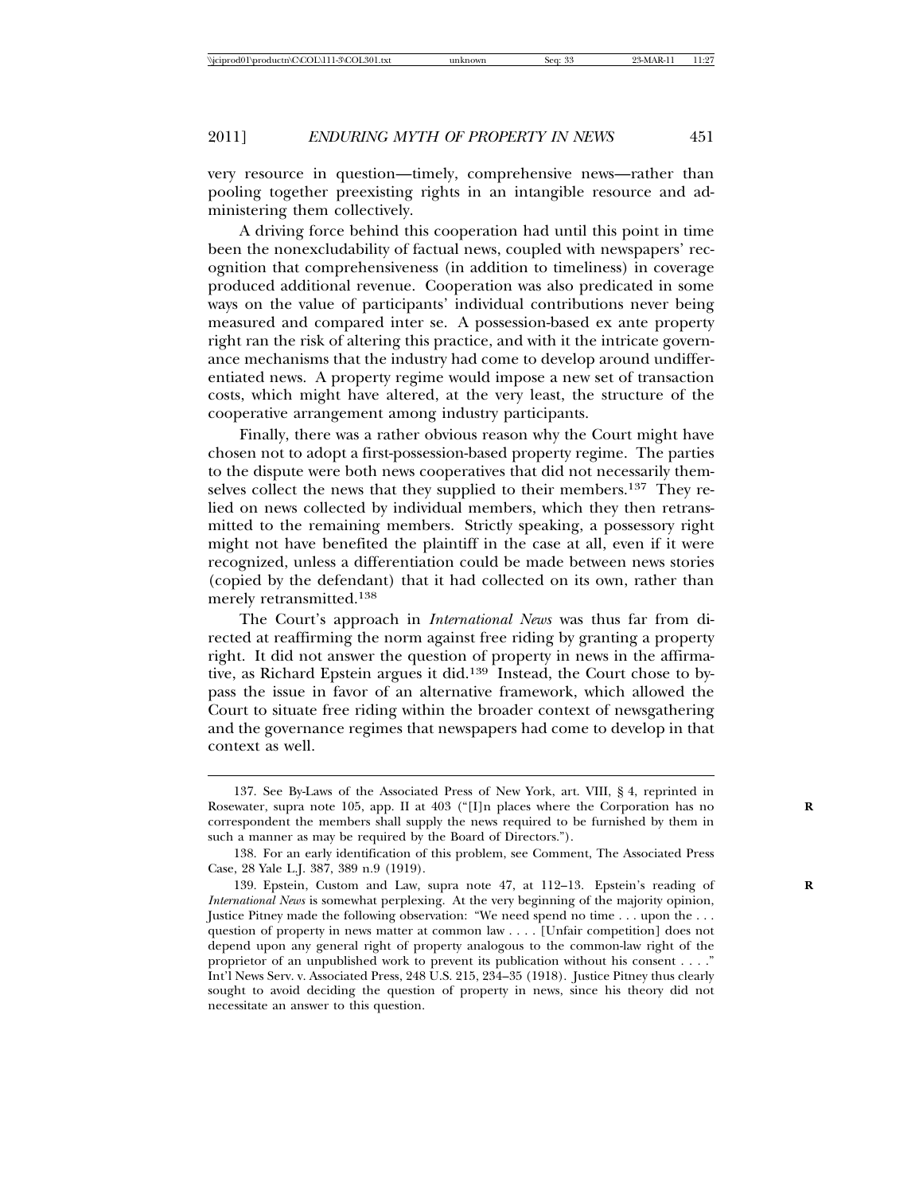very resource in question—timely, comprehensive news—rather than pooling together preexisting rights in an intangible resource and administering them collectively.

A driving force behind this cooperation had until this point in time been the nonexcludability of factual news, coupled with newspapers' recognition that comprehensiveness (in addition to timeliness) in coverage produced additional revenue. Cooperation was also predicated in some ways on the value of participants' individual contributions never being measured and compared inter se. A possession-based ex ante property right ran the risk of altering this practice, and with it the intricate governance mechanisms that the industry had come to develop around undifferentiated news. A property regime would impose a new set of transaction costs, which might have altered, at the very least, the structure of the cooperative arrangement among industry participants.

Finally, there was a rather obvious reason why the Court might have chosen not to adopt a first-possession-based property regime. The parties to the dispute were both news cooperatives that did not necessarily themselves collect the news that they supplied to their members.[137] They relied on news collected by individual members, which they then retransmitted to the remaining members. Strictly speaking, a possessory right might not have benefited the plaintiff in the case at all, even if it were recognized, unless a differentiation could be made between news stories (copied by the defendant) that it had collected on its own, rather than merely retransmitted.[138]

The Court's approach in *International News* was thus far from directed at reaffirming the norm against free riding by granting a property right. It did not answer the question of property in news in the affirmative, as Richard Epstein argues it did.[139] Instead, the Court chose to bypass the issue in favor of an alternative framework, which allowed the Court to situate free riding within the broader context of newsgathering and the governance regimes that newspapers had come to develop in that context as well.

---

137. See By-Laws of the Associated Press of New York, art. VIII, § 4, reprinted in Rosewater, supra note 105, app. II at 403 ("[I]n places where the Corporation has no correspondent the members shall supply the news required to be furnished by them in such a manner as may be required by the Board of Directors.").

138. For an early identification of this problem, see Comment, The Associated Press Case, 28 Yale L.J. 387, 389 n.9 (1919).

139. Epstein, Custom and Law, supra note 47, at 112–13. Epstein's reading of *International News* is somewhat perplexing. At the very beginning of the majority opinion, Justice Pitney made the following observation: "We need spend no time . . . upon the . . . question of property in news matter at common law . . . . [Unfair competition] does not depend upon any general right of property analogous to the common-law right of the proprietor of an unpublished work to prevent its publication without his consent . . . ." Int'l News Serv. v. Associated Press, 248 U.S. 215, 234–35 (1918). Justice Pitney thus clearly sought to avoid deciding the question of property in news, since his theory did not necessitate an answer to this question.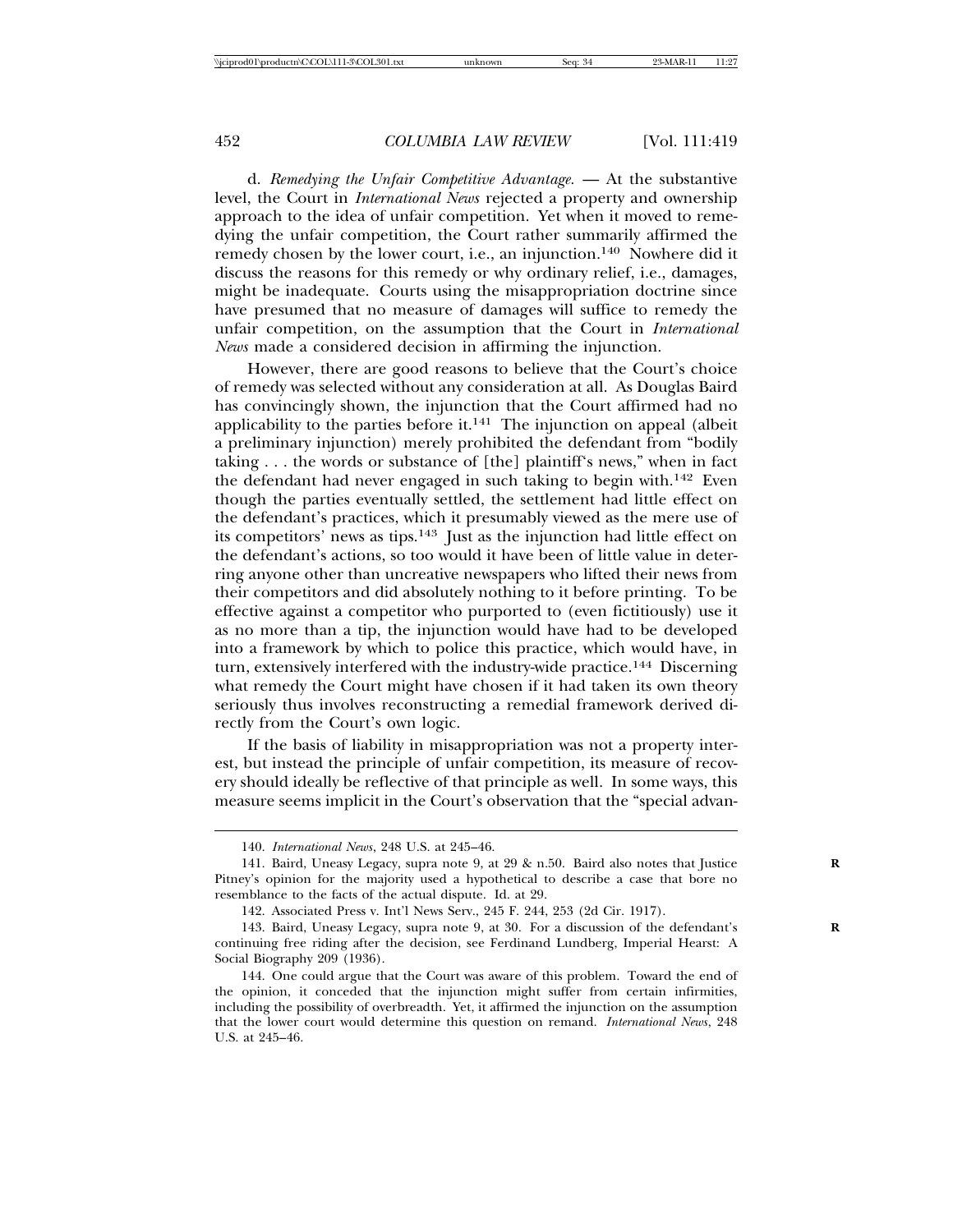d. *Remedying the Unfair Competitive Advantage.* — At the substantive level, the Court in *International News* rejected a property and ownership approach to the idea of unfair competition. Yet when it moved to remedying the unfair competition, the Court rather summarily affirmed the remedy chosen by the lower court, i.e., an injunction.[140] Nowhere did it discuss the reasons for this remedy or why ordinary relief, i.e., damages, might be inadequate. Courts using the misappropriation doctrine since have presumed that no measure of damages will suffice to remedy the unfair competition, on the assumption that the Court in *International News* made a considered decision in affirming the injunction.

However, there are good reasons to believe that the Court's choice of remedy was selected without any consideration at all. As Douglas Baird has convincingly shown, the injunction that the Court affirmed had no applicability to the parties before it.[141] The injunction on appeal (albeit a preliminary injunction) merely prohibited the defendant from "bodily taking . . . the words or substance of [the] plaintiff's news," when in fact the defendant had never engaged in such taking to begin with.[142] Even though the parties eventually settled, the settlement had little effect on the defendant's practices, which it presumably viewed as the mere use of its competitors' news as tips.[143] Just as the injunction had little effect on the defendant's actions, so too would it have been of little value in deterring anyone other than uncreative newspapers who lifted their news from their competitors and did absolutely nothing to it before printing. To be effective against a competitor who purported to (even fictitiously) use it as no more than a tip, the injunction would have had to be developed into a framework by which to police this practice, which would have, in turn, extensively interfered with the industry-wide practice.[144] Discerning what remedy the Court might have chosen if it had taken its own theory seriously thus involves reconstructing a remedial framework derived directly from the Court's own logic.

If the basis of liability in misappropriation was not a property interest, but instead the principle of unfair competition, its measure of recovery should ideally be reflective of that principle as well. In some ways, this measure seems implicit in the Court's observation that the "special advan-

---

140. *International News*, 248 U.S. at 245–46.

141. Baird, Uneasy Legacy, supra note 9, at 29 & n.50. Baird also notes that Justice Pitney's opinion for the majority used a hypothetical to describe a case that bore no resemblance to the facts of the actual dispute. Id. at 29.

142. Associated Press v. Int'l News Serv., 245 F. 244, 253 (2d Cir. 1917).

143. Baird, Uneasy Legacy, supra note 9, at 30. For a discussion of the defendant's continuing free riding after the decision, see Ferdinand Lundberg, Imperial Hearst: A Social Biography 209 (1936).

144. One could argue that the Court was aware of this problem. Toward the end of the opinion, it conceded that the injunction might suffer from certain infirmities, including the possibility of overbreadth. Yet, it affirmed the injunction on the assumption that the lower court would determine this question on remand. *International News*, 248 U.S. at 245–46.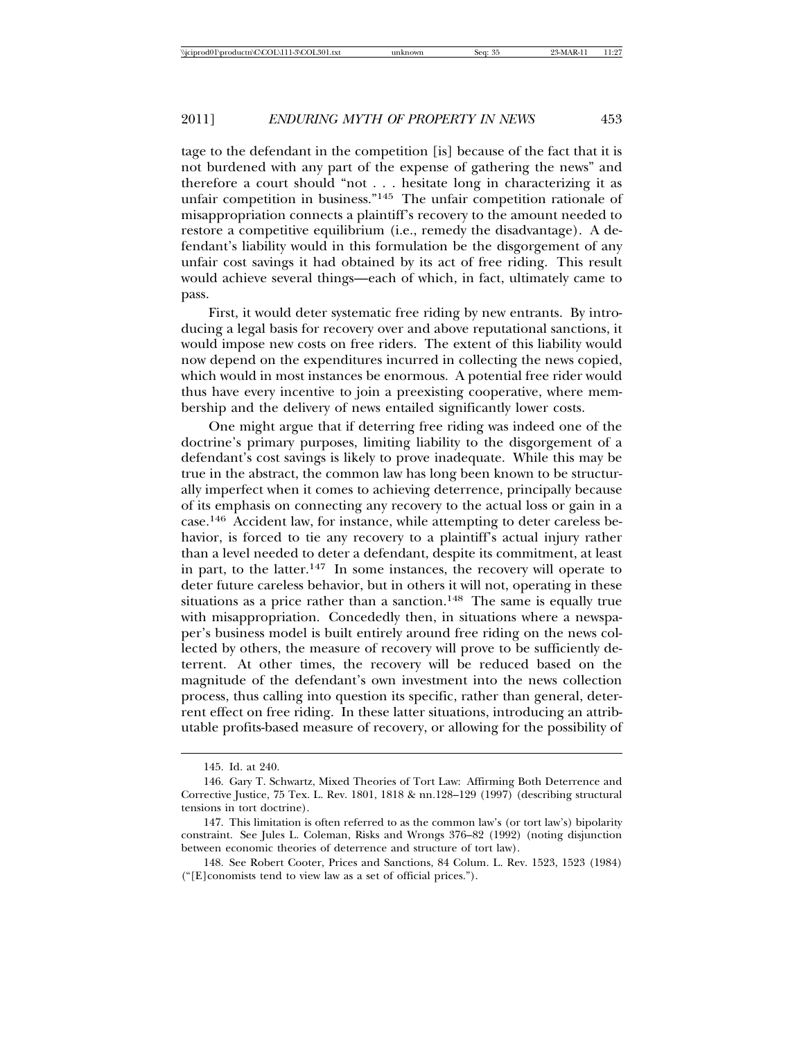tage to the defendant in the competition [is] because of the fact that it is not burdened with any part of the expense of gathering the news" and therefore a court should "not . . . hesitate long in characterizing it as unfair competition in business."[145] The unfair competition rationale of misappropriation connects a plaintiff's recovery to the amount needed to restore a competitive equilibrium (i.e., remedy the disadvantage). A defendant's liability would in this formulation be the disgorgement of any unfair cost savings it had obtained by its act of free riding. This result would achieve several things—each of which, in fact, ultimately came to pass.

First, it would deter systematic free riding by new entrants. By introducing a legal basis for recovery over and above reputational sanctions, it would impose new costs on free riders. The extent of this liability would now depend on the expenditures incurred in collecting the news copied, which would in most instances be enormous. A potential free rider would thus have every incentive to join a preexisting cooperative, where membership and the delivery of news entailed significantly lower costs.

One might argue that if deterring free riding was indeed one of the doctrine's primary purposes, limiting liability to the disgorgement of a defendant's cost savings is likely to prove inadequate. While this may be true in the abstract, the common law has long been known to be structurally imperfect when it comes to achieving deterrence, principally because of its emphasis on connecting any recovery to the actual loss or gain in a case.[146] Accident law, for instance, while attempting to deter careless behavior, is forced to tie any recovery to a plaintiff's actual injury rather than a level needed to deter a defendant, despite its commitment, at least in part, to the latter.[147] In some instances, the recovery will operate to deter future careless behavior, but in others it will not, operating in these situations as a price rather than a sanction.[148] The same is equally true with misappropriation. Concededly then, in situations where a newspaper's business model is built entirely around free riding on the news collected by others, the measure of recovery will prove to be sufficiently deterrent. At other times, the recovery will be reduced based on the magnitude of the defendant's own investment into the news collection process, thus calling into question its specific, rather than general, deterrent effect on free riding. In these latter situations, introducing an attributable profits-based measure of recovery, or allowing for the possibility of

---

145. Id. at 240.

146. Gary T. Schwartz, Mixed Theories of Tort Law: Affirming Both Deterrence and Corrective Justice, 75 Tex. L. Rev. 1801, 1818 & nn.128–129 (1997) (describing structural tensions in tort doctrine).

147. This limitation is often referred to as the common law's (or tort law's) bipolarity constraint. See Jules L. Coleman, Risks and Wrongs 376–82 (1992) (noting disjunction between economic theories of deterrence and structure of tort law).

148. See Robert Cooter, Prices and Sanctions, 84 Colum. L. Rev. 1523, 1523 (1984) ("[E]conomists tend to view law as a set of official prices.").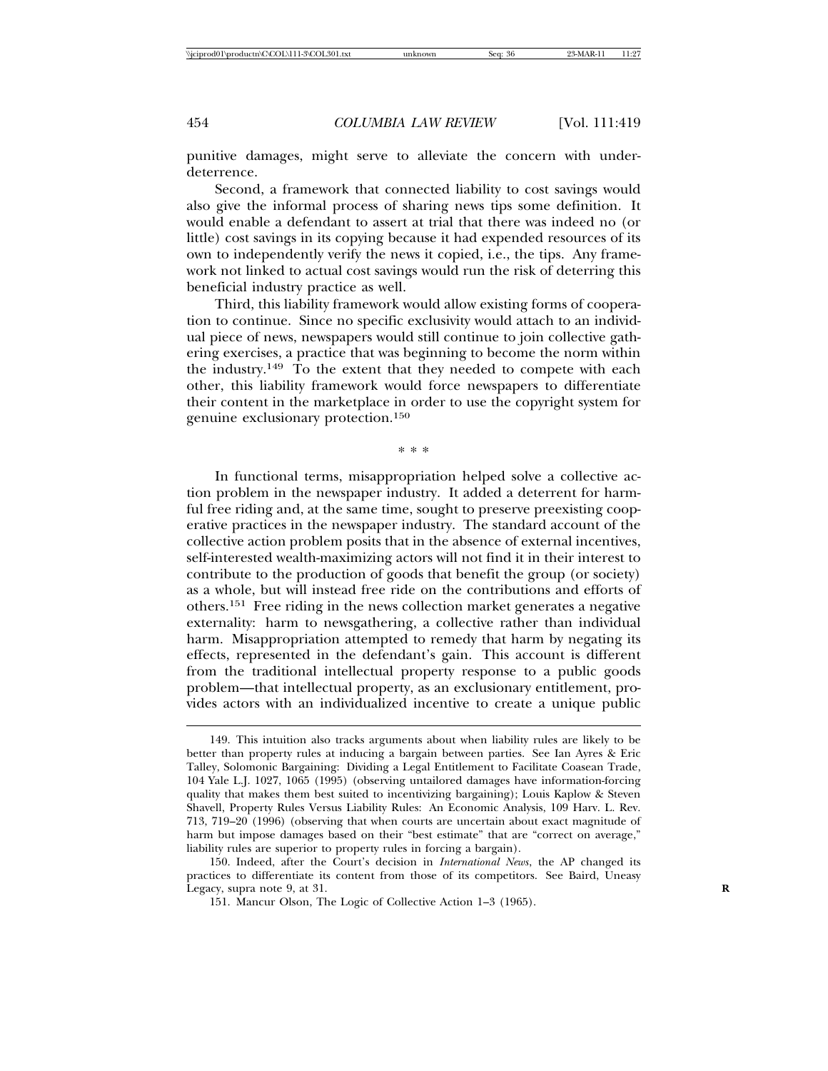punitive damages, might serve to alleviate the concern with under-deterrence.

Second, a framework that connected liability to cost savings would also give the informal process of sharing news tips some definition. It would enable a defendant to assert at trial that there was indeed no (or little) cost savings in its copying because it had expended resources of its own to independently verify the news it copied, i.e., the tips. Any framework not linked to actual cost savings would run the risk of deterring this beneficial industry practice as well.

Third, this liability framework would allow existing forms of cooperation to continue. Since no specific exclusivity would attach to an individual piece of news, newspapers would still continue to join collective gathering exercises, a practice that was beginning to become the norm within the industry.[149] To the extent that they needed to compete with each other, this liability framework would force newspapers to differentiate their content in the marketplace in order to use the copyright system for genuine exclusionary protection.[150]

\* \* \*

In functional terms, misappropriation helped solve a collective action problem in the newspaper industry. It added a deterrent for harmful free riding and, at the same time, sought to preserve preexisting cooperative practices in the newspaper industry. The standard account of the collective action problem posits that in the absence of external incentives, self-interested wealth-maximizing actors will not find it in their interest to contribute to the production of goods that benefit the group (or society) as a whole, but will instead free ride on the contributions and efforts of others.[151] Free riding in the news collection market generates a negative externality: harm to newsgathering, a collective rather than individual harm. Misappropriation attempted to remedy that harm by negating its effects, represented in the defendant's gain. This account is different from the traditional intellectual property response to a public goods problem—that intellectual property, as an exclusionary entitlement, provides actors with an individualized incentive to create a unique public

---

149. This intuition also tracks arguments about when liability rules are likely to be better than property rules at inducing a bargain between parties. See Ian Ayres & Eric Talley, Solomonic Bargaining: Dividing a Legal Entitlement to Facilitate Coasean Trade, 104 Yale L.J. 1027, 1065 (1995) (observing untailored damages have information-forcing quality that makes them best suited to incentivizing bargaining); Louis Kaplow & Steven Shavell, Property Rules Versus Liability Rules: An Economic Analysis, 109 Harv. L. Rev. 713, 719–20 (1996) (observing that when courts are uncertain about exact magnitude of harm but impose damages based on their "best estimate" that are "correct on average," liability rules are superior to property rules in forcing a bargain).

150. Indeed, after the Court's decision in *International News*, the AP changed its practices to differentiate its content from those of its competitors. See Baird, Uneasy Legacy, supra note 9, at 31.

151. Mancur Olson, The Logic of Collective Action 1–3 (1965).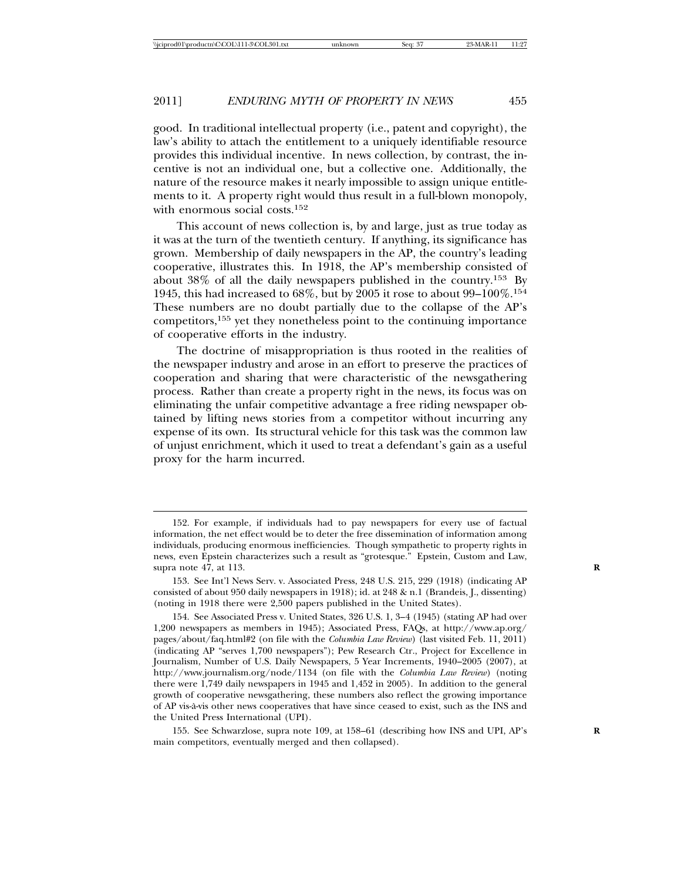good. In traditional intellectual property (i.e., patent and copyright), the law's ability to attach the entitlement to a uniquely identifiable resource provides this individual incentive. In news collection, by contrast, the incentive is not an individual one, but a collective one. Additionally, the nature of the resource makes it nearly impossible to assign unique entitlements to it. A property right would thus result in a full-blown monopoly, with enormous social costs.[152]

This account of news collection is, by and large, just as true today as it was at the turn of the twentieth century. If anything, its significance has grown. Membership of daily newspapers in the AP, the country's leading cooperative, illustrates this. In 1918, the AP's membership consisted of about 38% of all the daily newspapers published in the country.[153] By 1945, this had increased to 68%, but by 2005 it rose to about 99–100%.[154] These numbers are no doubt partially due to the collapse of the AP's competitors,[155] yet they nonetheless point to the continuing importance of cooperative efforts in the industry.

The doctrine of misappropriation is thus rooted in the realities of the newspaper industry and arose in an effort to preserve the practices of cooperation and sharing that were characteristic of the newsgathering process. Rather than create a property right in the news, its focus was on eliminating the unfair competitive advantage a free riding newspaper obtained by lifting news stories from a competitor without incurring any expense of its own. Its structural vehicle for this task was the common law of unjust enrichment, which it used to treat a defendant's gain as a useful proxy for the harm incurred.

---

152. For example, if individuals had to pay newspapers for every use of factual information, the net effect would be to deter the free dissemination of information among individuals, producing enormous inefficiencies. Though sympathetic to property rights in news, even Epstein characterizes such a result as "grotesque." Epstein, Custom and Law, supra note 47, at 113.

153. See Int'l News Serv. v. Associated Press, 248 U.S. 215, 229 (1918) (indicating AP consisted of about 950 daily newspapers in 1918); id. at 248 & n.1 (Brandeis, J., dissenting) (noting in 1918 there were 2,500 papers published in the United States).

154. See Associated Press v. United States, 326 U.S. 1, 3–4 (1945) (stating AP had over 1,200 newspapers as members in 1945); Associated Press, FAQs, at http://www.ap.org/pages/about/faq.html#2 (on file with the *Columbia Law Review*) (last visited Feb. 11, 2011) (indicating AP "serves 1,700 newspapers"); Pew Research Ctr., Project for Excellence in Journalism, Number of U.S. Daily Newspapers, 5 Year Increments, 1940–2005 (2007), at http://www.journalism.org/node/1134 (on file with the *Columbia Law Review*) (noting there were 1,749 daily newspapers in 1945 and 1,452 in 2005). In addition to the general growth of cooperative newsgathering, these numbers also reflect the growing importance of AP vis-à-vis other news cooperatives that have since ceased to exist, such as the INS and the United Press International (UPI).

155. See Schwarzlose, supra note 109, at 158–61 (describing how INS and UPI, AP's main competitors, eventually merged and then collapsed).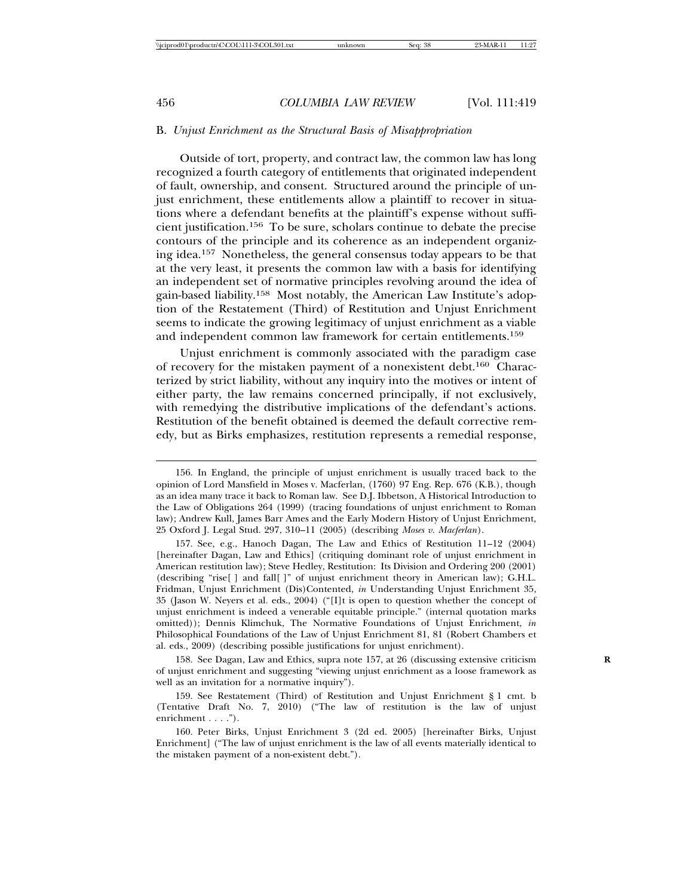## B. *Unjust Enrichment as the Structural Basis of Misappropriation*

Outside of tort, property, and contract law, the common law has long recognized a fourth category of entitlements that originated independent of fault, ownership, and consent. Structured around the principle of unjust enrichment, these entitlements allow a plaintiff to recover in situations where a defendant benefits at the plaintiff's expense without sufficient justification.[156] To be sure, scholars continue to debate the precise contours of the principle and its coherence as an independent organizing idea.[157] Nonetheless, the general consensus today appears to be that at the very least, it presents the common law with a basis for identifying an independent set of normative principles revolving around the idea of gain-based liability.[158] Most notably, the American Law Institute's adoption of the Restatement (Third) of Restitution and Unjust Enrichment seems to indicate the growing legitimacy of unjust enrichment as a viable and independent common law framework for certain entitlements.[159]

Unjust enrichment is commonly associated with the paradigm case of recovery for the mistaken payment of a nonexistent debt.[160] Characterized by strict liability, without any inquiry into the motives or intent of either party, the law remains concerned principally, if not exclusively, with remedying the distributive implications of the defendant's actions. Restitution of the benefit obtained is deemed the default corrective remedy, but as Birks emphasizes, restitution represents a remedial response,

---

156. In England, the principle of unjust enrichment is usually traced back to the opinion of Lord Mansfield in Moses v. Macferlan, (1760) 97 Eng. Rep. 676 (K.B.), though as an idea many trace it back to Roman law. See D.J. Ibbetson, A Historical Introduction to the Law of Obligations 264 (1999) (tracing foundations of unjust enrichment to Roman law); Andrew Kull, James Barr Ames and the Early Modern History of Unjust Enrichment, 25 Oxford J. Legal Stud. 297, 310–11 (2005) (describing *Moses v. Macferlan*).

157. See, e.g., Hanoch Dagan, The Law and Ethics of Restitution 11–12 (2004) [hereinafter Dagan, Law and Ethics] (critiquing dominant role of unjust enrichment in American restitution law); Steve Hedley, Restitution: Its Division and Ordering 200 (2001) (describing "rise[ ] and fall[ ]" of unjust enrichment theory in American law); G.H.L. Fridman, Unjust Enrichment (Dis)Contented, *in* Understanding Unjust Enrichment 35, 35 (Jason W. Neyers et al. eds., 2004) ("[I]t is open to question whether the concept of unjust enrichment is indeed a venerable equitable principle." (internal quotation marks omitted)); Dennis Klimchuk, The Normative Foundations of Unjust Enrichment, *in* Philosophical Foundations of the Law of Unjust Enrichment 81, 81 (Robert Chambers et al. eds., 2009) (describing possible justifications for unjust enrichment).

158. See Dagan, Law and Ethics, supra note 157, at 26 (discussing extensive criticism of unjust enrichment and suggesting "viewing unjust enrichment as a loose framework as well as an invitation for a normative inquiry").

159. See Restatement (Third) of Restitution and Unjust Enrichment § 1 cmt. b (Tentative Draft No. 7, 2010) ("The law of restitution is the law of unjust enrichment . . . .").

160. Peter Birks, Unjust Enrichment 3 (2d ed. 2005) [hereinafter Birks, Unjust Enrichment] ("The law of unjust enrichment is the law of all events materially identical to the mistaken payment of a non-existent debt.").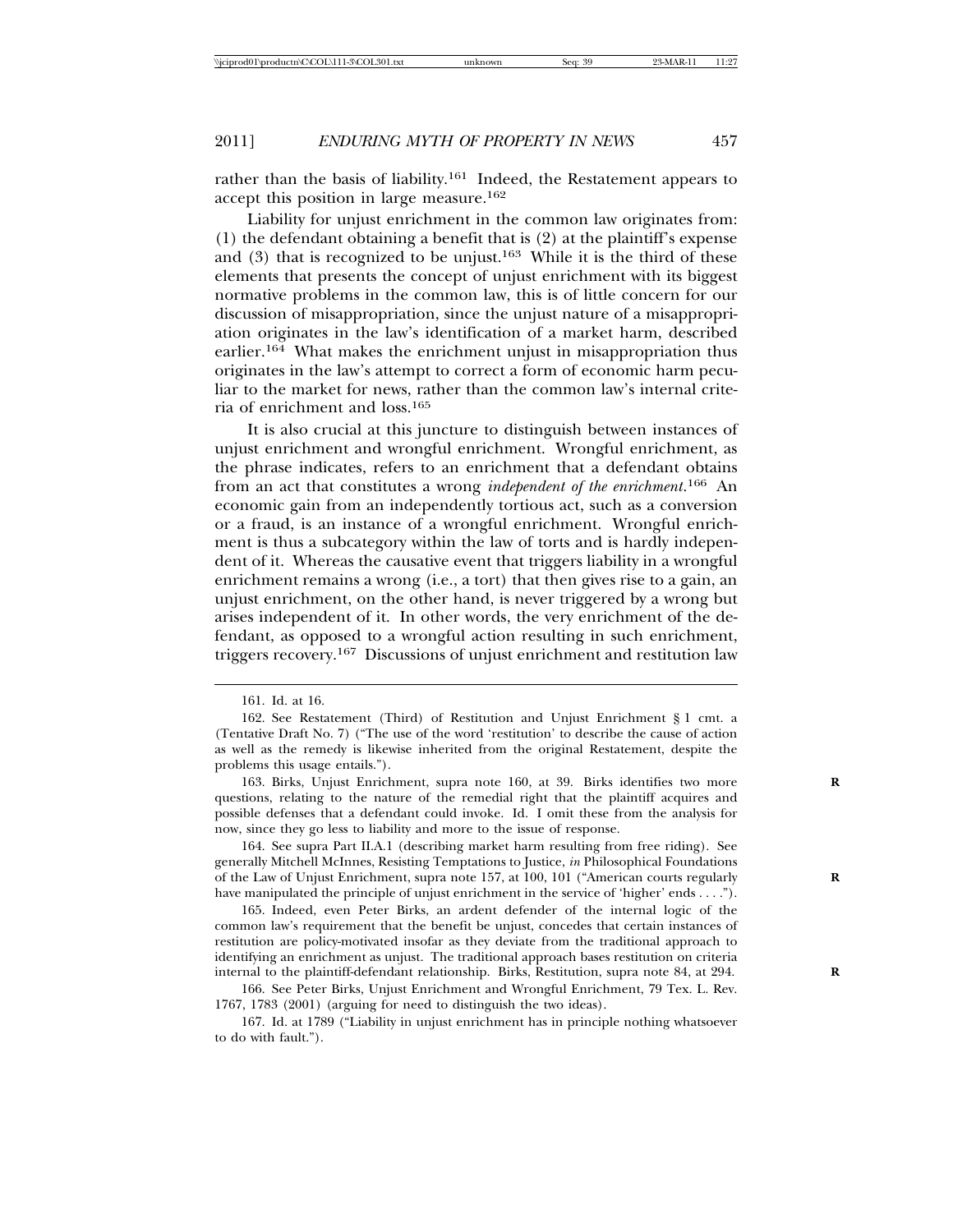rather than the basis of liability.[161] Indeed, the Restatement appears to accept this position in large measure.[162]

Liability for unjust enrichment in the common law originates from: (1) the defendant obtaining a benefit that is (2) at the plaintiff's expense and (3) that is recognized to be unjust.[163] While it is the third of these elements that presents the concept of unjust enrichment with its biggest normative problems in the common law, this is of little concern for our discussion of misappropriation, since the unjust nature of a misappropriation originates in the law's identification of a market harm, described earlier.[164] What makes the enrichment unjust in misappropriation thus originates in the law's attempt to correct a form of economic harm peculiar to the market for news, rather than the common law's internal criteria of enrichment and loss.[165]

It is also crucial at this juncture to distinguish between instances of unjust enrichment and wrongful enrichment. Wrongful enrichment, as the phrase indicates, refers to an enrichment that a defendant obtains from an act that constitutes a wrong *independent of the enrichment*.[166] An economic gain from an independently tortious act, such as a conversion or a fraud, is an instance of a wrongful enrichment. Wrongful enrichment is thus a subcategory within the law of torts and is hardly independent of it. Whereas the causative event that triggers liability in a wrongful enrichment remains a wrong (i.e., a tort) that then gives rise to a gain, an unjust enrichment, on the other hand, is never triggered by a wrong but arises independent of it. In other words, the very enrichment of the defendant, as opposed to a wrongful action resulting in such enrichment, triggers recovery.[167] Discussions of unjust enrichment and restitution law

---

161. Id. at 16.

162. See Restatement (Third) of Restitution and Unjust Enrichment § 1 cmt. a (Tentative Draft No. 7) ("The use of the word 'restitution' to describe the cause of action as well as the remedy is likewise inherited from the original Restatement, despite the problems this usage entails.").

163. Birks, Unjust Enrichment, supra note 160, at 39. Birks identifies two more questions, relating to the nature of the remedial right that the plaintiff acquires and possible defenses that a defendant could invoke. Id. I omit these from the analysis for now, since they go less to liability and more to the issue of response.

164. See supra Part II.A.1 (describing market harm resulting from free riding). See generally Mitchell McInnes, Resisting Temptations to Justice, *in* Philosophical Foundations of the Law of Unjust Enrichment, supra note 157, at 100, 101 ("American courts regularly have manipulated the principle of unjust enrichment in the service of 'higher' ends . . . .").

165. Indeed, even Peter Birks, an ardent defender of the internal logic of the common law's requirement that the benefit be unjust, concedes that certain instances of restitution are policy-motivated insofar as they deviate from the traditional approach to identifying an enrichment as unjust. The traditional approach bases restitution on criteria internal to the plaintiff-defendant relationship. Birks, Restitution, supra note 84, at 294.

166. See Peter Birks, Unjust Enrichment and Wrongful Enrichment, 79 Tex. L. Rev. 1767, 1783 (2001) (arguing for need to distinguish the two ideas).

167. Id. at 1789 ("Liability in unjust enrichment has in principle nothing whatsoever to do with fault.").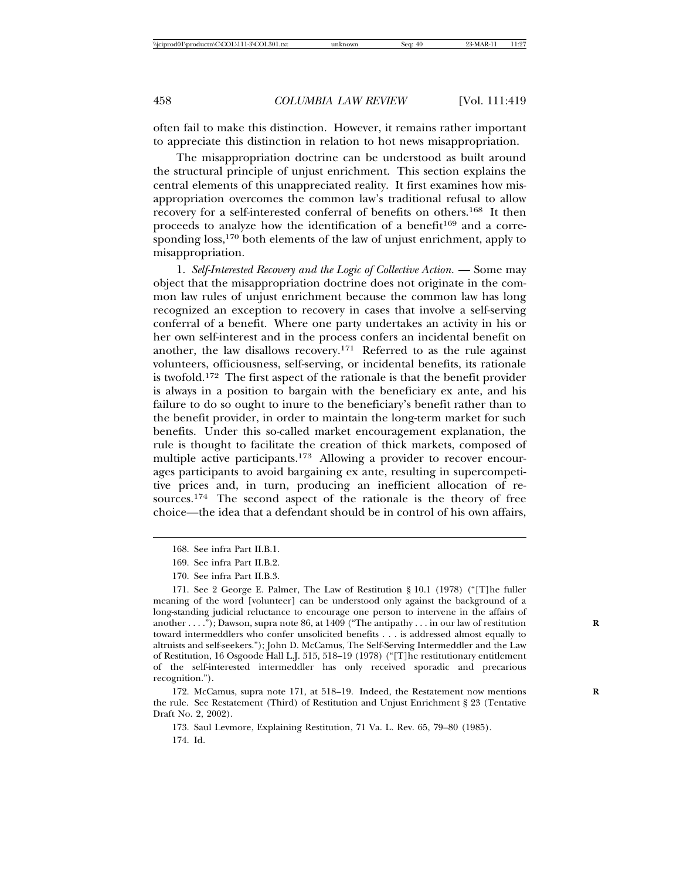often fail to make this distinction. However, it remains rather important to appreciate this distinction in relation to hot news misappropriation.

The misappropriation doctrine can be understood as built around the structural principle of unjust enrichment. This section explains the central elements of this unappreciated reality. It first examines how misappropriation overcomes the common law's traditional refusal to allow recovery for a self-interested conferral of benefits on others.[168] It then proceeds to analyze how the identification of a benefit[169] and a corresponding loss,[170] both elements of the law of unjust enrichment, apply to misappropriation.

1. *Self-Interested Recovery and the Logic of Collective Action.* — Some may object that the misappropriation doctrine does not originate in the common law rules of unjust enrichment because the common law has long recognized an exception to recovery in cases that involve a self-serving conferral of a benefit. Where one party undertakes an activity in his or her own self-interest and in the process confers an incidental benefit on another, the law disallows recovery.[171] Referred to as the rule against volunteers, officiousness, self-serving, or incidental benefits, its rationale is twofold.[172] The first aspect of the rationale is that the benefit provider is always in a position to bargain with the beneficiary ex ante, and his failure to do so ought to inure to the beneficiary's benefit rather than to the benefit provider, in order to maintain the long-term market for such benefits. Under this so-called market encouragement explanation, the rule is thought to facilitate the creation of thick markets, composed of multiple active participants.[173] Allowing a provider to recover encourages participants to avoid bargaining ex ante, resulting in supercompetitive prices and, in turn, producing an inefficient allocation of resources.[174] The second aspect of the rationale is the theory of free choice—the idea that a defendant should be in control of his own affairs,

---

168. See infra Part II.B.1.

169. See infra Part II.B.2.

170. See infra Part II.B.3.

171. See 2 George E. Palmer, The Law of Restitution § 10.1 (1978) ("[T]he fuller meaning of the word [volunteer] can be understood only against the background of a long-standing judicial reluctance to encourage one person to intervene in the affairs of another . . . ."); Dawson, supra note 86, at 1409 ("The antipathy . . . in our law of restitution toward intermeddlers who confer unsolicited benefits . . . is addressed almost equally to altruists and self-seekers."); John D. McCamus, The Self-Serving Intermeddler and the Law of Restitution, 16 Osgoode Hall L.J. 515, 518–19 (1978) ("[T]he restitutionary entitlement of the self-interested intermeddler has only received sporadic and precarious recognition.").

172. McCamus, supra note 171, at 518–19. Indeed, the Restatement now mentions the rule. See Restatement (Third) of Restitution and Unjust Enrichment § 23 (Tentative Draft No. 2, 2002).

173. Saul Levmore, Explaining Restitution, 71 Va. L. Rev. 65, 79–80 (1985).

174. Id.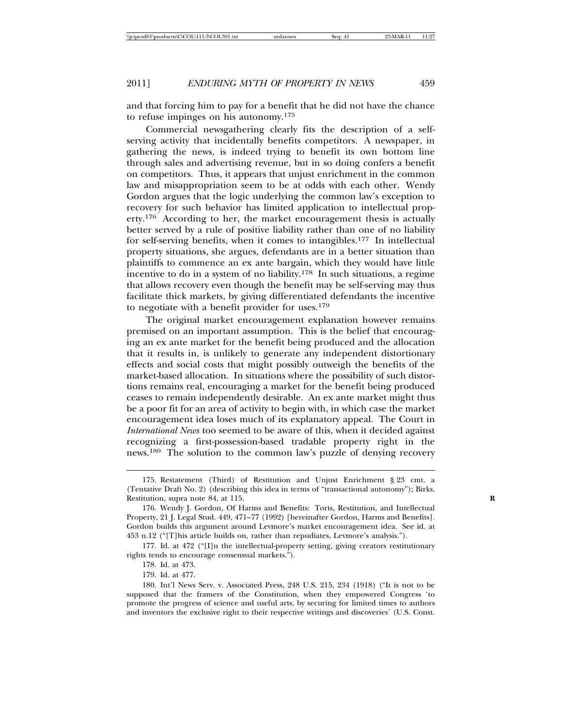and that forcing him to pay for a benefit that he did not have the chance to refuse impinges on his autonomy.[175]

Commercial newsgathering clearly fits the description of a self-serving activity that incidentally benefits competitors. A newspaper, in gathering the news, is indeed trying to benefit its own bottom line through sales and advertising revenue, but in so doing confers a benefit on competitors. Thus, it appears that unjust enrichment in the common law and misappropriation seem to be at odds with each other. Wendy Gordon argues that the logic underlying the common law's exception to recovery for such behavior has limited application to intellectual property.[176] According to her, the market encouragement thesis is actually better served by a rule of positive liability rather than one of no liability for self-serving benefits, when it comes to intangibles.[177] In intellectual property situations, she argues, defendants are in a better situation than plaintiffs to commence an ex ante bargain, which they would have little incentive to do in a system of no liability.[178] In such situations, a regime that allows recovery even though the benefit may be self-serving may thus facilitate thick markets, by giving differentiated defendants the incentive to negotiate with a benefit provider for uses.[179]

The original market encouragement explanation however remains premised on an important assumption. This is the belief that encouraging an ex ante market for the benefit being produced and the allocation that it results in, is unlikely to generate any independent distortionary effects and social costs that might possibly outweigh the benefits of the market-based allocation. In situations where the possibility of such distortions remains real, encouraging a market for the benefit being produced ceases to remain independently desirable. An ex ante market might thus be a poor fit for an area of activity to begin with, in which case the market encouragement idea loses much of its explanatory appeal. The Court in *International News* too seemed to be aware of this, when it decided against recognizing a first-possession-based tradable property right in the news.[180] The solution to the common law's puzzle of denying recovery

---

175. Restatement (Third) of Restitution and Unjust Enrichment § 23 cmt. a (Tentative Draft No. 2) (describing this idea in terms of "transactional autonomy"); Birks, Restitution, supra note 84, at 115.

176. Wendy J. Gordon, Of Harms and Benefits: Torts, Restitution, and Intellectual Property, 21 J. Legal Stud. 449, 471–77 (1992) [hereinafter Gordon, Harms and Benefits]. Gordon builds this argument around Levmore's market encouragement idea. See id. at 453 n.12 ("[T]his article builds on, rather than repudiates, Levmore's analysis.").

177. Id. at 472 ("[I]n the intellectual-property setting, giving creators restitutionary rights tends to encourage consensual markets.").

178. Id. at 473.

179. Id. at 477.

180. Int'l News Serv. v. Associated Press, 248 U.S. 215, 234 (1918) ("It is not to be supposed that the framers of the Constitution, when they empowered Congress 'to promote the progress of science and useful arts, by securing for limited times to authors and inventors the exclusive right to their respective writings and discoveries' (U.S. Const.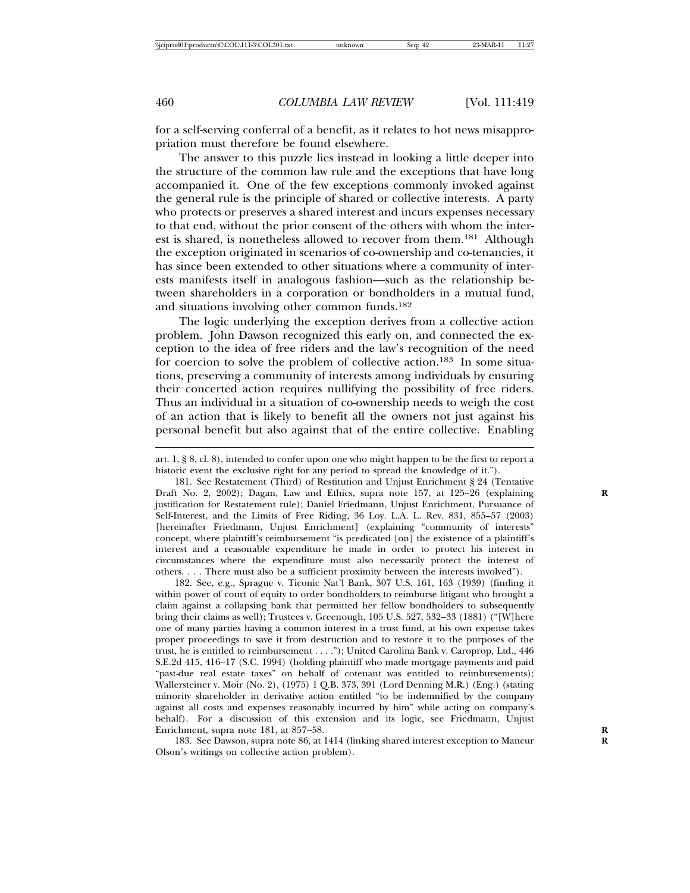for a self-serving conferral of a benefit, as it relates to hot news misappropriation must therefore be found elsewhere.

The answer to this puzzle lies instead in looking a little deeper into the structure of the common law rule and the exceptions that have long accompanied it. One of the few exceptions commonly invoked against the general rule is the principle of shared or collective interests. A party who protects or preserves a shared interest and incurs expenses necessary to that end, without the prior consent of the others with whom the interest is shared, is nonetheless allowed to recover from them.[181] Although the exception originated in scenarios of co-ownership and co-tenancies, it has since been extended to other situations where a community of interests manifests itself in analogous fashion—such as the relationship between shareholders in a corporation or bondholders in a mutual fund, and situations involving other common funds.[182]

The logic underlying the exception derives from a collective action problem. John Dawson recognized this early on, and connected the exception to the idea of free riders and the law's recognition of the need for coercion to solve the problem of collective action.[183] In some situations, preserving a community of interests among individuals by ensuring their concerted action requires nullifying the possibility of free riders. Thus an individual in a situation of co-ownership needs to weigh the cost of an action that is likely to benefit all the owners not just against his personal benefit but also against that of the entire collective. Enabling

---

art. 1, § 8, cl. 8), intended to confer upon one who might happen to be the first to report a historic event the exclusive right for any period to spread the knowledge of it.").

181. See Restatement (Third) of Restitution and Unjust Enrichment § 24 (Tentative Draft No. 2, 2002); Dagan, Law and Ethics, supra note 157, at 125–26 (explaining justification for Restatement rule); Daniel Friedmann, Unjust Enrichment, Pursuance of Self-Interest, and the Limits of Free Riding, 36 Loy. L.A. L. Rev. 831, 855–57 (2003) [hereinafter Friedmann, Unjust Enrichment] (explaining "community of interests" concept, where plaintiff's reimbursement "is predicated [on] the existence of a plaintiff's interest and a reasonable expenditure he made in order to protect his interest in circumstances where the expenditure must also necessarily protect the interest of others. . . . There must also be a sufficient proximity between the interests involved").

182. See, e.g., Sprague v. Ticonic Nat'l Bank, 307 U.S. 161, 163 (1939) (finding it within power of court of equity to order bondholders to reimburse litigant who brought a claim against a collapsing bank that permitted her fellow bondholders to subsequently bring their claims as well); Trustees v. Greenough, 105 U.S. 527, 532–33 (1881) ("[W]here one of many parties having a common interest in a trust fund, at his own expense takes proper proceedings to save it from destruction and to restore it to the purposes of the trust, he is entitled to reimbursement . . . ."); United Carolina Bank v. Caroprop, Ltd., 446 S.E.2d 415, 416–17 (S.C. 1994) (holding plaintiff who made mortgage payments and paid "past-due real estate taxes" on behalf of cotenant was entitled to reimbursements); Wallersteiner v. Moir (No. 2), (1975) 1 Q.B. 373, 391 (Lord Denning M.R.) (Eng.) (stating minority shareholder in derivative action entitled "to be indemnified by the company against all costs and expenses reasonably incurred by him" while acting on company's behalf). For a discussion of this extension and its logic, see Friedmann, Unjust Enrichment, supra note 181, at 857–58.

183. See Dawson, supra note 86, at 1414 (linking shared interest exception to Mancur Olson's writings on collective action problem).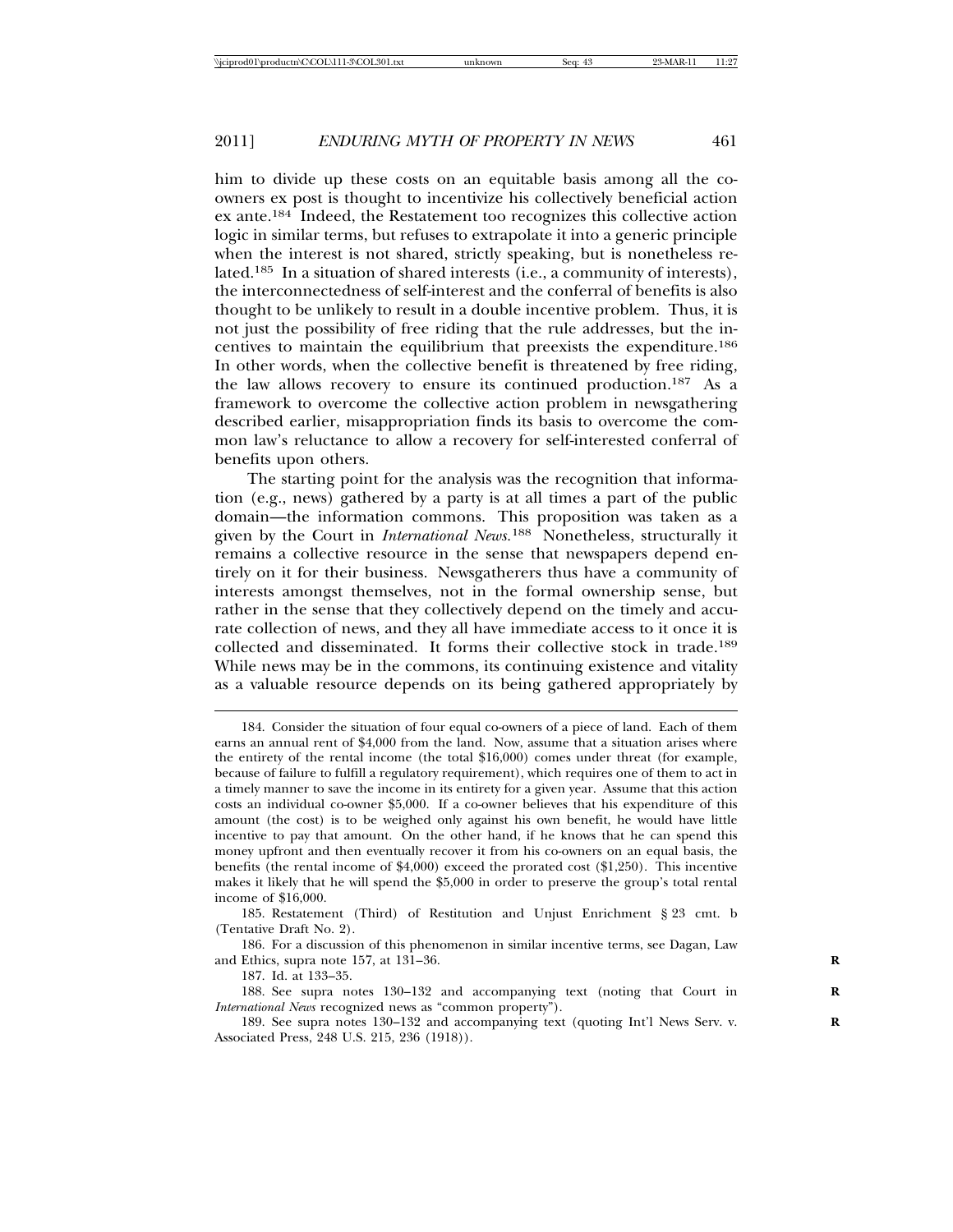him to divide up these costs on an equitable basis among all the co-owners ex post is thought to incentivize his collectively beneficial action ex ante.[184] Indeed, the Restatement too recognizes this collective action logic in similar terms, but refuses to extrapolate it into a generic principle when the interest is not shared, strictly speaking, but is nonetheless related.[185] In a situation of shared interests (i.e., a community of interests), the interconnectedness of self-interest and the conferral of benefits is also thought to be unlikely to result in a double incentive problem. Thus, it is not just the possibility of free riding that the rule addresses, but the incentives to maintain the equilibrium that preexists the expenditure.[186] In other words, when the collective benefit is threatened by free riding, the law allows recovery to ensure its continued production.[187] As a framework to overcome the collective action problem in newsgathering described earlier, misappropriation finds its basis to overcome the common law's reluctance to allow a recovery for self-interested conferral of benefits upon others.

The starting point for the analysis was the recognition that information (e.g., news) gathered by a party is at all times a part of the public domain—the information commons. This proposition was taken as a given by the Court in *International News*.[188] Nonetheless, structurally it remains a collective resource in the sense that newspapers depend entirely on it for their business. Newsgatherers thus have a community of interests amongst themselves, not in the formal ownership sense, but rather in the sense that they collectively depend on the timely and accurate collection of news, and they all have immediate access to it once it is collected and disseminated. It forms their collective stock in trade.[189] While news may be in the commons, its continuing existence and vitality as a valuable resource depends on its being gathered appropriately by

---

184. Consider the situation of four equal co-owners of a piece of land. Each of them earns an annual rent of $4,000 from the land. Now, assume that a situation arises where the entirety of the rental income (the total $16,000) comes under threat (for example, because of failure to fulfill a regulatory requirement), which requires one of them to act in a timely manner to save the income in its entirety for a given year. Assume that this action costs an individual co-owner $5,000. If a co-owner believes that his expenditure of this amount (the cost) is to be weighed only against his own benefit, he would have little incentive to pay that amount. On the other hand, if he knows that he can spend this money upfront and then eventually recover it from his co-owners on an equal basis, the benefits (the rental income of $4,000) exceed the prorated cost ($1,250). This incentive makes it likely that he will spend the $5,000 in order to preserve the group's total rental income of $16,000.

185. Restatement (Third) of Restitution and Unjust Enrichment § 23 cmt. b (Tentative Draft No. 2).

186. For a discussion of this phenomenon in similar incentive terms, see Dagan, Law and Ethics, supra note 157, at 131–36.

187. Id. at 133–35.

188. See supra notes 130–132 and accompanying text (noting that Court in *International News* recognized news as "common property").

189. See supra notes 130–132 and accompanying text (quoting Int'l News Serv. v. Associated Press, 248 U.S. 215, 236 (1918)).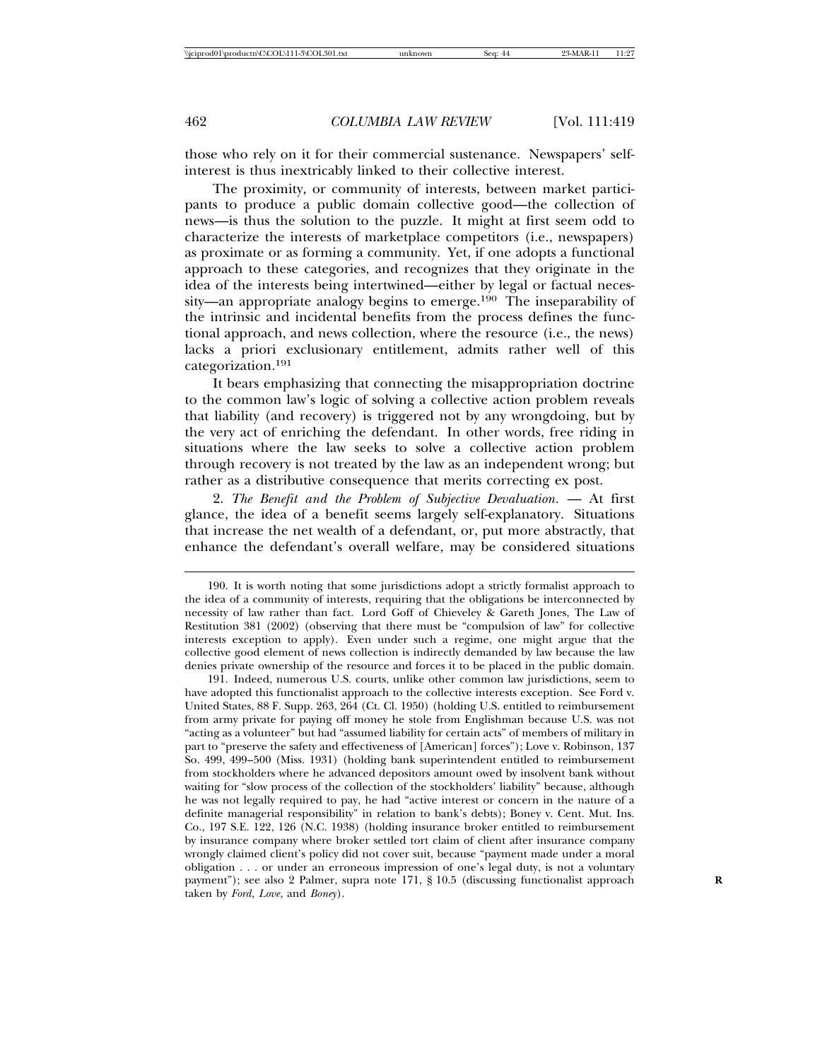those who rely on it for their commercial sustenance. Newspapers' self-interest is thus inextricably linked to their collective interest.

The proximity, or community of interests, between market participants to produce a public domain collective good—the collection of news—is thus the solution to the puzzle. It might at first seem odd to characterize the interests of marketplace competitors (i.e., newspapers) as proximate or as forming a community. Yet, if one adopts a functional approach to these categories, and recognizes that they originate in the idea of the interests being intertwined—either by legal or factual necessity—an appropriate analogy begins to emerge.[190] The inseparability of the intrinsic and incidental benefits from the process defines the functional approach, and news collection, where the resource (i.e., the news) lacks a priori exclusionary entitlement, admits rather well of this categorization.[191]

It bears emphasizing that connecting the misappropriation doctrine to the common law's logic of solving a collective action problem reveals that liability (and recovery) is triggered not by any wrongdoing, but by the very act of enriching the defendant. In other words, free riding in situations where the law seeks to solve a collective action problem through recovery is not treated by the law as an independent wrong; but rather as a distributive consequence that merits correcting ex post.

2. *The Benefit and the Problem of Subjective Devaluation.* — At first glance, the idea of a benefit seems largely self-explanatory. Situations that increase the net wealth of a defendant, or, put more abstractly, that enhance the defendant's overall welfare, may be considered situations

---

190. It is worth noting that some jurisdictions adopt a strictly formalist approach to the idea of a community of interests, requiring that the obligations be interconnected by necessity of law rather than fact. Lord Goff of Chieveley & Gareth Jones, The Law of Restitution 381 (2002) (observing that there must be "compulsion of law" for collective interests exception to apply). Even under such a regime, one might argue that the collective good element of news collection is indirectly demanded by law because the law denies private ownership of the resource and forces it to be placed in the public domain.

191. Indeed, numerous U.S. courts, unlike other common law jurisdictions, seem to have adopted this functionalist approach to the collective interests exception. See Ford v. United States, 88 F. Supp. 263, 264 (Ct. Cl. 1950) (holding U.S. entitled to reimbursement from army private for paying off money he stole from Englishman because U.S. was not "acting as a volunteer" but had "assumed liability for certain acts" of members of military in part to "preserve the safety and effectiveness of [American] forces"); Love v. Robinson, 137 So. 499, 499–500 (Miss. 1931) (holding bank superintendent entitled to reimbursement from stockholders where he advanced depositors amount owed by insolvent bank without waiting for "slow process of the collection of the stockholders' liability" because, although he was not legally required to pay, he had "active interest or concern in the nature of a definite managerial responsibility" in relation to bank's debts); Boney v. Cent. Mut. Ins. Co., 197 S.E. 122, 126 (N.C. 1938) (holding insurance broker entitled to reimbursement by insurance company where broker settled tort claim of client after insurance company wrongly claimed client's policy did not cover suit, because "payment made under a moral obligation . . . or under an erroneous impression of one's legal duty, is not a voluntary payment"); see also 2 Palmer, supra note 171, § 10.5 (discussing functionalist approach taken by *Ford*, *Love*, and *Boney*).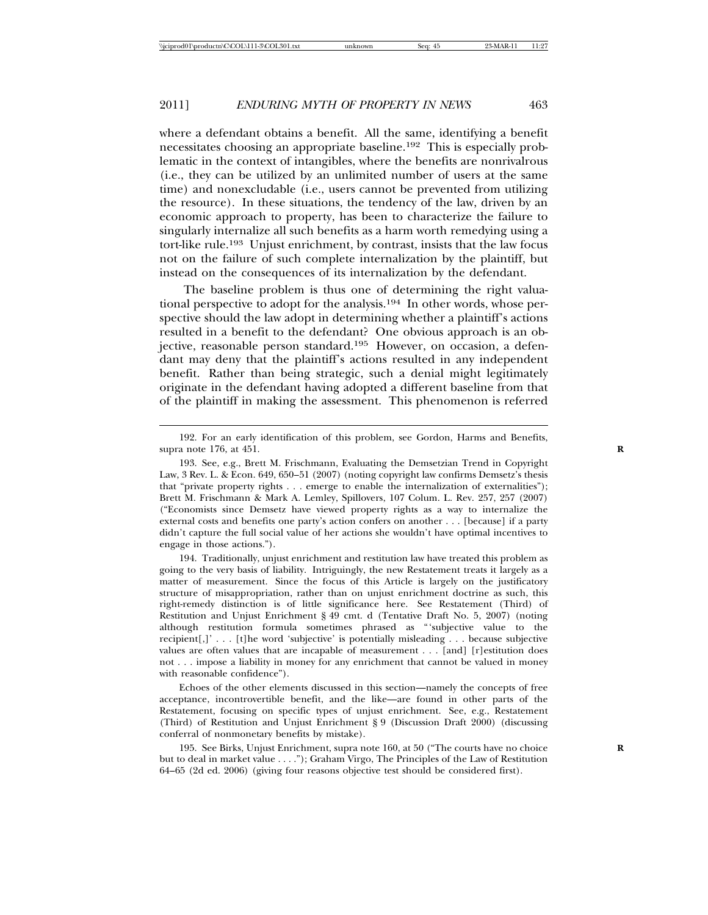where a defendant obtains a benefit. All the same, identifying a benefit necessitates choosing an appropriate baseline.[192] This is especially problematic in the context of intangibles, where the benefits are nonrivalrous (i.e., they can be utilized by an unlimited number of users at the same time) and nonexcludable (i.e., users cannot be prevented from utilizing the resource). In these situations, the tendency of the law, driven by an economic approach to property, has been to characterize the failure to singularly internalize all such benefits as a harm worth remedying using a tort-like rule.[193] Unjust enrichment, by contrast, insists that the law focus not on the failure of such complete internalization by the plaintiff, but instead on the consequences of its internalization by the defendant.

The baseline problem is thus one of determining the right valuational perspective to adopt for the analysis.[194] In other words, whose perspective should the law adopt in determining whether a plaintiff's actions resulted in a benefit to the defendant? One obvious approach is an objective, reasonable person standard.[195] However, on occasion, a defendant may deny that the plaintiff's actions resulted in any independent benefit. Rather than being strategic, such a denial might legitimately originate in the defendant having adopted a different baseline from that of the plaintiff in making the assessment. This phenomenon is referred

---

192. For an early identification of this problem, see Gordon, Harms and Benefits, supra note 176, at 451.

193. See, e.g., Brett M. Frischmann, Evaluating the Demsetzian Trend in Copyright Law, 3 Rev. L. & Econ. 649, 650–51 (2007) (noting copyright law confirms Demsetz's thesis that "private property rights . . . emerge to enable the internalization of externalities"); Brett M. Frischmann & Mark A. Lemley, Spillovers, 107 Colum. L. Rev. 257, 257 (2007) ("Economists since Demsetz have viewed property rights as a way to internalize the external costs and benefits one party's action confers on another . . . [because] if a party didn't capture the full social value of her actions she wouldn't have optimal incentives to engage in those actions.").

194. Traditionally, unjust enrichment and restitution law have treated this problem as going to the very basis of liability. Intriguingly, the new Restatement treats it largely as a matter of measurement. Since the focus of this Article is largely on the justificatory structure of misappropriation, rather than on unjust enrichment doctrine as such, this right-remedy distinction is of little significance here. See Restatement (Third) of Restitution and Unjust Enrichment § 49 cmt. d (Tentative Draft No. 5, 2007) (noting although restitution formula sometimes phrased as "'subjective value to the recipient[,]' . . . [t]he word 'subjective' is potentially misleading . . . because subjective values are often values that are incapable of measurement . . . [and] [r]estitution does not . . . impose a liability in money for any enrichment that cannot be valued in money with reasonable confidence").

Echoes of the other elements discussed in this section—namely the concepts of free acceptance, incontrovertible benefit, and the like—are found in other parts of the Restatement, focusing on specific types of unjust enrichment. See, e.g., Restatement (Third) of Restitution and Unjust Enrichment § 9 (Discussion Draft 2000) (discussing conferral of nonmonetary benefits by mistake).

195. See Birks, Unjust Enrichment, supra note 160, at 50 ("The courts have no choice but to deal in market value . . . ."); Graham Virgo, The Principles of the Law of Restitution 64–65 (2d ed. 2006) (giving four reasons objective test should be considered first).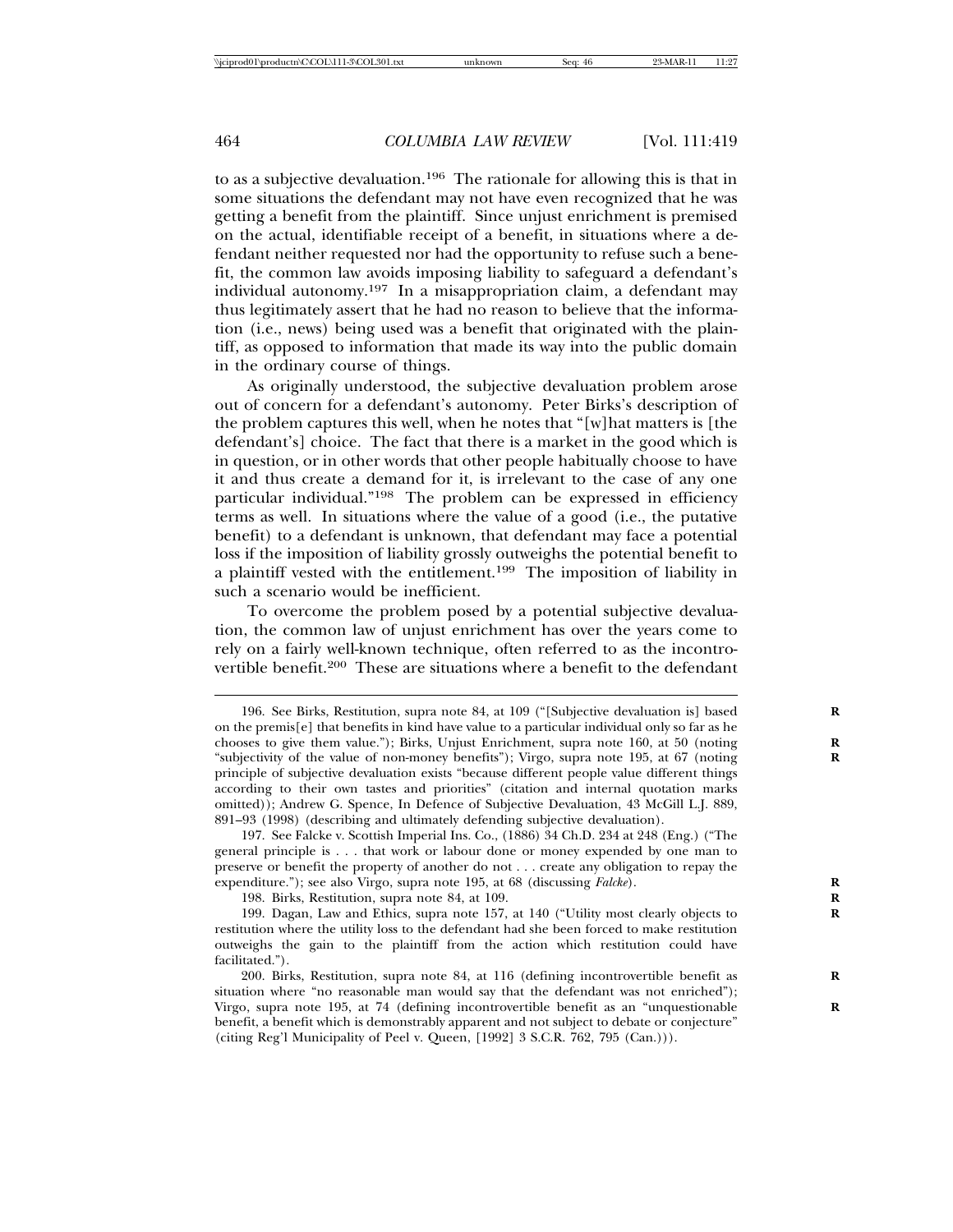to as a subjective devaluation.[196] The rationale for allowing this is that in some situations the defendant may not have even recognized that he was getting a benefit from the plaintiff. Since unjust enrichment is premised on the actual, identifiable receipt of a benefit, in situations where a defendant neither requested nor had the opportunity to refuse such a benefit, the common law avoids imposing liability to safeguard a defendant's individual autonomy.[197] In a misappropriation claim, a defendant may thus legitimately assert that he had no reason to believe that the information (i.e., news) being used was a benefit that originated with the plaintiff, as opposed to information that made its way into the public domain in the ordinary course of things.

As originally understood, the subjective devaluation problem arose out of concern for a defendant's autonomy. Peter Birks's description of the problem captures this well, when he notes that "[w]hat matters is [the defendant's] choice. The fact that there is a market in the good which is in question, or in other words that other people habitually choose to have it and thus create a demand for it, is irrelevant to the case of any one particular individual."[198] The problem can be expressed in efficiency terms as well. In situations where the value of a good (i.e., the putative benefit) to a defendant is unknown, that defendant may face a potential loss if the imposition of liability grossly outweighs the potential benefit to a plaintiff vested with the entitlement.[199] The imposition of liability in such a scenario would be inefficient.

To overcome the problem posed by a potential subjective devaluation, the common law of unjust enrichment has over the years come to rely on a fairly well-known technique, often referred to as the incontrovertible benefit.[200] These are situations where a benefit to the defendant

---

196. See Birks, Restitution, supra note 84, at 109 ("[Subjective devaluation is] based on the premis[e] that benefits in kind have value to a particular individual only so far as he chooses to give them value."); Birks, Unjust Enrichment, supra note 160, at 50 (noting "subjectivity of the value of non-money benefits"); Virgo, supra note 195, at 67 (noting principle of subjective devaluation exists "because different people value different things according to their own tastes and priorities" (citation and internal quotation marks omitted)); Andrew G. Spence, In Defence of Subjective Devaluation, 43 McGill L.J. 889, 891–93 (1998) (describing and ultimately defending subjective devaluation).

197. See Falcke v. Scottish Imperial Ins. Co., (1886) 34 Ch.D. 234 at 248 (Eng.) ("The general principle is . . . that work or labour done or money expended by one man to preserve or benefit the property of another do not . . . create any obligation to repay the expenditure."); see also Virgo, supra note 195, at 68 (discussing *Falcke*).

198. Birks, Restitution, supra note 84, at 109.

199. Dagan, Law and Ethics, supra note 157, at 140 ("Utility most clearly objects to restitution where the utility loss to the defendant had she been forced to make restitution outweighs the gain to the plaintiff from the action which restitution could have facilitated.").

200. Birks, Restitution, supra note 84, at 116 (defining incontrovertible benefit as situation where "no reasonable man would say that the defendant was not enriched"); Virgo, supra note 195, at 74 (defining incontrovertible benefit as an "unquestionable benefit, a benefit which is demonstrably apparent and not subject to debate or conjecture" (citing Reg'l Municipality of Peel v. Queen, [1992] 3 S.C.R. 762, 795 (Can.))).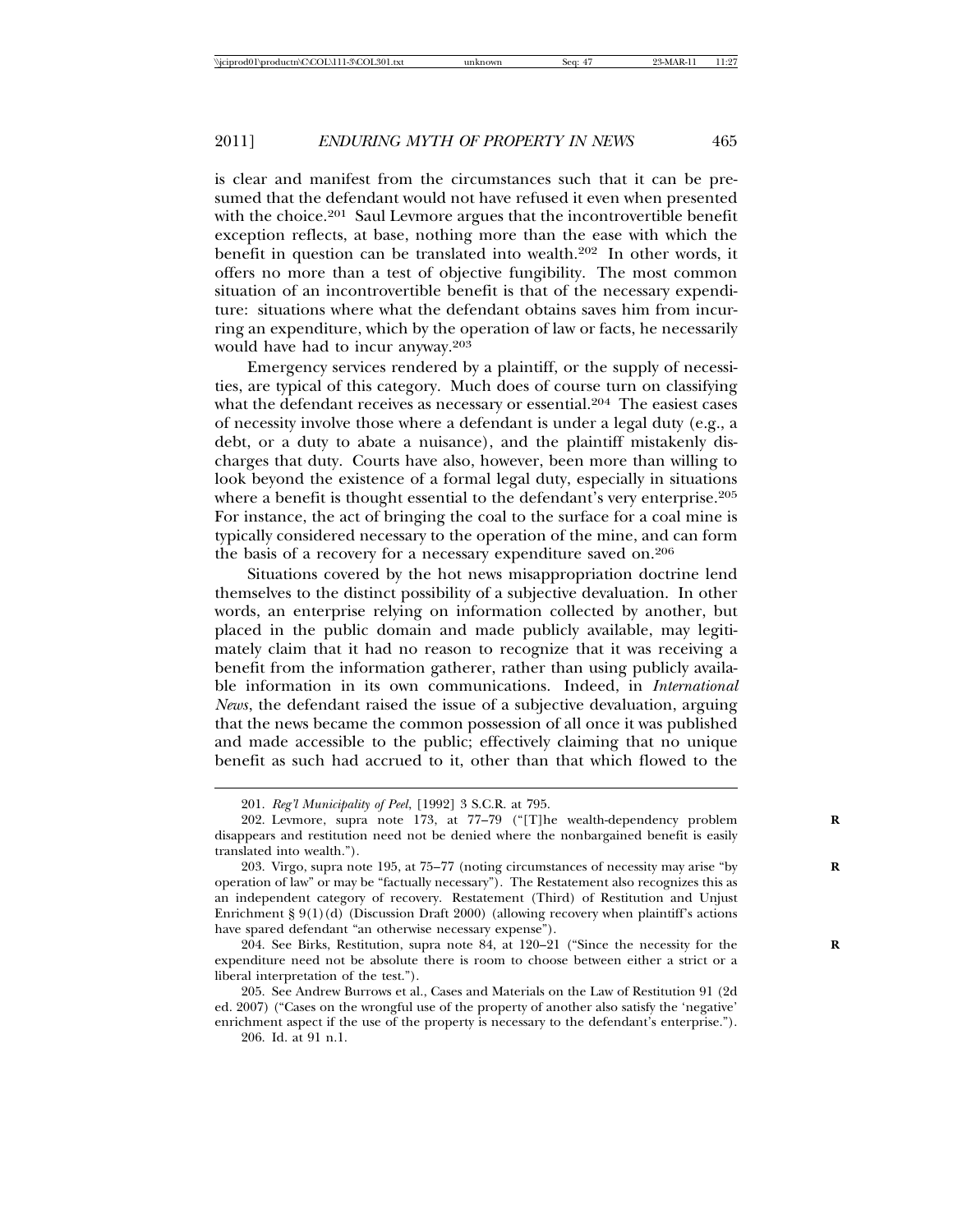is clear and manifest from the circumstances such that it can be presumed that the defendant would not have refused it even when presented with the choice.[201] Saul Levmore argues that the incontrovertible benefit exception reflects, at base, nothing more than the ease with which the benefit in question can be translated into wealth.[202] In other words, it offers no more than a test of objective fungibility. The most common situation of an incontrovertible benefit is that of the necessary expenditure: situations where what the defendant obtains saves him from incurring an expenditure, which by the operation of law or facts, he necessarily would have had to incur anyway.[203]

Emergency services rendered by a plaintiff, or the supply of necessities, are typical of this category. Much does of course turn on classifying what the defendant receives as necessary or essential.[204] The easiest cases of necessity involve those where a defendant is under a legal duty (e.g., a debt, or a duty to abate a nuisance), and the plaintiff mistakenly discharges that duty. Courts have also, however, been more than willing to look beyond the existence of a formal legal duty, especially in situations where a benefit is thought essential to the defendant's very enterprise.[205] For instance, the act of bringing the coal to the surface for a coal mine is typically considered necessary to the operation of the mine, and can form the basis of a recovery for a necessary expenditure saved on.[206]

Situations covered by the hot news misappropriation doctrine lend themselves to the distinct possibility of a subjective devaluation. In other words, an enterprise relying on information collected by another, but placed in the public domain and made publicly available, may legitimately claim that it had no reason to recognize that it was receiving a benefit from the information gatherer, rather than using publicly available information in its own communications. Indeed, in *International News*, the defendant raised the issue of a subjective devaluation, arguing that the news became the common possession of all once it was published and made accessible to the public; effectively claiming that no unique benefit as such had accrued to it, other than that which flowed to the

201. *Reg'l Municipality of Peel*, [1992] 3 S.C.R. at 795.

202. Levmore, supra note 173, at 77–79 ("[T]he wealth-dependency problem disappears and restitution need not be denied where the nonbargained benefit is easily translated into wealth.").

203. Virgo, supra note 195, at 75–77 (noting circumstances of necessity may arise "by operation of law" or may be "factually necessary"). The Restatement also recognizes this as an independent category of recovery. Restatement (Third) of Restitution and Unjust Enrichment § 9(1)(d) (Discussion Draft 2000) (allowing recovery when plaintiff's actions have spared defendant "an otherwise necessary expense").

204. See Birks, Restitution, supra note 84, at 120–21 ("Since the necessity for the expenditure need not be absolute there is room to choose between either a strict or a liberal interpretation of the test.").

205. See Andrew Burrows et al., Cases and Materials on the Law of Restitution 91 (2d ed. 2007) ("Cases on the wrongful use of the property of another also satisfy the 'negative' enrichment aspect if the use of the property is necessary to the defendant's enterprise.").

206. Id. at 91 n.1.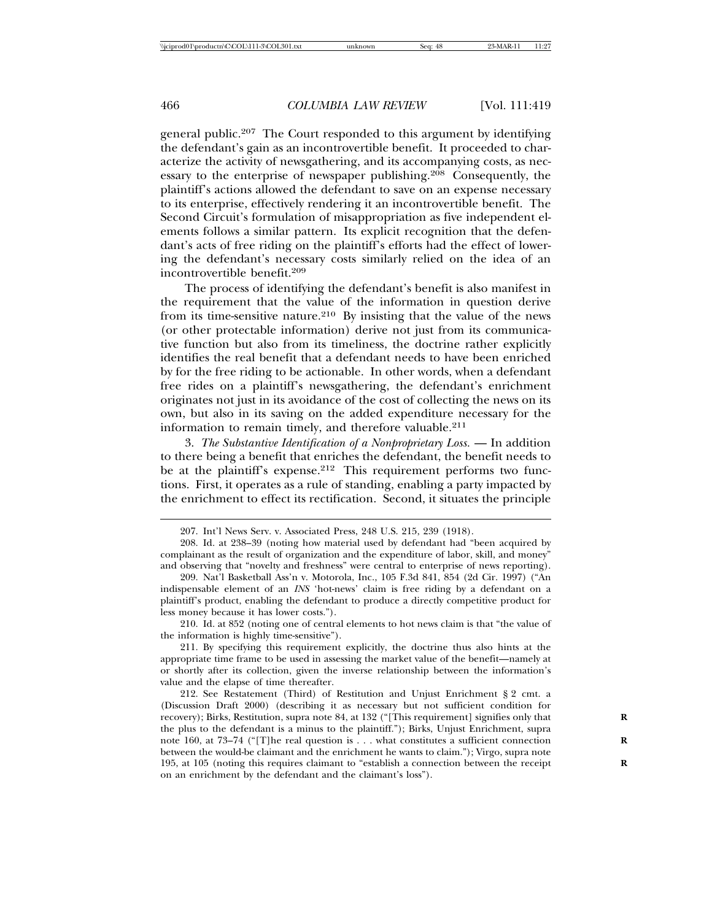general public.[207] The Court responded to this argument by identifying the defendant's gain as an incontrovertible benefit. It proceeded to characterize the activity of newsgathering, and its accompanying costs, as necessary to the enterprise of newspaper publishing.[208] Consequently, the plaintiff's actions allowed the defendant to save on an expense necessary to its enterprise, effectively rendering it an incontrovertible benefit. The Second Circuit's formulation of misappropriation as five independent elements follows a similar pattern. Its explicit recognition that the defendant's acts of free riding on the plaintiff's efforts had the effect of lowering the defendant's necessary costs similarly relied on the idea of an incontrovertible benefit.[209]

The process of identifying the defendant's benefit is also manifest in the requirement that the value of the information in question derive from its time-sensitive nature.[210] By insisting that the value of the news (or other protectable information) derive not just from its communicative function but also from its timeliness, the doctrine rather explicitly identifies the real benefit that a defendant needs to have been enriched by for the free riding to be actionable. In other words, when a defendant free rides on a plaintiff's newsgathering, the defendant's enrichment originates not just in its avoidance of the cost of collecting the news on its own, but also in its saving on the added expenditure necessary for the information to remain timely, and therefore valuable.[211]

3. *The Substantive Identification of a Nonproprietary Loss.* — In addition to there being a benefit that enriches the defendant, the benefit needs to be at the plaintiff's expense.[212] This requirement performs two functions. First, it operates as a rule of standing, enabling a party impacted by the enrichment to effect its rectification. Second, it situates the principle

---

207. Int'l News Serv. v. Associated Press, 248 U.S. 215, 239 (1918).

208. Id. at 238–39 (noting how material used by defendant had "been acquired by complainant as the result of organization and the expenditure of labor, skill, and money" and observing that "novelty and freshness" were central to enterprise of news reporting).

209. Nat'l Basketball Ass'n v. Motorola, Inc., 105 F.3d 841, 854 (2d Cir. 1997) ("An indispensable element of an *INS* 'hot-news' claim is free riding by a defendant on a plaintiff's product, enabling the defendant to produce a directly competitive product for less money because it has lower costs.").

210. Id. at 852 (noting one of central elements to hot news claim is that "the value of the information is highly time-sensitive").

211. By specifying this requirement explicitly, the doctrine thus also hints at the appropriate time frame to be used in assessing the market value of the benefit—namely at or shortly after its collection, given the inverse relationship between the information's value and the elapse of time thereafter.

212. See Restatement (Third) of Restitution and Unjust Enrichment § 2 cmt. a (Discussion Draft 2000) (describing it as necessary but not sufficient condition for recovery); Birks, Restitution, supra note 84, at 132 ("[This requirement] signifies only that the plus to the defendant is a minus to the plaintiff."); Birks, Unjust Enrichment, supra note 160, at 73–74 ("[T]he real question is . . . what constitutes a sufficient connection between the would-be claimant and the enrichment he wants to claim."); Virgo, supra note 195, at 105 (noting this requires claimant to "establish a connection between the receipt on an enrichment by the defendant and the claimant's loss").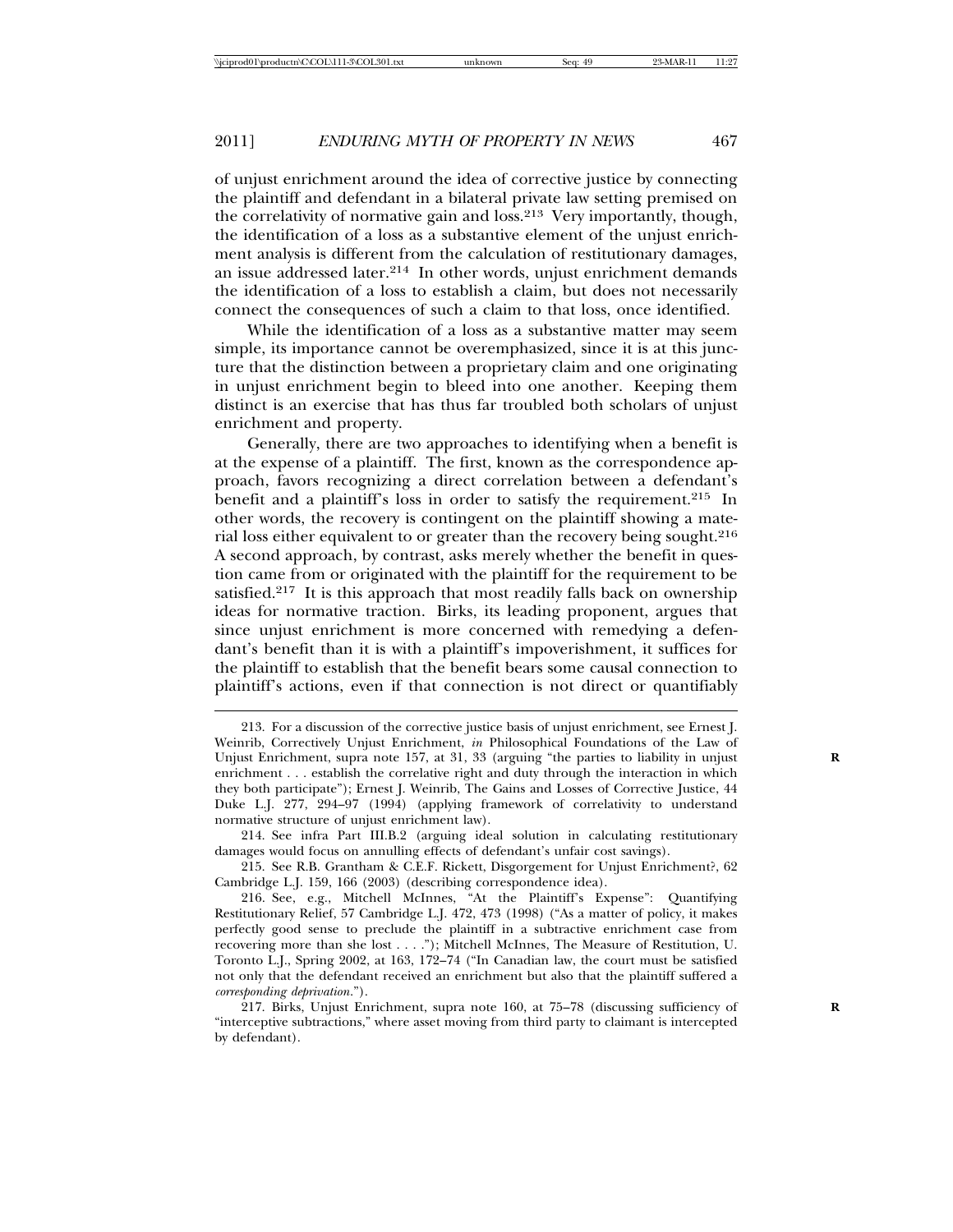of unjust enrichment around the idea of corrective justice by connecting the plaintiff and defendant in a bilateral private law setting premised on the correlativity of normative gain and loss.[213] Very importantly, though, the identification of a loss as a substantive element of the unjust enrichment analysis is different from the calculation of restitutionary damages, an issue addressed later.[214] In other words, unjust enrichment demands the identification of a loss to establish a claim, but does not necessarily connect the consequences of such a claim to that loss, once identified.

While the identification of a loss as a substantive matter may seem simple, its importance cannot be overemphasized, since it is at this juncture that the distinction between a proprietary claim and one originating in unjust enrichment begin to bleed into one another. Keeping them distinct is an exercise that has thus far troubled both scholars of unjust enrichment and property.

Generally, there are two approaches to identifying when a benefit is at the expense of a plaintiff. The first, known as the correspondence approach, favors recognizing a direct correlation between a defendant's benefit and a plaintiff's loss in order to satisfy the requirement.[215] In other words, the recovery is contingent on the plaintiff showing a material loss either equivalent to or greater than the recovery being sought.[216] A second approach, by contrast, asks merely whether the benefit in question came from or originated with the plaintiff for the requirement to be satisfied.[217] It is this approach that most readily falls back on ownership ideas for normative traction. Birks, its leading proponent, argues that since unjust enrichment is more concerned with remedying a defendant's benefit than it is with a plaintiff's impoverishment, it suffices for the plaintiff to establish that the benefit bears some causal connection to plaintiff's actions, even if that connection is not direct or quantifiably

---

213. For a discussion of the corrective justice basis of unjust enrichment, see Ernest J. Weinrib, Correctively Unjust Enrichment, *in* Philosophical Foundations of the Law of Unjust Enrichment, supra note 157, at 31, 33 (arguing "the parties to liability in unjust enrichment . . . establish the correlative right and duty through the interaction in which they both participate"); Ernest J. Weinrib, The Gains and Losses of Corrective Justice, 44 Duke L.J. 277, 294–97 (1994) (applying framework of correlativity to understand normative structure of unjust enrichment law).

214. See infra Part III.B.2 (arguing ideal solution in calculating restitutionary damages would focus on annulling effects of defendant's unfair cost savings).

215. See R.B. Grantham & C.E.F. Rickett, Disgorgement for Unjust Enrichment?, 62 Cambridge L.J. 159, 166 (2003) (describing correspondence idea).

216. See, e.g., Mitchell McInnes, "At the Plaintiff's Expense": Quantifying Restitutionary Relief, 57 Cambridge L.J. 472, 473 (1998) ("As a matter of policy, it makes perfectly good sense to preclude the plaintiff in a subtractive enrichment case from recovering more than she lost . . . ."); Mitchell McInnes, The Measure of Restitution, U. Toronto L.J., Spring 2002, at 163, 172–74 ("In Canadian law, the court must be satisfied not only that the defendant received an enrichment but also that the plaintiff suffered a *corresponding deprivation*.").

217. Birks, Unjust Enrichment, supra note 160, at 75–78 (discussing sufficiency of "interceptive subtractions," where asset moving from third party to claimant is intercepted by defendant).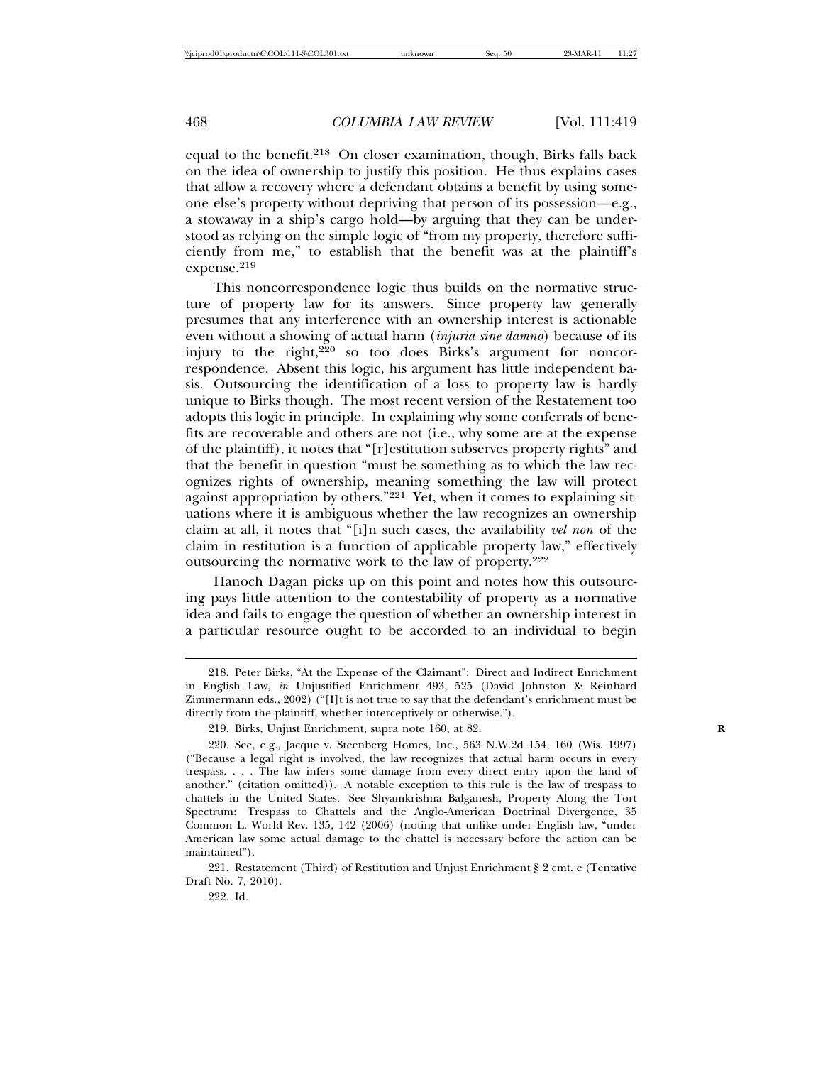equal to the benefit.[218] On closer examination, though, Birks falls back on the idea of ownership to justify this position. He thus explains cases that allow a recovery where a defendant obtains a benefit by using someone else's property without depriving that person of its possession—e.g., a stowaway in a ship's cargo hold—by arguing that they can be understood as relying on the simple logic of "from my property, therefore sufficiently from me," to establish that the benefit was at the plaintiff's expense.[219]

This noncorrespondence logic thus builds on the normative structure of property law for its answers. Since property law generally presumes that any interference with an ownership interest is actionable even without a showing of actual harm (*injuria sine damno*) because of its injury to the right,[220] so too does Birks's argument for noncorrespondence. Absent this logic, his argument has little independent basis. Outsourcing the identification of a loss to property law is hardly unique to Birks though. The most recent version of the Restatement too adopts this logic in principle. In explaining why some conferrals of benefits are recoverable and others are not (i.e., why some are at the expense of the plaintiff), it notes that "[r]estitution subserves property rights" and that the benefit in question "must be something as to which the law recognizes rights of ownership, meaning something the law will protect against appropriation by others."[221] Yet, when it comes to explaining situations where it is ambiguous whether the law recognizes an ownership claim at all, it notes that "[i]n such cases, the availability *vel non* of the claim in restitution is a function of applicable property law," effectively outsourcing the normative work to the law of property.[222]

Hanoch Dagan picks up on this point and notes how this outsourcing pays little attention to the contestability of property as a normative idea and fails to engage the question of whether an ownership interest in a particular resource ought to be accorded to an individual to begin

---

218. Peter Birks, "At the Expense of the Claimant": Direct and Indirect Enrichment in English Law, *in* Unjustified Enrichment 493, 525 (David Johnston & Reinhard Zimmermann eds., 2002) ("[I]t is not true to say that the defendant's enrichment must be directly from the plaintiff, whether interceptively or otherwise.").

219. Birks, Unjust Enrichment, supra note 160, at 82.

220. See, e.g., Jacque v. Steenberg Homes, Inc., 563 N.W.2d 154, 160 (Wis. 1997) ("Because a legal right is involved, the law recognizes that actual harm occurs in every trespass. . . . The law infers some damage from every direct entry upon the land of another." (citation omitted)). A notable exception to this rule is the law of trespass to chattels in the United States. See Shyamkrishna Balganesh, Property Along the Tort Spectrum: Trespass to Chattels and the Anglo-American Doctrinal Divergence, 35 Common L. World Rev. 135, 142 (2006) (noting that unlike under English law, "under American law some actual damage to the chattel is necessary before the action can be maintained").

221. Restatement (Third) of Restitution and Unjust Enrichment § 2 cmt. e (Tentative Draft No. 7, 2010).

222. Id.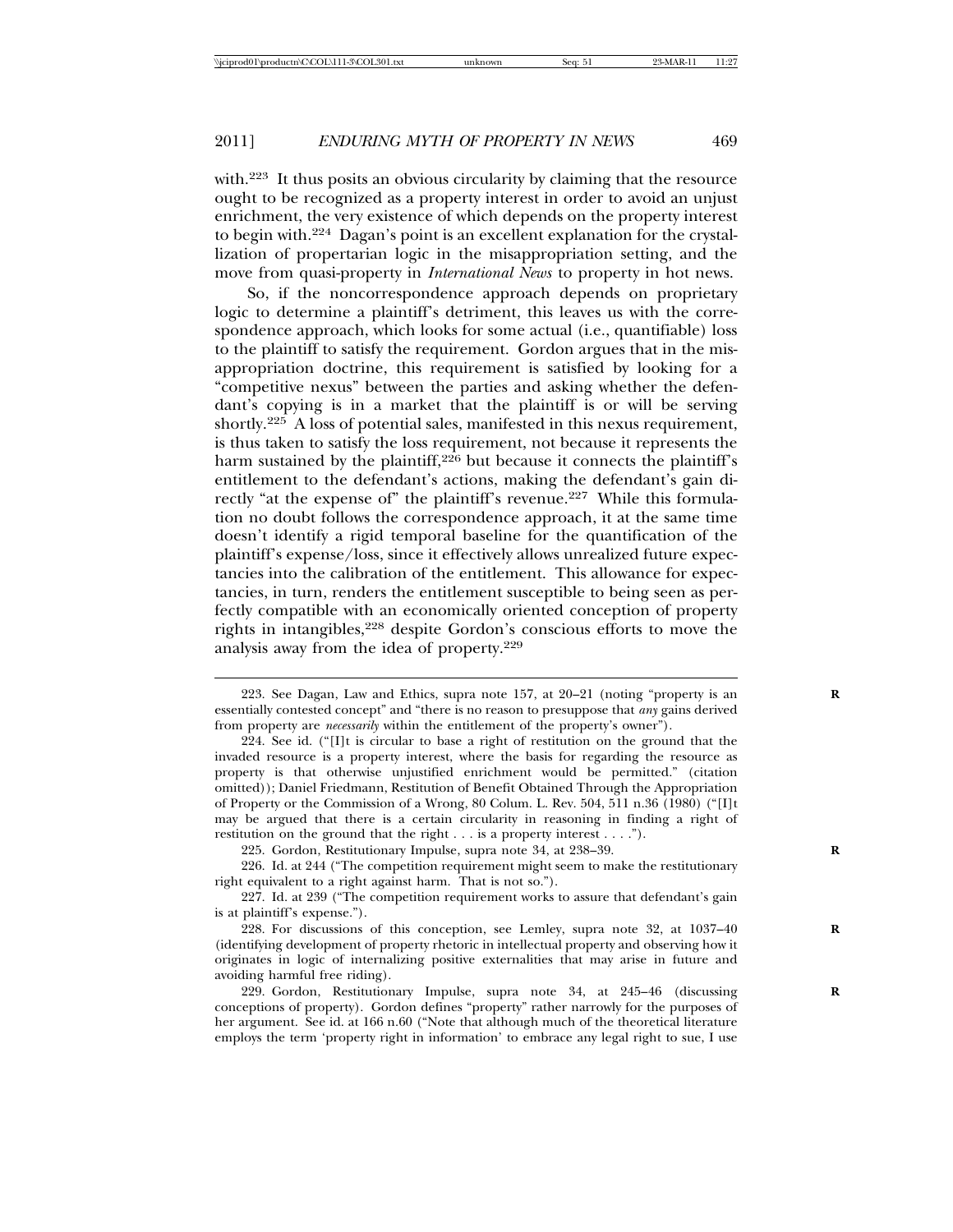with.[223] It thus posits an obvious circularity by claiming that the resource ought to be recognized as a property interest in order to avoid an unjust enrichment, the very existence of which depends on the property interest to begin with.[224] Dagan's point is an excellent explanation for the crystallization of propertarian logic in the misappropriation setting, and the move from quasi-property in *International News* to property in hot news.

So, if the noncorrespondence approach depends on proprietary logic to determine a plaintiff's detriment, this leaves us with the correspondence approach, which looks for some actual (i.e., quantifiable) loss to the plaintiff to satisfy the requirement. Gordon argues that in the misappropriation doctrine, this requirement is satisfied by looking for a "competitive nexus" between the parties and asking whether the defendant's copying is in a market that the plaintiff is or will be serving shortly.[225] A loss of potential sales, manifested in this nexus requirement, is thus taken to satisfy the loss requirement, not because it represents the harm sustained by the plaintiff,[226] but because it connects the plaintiff's entitlement to the defendant's actions, making the defendant's gain directly "at the expense of" the plaintiff's revenue.[227] While this formulation no doubt follows the correspondence approach, it at the same time doesn't identify a rigid temporal baseline for the quantification of the plaintiff's expense/loss, since it effectively allows unrealized future expectancies into the calibration of the entitlement. This allowance for expectancies, in turn, renders the entitlement susceptible to being seen as perfectly compatible with an economically oriented conception of property rights in intangibles,[228] despite Gordon's conscious efforts to move the analysis away from the idea of property.[229]

223. See Dagan, Law and Ethics, supra note 157, at 20–21 (noting "property is an essentially contested concept" and "there is no reason to presuppose that *any* gains derived from property are *necessarily* within the entitlement of the property's owner").

224. See id. ("[I]t is circular to base a right of restitution on the ground that the invaded resource is a property interest, where the basis for regarding the resource as property is that otherwise unjustified enrichment would be permitted." (citation omitted)); Daniel Friedmann, Restitution of Benefit Obtained Through the Appropriation of Property or the Commission of a Wrong, 80 Colum. L. Rev. 504, 511 n.36 (1980) ("[I]t may be argued that there is a certain circularity in reasoning in finding a right of restitution on the ground that the right . . . is a property interest . . . .").

225. Gordon, Restitutionary Impulse, supra note 34, at 238–39.

226. Id. at 244 ("The competition requirement might seem to make the restitutionary right equivalent to a right against harm. That is not so.").

227. Id. at 239 ("The competition requirement works to assure that defendant's gain is at plaintiff's expense.").

228. For discussions of this conception, see Lemley, supra note 32, at 1037–40 (identifying development of property rhetoric in intellectual property and observing how it originates in logic of internalizing positive externalities that may arise in future and avoiding harmful free riding).

229. Gordon, Restitutionary Impulse, supra note 34, at 245–46 (discussing conceptions of property). Gordon defines "property" rather narrowly for the purposes of her argument. See id. at 166 n.60 ("Note that although much of the theoretical literature employs the term 'property right in information' to embrace any legal right to sue, I use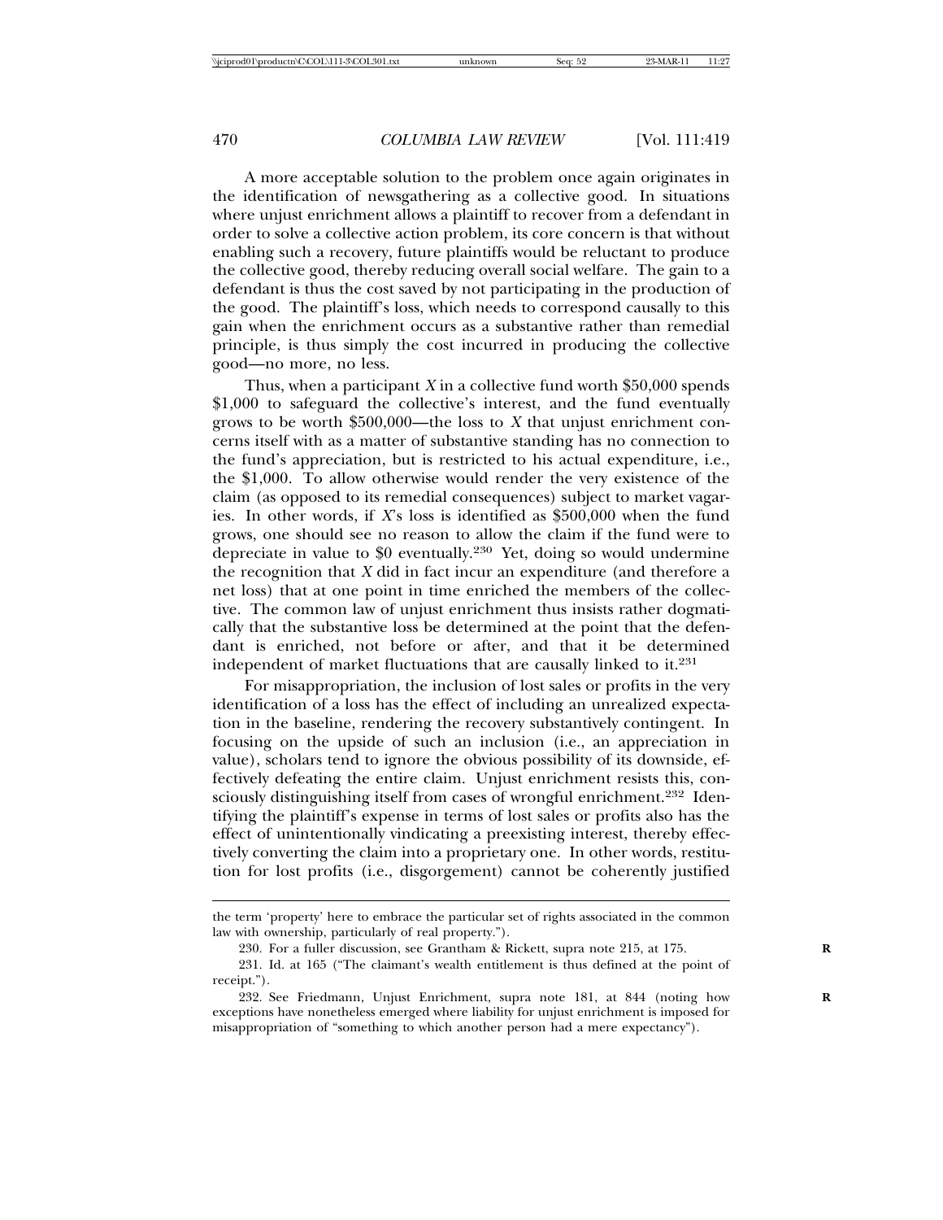A more acceptable solution to the problem once again originates in the identification of newsgathering as a collective good. In situations where unjust enrichment allows a plaintiff to recover from a defendant in order to solve a collective action problem, its core concern is that without enabling such a recovery, future plaintiffs would be reluctant to produce the collective good, thereby reducing overall social welfare. The gain to a defendant is thus the cost saved by not participating in the production of the good. The plaintiff's loss, which needs to correspond causally to this gain when the enrichment occurs as a substantive rather than remedial principle, is thus simply the cost incurred in producing the collective good—no more, no less.

Thus, when a participant *X* in a collective fund worth $50,000 spends $1,000 to safeguard the collective's interest, and the fund eventually grows to be worth $500,000—the loss to *X* that unjust enrichment concerns itself with as a matter of substantive standing has no connection to the fund's appreciation, but is restricted to his actual expenditure, i.e., the $1,000. To allow otherwise would render the very existence of the claim (as opposed to its remedial consequences) subject to market vagaries. In other words, if *X*'s loss is identified as $500,000 when the fund grows, one should see no reason to allow the claim if the fund were to depreciate in value to $0 eventually.[230] Yet, doing so would undermine the recognition that *X* did in fact incur an expenditure (and therefore a net loss) that at one point in time enriched the members of the collective. The common law of unjust enrichment thus insists rather dogmatically that the substantive loss be determined at the point that the defendant is enriched, not before or after, and that it be determined independent of market fluctuations that are causally linked to it.[231]

For misappropriation, the inclusion of lost sales or profits in the very identification of a loss has the effect of including an unrealized expectation in the baseline, rendering the recovery substantively contingent. In focusing on the upside of such an inclusion (i.e., an appreciation in value), scholars tend to ignore the obvious possibility of its downside, effectively defeating the entire claim. Unjust enrichment resists this, consciously distinguishing itself from cases of wrongful enrichment.[232] Identifying the plaintiff's expense in terms of lost sales or profits also has the effect of unintentionally vindicating a preexisting interest, thereby effectively converting the claim into a proprietary one. In other words, restitution for lost profits (i.e., disgorgement) cannot be coherently justified

---

the term 'property' here to embrace the particular set of rights associated in the common law with ownership, particularly of real property.").

230. For a fuller discussion, see Grantham & Rickett, supra note 215, at 175.

231. Id. at 165 ("The claimant's wealth entitlement is thus defined at the point of receipt.").

232. See Friedmann, Unjust Enrichment, supra note 181, at 844 (noting how exceptions have nonetheless emerged where liability for unjust enrichment is imposed for misappropriation of "something to which another person had a mere expectancy").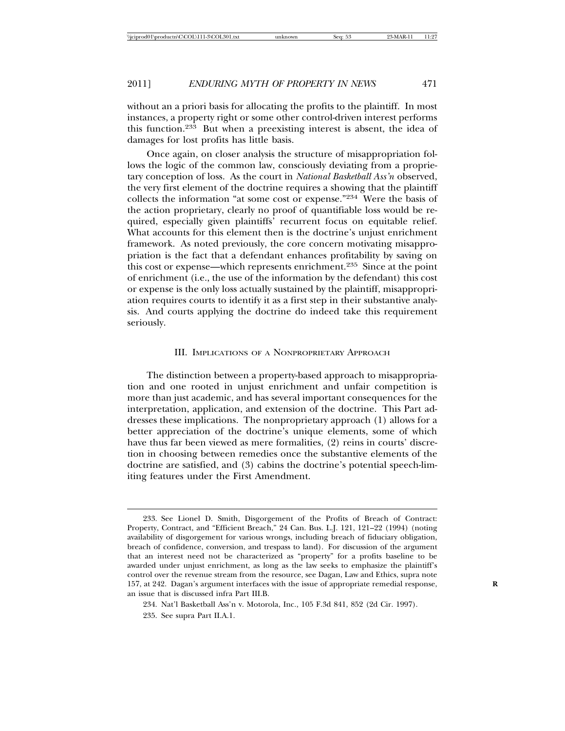without an a priori basis for allocating the profits to the plaintiff. In most instances, a property right or some other control-driven interest performs this function.[233] But when a preexisting interest is absent, the idea of damages for lost profits has little basis.

Once again, on closer analysis the structure of misappropriation follows the logic of the common law, consciously deviating from a proprietary conception of loss. As the court in *National Basketball Ass'n* observed, the very first element of the doctrine requires a showing that the plaintiff collects the information "at some cost or expense."[234] Were the basis of the action proprietary, clearly no proof of quantifiable loss would be required, especially given plaintiffs' recurrent focus on equitable relief. What accounts for this element then is the doctrine's unjust enrichment framework. As noted previously, the core concern motivating misappropriation is the fact that a defendant enhances profitability by saving on this cost or expense—which represents enrichment.[235] Since at the point of enrichment (i.e., the use of the information by the defendant) this cost or expense is the only loss actually sustained by the plaintiff, misappropriation requires courts to identify it as a first step in their substantive analysis. And courts applying the doctrine do indeed take this requirement seriously.

## III. Implications of a Nonproprietary Approach

The distinction between a property-based approach to misappropriation and one rooted in unjust enrichment and unfair competition is more than just academic, and has several important consequences for the interpretation, application, and extension of the doctrine. This Part addresses these implications. The nonproprietary approach (1) allows for a better appreciation of the doctrine's unique elements, some of which have thus far been viewed as mere formalities, (2) reins in courts' discretion in choosing between remedies once the substantive elements of the doctrine are satisfied, and (3) cabins the doctrine's potential speech-limiting features under the First Amendment.

---

233. See Lionel D. Smith, Disgorgement of the Profits of Breach of Contract: Property, Contract, and "Efficient Breach," 24 Can. Bus. L.J. 121, 121–22 (1994) (noting availability of disgorgement for various wrongs, including breach of fiduciary obligation, breach of confidence, conversion, and trespass to land). For discussion of the argument that an interest need not be characterized as "property" for a profits baseline to be awarded under unjust enrichment, as long as the law seeks to emphasize the plaintiff's control over the revenue stream from the resource, see Dagan, Law and Ethics, supra note 157, at 242. Dagan's argument interfaces with the issue of appropriate remedial response, an issue that is discussed infra Part III.B.

234. Nat'l Basketball Ass'n v. Motorola, Inc., 105 F.3d 841, 852 (2d Cir. 1997).

235. See supra Part II.A.1.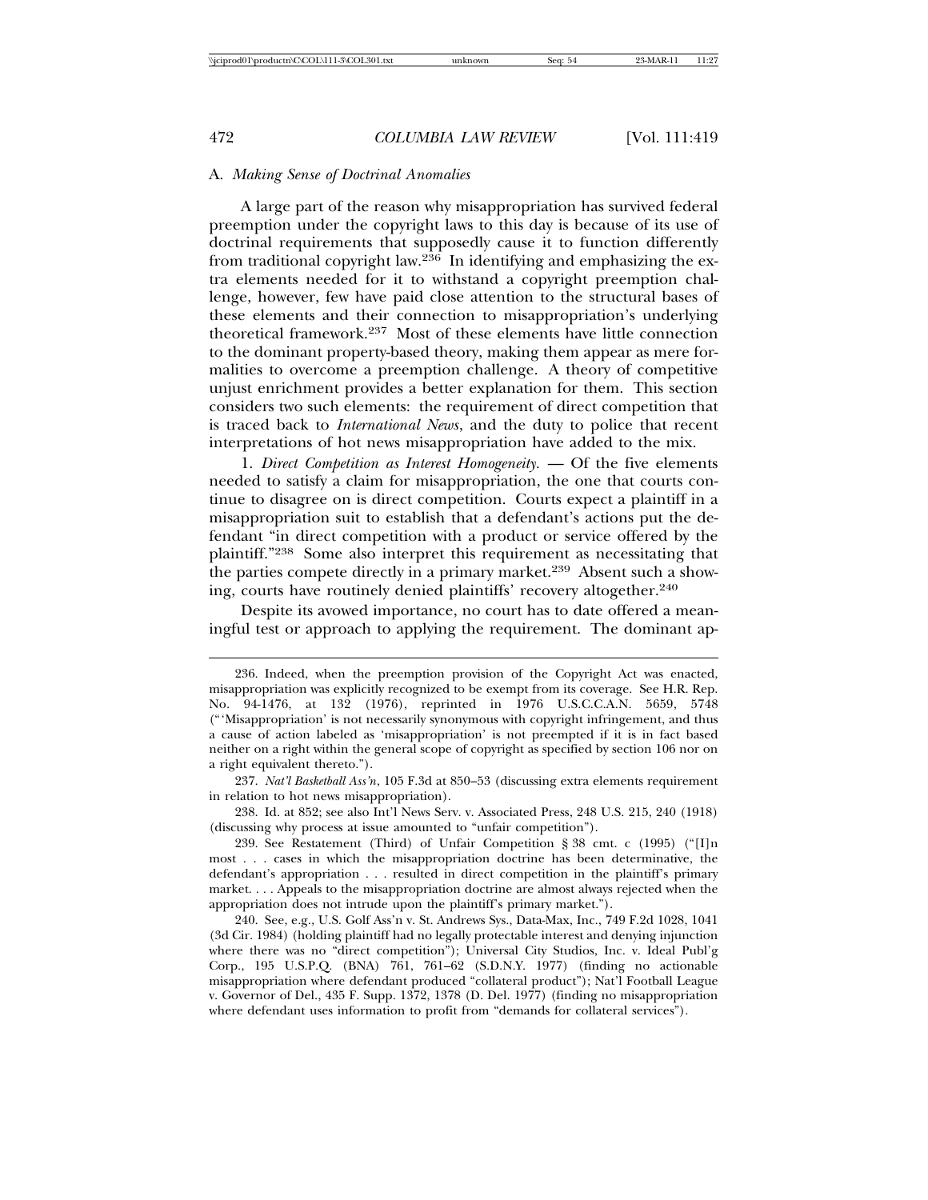### A. *Making Sense of Doctrinal Anomalies*

A large part of the reason why misappropriation has survived federal preemption under the copyright laws to this day is because of its use of doctrinal requirements that supposedly cause it to function differently from traditional copyright law.[236] In identifying and emphasizing the extra elements needed for it to withstand a copyright preemption challenge, however, few have paid close attention to the structural bases of these elements and their connection to misappropriation's underlying theoretical framework.[237] Most of these elements have little connection to the dominant property-based theory, making them appear as mere formalities to overcome a preemption challenge. A theory of competitive unjust enrichment provides a better explanation for them. This section considers two such elements: the requirement of direct competition that is traced back to *International News*, and the duty to police that recent interpretations of hot news misappropriation have added to the mix.

1. *Direct Competition as Interest Homogeneity*. — Of the five elements needed to satisfy a claim for misappropriation, the one that courts continue to disagree on is direct competition. Courts expect a plaintiff in a misappropriation suit to establish that a defendant's actions put the defendant "in direct competition with a product or service offered by the plaintiff."[238] Some also interpret this requirement as necessitating that the parties compete directly in a primary market.[239] Absent such a showing, courts have routinely denied plaintiffs' recovery altogether.[240]

Despite its avowed importance, no court has to date offered a meaningful test or approach to applying the requirement. The dominant ap-

---

236. Indeed, when the preemption provision of the Copyright Act was enacted, misappropriation was explicitly recognized to be exempt from its coverage. See H.R. Rep. No. 94-1476, at 132 (1976), reprinted in 1976 U.S.C.C.A.N. 5659, 5748 ("'Misappropriation' is not necessarily synonymous with copyright infringement, and thus a cause of action labeled as 'misappropriation' is not preempted if it is in fact based neither on a right within the general scope of copyright as specified by section 106 nor on a right equivalent thereto.").

237. *Nat'l Basketball Ass'n*, 105 F.3d at 850–53 (discussing extra elements requirement in relation to hot news misappropriation).

238. Id. at 852; see also Int'l News Serv. v. Associated Press, 248 U.S. 215, 240 (1918) (discussing why process at issue amounted to "unfair competition").

239. See Restatement (Third) of Unfair Competition § 38 cmt. c (1995) ("[I]n most . . . cases in which the misappropriation doctrine has been determinative, the defendant's appropriation . . . resulted in direct competition in the plaintiff's primary market. . . . Appeals to the misappropriation doctrine are almost always rejected when the appropriation does not intrude upon the plaintiff's primary market.").

240. See, e.g., U.S. Golf Ass'n v. St. Andrews Sys., Data-Max, Inc., 749 F.2d 1028, 1041 (3d Cir. 1984) (holding plaintiff had no legally protectable interest and denying injunction where there was no "direct competition"); Universal City Studios, Inc. v. Ideal Publ'g Corp., 195 U.S.P.Q. (BNA) 761, 761–62 (S.D.N.Y. 1977) (finding no actionable misappropriation where defendant produced "collateral product"); Nat'l Football League v. Governor of Del., 435 F. Supp. 1372, 1378 (D. Del. 1977) (finding no misappropriation where defendant uses information to profit from "demands for collateral services").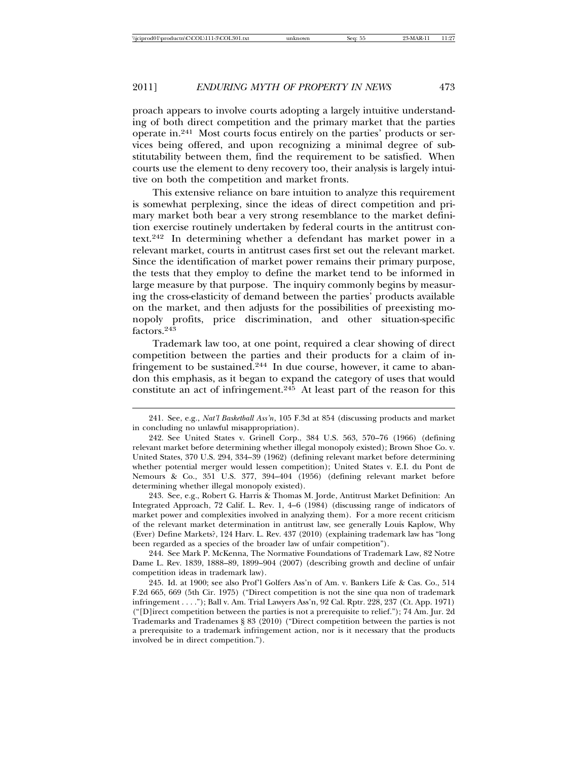proach appears to involve courts adopting a largely intuitive understanding of both direct competition and the primary market that the parties operate in.[241] Most courts focus entirely on the parties' products or services being offered, and upon recognizing a minimal degree of substitutability between them, find the requirement to be satisfied. When courts use the element to deny recovery too, their analysis is largely intuitive on both the competition and market fronts.

This extensive reliance on bare intuition to analyze this requirement is somewhat perplexing, since the ideas of direct competition and primary market both bear a very strong resemblance to the market definition exercise routinely undertaken by federal courts in the antitrust context.[242] In determining whether a defendant has market power in a relevant market, courts in antitrust cases first set out the relevant market. Since the identification of market power remains their primary purpose, the tests that they employ to define the market tend to be informed in large measure by that purpose. The inquiry commonly begins by measuring the cross-elasticity of demand between the parties' products available on the market, and then adjusts for the possibilities of preexisting monopoly profits, price discrimination, and other situation-specific factors.[243]

Trademark law too, at one point, required a clear showing of direct competition between the parties and their products for a claim of infringement to be sustained.[244] In due course, however, it came to abandon this emphasis, as it began to expand the category of uses that would constitute an act of infringement.[245] At least part of the reason for this

---

241. See, e.g., *Nat'l Basketball Ass'n*, 105 F.3d at 854 (discussing products and market in concluding no unlawful misappropriation).

242. See United States v. Grinell Corp., 384 U.S. 563, 570–76 (1966) (defining relevant market before determining whether illegal monopoly existed); Brown Shoe Co. v. United States, 370 U.S. 294, 334–39 (1962) (defining relevant market before determining whether potential merger would lessen competition); United States v. E.I. du Pont de Nemours & Co., 351 U.S. 377, 394–404 (1956) (defining relevant market before determining whether illegal monopoly existed).

243. See, e.g., Robert G. Harris & Thomas M. Jorde, Antitrust Market Definition: An Integrated Approach, 72 Calif. L. Rev. 1, 4–6 (1984) (discussing range of indicators of market power and complexities involved in analyzing them). For a more recent criticism of the relevant market determination in antitrust law, see generally Louis Kaplow, Why (Ever) Define Markets?, 124 Harv. L. Rev. 437 (2010) (explaining trademark law has "long been regarded as a species of the broader law of unfair competition").

244. See Mark P. McKenna, The Normative Foundations of Trademark Law, 82 Notre Dame L. Rev. 1839, 1888–89, 1899–904 (2007) (describing growth and decline of unfair competition ideas in trademark law).

245. Id. at 1900; see also Prof'l Golfers Ass'n of Am. v. Bankers Life & Cas. Co., 514 F.2d 665, 669 (5th Cir. 1975) ("Direct competition is not the sine qua non of trademark infringement . . . ."); Ball v. Am. Trial Lawyers Ass'n, 92 Cal. Rptr. 228, 237 (Ct. App. 1971) ("[D]irect competition between the parties is not a prerequisite to relief."); 74 Am. Jur. 2d Trademarks and Tradenames § 83 (2010) ("Direct competition between the parties is not a prerequisite to a trademark infringement action, nor is it necessary that the products involved be in direct competition.").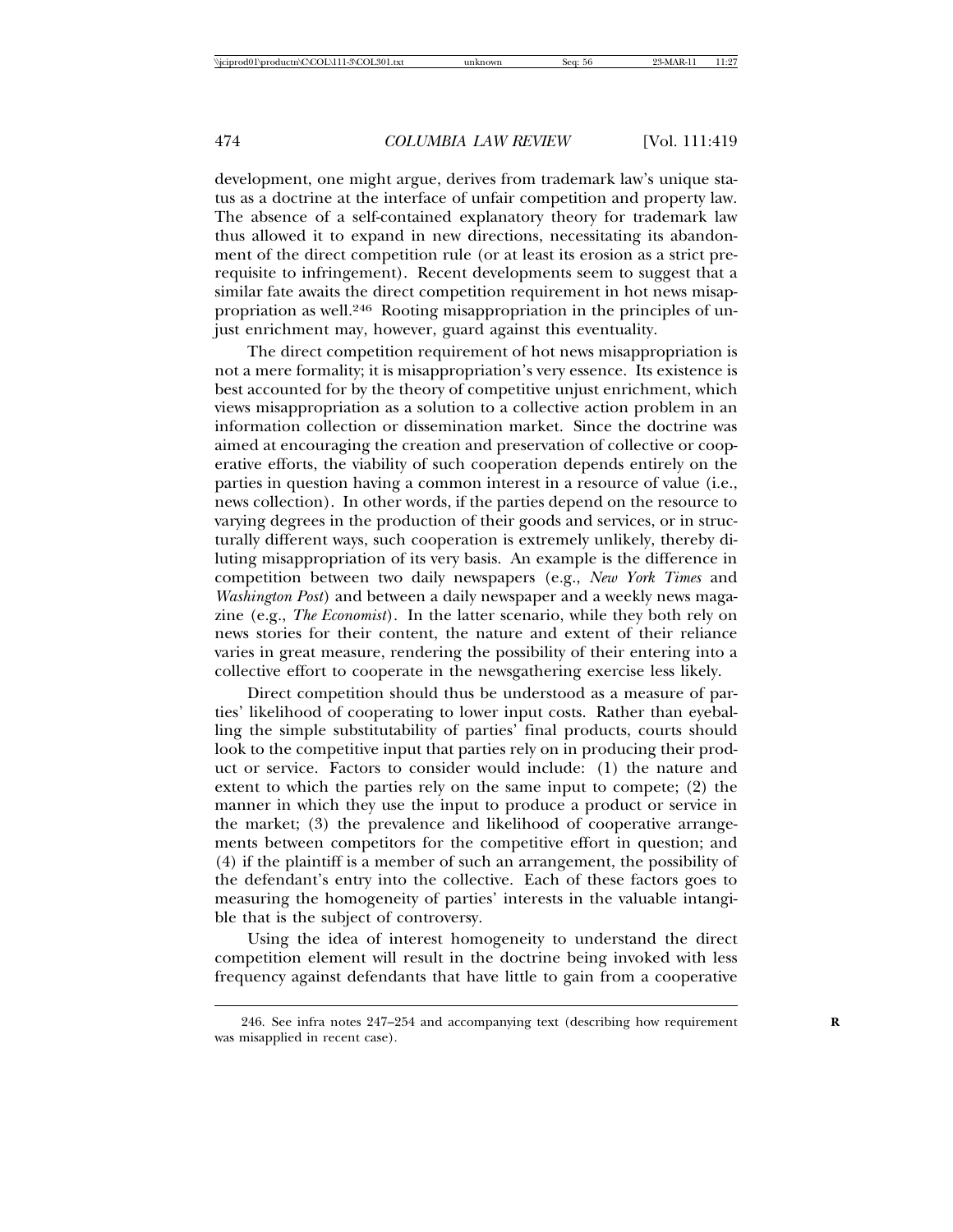development, one might argue, derives from trademark law's unique status as a doctrine at the interface of unfair competition and property law. The absence of a self-contained explanatory theory for trademark law thus allowed it to expand in new directions, necessitating its abandonment of the direct competition rule (or at least its erosion as a strict prerequisite to infringement). Recent developments seem to suggest that a similar fate awaits the direct competition requirement in hot news misappropriation as well.[246] Rooting misappropriation in the principles of unjust enrichment may, however, guard against this eventuality.

The direct competition requirement of hot news misappropriation is not a mere formality; it is misappropriation's very essence. Its existence is best accounted for by the theory of competitive unjust enrichment, which views misappropriation as a solution to a collective action problem in an information collection or dissemination market. Since the doctrine was aimed at encouraging the creation and preservation of collective or cooperative efforts, the viability of such cooperation depends entirely on the parties in question having a common interest in a resource of value (i.e., news collection). In other words, if the parties depend on the resource to varying degrees in the production of their goods and services, or in structurally different ways, such cooperation is extremely unlikely, thereby diluting misappropriation of its very basis. An example is the difference in competition between two daily newspapers (e.g., *New York Times* and *Washington Post*) and between a daily newspaper and a weekly news magazine (e.g., *The Economist*). In the latter scenario, while they both rely on news stories for their content, the nature and extent of their reliance varies in great measure, rendering the possibility of their entering into a collective effort to cooperate in the newsgathering exercise less likely.

Direct competition should thus be understood as a measure of parties' likelihood of cooperating to lower input costs. Rather than eyeballing the simple substitutability of parties' final products, courts should look to the competitive input that parties rely on in producing their product or service. Factors to consider would include: (1) the nature and extent to which the parties rely on the same input to compete; (2) the manner in which they use the input to produce a product or service in the market; (3) the prevalence and likelihood of cooperative arrangements between competitors for the competitive effort in question; and (4) if the plaintiff is a member of such an arrangement, the possibility of the defendant's entry into the collective. Each of these factors goes to measuring the homogeneity of parties' interests in the valuable intangible that is the subject of controversy.

Using the idea of interest homogeneity to understand the direct competition element will result in the doctrine being invoked with less frequency against defendants that have little to gain from a cooperative

---

246. See infra notes 247–254 and accompanying text (describing how requirement was misapplied in recent case).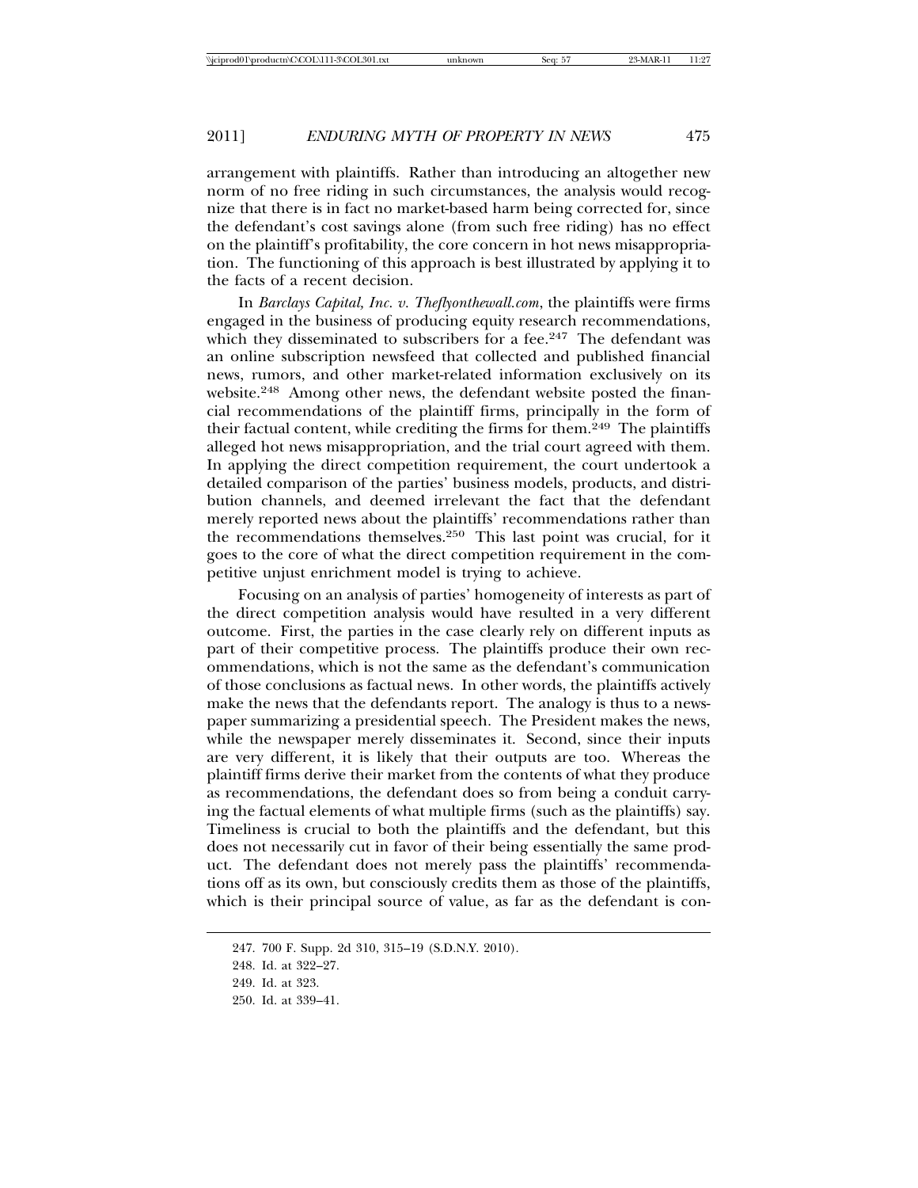arrangement with plaintiffs. Rather than introducing an altogether new norm of no free riding in such circumstances, the analysis would recognize that there is in fact no market-based harm being corrected for, since the defendant's cost savings alone (from such free riding) has no effect on the plaintiff's profitability, the core concern in hot news misappropriation. The functioning of this approach is best illustrated by applying it to the facts of a recent decision.

In *Barclays Capital, Inc. v. Theflyonthewall.com*, the plaintiffs were firms engaged in the business of producing equity research recommendations, which they disseminated to subscribers for a fee.[247] The defendant was an online subscription newsfeed that collected and published financial news, rumors, and other market-related information exclusively on its website.[248] Among other news, the defendant website posted the financial recommendations of the plaintiff firms, principally in the form of their factual content, while crediting the firms for them.[249] The plaintiffs alleged hot news misappropriation, and the trial court agreed with them. In applying the direct competition requirement, the court undertook a detailed comparison of the parties' business models, products, and distribution channels, and deemed irrelevant the fact that the defendant merely reported news about the plaintiffs' recommendations rather than the recommendations themselves.[250] This last point was crucial, for it goes to the core of what the direct competition requirement in the competitive unjust enrichment model is trying to achieve.

Focusing on an analysis of parties' homogeneity of interests as part of the direct competition analysis would have resulted in a very different outcome. First, the parties in the case clearly rely on different inputs as part of their competitive process. The plaintiffs produce their own recommendations, which is not the same as the defendant's communication of those conclusions as factual news. In other words, the plaintiffs actively make the news that the defendants report. The analogy is thus to a newspaper summarizing a presidential speech. The President makes the news, while the newspaper merely disseminates it. Second, since their inputs are very different, it is likely that their outputs are too. Whereas the plaintiff firms derive their market from the contents of what they produce as recommendations, the defendant does so from being a conduit carrying the factual elements of what multiple firms (such as the plaintiffs) say. Timeliness is crucial to both the plaintiffs and the defendant, but this does not necessarily cut in favor of their being essentially the same product. The defendant does not merely pass the plaintiffs' recommendations off as its own, but consciously credits them as those of the plaintiffs, which is their principal source of value, as far as the defendant is con-

247. 700 F. Supp. 2d 310, 315–19 (S.D.N.Y. 2010).

248. Id. at 322–27.

249. Id. at 323.

250. Id. at 339–41.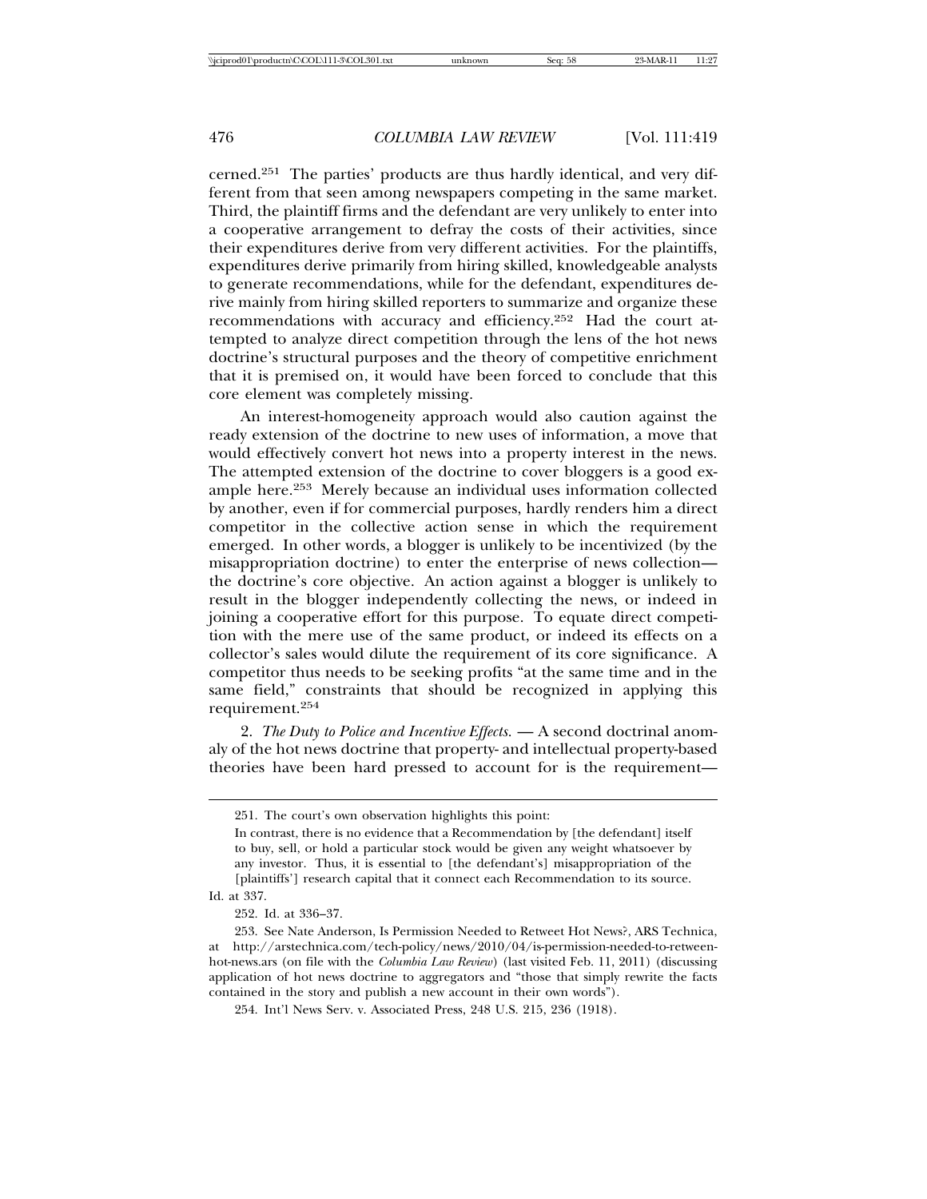cerned.[251] The parties' products are thus hardly identical, and very different from that seen among newspapers competing in the same market. Third, the plaintiff firms and the defendant are very unlikely to enter into a cooperative arrangement to defray the costs of their activities, since their expenditures derive from very different activities. For the plaintiffs, expenditures derive primarily from hiring skilled, knowledgeable analysts to generate recommendations, while for the defendant, expenditures derive mainly from hiring skilled reporters to summarize and organize these recommendations with accuracy and efficiency.[252] Had the court attempted to analyze direct competition through the lens of the hot news doctrine's structural purposes and the theory of competitive enrichment that it is premised on, it would have been forced to conclude that this core element was completely missing.

An interest-homogeneity approach would also caution against the ready extension of the doctrine to new uses of information, a move that would effectively convert hot news into a property interest in the news. The attempted extension of the doctrine to cover bloggers is a good example here.[253] Merely because an individual uses information collected by another, even if for commercial purposes, hardly renders him a direct competitor in the collective action sense in which the requirement emerged. In other words, a blogger is unlikely to be incentivized (by the misappropriation doctrine) to enter the enterprise of news collection—the doctrine's core objective. An action against a blogger is unlikely to result in the blogger independently collecting the news, or indeed in joining a cooperative effort for this purpose. To equate direct competition with the mere use of the same product, or indeed its effects on a collector's sales would dilute the requirement of its core significance. A competitor thus needs to be seeking profits "at the same time and in the same field," constraints that should be recognized in applying this requirement.[254]

2. *The Duty to Police and Incentive Effects.* — A second doctrinal anomaly of the hot news doctrine that property- and intellectual property-based theories have been hard pressed to account for is the requirement—

---

251. The court's own observation highlights this point:

> In contrast, there is no evidence that a Recommendation by [the defendant] itself to buy, sell, or hold a particular stock would be given any weight whatsoever by any investor. Thus, it is essential to [the defendant's] misappropriation of the [plaintiffs'] research capital that it connect each Recommendation to its source.

Id. at 337.

252. Id. at 336–37.

253. See Nate Anderson, Is Permission Needed to Retweet Hot News?, ARS Technica, at http://arstechnica.com/tech-policy/news/2010/04/is-permission-needed-to-retween-hot-news.ars (on file with the *Columbia Law Review*) (last visited Feb. 11, 2011) (discussing application of hot news doctrine to aggregators and "those that simply rewrite the facts contained in the story and publish a new account in their own words").

254. Int'l News Serv. v. Associated Press, 248 U.S. 215, 236 (1918).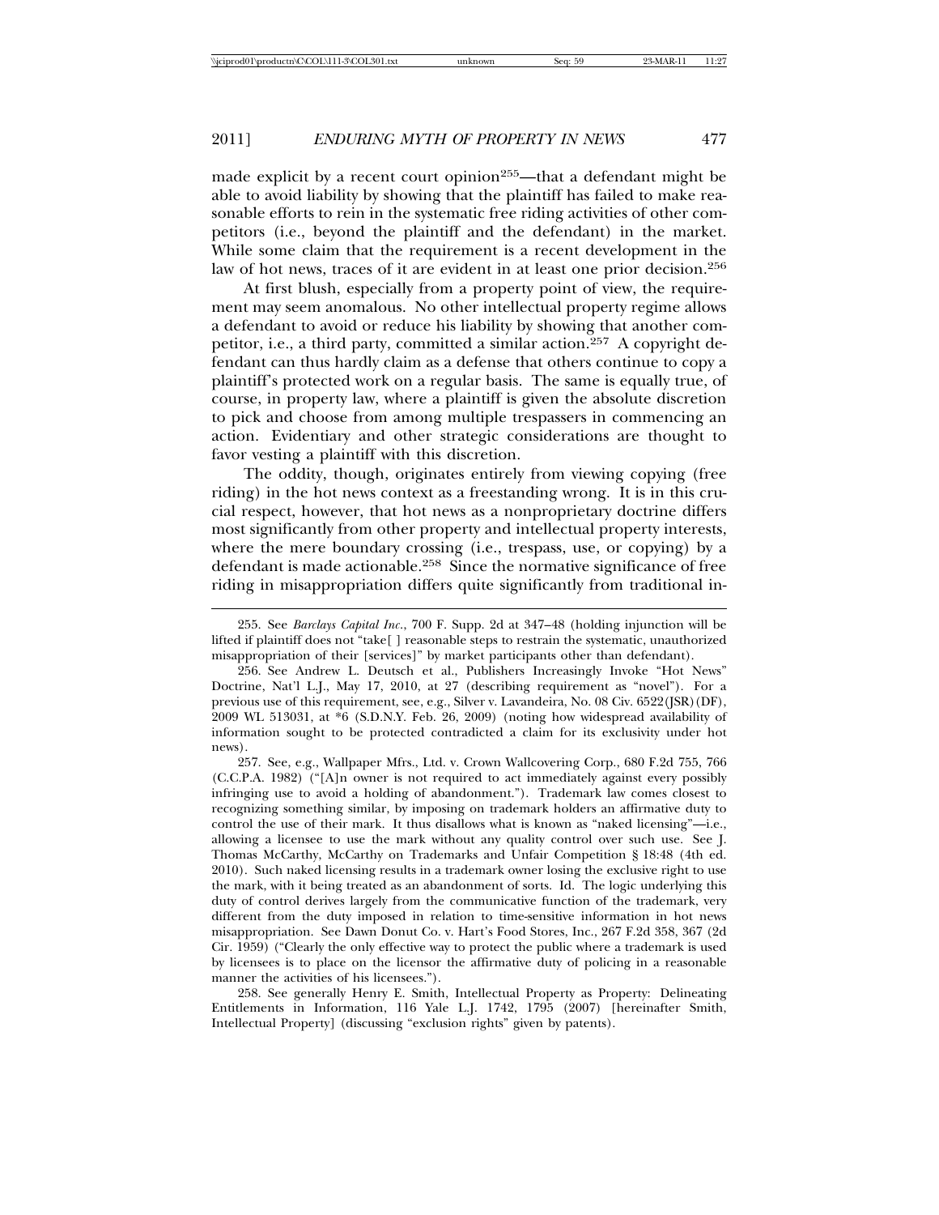made explicit by a recent court opinion[255]—that a defendant might be able to avoid liability by showing that the plaintiff has failed to make reasonable efforts to rein in the systematic free riding activities of other competitors (i.e., beyond the plaintiff and the defendant) in the market. While some claim that the requirement is a recent development in the law of hot news, traces of it are evident in at least one prior decision.[256]

At first blush, especially from a property point of view, the requirement may seem anomalous. No other intellectual property regime allows a defendant to avoid or reduce his liability by showing that another competitor, i.e., a third party, committed a similar action.[257] A copyright defendant can thus hardly claim as a defense that others continue to copy a plaintiff's protected work on a regular basis. The same is equally true, of course, in property law, where a plaintiff is given the absolute discretion to pick and choose from among multiple trespassers in commencing an action. Evidentiary and other strategic considerations are thought to favor vesting a plaintiff with this discretion.

The oddity, though, originates entirely from viewing copying (free riding) in the hot news context as a freestanding wrong. It is in this crucial respect, however, that hot news as a nonproprietary doctrine differs most significantly from other property and intellectual property interests, where the mere boundary crossing (i.e., trespass, use, or copying) by a defendant is made actionable.[258] Since the normative significance of free riding in misappropriation differs quite significantly from traditional in-

---

255. See *Barclays Capital Inc.*, 700 F. Supp. 2d at 347–48 (holding injunction will be lifted if plaintiff does not "take[ ] reasonable steps to restrain the systematic, unauthorized misappropriation of their [services]" by market participants other than defendant).

256. See Andrew L. Deutsch et al., Publishers Increasingly Invoke "Hot News" Doctrine, Nat'l L.J., May 17, 2010, at 27 (describing requirement as "novel"). For a previous use of this requirement, see, e.g., Silver v. Lavandeira, No. 08 Civ. 6522(JSR)(DF), 2009 WL 513031, at *6 (S.D.N.Y. Feb. 26, 2009) (noting how widespread availability of information sought to be protected contradicted a claim for its exclusivity under hot news).

257. See, e.g., Wallpaper Mfrs., Ltd. v. Crown Wallcovering Corp., 680 F.2d 755, 766 (C.C.P.A. 1982) ("[A]n owner is not required to act immediately against every possibly infringing use to avoid a holding of abandonment."). Trademark law comes closest to recognizing something similar, by imposing on trademark holders an affirmative duty to control the use of their mark. It thus disallows what is known as "naked licensing"—i.e., allowing a licensee to use the mark without any quality control over such use. See J. Thomas McCarthy, McCarthy on Trademarks and Unfair Competition § 18:48 (4th ed. 2010). Such naked licensing results in a trademark owner losing the exclusive right to use the mark, with it being treated as an abandonment of sorts. Id. The logic underlying this duty of control derives largely from the communicative function of the trademark, very different from the duty imposed in relation to time-sensitive information in hot news misappropriation. See Dawn Donut Co. v. Hart's Food Stores, Inc., 267 F.2d 358, 367 (2d Cir. 1959) ("Clearly the only effective way to protect the public where a trademark is used by licensees is to place on the licensor the affirmative duty of policing in a reasonable manner the activities of his licensees.").

258. See generally Henry E. Smith, Intellectual Property as Property: Delineating Entitlements in Information, 116 Yale L.J. 1742, 1795 (2007) [hereinafter Smith, Intellectual Property] (discussing "exclusion rights" given by patents).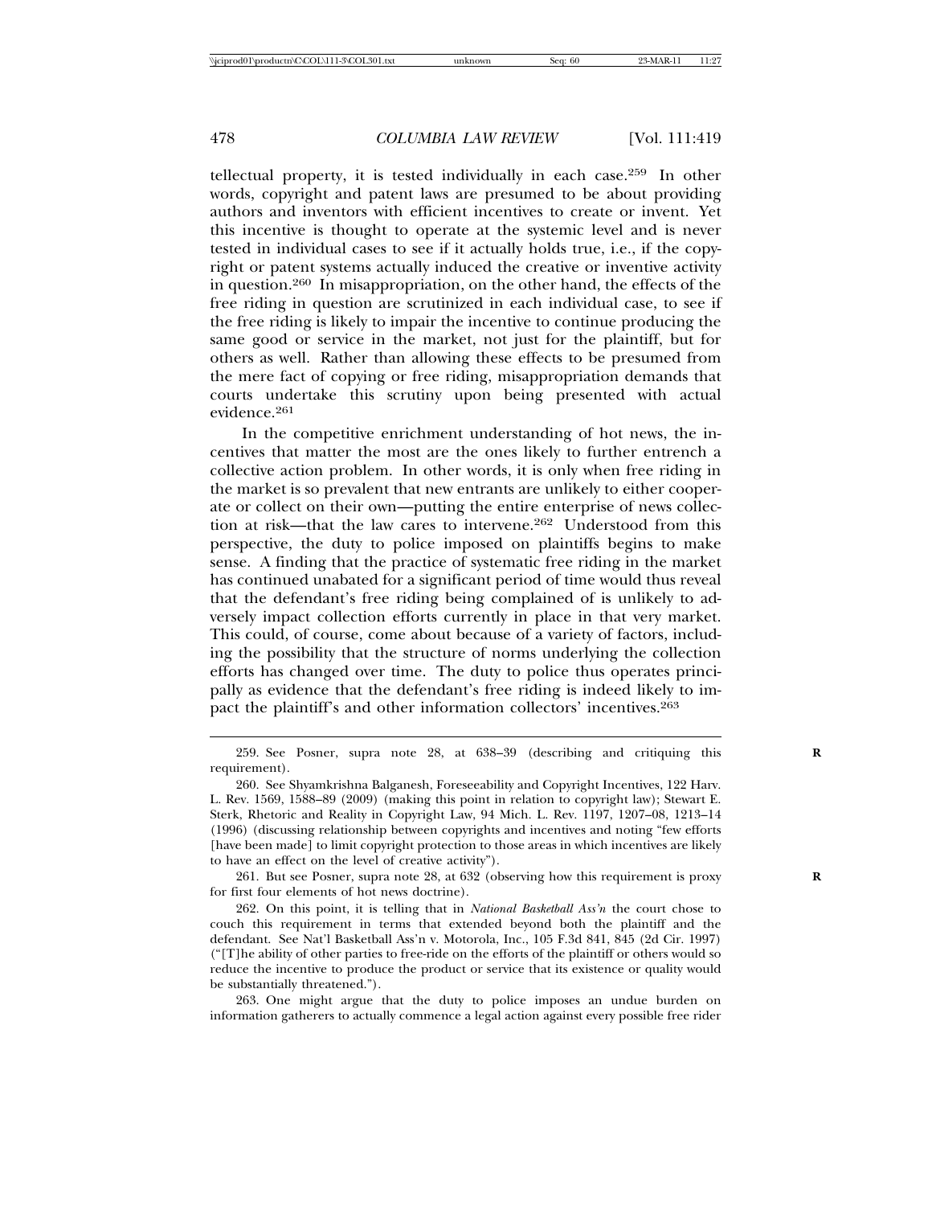tellectual property, it is tested individually in each case.[259] In other words, copyright and patent laws are presumed to be about providing authors and inventors with efficient incentives to create or invent. Yet this incentive is thought to operate at the systemic level and is never tested in individual cases to see if it actually holds true, i.e., if the copyright or patent systems actually induced the creative or inventive activity in question.[260] In misappropriation, on the other hand, the effects of the free riding in question are scrutinized in each individual case, to see if the free riding is likely to impair the incentive to continue producing the same good or service in the market, not just for the plaintiff, but for others as well. Rather than allowing these effects to be presumed from the mere fact of copying or free riding, misappropriation demands that courts undertake this scrutiny upon being presented with actual evidence.[261]

In the competitive enrichment understanding of hot news, the incentives that matter the most are the ones likely to further entrench a collective action problem. In other words, it is only when free riding in the market is so prevalent that new entrants are unlikely to either cooperate or collect on their own—putting the entire enterprise of news collection at risk—that the law cares to intervene.[262] Understood from this perspective, the duty to police imposed on plaintiffs begins to make sense. A finding that the practice of systematic free riding in the market has continued unabated for a significant period of time would thus reveal that the defendant's free riding being complained of is unlikely to adversely impact collection efforts currently in place in that very market. This could, of course, come about because of a variety of factors, including the possibility that the structure of norms underlying the collection efforts has changed over time. The duty to police thus operates principally as evidence that the defendant's free riding is indeed likely to impact the plaintiff's and other information collectors' incentives.[263]

259. See Posner, supra note 28, at 638–39 (describing and critiquing this requirement).

260. See Shyamkrishna Balganesh, Foreseeability and Copyright Incentives, 122 Harv. L. Rev. 1569, 1588–89 (2009) (making this point in relation to copyright law); Stewart E. Sterk, Rhetoric and Reality in Copyright Law, 94 Mich. L. Rev. 1197, 1207–08, 1213–14 (1996) (discussing relationship between copyrights and incentives and noting "few efforts [have been made] to limit copyright protection to those areas in which incentives are likely to have an effect on the level of creative activity").

261. But see Posner, supra note 28, at 632 (observing how this requirement is proxy for first four elements of hot news doctrine).

262. On this point, it is telling that in *National Basketball Ass'n* the court chose to couch this requirement in terms that extended beyond both the plaintiff and the defendant. See Nat'l Basketball Ass'n v. Motorola, Inc., 105 F.3d 841, 845 (2d Cir. 1997) ("[T]he ability of other parties to free-ride on the efforts of the plaintiff or others would so reduce the incentive to produce the product or service that its existence or quality would be substantially threatened.").

263. One might argue that the duty to police imposes an undue burden on information gatherers to actually commence a legal action against every possible free rider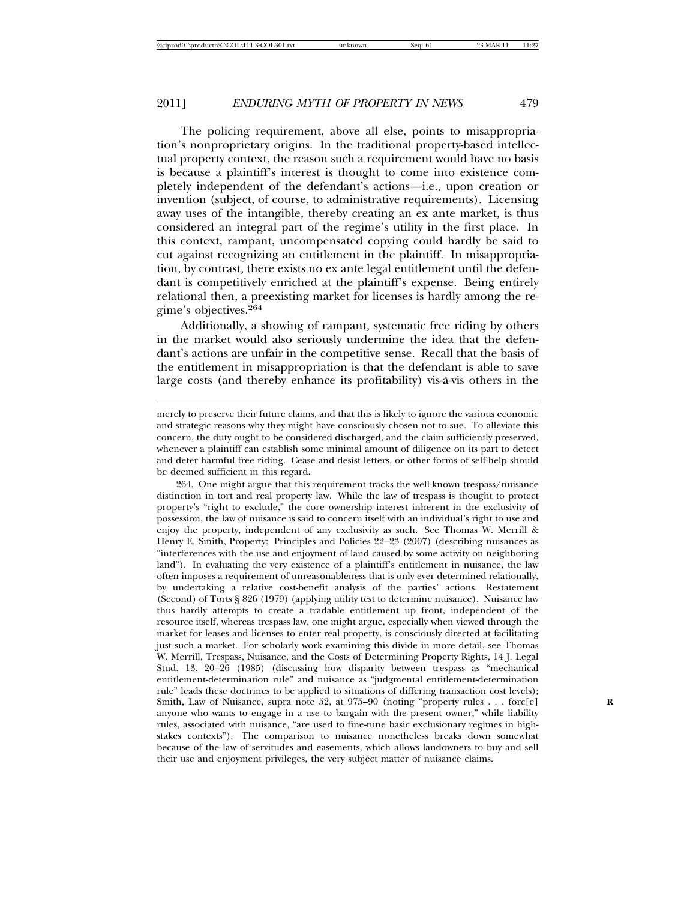The policing requirement, above all else, points to misappropriation's nonproprietary origins. In the traditional property-based intellectual property context, the reason such a requirement would have no basis is because a plaintiff's interest is thought to come into existence completely independent of the defendant's actions—i.e., upon creation or invention (subject, of course, to administrative requirements). Licensing away uses of the intangible, thereby creating an ex ante market, is thus considered an integral part of the regime's utility in the first place. In this context, rampant, uncompensated copying could hardly be said to cut against recognizing an entitlement in the plaintiff. In misappropriation, by contrast, there exists no ex ante legal entitlement until the defendant is competitively enriched at the plaintiff's expense. Being entirely relational then, a preexisting market for licenses is hardly among the regime's objectives.[264]

Additionally, a showing of rampant, systematic free riding by others in the market would also seriously undermine the idea that the defendant's actions are unfair in the competitive sense. Recall that the basis of the entitlement in misappropriation is that the defendant is able to save large costs (and thereby enhance its profitability) vis-à-vis others in the

---

merely to preserve their future claims, and that this is likely to ignore the various economic and strategic reasons why they might have consciously chosen not to sue. To alleviate this concern, the duty ought to be considered discharged, and the claim sufficiently preserved, whenever a plaintiff can establish some minimal amount of diligence on its part to detect and deter harmful free riding. Cease and desist letters, or other forms of self-help should be deemed sufficient in this regard.

264. One might argue that this requirement tracks the well-known trespass/nuisance distinction in tort and real property law. While the law of trespass is thought to protect property's "right to exclude," the core ownership interest inherent in the exclusivity of possession, the law of nuisance is said to concern itself with an individual's right to use and enjoy the property, independent of any exclusivity as such. See Thomas W. Merrill & Henry E. Smith, Property: Principles and Policies 22–23 (2007) (describing nuisances as "interferences with the use and enjoyment of land caused by some activity on neighboring land"). In evaluating the very existence of a plaintiff's entitlement in nuisance, the law often imposes a requirement of unreasonableness that is only ever determined relationally, by undertaking a relative cost-benefit analysis of the parties' actions. Restatement (Second) of Torts § 826 (1979) (applying utility test to determine nuisance). Nuisance law thus hardly attempts to create a tradable entitlement up front, independent of the resource itself, whereas trespass law, one might argue, especially when viewed through the market for leases and licenses to enter real property, is consciously directed at facilitating just such a market. For scholarly work examining this divide in more detail, see Thomas W. Merrill, Trespass, Nuisance, and the Costs of Determining Property Rights, 14 J. Legal Stud. 13, 20–26 (1985) (discussing how disparity between trespass as "mechanical entitlement-determination rule" and nuisance as "judgmental entitlement-determination rule" leads these doctrines to be applied to situations of differing transaction cost levels); Smith, Law of Nuisance, supra note 52, at 975–90 (noting "property rules . . . forc[e] anyone who wants to engage in a use to bargain with the present owner," while liability rules, associated with nuisance, "are used to fine-tune basic exclusionary regimes in high-stakes contexts"). The comparison to nuisance nonetheless breaks down somewhat because of the law of servitudes and easements, which allows landowners to buy and sell their use and enjoyment privileges, the very subject matter of nuisance claims.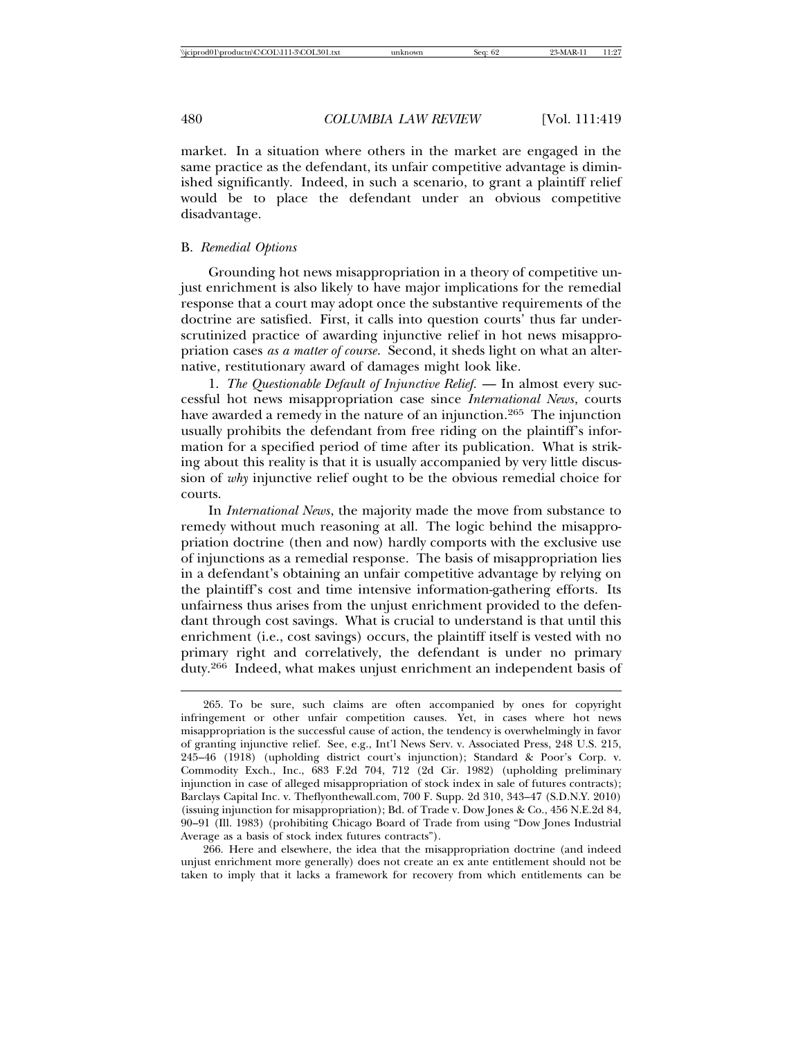market. In a situation where others in the market are engaged in the same practice as the defendant, its unfair competitive advantage is diminished significantly. Indeed, in such a scenario, to grant a plaintiff relief would be to place the defendant under an obvious competitive disadvantage.

### B. *Remedial Options*

Grounding hot news misappropriation in a theory of competitive unjust enrichment is also likely to have major implications for the remedial response that a court may adopt once the substantive requirements of the doctrine are satisfied. First, it calls into question courts' thus far underscrutinized practice of awarding injunctive relief in hot news misappropriation cases *as a matter of course*. Second, it sheds light on what an alternative, restitutionary award of damages might look like.

1. *The Questionable Default of Injunctive Relief.* — In almost every successful hot news misappropriation case since *International News*, courts have awarded a remedy in the nature of an injunction.[265] The injunction usually prohibits the defendant from free riding on the plaintiff's information for a specified period of time after its publication. What is striking about this reality is that it is usually accompanied by very little discussion of *why* injunctive relief ought to be the obvious remedial choice for courts.

In *International News*, the majority made the move from substance to remedy without much reasoning at all. The logic behind the misappropriation doctrine (then and now) hardly comports with the exclusive use of injunctions as a remedial response. The basis of misappropriation lies in a defendant's obtaining an unfair competitive advantage by relying on the plaintiff's cost and time intensive information-gathering efforts. Its unfairness thus arises from the unjust enrichment provided to the defendant through cost savings. What is crucial to understand is that until this enrichment (i.e., cost savings) occurs, the plaintiff itself is vested with no primary right and correlatively, the defendant is under no primary duty.[266] Indeed, what makes unjust enrichment an independent basis of

---

265. To be sure, such claims are often accompanied by ones for copyright infringement or other unfair competition causes. Yet, in cases where hot news misappropriation is the successful cause of action, the tendency is overwhelmingly in favor of granting injunctive relief. See, e.g., Int'l News Serv. v. Associated Press, 248 U.S. 215, 245–46 (1918) (upholding district court's injunction); Standard & Poor's Corp. v. Commodity Exch., Inc., 683 F.2d 704, 712 (2d Cir. 1982) (upholding preliminary injunction in case of alleged misappropriation of stock index in sale of futures contracts); Barclays Capital Inc. v. Theflyonthewall.com, 700 F. Supp. 2d 310, 343–47 (S.D.N.Y. 2010) (issuing injunction for misappropriation); Bd. of Trade v. Dow Jones & Co., 456 N.E.2d 84, 90–91 (Ill. 1983) (prohibiting Chicago Board of Trade from using "Dow Jones Industrial Average as a basis of stock index futures contracts").

266. Here and elsewhere, the idea that the misappropriation doctrine (and indeed unjust enrichment more generally) does not create an ex ante entitlement should not be taken to imply that it lacks a framework for recovery from which entitlements can be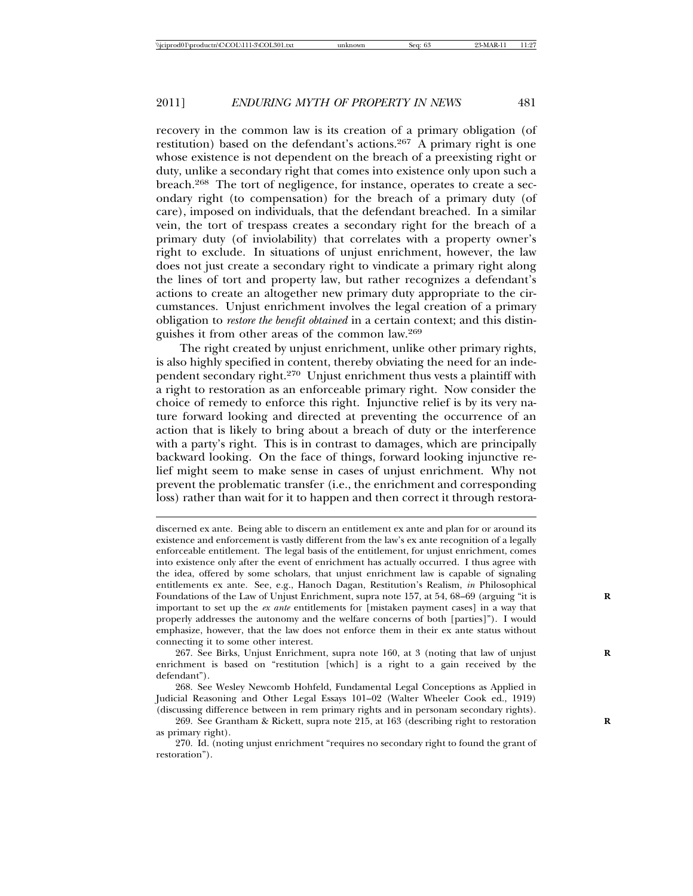recovery in the common law is its creation of a primary obligation (of restitution) based on the defendant's actions.[267] A primary right is one whose existence is not dependent on the breach of a preexisting right or duty, unlike a secondary right that comes into existence only upon such a breach.[268] The tort of negligence, for instance, operates to create a secondary right (to compensation) for the breach of a primary duty (of care), imposed on individuals, that the defendant breached. In a similar vein, the tort of trespass creates a secondary right for the breach of a primary duty (of inviolability) that correlates with a property owner's right to exclude. In situations of unjust enrichment, however, the law does not just create a secondary right to vindicate a primary right along the lines of tort and property law, but rather recognizes a defendant's actions to create an altogether new primary duty appropriate to the circumstances. Unjust enrichment involves the legal creation of a primary obligation to *restore the benefit obtained* in a certain context; and this distinguishes it from other areas of the common law.[269]

The right created by unjust enrichment, unlike other primary rights, is also highly specified in content, thereby obviating the need for an independent secondary right.[270] Unjust enrichment thus vests a plaintiff with a right to restoration as an enforceable primary right. Now consider the choice of remedy to enforce this right. Injunctive relief is by its very nature forward looking and directed at preventing the occurrence of an action that is likely to bring about a breach of duty or the interference with a party's right. This is in contrast to damages, which are principally backward looking. On the face of things, forward looking injunctive relief might seem to make sense in cases of unjust enrichment. Why not prevent the problematic transfer (i.e., the enrichment and corresponding loss) rather than wait for it to happen and then correct it through restora-

---

discerned ex ante. Being able to discern an entitlement ex ante and plan for or around its existence and enforcement is vastly different from the law's ex ante recognition of a legally enforceable entitlement. The legal basis of the entitlement, for unjust enrichment, comes into existence only after the event of enrichment has actually occurred. I thus agree with the idea, offered by some scholars, that unjust enrichment law is capable of signaling entitlements ex ante. See, e.g., Hanoch Dagan, Restitution's Realism, *in* Philosophical Foundations of the Law of Unjust Enrichment, supra note 157, at 54, 68–69 (arguing "it is important to set up the *ex ante* entitlements for [mistaken payment cases] in a way that properly addresses the autonomy and the welfare concerns of both [parties]"). I would emphasize, however, that the law does not enforce them in their ex ante status without connecting it to some other interest.

267. See Birks, Unjust Enrichment, supra note 160, at 3 (noting that law of unjust enrichment is based on "restitution [which] is a right to a gain received by the defendant").

268. See Wesley Newcomb Hohfeld, Fundamental Legal Conceptions as Applied in Judicial Reasoning and Other Legal Essays 101–02 (Walter Wheeler Cook ed., 1919) (discussing difference between in rem primary rights and in personam secondary rights).

269. See Grantham & Rickett, supra note 215, at 163 (describing right to restoration as primary right).

270. Id. (noting unjust enrichment "requires no secondary right to found the grant of restoration").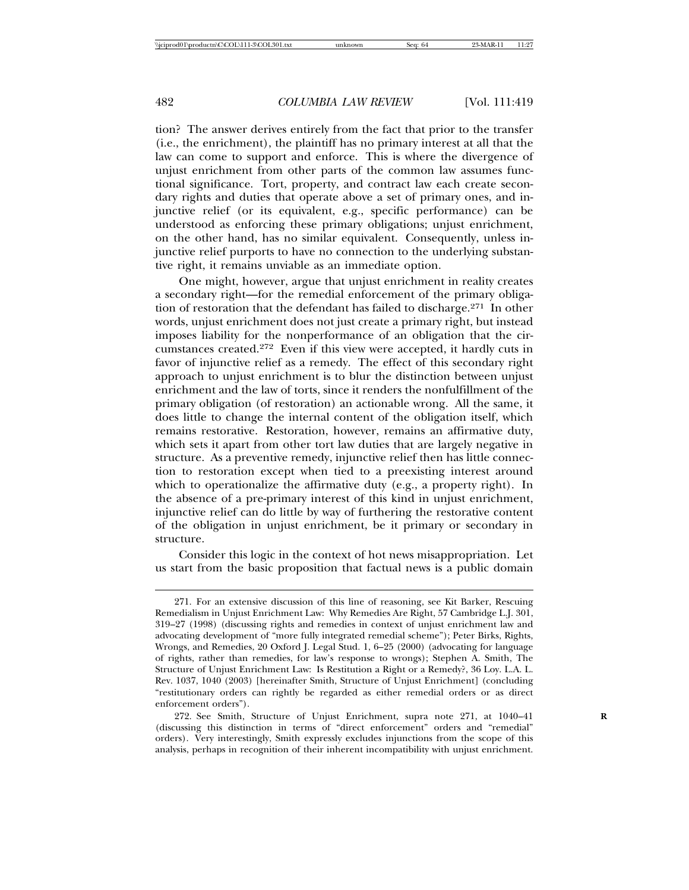tion? The answer derives entirely from the fact that prior to the transfer (i.e., the enrichment), the plaintiff has no primary interest at all that the law can come to support and enforce. This is where the divergence of unjust enrichment from other parts of the common law assumes functional significance. Tort, property, and contract law each create secondary rights and duties that operate above a set of primary ones, and injunctive relief (or its equivalent, e.g., specific performance) can be understood as enforcing these primary obligations; unjust enrichment, on the other hand, has no similar equivalent. Consequently, unless injunctive relief purports to have no connection to the underlying substantive right, it remains unviable as an immediate option.

One might, however, argue that unjust enrichment in reality creates a secondary right—for the remedial enforcement of the primary obligation of restoration that the defendant has failed to discharge.[271] In other words, unjust enrichment does not just create a primary right, but instead imposes liability for the nonperformance of an obligation that the circumstances created.[272] Even if this view were accepted, it hardly cuts in favor of injunctive relief as a remedy. The effect of this secondary right approach to unjust enrichment is to blur the distinction between unjust enrichment and the law of torts, since it renders the nonfulfillment of the primary obligation (of restoration) an actionable wrong. All the same, it does little to change the internal content of the obligation itself, which remains restorative. Restoration, however, remains an affirmative duty, which sets it apart from other tort law duties that are largely negative in structure. As a preventive remedy, injunctive relief then has little connection to restoration except when tied to a preexisting interest around which to operationalize the affirmative duty (e.g., a property right). In the absence of a pre-primary interest of this kind in unjust enrichment, injunctive relief can do little by way of furthering the restorative content of the obligation in unjust enrichment, be it primary or secondary in structure.

Consider this logic in the context of hot news misappropriation. Let us start from the basic proposition that factual news is a public domain

---

271. For an extensive discussion of this line of reasoning, see Kit Barker, Rescuing Remedialism in Unjust Enrichment Law: Why Remedies Are Right, 57 Cambridge L.J. 301, 319–27 (1998) (discussing rights and remedies in context of unjust enrichment law and advocating development of "more fully integrated remedial scheme"); Peter Birks, Rights, Wrongs, and Remedies, 20 Oxford J. Legal Stud. 1, 6–25 (2000) (advocating for language of rights, rather than remedies, for law's response to wrongs); Stephen A. Smith, The Structure of Unjust Enrichment Law: Is Restitution a Right or a Remedy?, 36 Loy. L.A. L. Rev. 1037, 1040 (2003) [hereinafter Smith, Structure of Unjust Enrichment] (concluding "restitutionary orders can rightly be regarded as either remedial orders or as direct enforcement orders").

272. See Smith, Structure of Unjust Enrichment, supra note 271, at 1040–41 (discussing this distinction in terms of "direct enforcement" orders and "remedial" orders). Very interestingly, Smith expressly excludes injunctions from the scope of this analysis, perhaps in recognition of their inherent incompatibility with unjust enrichment.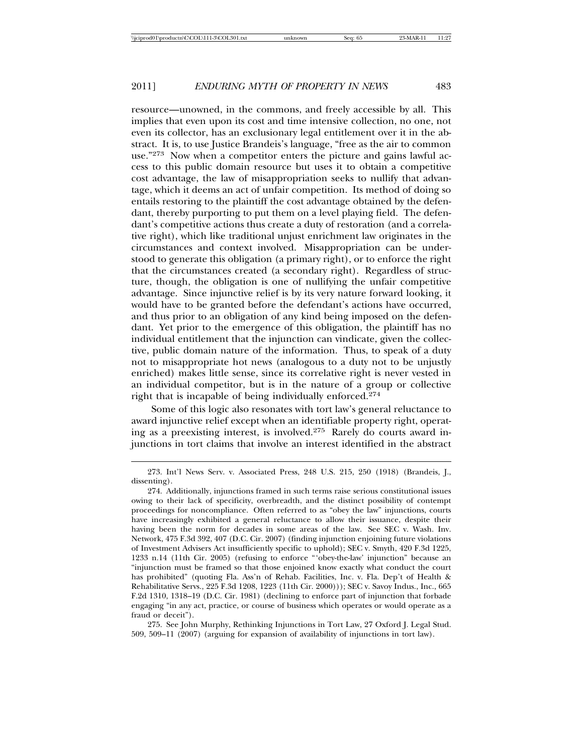resource—unowned, in the commons, and freely accessible by all. This implies that even upon its cost and time intensive collection, no one, not even its collector, has an exclusionary legal entitlement over it in the abstract. It is, to use Justice Brandeis's language, "free as the air to common use."[273] Now when a competitor enters the picture and gains lawful access to this public domain resource but uses it to obtain a competitive cost advantage, the law of misappropriation seeks to nullify that advantage, which it deems an act of unfair competition. Its method of doing so entails restoring to the plaintiff the cost advantage obtained by the defendant, thereby purporting to put them on a level playing field. The defendant's competitive actions thus create a duty of restoration (and a correlative right), which like traditional unjust enrichment law originates in the circumstances and context involved. Misappropriation can be understood to generate this obligation (a primary right), or to enforce the right that the circumstances created (a secondary right). Regardless of structure, though, the obligation is one of nullifying the unfair competitive advantage. Since injunctive relief is by its very nature forward looking, it would have to be granted before the defendant's actions have occurred, and thus prior to an obligation of any kind being imposed on the defendant. Yet prior to the emergence of this obligation, the plaintiff has no individual entitlement that the injunction can vindicate, given the collective, public domain nature of the information. Thus, to speak of a duty not to misappropriate hot news (analogous to a duty not to be unjustly enriched) makes little sense, since its correlative right is never vested in an individual competitor, but is in the nature of a group or collective right that is incapable of being individually enforced.[274]

Some of this logic also resonates with tort law's general reluctance to award injunctive relief except when an identifiable property right, operating as a preexisting interest, is involved.[275] Rarely do courts award injunctions in tort claims that involve an interest identified in the abstract

---

273. Int'l News Serv. v. Associated Press, 248 U.S. 215, 250 (1918) (Brandeis, J., dissenting).

274. Additionally, injunctions framed in such terms raise serious constitutional issues owing to their lack of specificity, overbreadth, and the distinct possibility of contempt proceedings for noncompliance. Often referred to as "obey the law" injunctions, courts have increasingly exhibited a general reluctance to allow their issuance, despite their having been the norm for decades in some areas of the law. See SEC v. Wash. Inv. Network, 475 F.3d 392, 407 (D.C. Cir. 2007) (finding injunction enjoining future violations of Investment Advisers Act insufficiently specific to uphold); SEC v. Smyth, 420 F.3d 1225, 1233 n.14 (11th Cir. 2005) (refusing to enforce "'obey-the-law' injunction" because an "injunction must be framed so that those enjoined know exactly what conduct the court has prohibited" (quoting Fla. Ass'n of Rehab. Facilities, Inc. v. Fla. Dep't of Health & Rehabilitative Servs., 225 F.3d 1208, 1223 (11th Cir. 2000))); SEC v. Savoy Indus., Inc., 665 F.2d 1310, 1318–19 (D.C. Cir. 1981) (declining to enforce part of injunction that forbade engaging "in any act, practice, or course of business which operates or would operate as a fraud or deceit").

275. See John Murphy, Rethinking Injunctions in Tort Law, 27 Oxford J. Legal Stud. 509, 509–11 (2007) (arguing for expansion of availability of injunctions in tort law).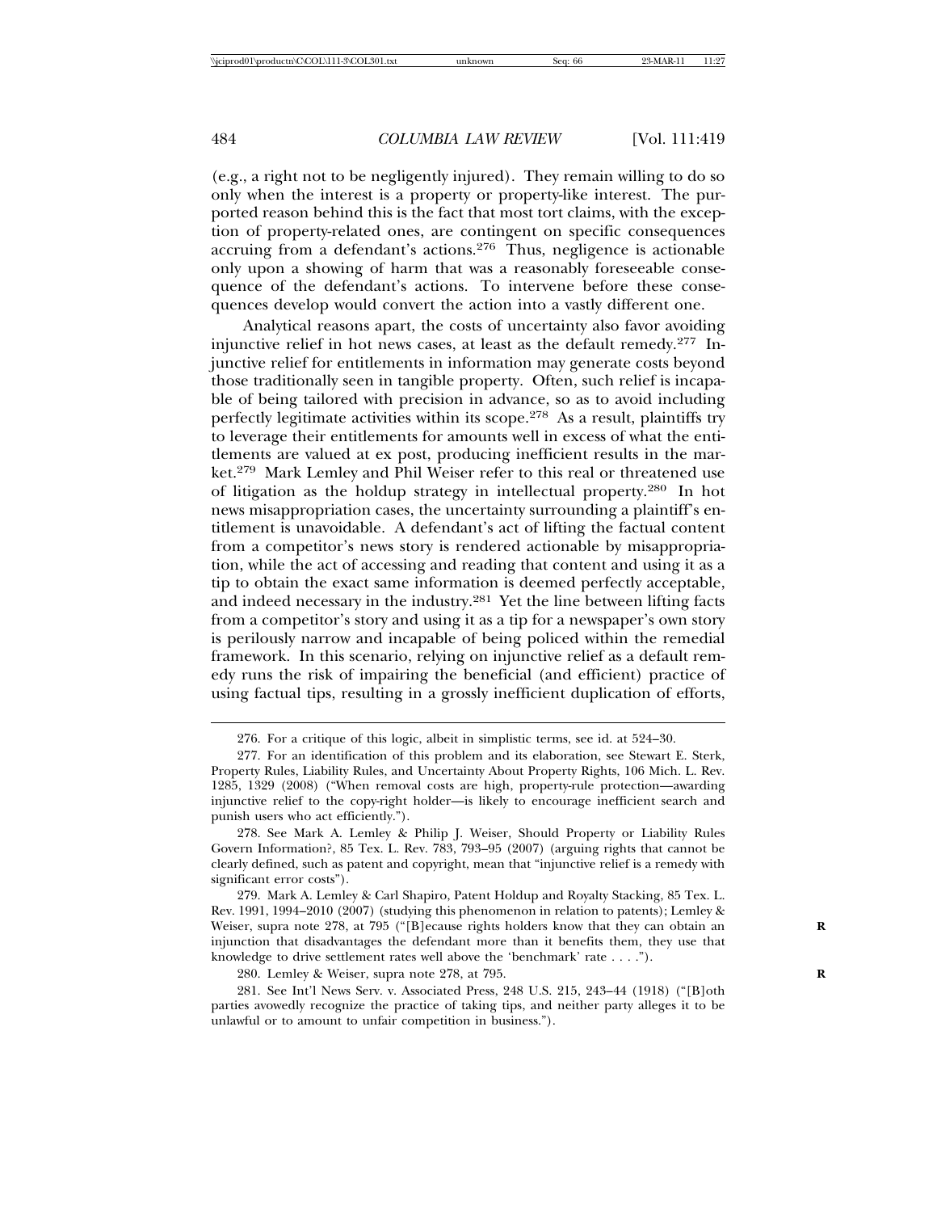(e.g., a right not to be negligently injured). They remain willing to do so only when the interest is a property or property-like interest. The purported reason behind this is the fact that most tort claims, with the exception of property-related ones, are contingent on specific consequences accruing from a defendant's actions.[276] Thus, negligence is actionable only upon a showing of harm that was a reasonably foreseeable consequence of the defendant's actions. To intervene before these consequences develop would convert the action into a vastly different one.

Analytical reasons apart, the costs of uncertainty also favor avoiding injunctive relief in hot news cases, at least as the default remedy.[277] Injunctive relief for entitlements in information may generate costs beyond those traditionally seen in tangible property. Often, such relief is incapable of being tailored with precision in advance, so as to avoid including perfectly legitimate activities within its scope.[278] As a result, plaintiffs try to leverage their entitlements for amounts well in excess of what the entitlements are valued at ex post, producing inefficient results in the market.[279] Mark Lemley and Phil Weiser refer to this real or threatened use of litigation as the holdup strategy in intellectual property.[280] In hot news misappropriation cases, the uncertainty surrounding a plaintiff's entitlement is unavoidable. A defendant's act of lifting the factual content from a competitor's news story is rendered actionable by misappropriation, while the act of accessing and reading that content and using it as a tip to obtain the exact same information is deemed perfectly acceptable, and indeed necessary in the industry.[281] Yet the line between lifting facts from a competitor's story and using it as a tip for a newspaper's own story is perilously narrow and incapable of being policed within the remedial framework. In this scenario, relying on injunctive relief as a default remedy runs the risk of impairing the beneficial (and efficient) practice of using factual tips, resulting in a grossly inefficient duplication of efforts,

---

276. For a critique of this logic, albeit in simplistic terms, see id. at 524–30.

277. For an identification of this problem and its elaboration, see Stewart E. Sterk, Property Rules, Liability Rules, and Uncertainty About Property Rights, 106 Mich. L. Rev. 1285, 1329 (2008) ("When removal costs are high, property-rule protection—awarding injunctive relief to the copy-right holder—is likely to encourage inefficient search and punish users who act efficiently.").

278. See Mark A. Lemley & Philip J. Weiser, Should Property or Liability Rules Govern Information?, 85 Tex. L. Rev. 783, 793–95 (2007) (arguing rights that cannot be clearly defined, such as patent and copyright, mean that "injunctive relief is a remedy with significant error costs").

279. Mark A. Lemley & Carl Shapiro, Patent Holdup and Royalty Stacking, 85 Tex. L. Rev. 1991, 1994–2010 (2007) (studying this phenomenon in relation to patents); Lemley & Weiser, supra note 278, at 795 ("[B]ecause rights holders know that they can obtain an injunction that disadvantages the defendant more than it benefits them, they use that knowledge to drive settlement rates well above the 'benchmark' rate . . . .").

280. Lemley & Weiser, supra note 278, at 795.

281. See Int'l News Serv. v. Associated Press, 248 U.S. 215, 243–44 (1918) ("[B]oth parties avowedly recognize the practice of taking tips, and neither party alleges it to be unlawful or to amount to unfair competition in business.").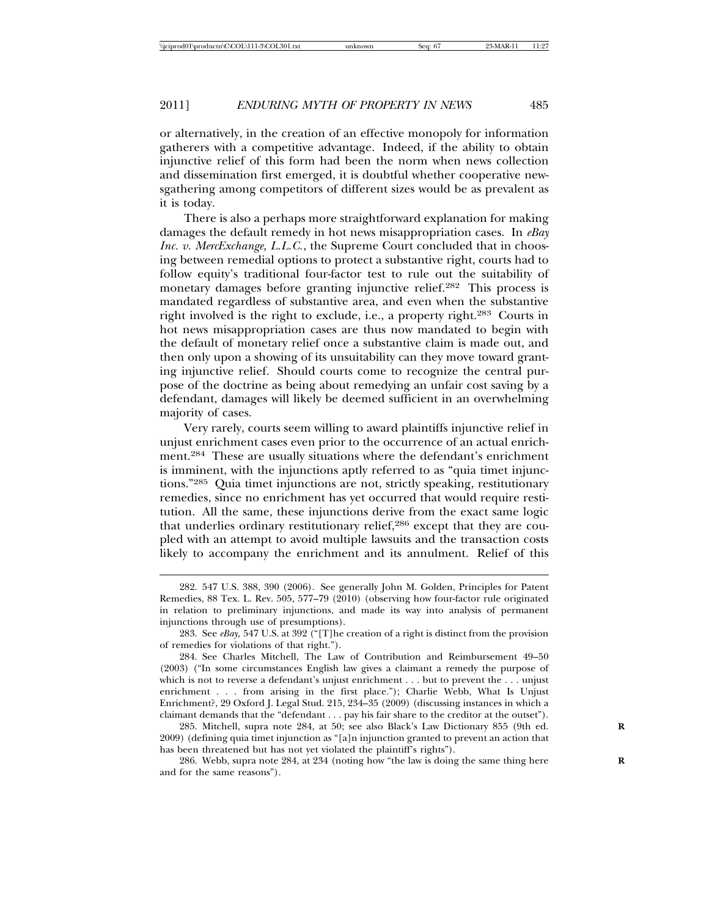or alternatively, in the creation of an effective monopoly for information gatherers with a competitive advantage. Indeed, if the ability to obtain injunctive relief of this form had been the norm when news collection and dissemination first emerged, it is doubtful whether cooperative newsgathering among competitors of different sizes would be as prevalent as it is today.

There is also a perhaps more straightforward explanation for making damages the default remedy in hot news misappropriation cases. In *eBay Inc. v. MercExchange, L.L.C.*, the Supreme Court concluded that in choosing between remedial options to protect a substantive right, courts had to follow equity's traditional four-factor test to rule out the suitability of monetary damages before granting injunctive relief.[282] This process is mandated regardless of substantive area, and even when the substantive right involved is the right to exclude, i.e., a property right.[283] Courts in hot news misappropriation cases are thus now mandated to begin with the default of monetary relief once a substantive claim is made out, and then only upon a showing of its unsuitability can they move toward granting injunctive relief. Should courts come to recognize the central purpose of the doctrine as being about remedying an unfair cost saving by a defendant, damages will likely be deemed sufficient in an overwhelming majority of cases.

Very rarely, courts seem willing to award plaintiffs injunctive relief in unjust enrichment cases even prior to the occurrence of an actual enrichment.[284] These are usually situations where the defendant's enrichment is imminent, with the injunctions aptly referred to as "quia timet injunctions."[285] Quia timet injunctions are not, strictly speaking, restitutionary remedies, since no enrichment has yet occurred that would require restitution. All the same, these injunctions derive from the exact same logic that underlies ordinary restitutionary relief,[286] except that they are coupled with an attempt to avoid multiple lawsuits and the transaction costs likely to accompany the enrichment and its annulment. Relief of this

---

282. 547 U.S. 388, 390 (2006). See generally John M. Golden, Principles for Patent Remedies, 88 Tex. L. Rev. 505, 577–79 (2010) (observing how four-factor rule originated in relation to preliminary injunctions, and made its way into analysis of permanent injunctions through use of presumptions).

283. See *eBay*, 547 U.S. at 392 ("[T]he creation of a right is distinct from the provision of remedies for violations of that right.").

284. See Charles Mitchell, The Law of Contribution and Reimbursement 49–50 (2003) ("In some circumstances English law gives a claimant a remedy the purpose of which is not to reverse a defendant's unjust enrichment . . . but to prevent the . . . unjust enrichment . . . from arising in the first place."); Charlie Webb, What Is Unjust Enrichment?, 29 Oxford J. Legal Stud. 215, 234–35 (2009) (discussing instances in which a claimant demands that the "defendant . . . pay his fair share to the creditor at the outset").

285. Mitchell, supra note 284, at 50; see also Black's Law Dictionary 855 (9th ed. 2009) (defining quia timet injunction as "[a]n injunction granted to prevent an action that has been threatened but has not yet violated the plaintiff's rights").

286. Webb, supra note 284, at 234 (noting how "the law is doing the same thing here and for the same reasons").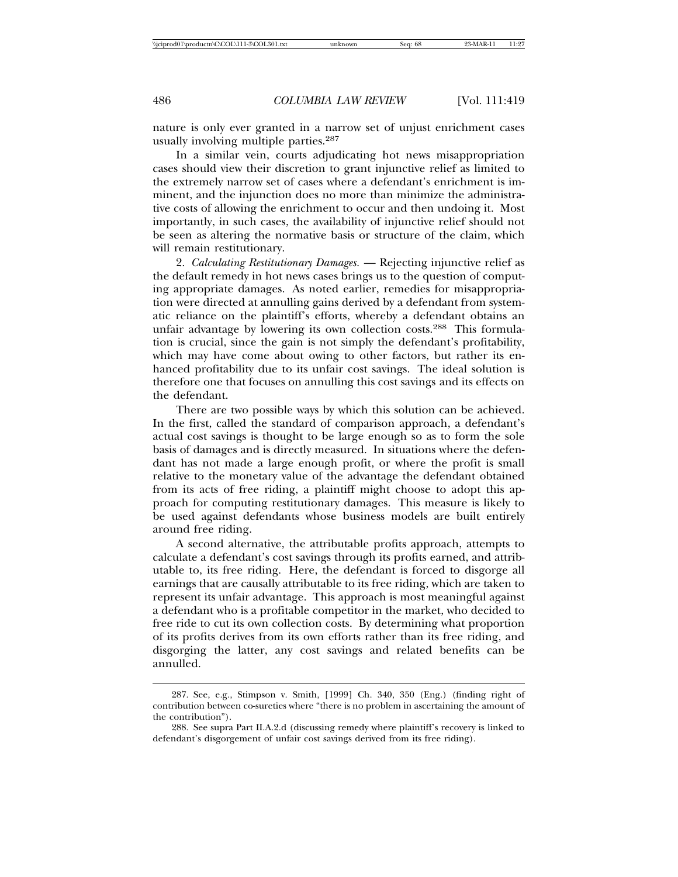nature is only ever granted in a narrow set of unjust enrichment cases usually involving multiple parties.[287]

In a similar vein, courts adjudicating hot news misappropriation cases should view their discretion to grant injunctive relief as limited to the extremely narrow set of cases where a defendant's enrichment is imminent, and the injunction does no more than minimize the administrative costs of allowing the enrichment to occur and then undoing it. Most importantly, in such cases, the availability of injunctive relief should not be seen as altering the normative basis or structure of the claim, which will remain restitutionary.

2. *Calculating Restitutionary Damages.* — Rejecting injunctive relief as the default remedy in hot news cases brings us to the question of computing appropriate damages. As noted earlier, remedies for misappropriation were directed at annulling gains derived by a defendant from systematic reliance on the plaintiff's efforts, whereby a defendant obtains an unfair advantage by lowering its own collection costs.[288] This formulation is crucial, since the gain is not simply the defendant's profitability, which may have come about owing to other factors, but rather its enhanced profitability due to its unfair cost savings. The ideal solution is therefore one that focuses on annulling this cost savings and its effects on the defendant.

There are two possible ways by which this solution can be achieved. In the first, called the standard of comparison approach, a defendant's actual cost savings is thought to be large enough so as to form the sole basis of damages and is directly measured. In situations where the defendant has not made a large enough profit, or where the profit is small relative to the monetary value of the advantage the defendant obtained from its acts of free riding, a plaintiff might choose to adopt this approach for computing restitutionary damages. This measure is likely to be used against defendants whose business models are built entirely around free riding.

A second alternative, the attributable profits approach, attempts to calculate a defendant's cost savings through its profits earned, and attributable to, its free riding. Here, the defendant is forced to disgorge all earnings that are causally attributable to its free riding, which are taken to represent its unfair advantage. This approach is most meaningful against a defendant who is a profitable competitor in the market, who decided to free ride to cut its own collection costs. By determining what proportion of its profits derives from its own efforts rather than its free riding, and disgorging the latter, any cost savings and related benefits can be annulled.

---

287. See, e.g., Stimpson v. Smith, [1999] Ch. 340, 350 (Eng.) (finding right of contribution between co-sureties where "there is no problem in ascertaining the amount of the contribution").

288. See supra Part II.A.2.d (discussing remedy where plaintiff's recovery is linked to defendant's disgorgement of unfair cost savings derived from its free riding).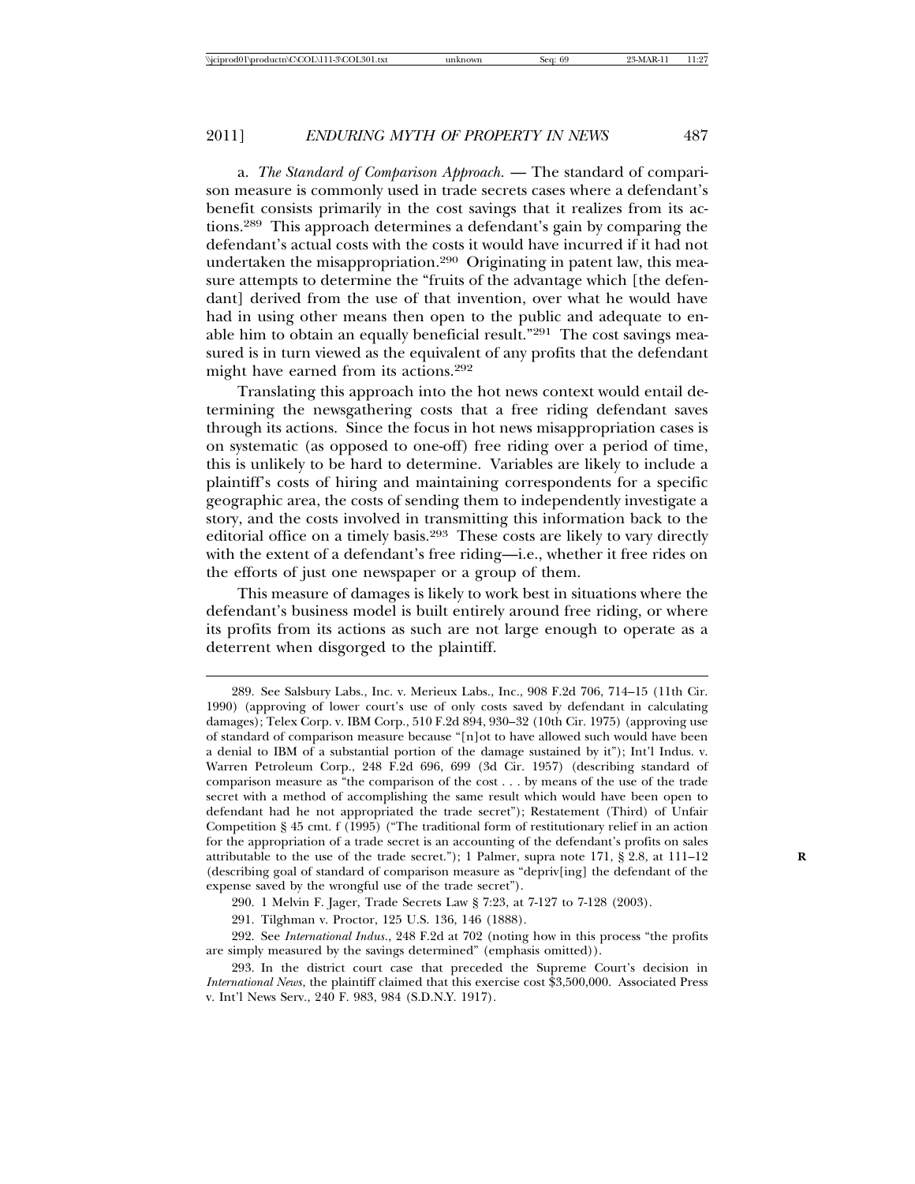a. *The Standard of Comparison Approach.* — The standard of comparison measure is commonly used in trade secrets cases where a defendant's benefit consists primarily in the cost savings that it realizes from its actions.[289] This approach determines a defendant's gain by comparing the defendant's actual costs with the costs it would have incurred if it had not undertaken the misappropriation.[290] Originating in patent law, this measure attempts to determine the "fruits of the advantage which [the defendant] derived from the use of that invention, over what he would have had in using other means then open to the public and adequate to enable him to obtain an equally beneficial result."[291] The cost savings measured is in turn viewed as the equivalent of any profits that the defendant might have earned from its actions.[292]

Translating this approach into the hot news context would entail determining the newsgathering costs that a free riding defendant saves through its actions. Since the focus in hot news misappropriation cases is on systematic (as opposed to one-off) free riding over a period of time, this is unlikely to be hard to determine. Variables are likely to include a plaintiff's costs of hiring and maintaining correspondents for a specific geographic area, the costs of sending them to independently investigate a story, and the costs involved in transmitting this information back to the editorial office on a timely basis.[293] These costs are likely to vary directly with the extent of a defendant's free riding—i.e., whether it free rides on the efforts of just one newspaper or a group of them.

This measure of damages is likely to work best in situations where the defendant's business model is built entirely around free riding, or where its profits from its actions as such are not large enough to operate as a deterrent when disgorged to the plaintiff.

---

289. See Salsbury Labs., Inc. v. Merieux Labs., Inc., 908 F.2d 706, 714–15 (11th Cir. 1990) (approving of lower court's use of only costs saved by defendant in calculating damages); Telex Corp. v. IBM Corp., 510 F.2d 894, 930–32 (10th Cir. 1975) (approving use of standard of comparison measure because "[n]ot to have allowed such would have been a denial to IBM of a substantial portion of the damage sustained by it"); Int'l Indus. v. Warren Petroleum Corp., 248 F.2d 696, 699 (3d Cir. 1957) (describing standard of comparison measure as "the comparison of the cost . . . by means of the use of the trade secret with a method of accomplishing the same result which would have been open to defendant had he not appropriated the trade secret"); Restatement (Third) of Unfair Competition § 45 cmt. f (1995) ("The traditional form of restitutionary relief in an action for the appropriation of a trade secret is an accounting of the defendant's profits on sales attributable to the use of the trade secret."); 1 Palmer, supra note 171, § 2.8, at 111–12 (describing goal of standard of comparison measure as "depriv[ing] the defendant of the expense saved by the wrongful use of the trade secret").

290. 1 Melvin F. Jager, Trade Secrets Law § 7:23, at 7-127 to 7-128 (2003).

291. Tilghman v. Proctor, 125 U.S. 136, 146 (1888).

292. See *International Indus.*, 248 F.2d at 702 (noting how in this process "the profits are simply measured by the savings determined" (emphasis omitted)).

293. In the district court case that preceded the Supreme Court's decision in *International News*, the plaintiff claimed that this exercise cost $3,500,000. Associated Press v. Int'l News Serv., 240 F. 983, 984 (S.D.N.Y. 1917).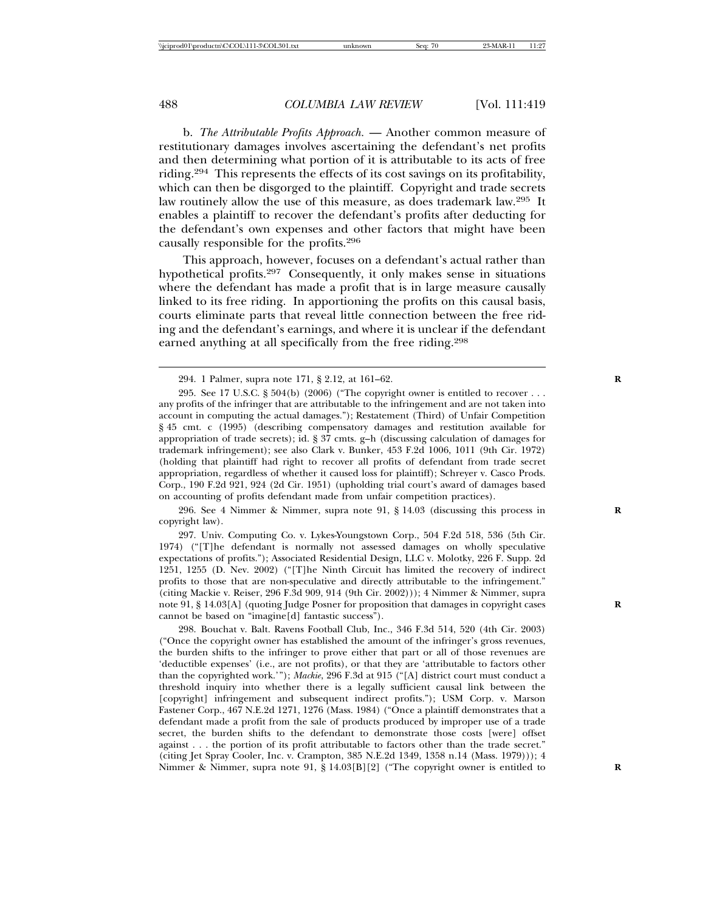b. *The Attributable Profits Approach.* — Another common measure of restitutionary damages involves ascertaining the defendant's net profits and then determining what portion of it is attributable to its acts of free riding.[294] This represents the effects of its cost savings on its profitability, which can then be disgorged to the plaintiff. Copyright and trade secrets law routinely allow the use of this measure, as does trademark law.[295] It enables a plaintiff to recover the defendant's profits after deducting for the defendant's own expenses and other factors that might have been causally responsible for the profits.[296]

This approach, however, focuses on a defendant's actual rather than hypothetical profits.[297] Consequently, it only makes sense in situations where the defendant has made a profit that is in large measure causally linked to its free riding. In apportioning the profits on this causal basis, courts eliminate parts that reveal little connection between the free riding and the defendant's earnings, and where it is unclear if the defendant earned anything at all specifically from the free riding.[298]

---

294. 1 Palmer, supra note 171, § 2.12, at 161–62.

295. See 17 U.S.C. § 504(b) (2006) ("The copyright owner is entitled to recover . . . any profits of the infringer that are attributable to the infringement and are not taken into account in computing the actual damages."); Restatement (Third) of Unfair Competition § 45 cmt. c (1995) (describing compensatory damages and restitution available for appropriation of trade secrets); id. § 37 cmts. g–h (discussing calculation of damages for trademark infringement); see also Clark v. Bunker, 453 F.2d 1006, 1011 (9th Cir. 1972) (holding that plaintiff had right to recover all profits of defendant from trade secret appropriation, regardless of whether it caused loss for plaintiff); Schreyer v. Casco Prods. Corp., 190 F.2d 921, 924 (2d Cir. 1951) (upholding trial court's award of damages based on accounting of profits defendant made from unfair competition practices).

296. See 4 Nimmer & Nimmer, supra note 91, § 14.03 (discussing this process in copyright law).

297. Univ. Computing Co. v. Lykes-Youngstown Corp., 504 F.2d 518, 536 (5th Cir. 1974) ("[T]he defendant is normally not assessed damages on wholly speculative expectations of profits."); Associated Residential Design, LLC v. Molotky, 226 F. Supp. 2d 1251, 1255 (D. Nev. 2002) ("[T]he Ninth Circuit has limited the recovery of indirect profits to those that are non-speculative and directly attributable to the infringement." (citing Mackie v. Reiser, 296 F.3d 909, 914 (9th Cir. 2002))); 4 Nimmer & Nimmer, supra note 91, § 14.03[A] (quoting Judge Posner for proposition that damages in copyright cases cannot be based on "imagine[d] fantastic success").

298. Bouchat v. Balt. Ravens Football Club, Inc., 346 F.3d 514, 520 (4th Cir. 2003) ("Once the copyright owner has established the amount of the infringer's gross revenues, the burden shifts to the infringer to prove either that part or all of those revenues are 'deductible expenses' (i.e., are not profits), or that they are 'attributable to factors other than the copyrighted work.'"); *Mackie*, 296 F.3d at 915 ("[A] district court must conduct a threshold inquiry into whether there is a legally sufficient causal link between the [copyright] infringement and subsequent indirect profits."); USM Corp. v. Marson Fastener Corp., 467 N.E.2d 1271, 1276 (Mass. 1984) ("Once a plaintiff demonstrates that a defendant made a profit from the sale of products produced by improper use of a trade secret, the burden shifts to the defendant to demonstrate those costs [were] offset against . . . the portion of its profit attributable to factors other than the trade secret." (citing Jet Spray Cooler, Inc. v. Crampton, 385 N.E.2d 1349, 1358 n.14 (Mass. 1979))); 4 Nimmer & Nimmer, supra note 91, § 14.03[B][2] ("The copyright owner is entitled to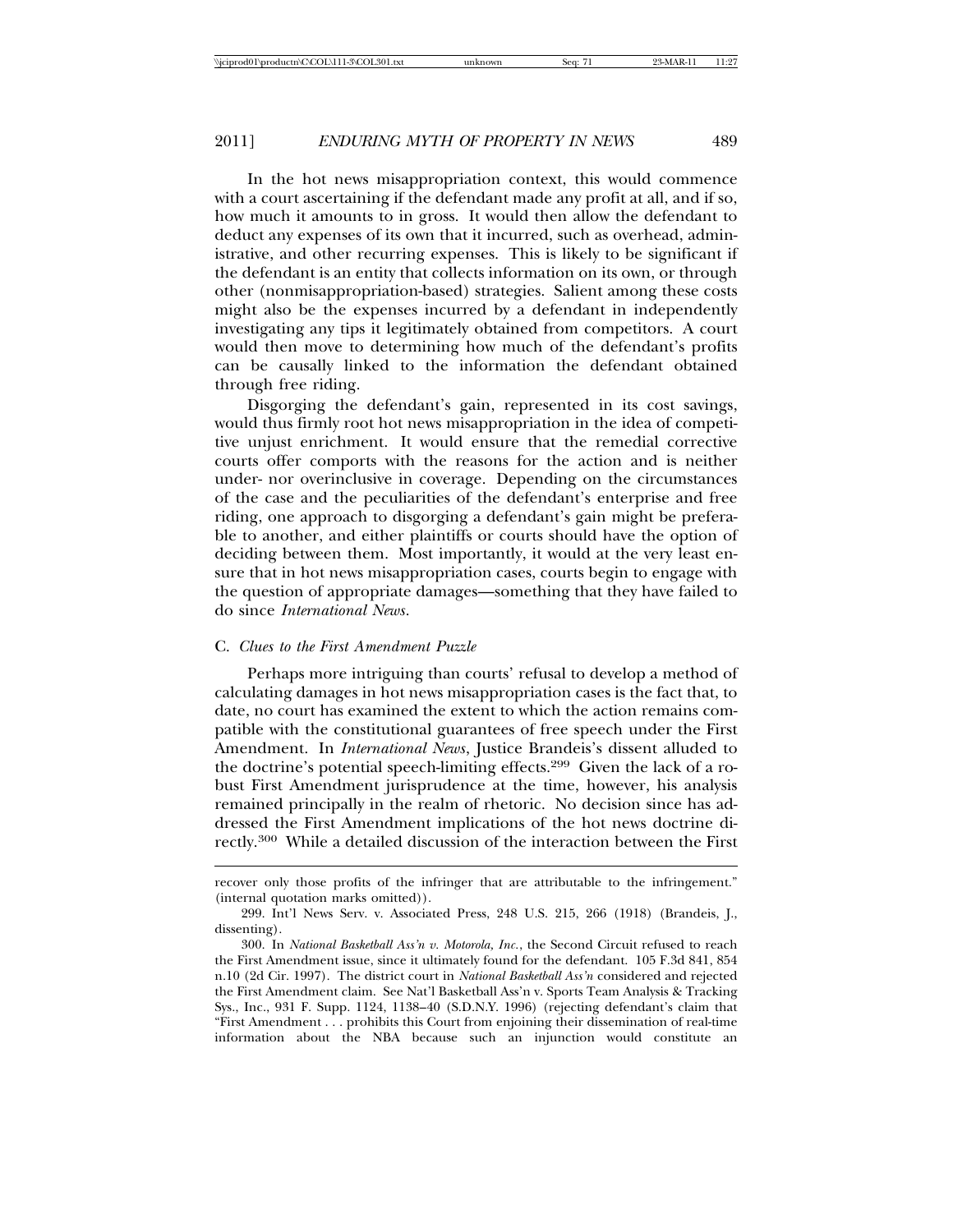In the hot news misappropriation context, this would commence with a court ascertaining if the defendant made any profit at all, and if so, how much it amounts to in gross. It would then allow the defendant to deduct any expenses of its own that it incurred, such as overhead, administrative, and other recurring expenses. This is likely to be significant if the defendant is an entity that collects information on its own, or through other (nonmisappropriation-based) strategies. Salient among these costs might also be the expenses incurred by a defendant in independently investigating any tips it legitimately obtained from competitors. A court would then move to determining how much of the defendant's profits can be causally linked to the information the defendant obtained through free riding.

Disgorging the defendant's gain, represented in its cost savings, would thus firmly root hot news misappropriation in the idea of competitive unjust enrichment. It would ensure that the remedial corrective courts offer comports with the reasons for the action and is neither under- nor overinclusive in coverage. Depending on the circumstances of the case and the peculiarities of the defendant's enterprise and free riding, one approach to disgorging a defendant's gain might be preferable to another, and either plaintiffs or courts should have the option of deciding between them. Most importantly, it would at the very least ensure that in hot news misappropriation cases, courts begin to engage with the question of appropriate damages—something that they have failed to do since *International News*.

### C. *Clues to the First Amendment Puzzle*

Perhaps more intriguing than courts' refusal to develop a method of calculating damages in hot news misappropriation cases is the fact that, to date, no court has examined the extent to which the action remains compatible with the constitutional guarantees of free speech under the First Amendment. In *International News*, Justice Brandeis's dissent alluded to the doctrine's potential speech-limiting effects.[299] Given the lack of a robust First Amendment jurisprudence at the time, however, his analysis remained principally in the realm of rhetoric. No decision since has addressed the First Amendment implications of the hot news doctrine directly.[300] While a detailed discussion of the interaction between the First

---

recover only those profits of the infringer that are attributable to the infringement." (internal quotation marks omitted)).

299. Int'l News Serv. v. Associated Press, 248 U.S. 215, 266 (1918) (Brandeis, J., dissenting).

300. In *National Basketball Ass'n v. Motorola, Inc.*, the Second Circuit refused to reach the First Amendment issue, since it ultimately found for the defendant. 105 F.3d 841, 854 n.10 (2d Cir. 1997). The district court in *National Basketball Ass'n* considered and rejected the First Amendment claim. See Nat'l Basketball Ass'n v. Sports Team Analysis & Tracking Sys., Inc., 931 F. Supp. 1124, 1138–40 (S.D.N.Y. 1996) (rejecting defendant's claim that "First Amendment . . . prohibits this Court from enjoining their dissemination of real-time information about the NBA because such an injunction would constitute an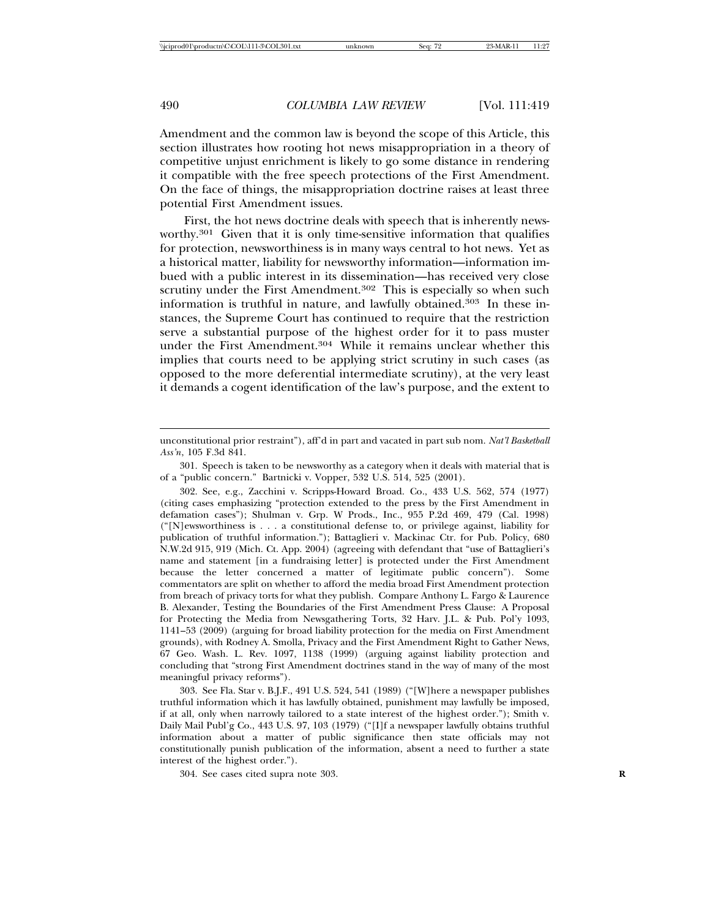Amendment and the common law is beyond the scope of this Article, this section illustrates how rooting hot news misappropriation in a theory of competitive unjust enrichment is likely to go some distance in rendering it compatible with the free speech protections of the First Amendment. On the face of things, the misappropriation doctrine raises at least three potential First Amendment issues.

First, the hot news doctrine deals with speech that is inherently newsworthy.[301] Given that it is only time-sensitive information that qualifies for protection, newsworthiness is in many ways central to hot news. Yet as a historical matter, liability for newsworthy information—information imbued with a public interest in its dissemination—has received very close scrutiny under the First Amendment.[302] This is especially so when such information is truthful in nature, and lawfully obtained.[303] In these instances, the Supreme Court has continued to require that the restriction serve a substantial purpose of the highest order for it to pass muster under the First Amendment.[304] While it remains unclear whether this implies that courts need to be applying strict scrutiny in such cases (as opposed to the more deferential intermediate scrutiny), at the very least it demands a cogent identification of the law's purpose, and the extent to

---

unconstitutional prior restraint"), aff'd in part and vacated in part sub nom. *Nat'l Basketball Ass'n*, 105 F.3d 841.

301. Speech is taken to be newsworthy as a category when it deals with material that is of a "public concern." Bartnicki v. Vopper, 532 U.S. 514, 525 (2001).

302. See, e.g., Zacchini v. Scripps-Howard Broad. Co., 433 U.S. 562, 574 (1977) (citing cases emphasizing "protection extended to the press by the First Amendment in defamation cases"); Shulman v. Grp. W Prods., Inc., 955 P.2d 469, 479 (Cal. 1998) ("[N]ewsworthiness is . . . a constitutional defense to, or privilege against, liability for publication of truthful information."); Battaglieri v. Mackinac Ctr. for Pub. Policy, 680 N.W.2d 915, 919 (Mich. Ct. App. 2004) (agreeing with defendant that "use of Battaglieri's name and statement [in a fundraising letter] is protected under the First Amendment because the letter concerned a matter of legitimate public concern"). Some commentators are split on whether to afford the media broad First Amendment protection from breach of privacy torts for what they publish. Compare Anthony L. Fargo & Laurence B. Alexander, Testing the Boundaries of the First Amendment Press Clause: A Proposal for Protecting the Media from Newsgathering Torts, 32 Harv. J.L. & Pub. Pol'y 1093, 1141–53 (2009) (arguing for broad liability protection for the media on First Amendment grounds), with Rodney A. Smolla, Privacy and the First Amendment Right to Gather News, 67 Geo. Wash. L. Rev. 1097, 1138 (1999) (arguing against liability protection and concluding that "strong First Amendment doctrines stand in the way of many of the most meaningful privacy reforms").

303. See Fla. Star v. B.J.F., 491 U.S. 524, 541 (1989) ("[W]here a newspaper publishes truthful information which it has lawfully obtained, punishment may lawfully be imposed, if at all, only when narrowly tailored to a state interest of the highest order."); Smith v. Daily Mail Publ'g Co., 443 U.S. 97, 103 (1979) ("[I]f a newspaper lawfully obtains truthful information about a matter of public significance then state officials may not constitutionally punish publication of the information, absent a need to further a state interest of the highest order.").

304. See cases cited supra note 303.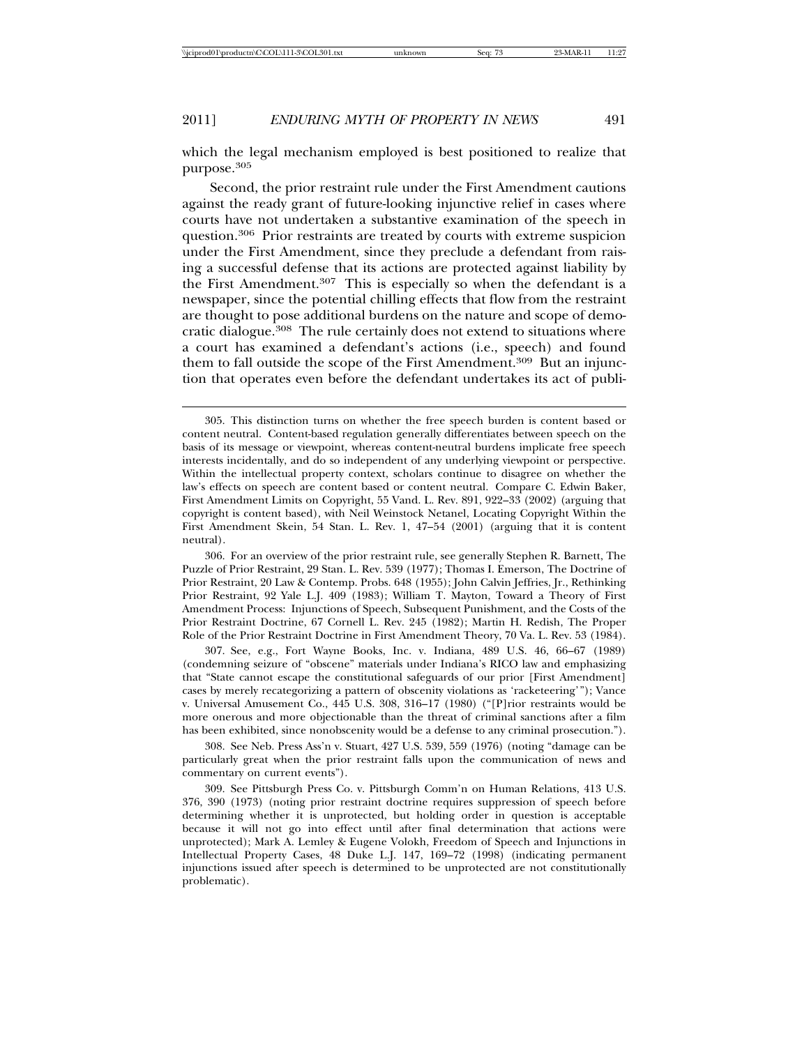which the legal mechanism employed is best positioned to realize that purpose.[305]

Second, the prior restraint rule under the First Amendment cautions against the ready grant of future-looking injunctive relief in cases where courts have not undertaken a substantive examination of the speech in question.[306] Prior restraints are treated by courts with extreme suspicion under the First Amendment, since they preclude a defendant from raising a successful defense that its actions are protected against liability by the First Amendment.[307] This is especially so when the defendant is a newspaper, since the potential chilling effects that flow from the restraint are thought to pose additional burdens on the nature and scope of democratic dialogue.[308] The rule certainly does not extend to situations where a court has examined a defendant's actions (i.e., speech) and found them to fall outside the scope of the First Amendment.[309] But an injunction that operates even before the defendant undertakes its act of publi-

---

305. This distinction turns on whether the free speech burden is content based or content neutral. Content-based regulation generally differentiates between speech on the basis of its message or viewpoint, whereas content-neutral burdens implicate free speech interests incidentally, and do so independent of any underlying viewpoint or perspective. Within the intellectual property context, scholars continue to disagree on whether the law's effects on speech are content based or content neutral. Compare C. Edwin Baker, First Amendment Limits on Copyright, 55 Vand. L. Rev. 891, 922–33 (2002) (arguing that copyright is content based), with Neil Weinstock Netanel, Locating Copyright Within the First Amendment Skein, 54 Stan. L. Rev. 1, 47–54 (2001) (arguing that it is content neutral).

306. For an overview of the prior restraint rule, see generally Stephen R. Barnett, The Puzzle of Prior Restraint, 29 Stan. L. Rev. 539 (1977); Thomas I. Emerson, The Doctrine of Prior Restraint, 20 Law & Contemp. Probs. 648 (1955); John Calvin Jeffries, Jr., Rethinking Prior Restraint, 92 Yale L.J. 409 (1983); William T. Mayton, Toward a Theory of First Amendment Process: Injunctions of Speech, Subsequent Punishment, and the Costs of the Prior Restraint Doctrine, 67 Cornell L. Rev. 245 (1982); Martin H. Redish, The Proper Role of the Prior Restraint Doctrine in First Amendment Theory, 70 Va. L. Rev. 53 (1984).

307. See, e.g., Fort Wayne Books, Inc. v. Indiana, 489 U.S. 46, 66–67 (1989) (condemning seizure of "obscene" materials under Indiana's RICO law and emphasizing that "State cannot escape the constitutional safeguards of our prior [First Amendment] cases by merely recategorizing a pattern of obscenity violations as 'racketeering'"); Vance v. Universal Amusement Co., 445 U.S. 308, 316–17 (1980) ("[P]rior restraints would be more onerous and more objectionable than the threat of criminal sanctions after a film has been exhibited, since nonobscenity would be a defense to any criminal prosecution.").

308. See Neb. Press Ass'n v. Stuart, 427 U.S. 539, 559 (1976) (noting "damage can be particularly great when the prior restraint falls upon the communication of news and commentary on current events").

309. See Pittsburgh Press Co. v. Pittsburgh Comm'n on Human Relations, 413 U.S. 376, 390 (1973) (noting prior restraint doctrine requires suppression of speech before determining whether it is unprotected, but holding order in question is acceptable because it will not go into effect until after final determination that actions were unprotected); Mark A. Lemley & Eugene Volokh, Freedom of Speech and Injunctions in Intellectual Property Cases, 48 Duke L.J. 147, 169–72 (1998) (indicating permanent injunctions issued after speech is determined to be unprotected are not constitutionally problematic).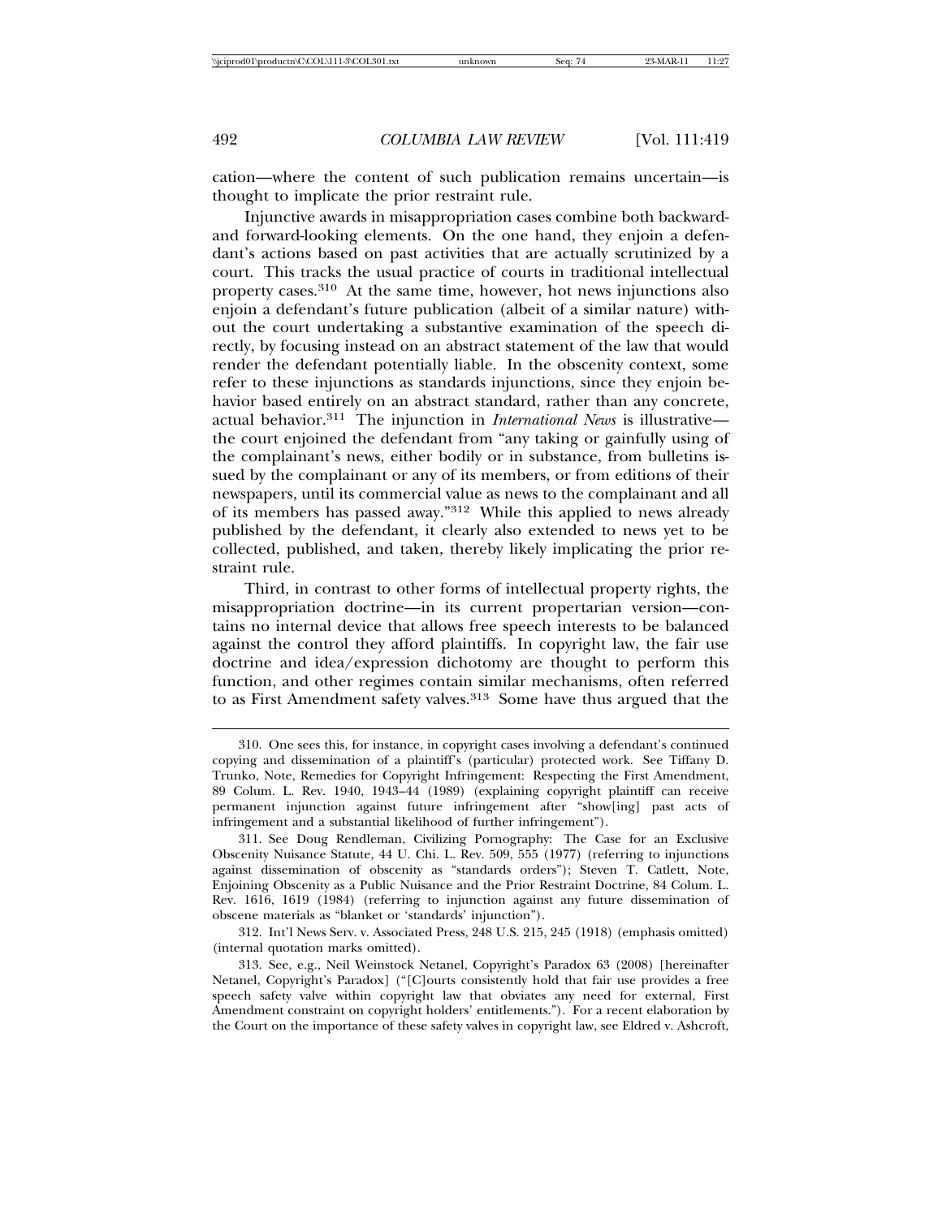cation—where the content of such publication remains uncertain—is thought to implicate the prior restraint rule.

Injunctive awards in misappropriation cases combine both backward- and forward-looking elements. On the one hand, they enjoin a defendant's actions based on past activities that are actually scrutinized by a court. This tracks the usual practice of courts in traditional intellectual property cases.[310] At the same time, however, hot news injunctions also enjoin a defendant's future publication (albeit of a similar nature) without the court undertaking a substantive examination of the speech directly, by focusing instead on an abstract statement of the law that would render the defendant potentially liable. In the obscenity context, some refer to these injunctions as standards injunctions, since they enjoin behavior based entirely on an abstract standard, rather than any concrete, actual behavior.[311] The injunction in *International News* is illustrative—the court enjoined the defendant from "any taking or gainfully using of the complainant's news, either bodily or in substance, from bulletins issued by the complainant or any of its members, or from editions of their newspapers, until its commercial value as news to the complainant and all of its members has passed away."[312] While this applied to news already published by the defendant, it clearly also extended to news yet to be collected, published, and taken, thereby likely implicating the prior restraint rule.

Third, in contrast to other forms of intellectual property rights, the misappropriation doctrine—in its current propertarian version—contains no internal device that allows free speech interests to be balanced against the control they afford plaintiffs. In copyright law, the fair use doctrine and idea/expression dichotomy are thought to perform this function, and other regimes contain similar mechanisms, often referred to as First Amendment safety valves.[313] Some have thus argued that the

---

310. One sees this, for instance, in copyright cases involving a defendant's continued copying and dissemination of a plaintiff's (particular) protected work. See Tiffany D. Trunko, Note, Remedies for Copyright Infringement: Respecting the First Amendment, 89 Colum. L. Rev. 1940, 1943–44 (1989) (explaining copyright plaintiff can receive permanent injunction against future infringement after "show[ing] past acts of infringement and a substantial likelihood of further infringement").

311. See Doug Rendleman, Civilizing Pornography: The Case for an Exclusive Obscenity Nuisance Statute, 44 U. Chi. L. Rev. 509, 555 (1977) (referring to injunctions against dissemination of obscenity as "standards orders"); Steven T. Catlett, Note, Enjoining Obscenity as a Public Nuisance and the Prior Restraint Doctrine, 84 Colum. L. Rev. 1616, 1619 (1984) (referring to injunction against any future dissemination of obscene materials as "blanket or 'standards' injunction").

312. Int'l News Serv. v. Associated Press, 248 U.S. 215, 245 (1918) (emphasis omitted) (internal quotation marks omitted).

313. See, e.g., Neil Weinstock Netanel, Copyright's Paradox 63 (2008) [hereinafter Netanel, Copyright's Paradox] ("[C]ourts consistently hold that fair use provides a free speech safety valve within copyright law that obviates any need for external, First Amendment constraint on copyright holders' entitlements."). For a recent elaboration by the Court on the importance of these safety valves in copyright law, see Eldred v. Ashcroft,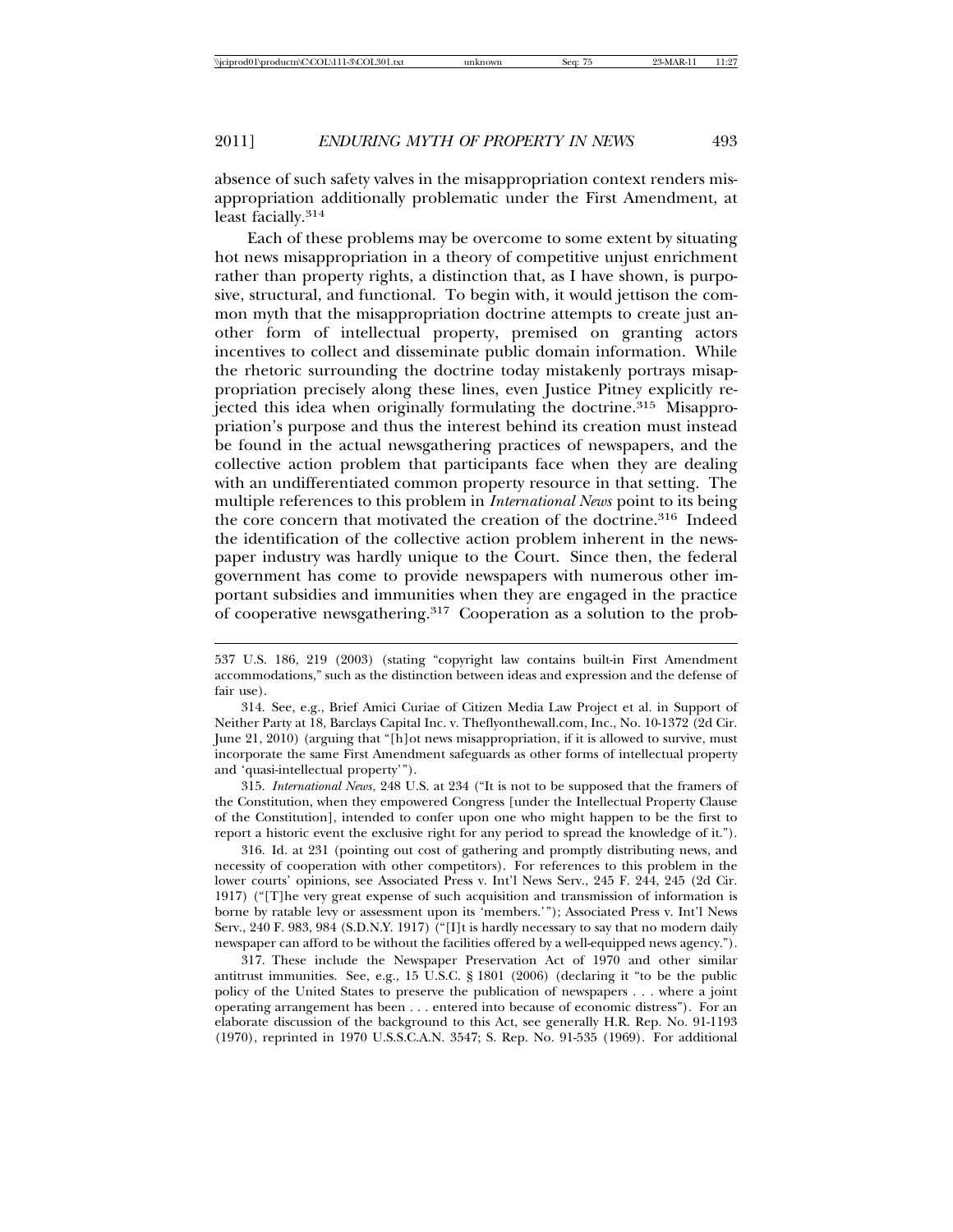absence of such safety valves in the misappropriation context renders misappropriation additionally problematic under the First Amendment, at least facially.[314]

Each of these problems may be overcome to some extent by situating hot news misappropriation in a theory of competitive unjust enrichment rather than property rights, a distinction that, as I have shown, is purposive, structural, and functional. To begin with, it would jettison the common myth that the misappropriation doctrine attempts to create just another form of intellectual property, premised on granting actors incentives to collect and disseminate public domain information. While the rhetoric surrounding the doctrine today mistakenly portrays misappropriation precisely along these lines, even Justice Pitney explicitly rejected this idea when originally formulating the doctrine.[315] Misappropriation's purpose and thus the interest behind its creation must instead be found in the actual newsgathering practices of newspapers, and the collective action problem that participants face when they are dealing with an undifferentiated common property resource in that setting. The multiple references to this problem in *International News* point to its being the core concern that motivated the creation of the doctrine.[316] Indeed the identification of the collective action problem inherent in the newspaper industry was hardly unique to the Court. Since then, the federal government has come to provide newspapers with numerous other important subsidies and immunities when they are engaged in the practice of cooperative newsgathering.[317] Cooperation as a solution to the prob-

---

537 U.S. 186, 219 (2003) (stating "copyright law contains built-in First Amendment accommodations," such as the distinction between ideas and expression and the defense of fair use).

314. See, e.g., Brief Amici Curiae of Citizen Media Law Project et al. in Support of Neither Party at 18, Barclays Capital Inc. v. Theflyonthewall.com, Inc., No. 10-1372 (2d Cir. June 21, 2010) (arguing that "[h]ot news misappropriation, if it is allowed to survive, must incorporate the same First Amendment safeguards as other forms of intellectual property and 'quasi-intellectual property'").

315. *International News*, 248 U.S. at 234 ("It is not to be supposed that the framers of the Constitution, when they empowered Congress [under the Intellectual Property Clause of the Constitution], intended to confer upon one who might happen to be the first to report a historic event the exclusive right for any period to spread the knowledge of it.").

316. Id. at 231 (pointing out cost of gathering and promptly distributing news, and necessity of cooperation with other competitors). For references to this problem in the lower courts' opinions, see Associated Press v. Int'l News Serv., 245 F. 244, 245 (2d Cir. 1917) ("[T]he very great expense of such acquisition and transmission of information is borne by ratable levy or assessment upon its 'members.'"); Associated Press v. Int'l News Serv., 240 F. 983, 984 (S.D.N.Y. 1917) ("[I]t is hardly necessary to say that no modern daily newspaper can afford to be without the facilities offered by a well-equipped news agency.").

317. These include the Newspaper Preservation Act of 1970 and other similar antitrust immunities. See, e.g., 15 U.S.C. § 1801 (2006) (declaring it "to be the public policy of the United States to preserve the publication of newspapers . . . where a joint operating arrangement has been . . . entered into because of economic distress"). For an elaborate discussion of the background to this Act, see generally H.R. Rep. No. 91-1193 (1970), reprinted in 1970 U.S.S.C.A.N. 3547; S. Rep. No. 91-535 (1969). For additional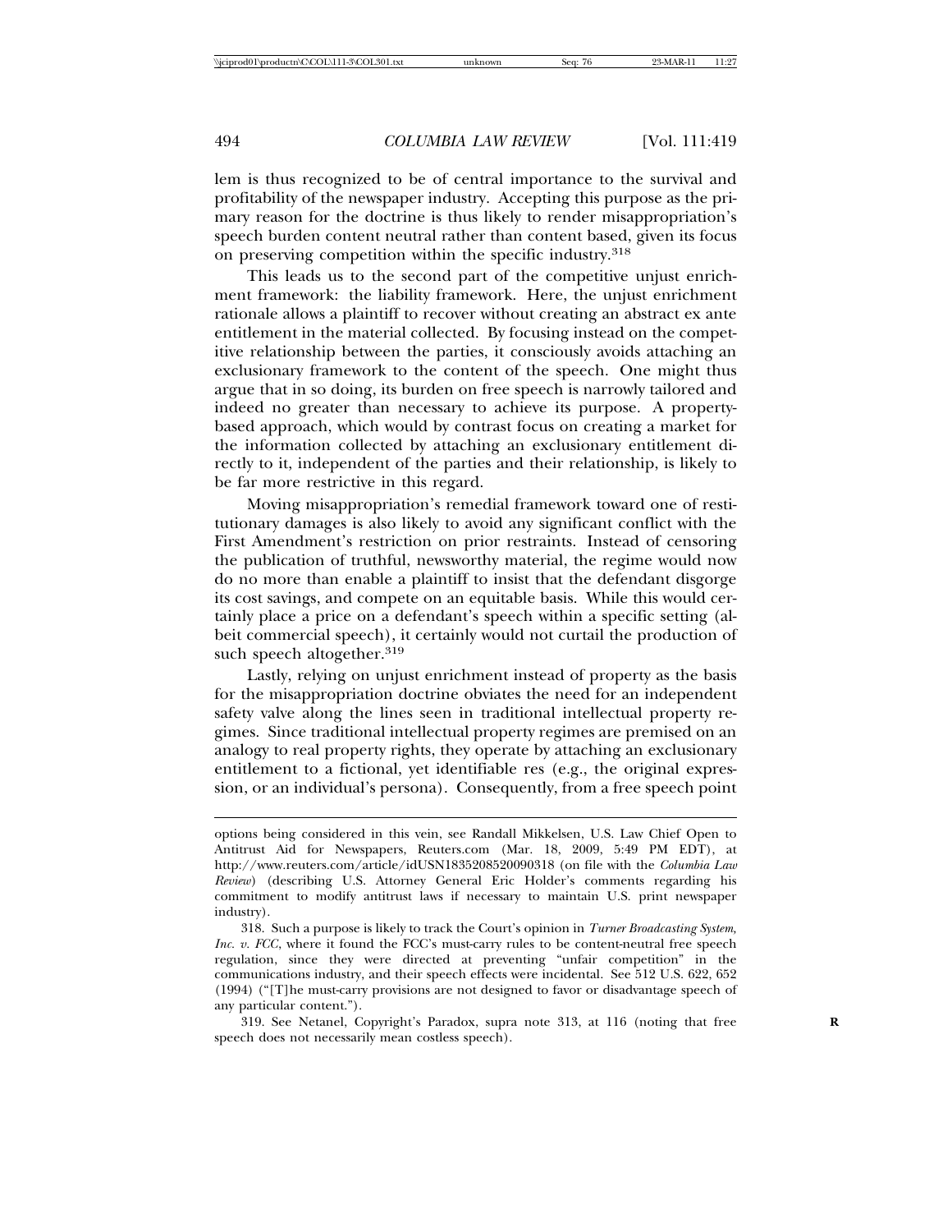lem is thus recognized to be of central importance to the survival and profitability of the newspaper industry. Accepting this purpose as the primary reason for the doctrine is thus likely to render misappropriation's speech burden content neutral rather than content based, given its focus on preserving competition within the specific industry.[318]

This leads us to the second part of the competitive unjust enrichment framework: the liability framework. Here, the unjust enrichment rationale allows a plaintiff to recover without creating an abstract ex ante entitlement in the material collected. By focusing instead on the competitive relationship between the parties, it consciously avoids attaching an exclusionary framework to the content of the speech. One might thus argue that in so doing, its burden on free speech is narrowly tailored and indeed no greater than necessary to achieve its purpose. A property-based approach, which would by contrast focus on creating a market for the information collected by attaching an exclusionary entitlement directly to it, independent of the parties and their relationship, is likely to be far more restrictive in this regard.

Moving misappropriation's remedial framework toward one of restitutionary damages is also likely to avoid any significant conflict with the First Amendment's restriction on prior restraints. Instead of censoring the publication of truthful, newsworthy material, the regime would now do no more than enable a plaintiff to insist that the defendant disgorge its cost savings, and compete on an equitable basis. While this would certainly place a price on a defendant's speech within a specific setting (albeit commercial speech), it certainly would not curtail the production of such speech altogether.[319]

Lastly, relying on unjust enrichment instead of property as the basis for the misappropriation doctrine obviates the need for an independent safety valve along the lines seen in traditional intellectual property regimes. Since traditional intellectual property regimes are premised on an analogy to real property rights, they operate by attaching an exclusionary entitlement to a fictional, yet identifiable res (e.g., the original expression, or an individual's persona). Consequently, from a free speech point

---

options being considered in this vein, see Randall Mikkelsen, U.S. Law Chief Open to Antitrust Aid for Newspapers, Reuters.com (Mar. 18, 2009, 5:49 PM EDT), at http://www.reuters.com/article/idUSN1835208520090318 (on file with the *Columbia Law Review*) (describing U.S. Attorney General Eric Holder's comments regarding his commitment to modify antitrust laws if necessary to maintain U.S. print newspaper industry).

318. Such a purpose is likely to track the Court's opinion in *Turner Broadcasting System, Inc. v. FCC*, where it found the FCC's must-carry rules to be content-neutral free speech regulation, since they were directed at preventing "unfair competition" in the communications industry, and their speech effects were incidental. See 512 U.S. 622, 652 (1994) ("[T]he must-carry provisions are not designed to favor or disadvantage speech of any particular content.").

319. See Netanel, Copyright's Paradox, supra note 313, at 116 (noting that free speech does not necessarily mean costless speech).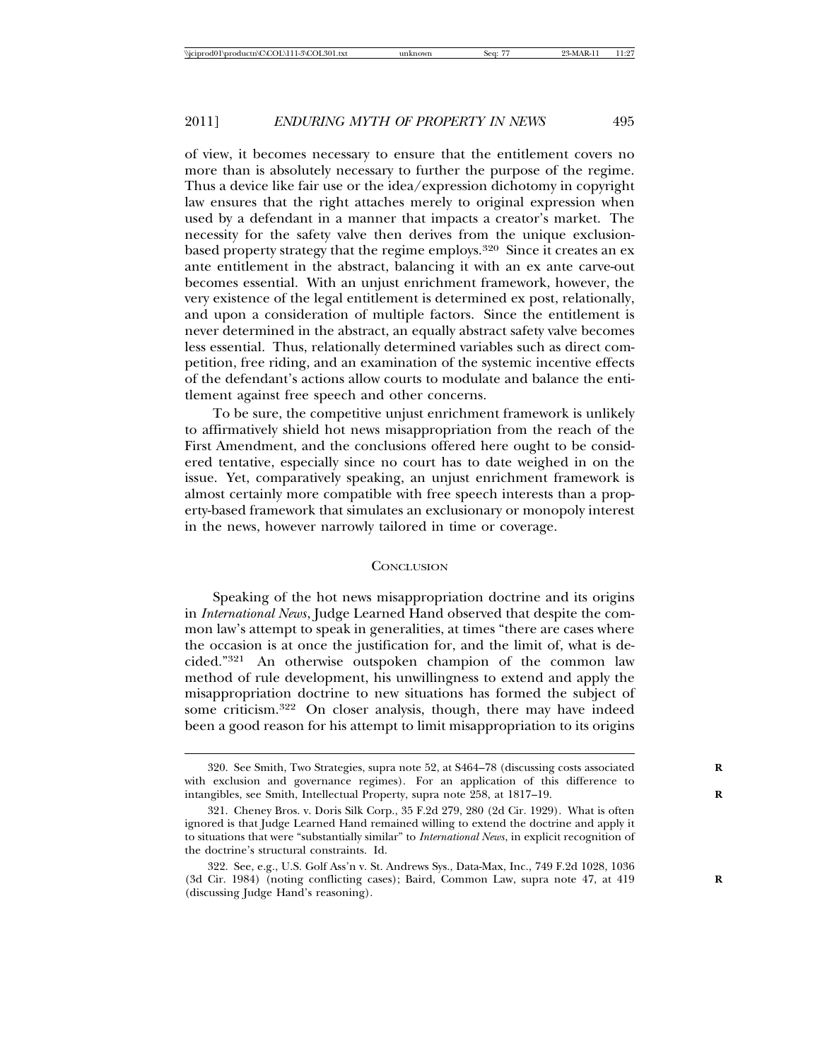of view, it becomes necessary to ensure that the entitlement covers no more than is absolutely necessary to further the purpose of the regime. Thus a device like fair use or the idea/expression dichotomy in copyright law ensures that the right attaches merely to original expression when used by a defendant in a manner that impacts a creator's market. The necessity for the safety valve then derives from the unique exclusion-based property strategy that the regime employs.[320] Since it creates an ex ante entitlement in the abstract, balancing it with an ex ante carve-out becomes essential. With an unjust enrichment framework, however, the very existence of the legal entitlement is determined ex post, relationally, and upon a consideration of multiple factors. Since the entitlement is never determined in the abstract, an equally abstract safety valve becomes less essential. Thus, relationally determined variables such as direct competition, free riding, and an examination of the systemic incentive effects of the defendant's actions allow courts to modulate and balance the entitlement against free speech and other concerns.

To be sure, the competitive unjust enrichment framework is unlikely to affirmatively shield hot news misappropriation from the reach of the First Amendment, and the conclusions offered here ought to be considered tentative, especially since no court has to date weighed in on the issue. Yet, comparatively speaking, an unjust enrichment framework is almost certainly more compatible with free speech interests than a property-based framework that simulates an exclusionary or monopoly interest in the news, however narrowly tailored in time or coverage.

## Conclusion

Speaking of the hot news misappropriation doctrine and its origins in *International News*, Judge Learned Hand observed that despite the common law's attempt to speak in generalities, at times "there are cases where the occasion is at once the justification for, and the limit of, what is decided."[321] An otherwise outspoken champion of the common law method of rule development, his unwillingness to extend and apply the misappropriation doctrine to new situations has formed the subject of some criticism.[322] On closer analysis, though, there may have indeed been a good reason for his attempt to limit misappropriation to its origins

---

320. See Smith, Two Strategies, supra note 52, at S464–78 (discussing costs associated with exclusion and governance regimes). For an application of this difference to intangibles, see Smith, Intellectual Property, supra note 258, at 1817–19.

321. Cheney Bros. v. Doris Silk Corp., 35 F.2d 279, 280 (2d Cir. 1929). What is often ignored is that Judge Learned Hand remained willing to extend the doctrine and apply it to situations that were "substantially similar" to *International News*, in explicit recognition of the doctrine's structural constraints. Id.

322. See, e.g., U.S. Golf Ass'n v. St. Andrews Sys., Data-Max, Inc., 749 F.2d 1028, 1036 (3d Cir. 1984) (noting conflicting cases); Baird, Common Law, supra note 47, at 419 (discussing Judge Hand's reasoning).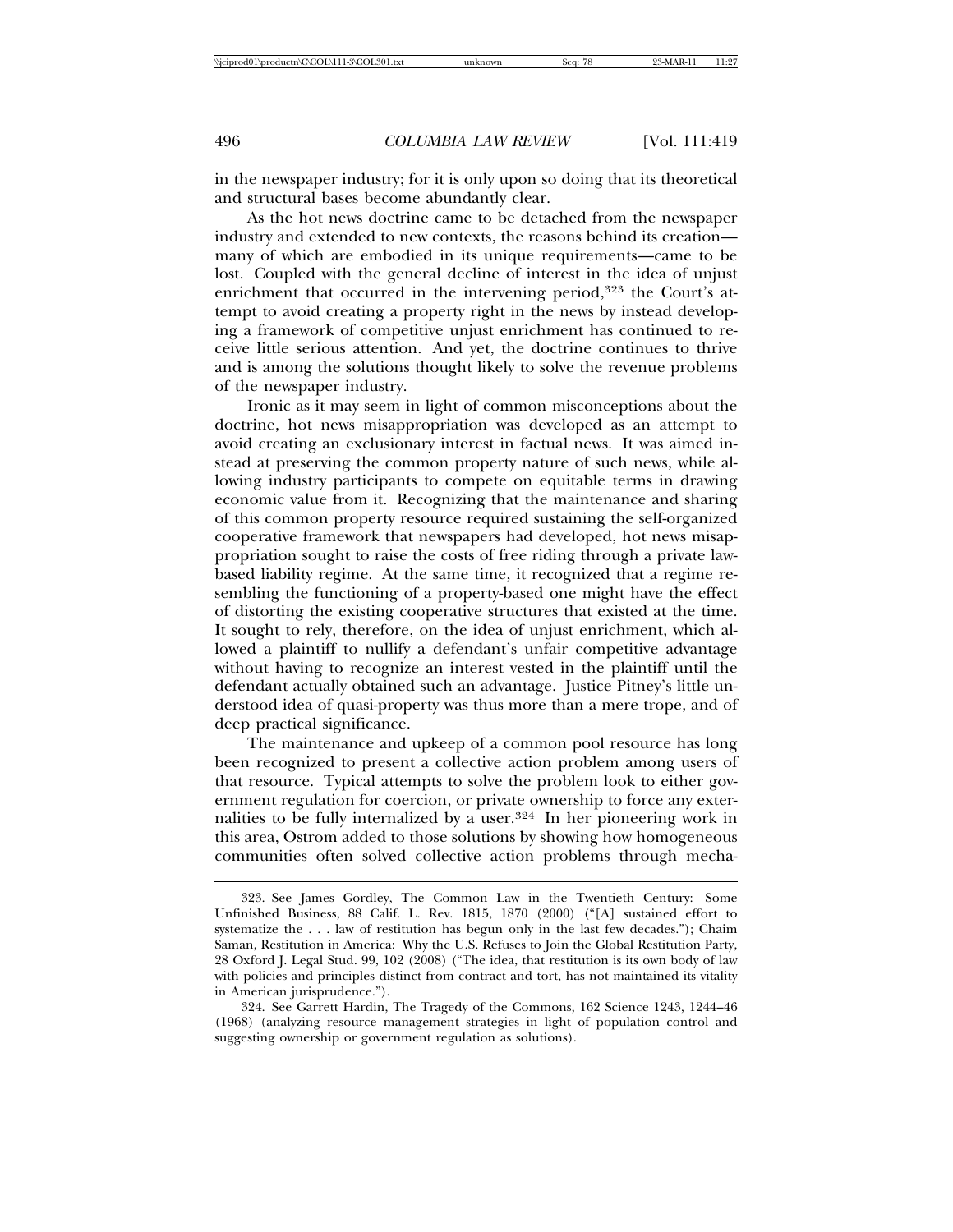in the newspaper industry; for it is only upon so doing that its theoretical and structural bases become abundantly clear.

As the hot news doctrine came to be detached from the newspaper industry and extended to new contexts, the reasons behind its creation—many of which are embodied in its unique requirements—came to be lost. Coupled with the general decline of interest in the idea of unjust enrichment that occurred in the intervening period,[323] the Court's attempt to avoid creating a property right in the news by instead developing a framework of competitive unjust enrichment has continued to receive little serious attention. And yet, the doctrine continues to thrive and is among the solutions thought likely to solve the revenue problems of the newspaper industry.

Ironic as it may seem in light of common misconceptions about the doctrine, hot news misappropriation was developed as an attempt to avoid creating an exclusionary interest in factual news. It was aimed instead at preserving the common property nature of such news, while allowing industry participants to compete on equitable terms in drawing economic value from it. Recognizing that the maintenance and sharing of this common property resource required sustaining the self-organized cooperative framework that newspapers had developed, hot news misappropriation sought to raise the costs of free riding through a private law-based liability regime. At the same time, it recognized that a regime resembling the functioning of a property-based one might have the effect of distorting the existing cooperative structures that existed at the time. It sought to rely, therefore, on the idea of unjust enrichment, which allowed a plaintiff to nullify a defendant's unfair competitive advantage without having to recognize an interest vested in the plaintiff until the defendant actually obtained such an advantage. Justice Pitney's little understood idea of quasi-property was thus more than a mere trope, and of deep practical significance.

The maintenance and upkeep of a common pool resource has long been recognized to present a collective action problem among users of that resource. Typical attempts to solve the problem look to either government regulation for coercion, or private ownership to force any externalities to be fully internalized by a user.[324] In her pioneering work in this area, Ostrom added to those solutions by showing how homogeneous communities often solved collective action problems through mecha-

323. See James Gordley, The Common Law in the Twentieth Century: Some Unfinished Business, 88 Calif. L. Rev. 1815, 1870 (2000) ("[A] sustained effort to systematize the . . . law of restitution has begun only in the last few decades."); Chaim Saman, Restitution in America: Why the U.S. Refuses to Join the Global Restitution Party, 28 Oxford J. Legal Stud. 99, 102 (2008) ("The idea, that restitution is its own body of law with policies and principles distinct from contract and tort, has not maintained its vitality in American jurisprudence.").

324. See Garrett Hardin, The Tragedy of the Commons, 162 Science 1243, 1244–46 (1968) (analyzing resource management strategies in light of population control and suggesting ownership or government regulation as solutions).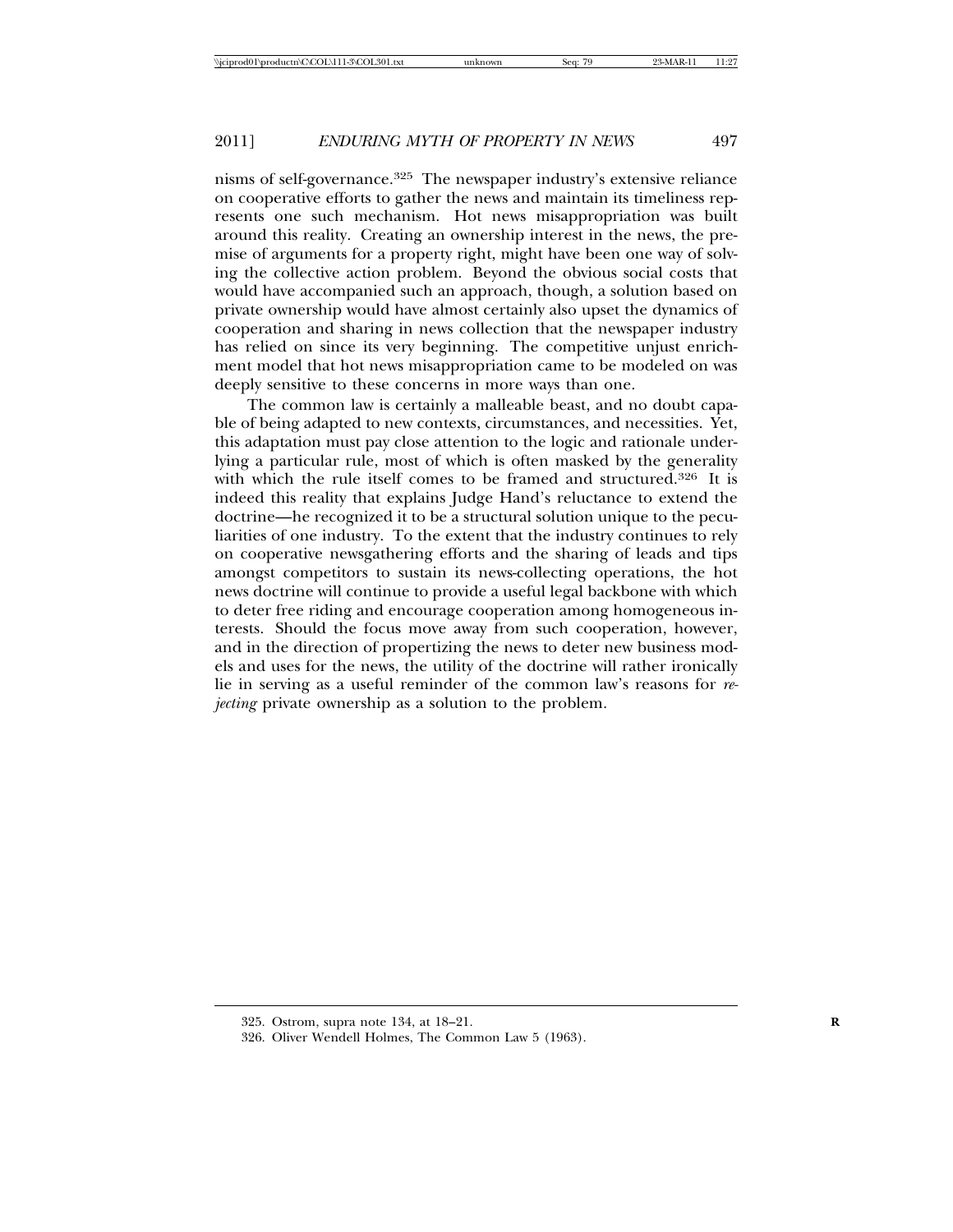nisms of self-governance.[325] The newspaper industry's extensive reliance on cooperative efforts to gather the news and maintain its timeliness represents one such mechanism. Hot news misappropriation was built around this reality. Creating an ownership interest in the news, the premise of arguments for a property right, might have been one way of solving the collective action problem. Beyond the obvious social costs that would have accompanied such an approach, though, a solution based on private ownership would have almost certainly also upset the dynamics of cooperation and sharing in news collection that the newspaper industry has relied on since its very beginning. The competitive unjust enrichment model that hot news misappropriation came to be modeled on was deeply sensitive to these concerns in more ways than one.

The common law is certainly a malleable beast, and no doubt capable of being adapted to new contexts, circumstances, and necessities. Yet, this adaptation must pay close attention to the logic and rationale underlying a particular rule, most of which is often masked by the generality with which the rule itself comes to be framed and structured.[326] It is indeed this reality that explains Judge Hand's reluctance to extend the doctrine—he recognized it to be a structural solution unique to the peculiarities of one industry. To the extent that the industry continues to rely on cooperative newsgathering efforts and the sharing of leads and tips amongst competitors to sustain its news-collecting operations, the hot news doctrine will continue to provide a useful legal backbone with which to deter free riding and encourage cooperation among homogeneous interests. Should the focus move away from such cooperation, however, and in the direction of propertizing the news to deter new business models and uses for the news, the utility of the doctrine will rather ironically lie in serving as a useful reminder of the common law's reasons for *rejecting* private ownership as a solution to the problem.

---

325. Ostrom, supra note 134, at 18–21.

326. Oliver Wendell Holmes, The Common Law 5 (1963).